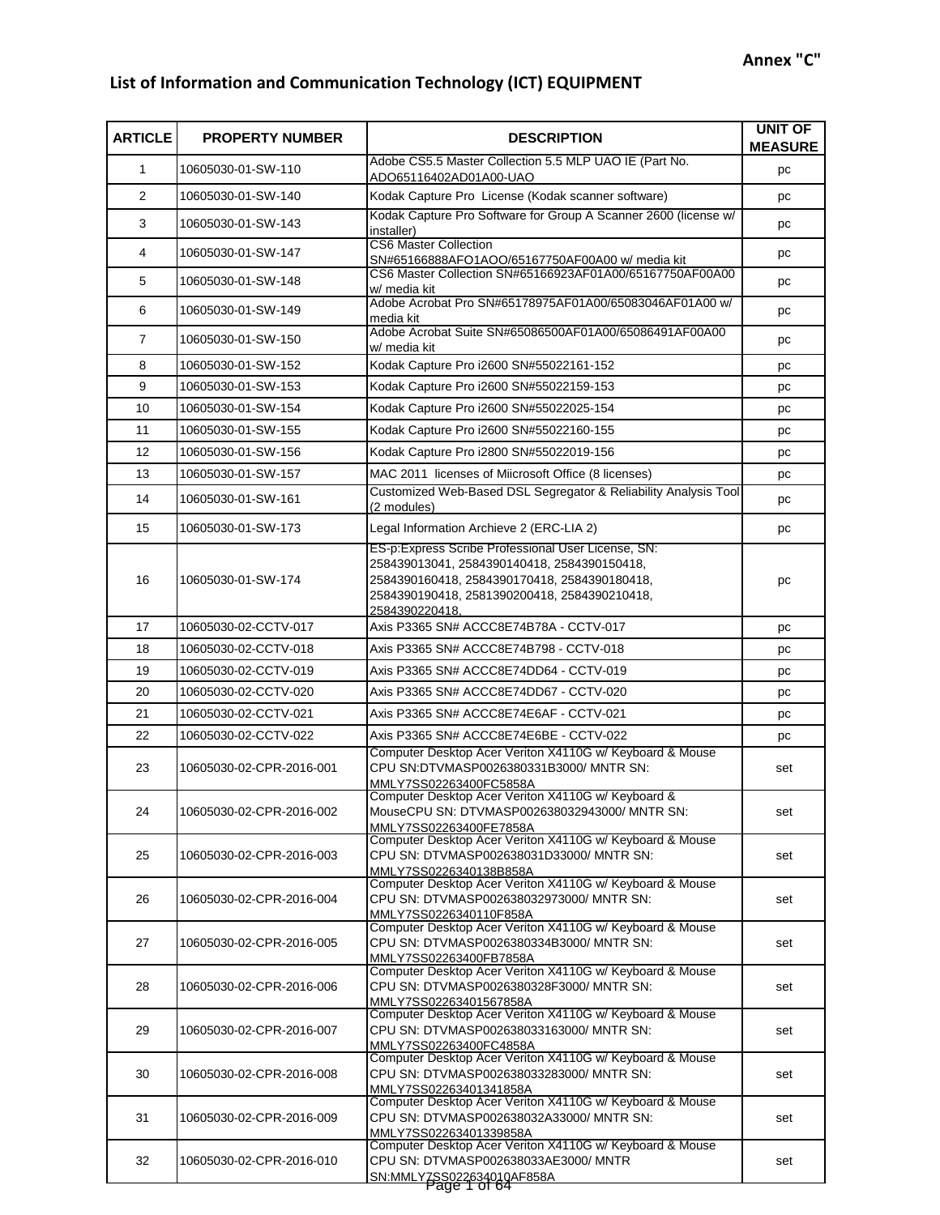Annex "C"

## List of Information and Communication Technology (ICT) EQUIPMENT

| ARTICLE | PROPERTY NUMBER | DESCRIPTION | UNIT OF MEASURE |
|---|---|---|---|
| 1 | 10605030-01-SW-110 | Adobe CS5.5 Master Collection 5.5 MLP UAO IE (Part No. ADO65116402AD01A00-UAO | pc |
| 2 | 10605030-01-SW-140 | Kodak Capture Pro License (Kodak scanner software) | pc |
| 3 | 10605030-01-SW-143 | Kodak Capture Pro Software for Group A Scanner 2600 (license w/ installer) | pc |
| 4 | 10605030-01-SW-147 | CS6 Master Collection SN#65166888AFO1AOO/65167750AF00A00 w/ media kit | pc |
| 5 | 10605030-01-SW-148 | CS6 Master Collection SN#65166923AF01A00/65167750AF00A00 w/ media kit | pc |
| 6 | 10605030-01-SW-149 | Adobe Acrobat Pro SN#65178975AF01A00/65083046AF01A00 w/ media kit | pc |
| 7 | 10605030-01-SW-150 | Adobe Acrobat Suite SN#65086500AF01A00/65086491AF00A00 w/ media kit | pc |
| 8 | 10605030-01-SW-152 | Kodak Capture Pro i2600 SN#55022161-152 | pc |
| 9 | 10605030-01-SW-153 | Kodak Capture Pro i2600 SN#55022159-153 | pc |
| 10 | 10605030-01-SW-154 | Kodak Capture Pro i2600 SN#55022025-154 | pc |
| 11 | 10605030-01-SW-155 | Kodak Capture Pro i2600 SN#55022160-155 | pc |
| 12 | 10605030-01-SW-156 | Kodak Capture Pro i2800 SN#55022019-156 | pc |
| 13 | 10605030-01-SW-157 | MAC 2011 licenses of Miicrosoft Office (8 licenses) | pc |
| 14 | 10605030-01-SW-161 | Customized Web-Based DSL Segregator & Reliability Analysis Tool (2 modules) | pc |
| 15 | 10605030-01-SW-173 | Legal Information Archieve 2 (ERC-LIA 2) | pc |
| 16 | 10605030-01-SW-174 | ES-p:Express Scribe Professional User License, SN: 258439013041, 2584390140418, 2584390150418, 2584390160418, 2584390170418, 2584390180418, 2584390190418, 2581390200418, 2584390210418, 2584390220418, | pc |
| 17 | 10605030-02-CCTV-017 | Axis P3365 SN# ACCC8E74B78A - CCTV-017 | pc |
| 18 | 10605030-02-CCTV-018 | Axis P3365 SN# ACCC8E74B798 - CCTV-018 | pc |
| 19 | 10605030-02-CCTV-019 | Axis P3365 SN# ACCC8E74DD64 - CCTV-019 | pc |
| 20 | 10605030-02-CCTV-020 | Axis P3365 SN# ACCC8E74DD67 - CCTV-020 | pc |
| 21 | 10605030-02-CCTV-021 | Axis P3365 SN# ACCC8E74E6AF - CCTV-021 | pc |
| 22 | 10605030-02-CCTV-022 | Axis P3365 SN# ACCC8E74E6BE - CCTV-022 | pc |
| 23 | 10605030-02-CPR-2016-001 | Computer Desktop Acer Veriton X4110G w/ Keyboard & Mouse CPU SN:DTVMASP0026380331B3000/ MNTR SN: MMLY7SS02263400FC5858A | set |
| 24 | 10605030-02-CPR-2016-002 | Computer Desktop Acer Veriton X4110G w/ Keyboard & MouseCPU SN: DTVMASP002638032943000/ MNTR SN: MMLY7SS02263400FE7858A | set |
| 25 | 10605030-02-CPR-2016-003 | Computer Desktop Acer Veriton X4110G w/ Keyboard & Mouse CPU SN: DTVMASP002638031D33000/ MNTR SN: MMLY7SS0226340138B858A | set |
| 26 | 10605030-02-CPR-2016-004 | Computer Desktop Acer Veriton X4110G w/ Keyboard & Mouse CPU SN: DTVMASP002638032973000/ MNTR SN: MMLY7SS0226340110F858A | set |
| 27 | 10605030-02-CPR-2016-005 | Computer Desktop Acer Veriton X4110G w/ Keyboard & Mouse CPU SN: DTVMASP0026380334B3000/ MNTR SN: MMLY7SS02263400FB7858A | set |
| 28 | 10605030-02-CPR-2016-006 | Computer Desktop Acer Veriton X4110G w/ Keyboard & Mouse CPU SN: DTVMASP0026380328F3000/ MNTR SN: MMLY7SS02263401567858A | set |
| 29 | 10605030-02-CPR-2016-007 | Computer Desktop Acer Veriton X4110G w/ Keyboard & Mouse CPU SN: DTVMASP002638033163000/ MNTR SN: MMLY7SS02263400FC4858A | set |
| 30 | 10605030-02-CPR-2016-008 | Computer Desktop Acer Veriton X4110G w/ Keyboard & Mouse CPU SN: DTVMASP002638033283000/ MNTR SN: MMLY7SS02263401341858A | set |
| 31 | 10605030-02-CPR-2016-009 | Computer Desktop Acer Veriton X4110G w/ Keyboard & Mouse CPU SN: DTVMASP002638032A33000/ MNTR SN: MMLY7SS02263401339858A | set |
| 32 | 10605030-02-CPR-2016-010 | Computer Desktop Acer Veriton X4110G w/ Keyboard & Mouse CPU SN: DTVMASP002638033AE3000/ MNTR SN:MMLY7SS022634010AF858A | set |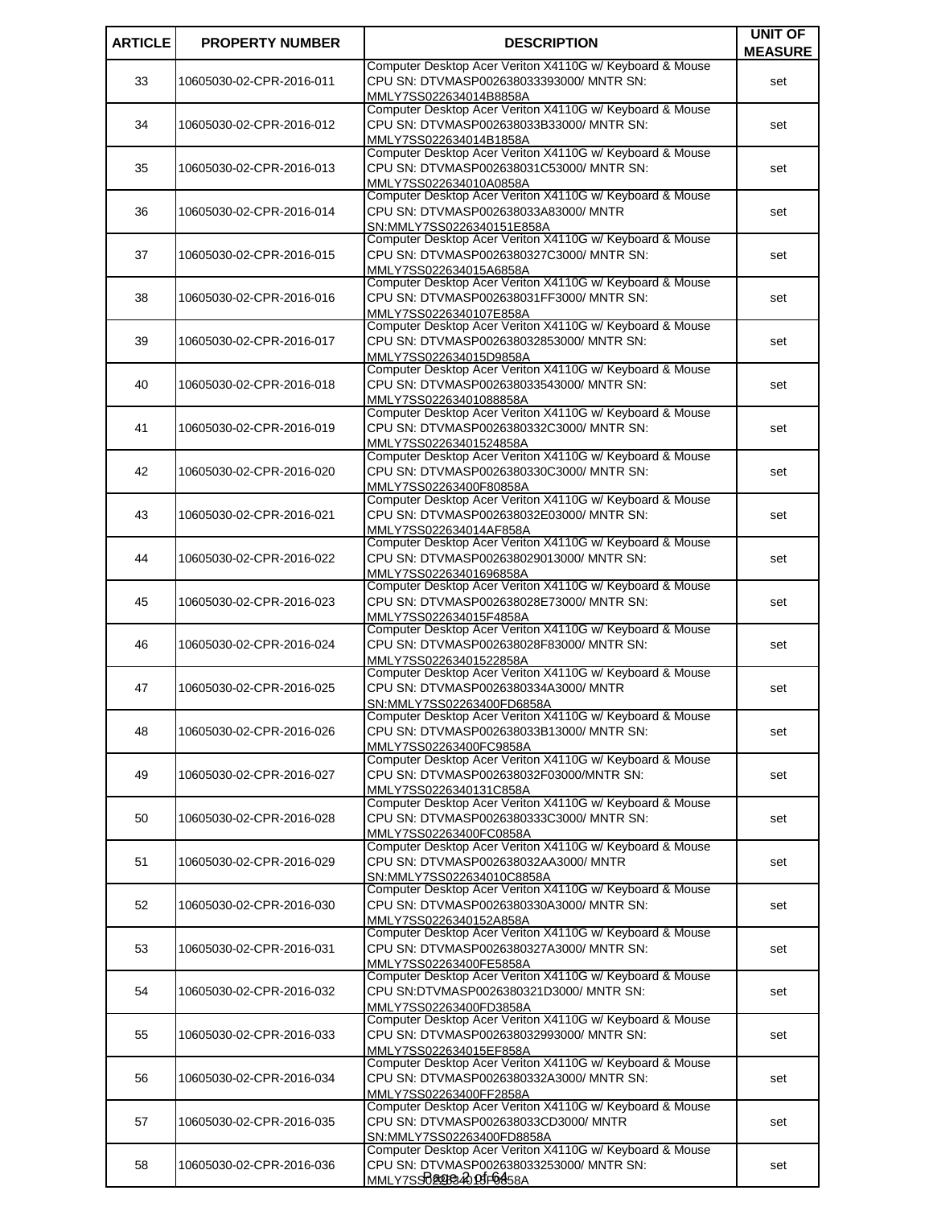| ARTICLE | PROPERTY NUMBER | DESCRIPTION | UNIT OF MEASURE |
|---|---|---|---|
| 33 | 10605030-02-CPR-2016-011 | Computer Desktop Acer Veriton X4110G w/ Keyboard & Mouse CPU SN: DTVMASP002638033393000/ MNTR SN: MMLY7SS022634014B8858A | set |
| 34 | 10605030-02-CPR-2016-012 | Computer Desktop Acer Veriton X4110G w/ Keyboard & Mouse CPU SN: DTVMASP002638033B33000/ MNTR SN: MMLY7SS022634014B1858A | set |
| 35 | 10605030-02-CPR-2016-013 | Computer Desktop Acer Veriton X4110G w/ Keyboard & Mouse CPU SN: DTVMASP002638031C53000/ MNTR SN: MMLY7SS022634010A0858A | set |
| 36 | 10605030-02-CPR-2016-014 | Computer Desktop Acer Veriton X4110G w/ Keyboard & Mouse CPU SN: DTVMASP002638033A83000/ MNTR SN:MMLY7SS0226340151E858A | set |
| 37 | 10605030-02-CPR-2016-015 | Computer Desktop Acer Veriton X4110G w/ Keyboard & Mouse CPU SN: DTVMASP0026380327C3000/ MNTR SN: MMLY7SS022634015A6858A | set |
| 38 | 10605030-02-CPR-2016-016 | Computer Desktop Acer Veriton X4110G w/ Keyboard & Mouse CPU SN: DTVMASP002638031FF3000/ MNTR SN: MMLY7SS0226340107E858A | set |
| 39 | 10605030-02-CPR-2016-017 | Computer Desktop Acer Veriton X4110G w/ Keyboard & Mouse CPU SN: DTVMASP002638032853000/ MNTR SN: MMLY7SS022634015D9858A | set |
| 40 | 10605030-02-CPR-2016-018 | Computer Desktop Acer Veriton X4110G w/ Keyboard & Mouse CPU SN: DTVMASP002638033543000/ MNTR SN: MMLY7SS02263401088858A | set |
| 41 | 10605030-02-CPR-2016-019 | Computer Desktop Acer Veriton X4110G w/ Keyboard & Mouse CPU SN: DTVMASP0026380332C3000/ MNTR SN: MMLY7SS02263401524858A | set |
| 42 | 10605030-02-CPR-2016-020 | Computer Desktop Acer Veriton X4110G w/ Keyboard & Mouse CPU SN: DTVMASP0026380330C3000/ MNTR SN: MMLY7SS02263400F80858A | set |
| 43 | 10605030-02-CPR-2016-021 | Computer Desktop Acer Veriton X4110G w/ Keyboard & Mouse CPU SN: DTVMASP002638032E03000/ MNTR SN: MMLY7SS022634014AF858A | set |
| 44 | 10605030-02-CPR-2016-022 | Computer Desktop Acer Veriton X4110G w/ Keyboard & Mouse CPU SN: DTVMASP002638029013000/ MNTR SN: MMLY7SS02263401696858A | set |
| 45 | 10605030-02-CPR-2016-023 | Computer Desktop Acer Veriton X4110G w/ Keyboard & Mouse CPU SN: DTVMASP002638028E73000/ MNTR SN: MMLY7SS022634015F4858A | set |
| 46 | 10605030-02-CPR-2016-024 | Computer Desktop Acer Veriton X4110G w/ Keyboard & Mouse CPU SN: DTVMASP002638028F83000/ MNTR SN: MMLY7SS02263401522858A | set |
| 47 | 10605030-02-CPR-2016-025 | Computer Desktop Acer Veriton X4110G w/ Keyboard & Mouse CPU SN: DTVMASP0026380334A3000/ MNTR SN:MMLY7SS02263400FD6858A | set |
| 48 | 10605030-02-CPR-2016-026 | Computer Desktop Acer Veriton X4110G w/ Keyboard & Mouse CPU SN: DTVMASP002638033B13000/ MNTR SN: MMLY7SS02263400FC9858A | set |
| 49 | 10605030-02-CPR-2016-027 | Computer Desktop Acer Veriton X4110G w/ Keyboard & Mouse CPU SN: DTVMASP002638032F03000/MNTR SN: MMLY7SS0226340131C858A | set |
| 50 | 10605030-02-CPR-2016-028 | Computer Desktop Acer Veriton X4110G w/ Keyboard & Mouse CPU SN: DTVMASP0026380333C3000/ MNTR SN: MMLY7SS02263400FC0858A | set |
| 51 | 10605030-02-CPR-2016-029 | Computer Desktop Acer Veriton X4110G w/ Keyboard & Mouse CPU SN: DTVMASP002638032AA3000/ MNTR SN:MMLY7SS022634010C8858A | set |
| 52 | 10605030-02-CPR-2016-030 | Computer Desktop Acer Veriton X4110G w/ Keyboard & Mouse CPU SN: DTVMASP0026380330A3000/ MNTR SN: MMLY7SS0226340152A858A | set |
| 53 | 10605030-02-CPR-2016-031 | Computer Desktop Acer Veriton X4110G w/ Keyboard & Mouse CPU SN: DTVMASP0026380327A3000/ MNTR SN: MMLY7SS02263400FE5858A | set |
| 54 | 10605030-02-CPR-2016-032 | Computer Desktop Acer Veriton X4110G w/ Keyboard & Mouse CPU SN:DTVMASP0026380321D3000/ MNTR SN: MMLY7SS02263400FD3858A | set |
| 55 | 10605030-02-CPR-2016-033 | Computer Desktop Acer Veriton X4110G w/ Keyboard & Mouse CPU SN: DTVMASP002638032993000/ MNTR SN: MMLY7SS022634015EF858A | set |
| 56 | 10605030-02-CPR-2016-034 | Computer Desktop Acer Veriton X4110G w/ Keyboard & Mouse CPU SN: DTVMASP0026380332A3000/ MNTR SN: MMLY7SS02263400FF2858A | set |
| 57 | 10605030-02-CPR-2016-035 | Computer Desktop Acer Veriton X4110G w/ Keyboard & Mouse CPU SN: DTVMASP002638033CD3000/ MNTR SN:MMLY7SS02263400FD8858A | set |
| 58 | 10605030-02-CPR-2016-036 | Computer Desktop Acer Veriton X4110G w/ Keyboard & Mouse CPU SN: DTVMASP002638033253000/ MNTR SN: MMLY7SS022634015F6858A | set |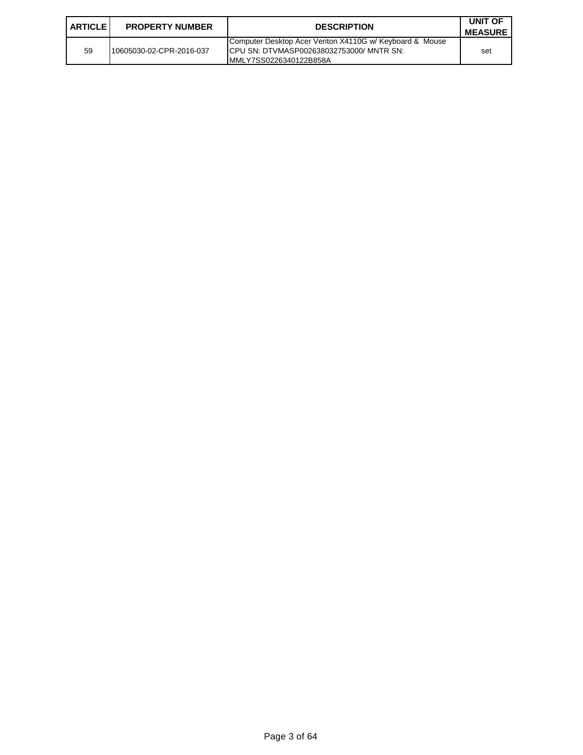| ARTICLE | PROPERTY NUMBER | DESCRIPTION | UNIT OF MEASURE |
|---|---|---|---|
| 59 | 10605030-02-CPR-2016-037 | Computer Desktop Acer Veriton X4110G w/ Keyboard & Mouse CPU SN: DTVMASP002638032753000/ MNTR SN: MMLY7SS0226340122B858A | set |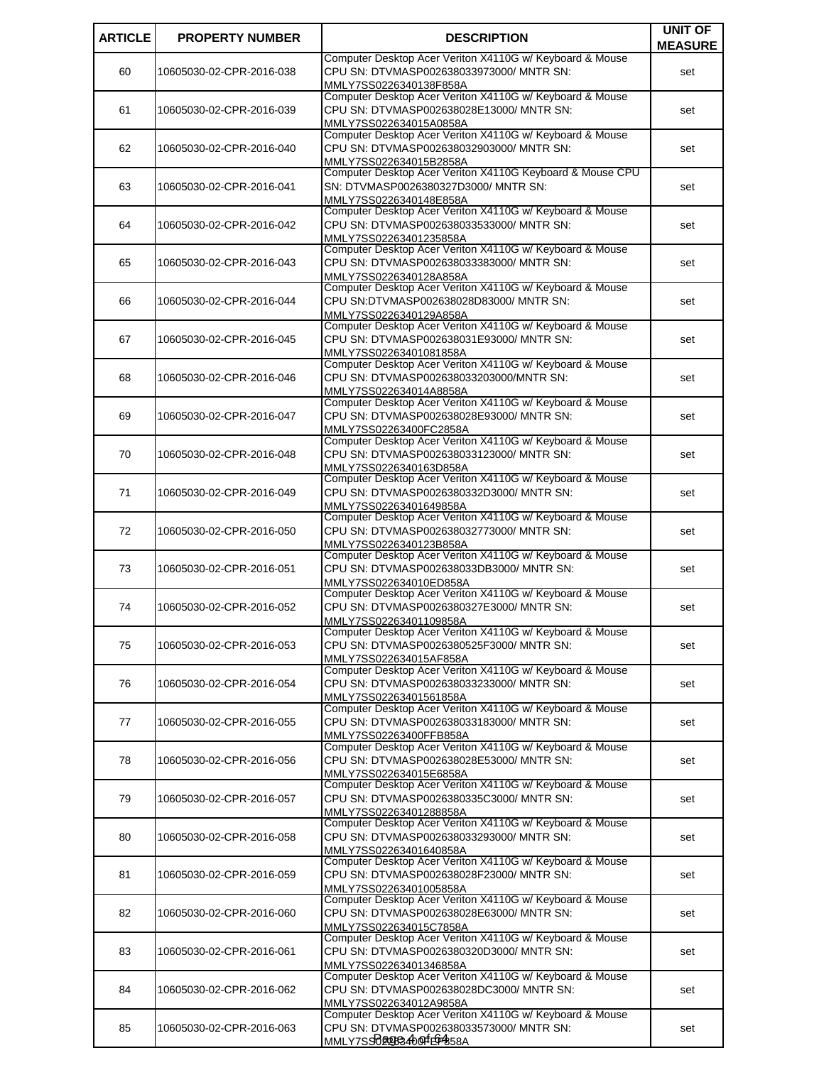| ARTICLE | PROPERTY NUMBER | DESCRIPTION | UNIT OF MEASURE |
|---|---|---|---|
| 60 | 10605030-02-CPR-2016-038 | Computer Desktop Acer Veriton X4110G w/ Keyboard & Mouse CPU SN: DTVMASP002638033973000/ MNTR SN: MMLY7SS0226340138F858A | set |
| 61 | 10605030-02-CPR-2016-039 | Computer Desktop Acer Veriton X4110G w/ Keyboard & Mouse CPU SN: DTVMASP002638028E13000/ MNTR SN: MMLY7SS022634015A0858A | set |
| 62 | 10605030-02-CPR-2016-040 | Computer Desktop Acer Veriton X4110G w/ Keyboard & Mouse CPU SN: DTVMASP002638032903000/ MNTR SN: MMLY7SS022634015B2858A | set |
| 63 | 10605030-02-CPR-2016-041 | Computer Desktop Acer Veriton X4110G Keyboard & Mouse CPU SN: DTVMASP0026380327D3000/ MNTR SN: MMLY7SS0226340148E858A | set |
| 64 | 10605030-02-CPR-2016-042 | Computer Desktop Acer Veriton X4110G w/ Keyboard & Mouse CPU SN: DTVMASP002638033533000/ MNTR SN: MMLY7SS02263401235858A | set |
| 65 | 10605030-02-CPR-2016-043 | Computer Desktop Acer Veriton X4110G w/ Keyboard & Mouse CPU SN: DTVMASP002638033383000/ MNTR SN: MMLY7SS0226340128A858A | set |
| 66 | 10605030-02-CPR-2016-044 | Computer Desktop Acer Veriton X4110G w/ Keyboard & Mouse CPU SN:DTVMASP002638028D83000/ MNTR SN: MMLY7SS0226340129A858A | set |
| 67 | 10605030-02-CPR-2016-045 | Computer Desktop Acer Veriton X4110G w/ Keyboard & Mouse CPU SN: DTVMASP002638031E93000/ MNTR SN: MMLY7SS02263401081858A | set |
| 68 | 10605030-02-CPR-2016-046 | Computer Desktop Acer Veriton X4110G w/ Keyboard & Mouse CPU SN: DTVMASP002638033203000/MNTR SN: MMLY7SS022634014A8858A | set |
| 69 | 10605030-02-CPR-2016-047 | Computer Desktop Acer Veriton X4110G w/ Keyboard & Mouse CPU SN: DTVMASP002638028E93000/ MNTR SN: MMLY7SS02263400FC2858A | set |
| 70 | 10605030-02-CPR-2016-048 | Computer Desktop Acer Veriton X4110G w/ Keyboard & Mouse CPU SN: DTVMASP002638033123000/ MNTR SN: MMLY7SS0226340163D858A | set |
| 71 | 10605030-02-CPR-2016-049 | Computer Desktop Acer Veriton X4110G w/ Keyboard & Mouse CPU SN: DTVMASP0026380332D3000/ MNTR SN: MMLY7SS02263401649858A | set |
| 72 | 10605030-02-CPR-2016-050 | Computer Desktop Acer Veriton X4110G w/ Keyboard & Mouse CPU SN: DTVMASP002638032773000/ MNTR SN: MMLY7SS0226340123B858A | set |
| 73 | 10605030-02-CPR-2016-051 | Computer Desktop Acer Veriton X4110G w/ Keyboard & Mouse CPU SN: DTVMASP002638033DB3000/ MNTR SN: MMLY7SS022634010ED858A | set |
| 74 | 10605030-02-CPR-2016-052 | Computer Desktop Acer Veriton X4110G w/ Keyboard & Mouse CPU SN: DTVMASP0026380327E3000/ MNTR SN: MMLY7SS02263401109858A | set |
| 75 | 10605030-02-CPR-2016-053 | Computer Desktop Acer Veriton X4110G w/ Keyboard & Mouse CPU SN: DTVMASP0026380525F3000/ MNTR SN: MMLY7SS022634015AF858A | set |
| 76 | 10605030-02-CPR-2016-054 | Computer Desktop Acer Veriton X4110G w/ Keyboard & Mouse CPU SN: DTVMASP002638033233000/ MNTR SN: MMLY7SS02263401561858A | set |
| 77 | 10605030-02-CPR-2016-055 | Computer Desktop Acer Veriton X4110G w/ Keyboard & Mouse CPU SN: DTVMASP002638033183000/ MNTR SN: MMLY7SS02263400FFB858A | set |
| 78 | 10605030-02-CPR-2016-056 | Computer Desktop Acer Veriton X4110G w/ Keyboard & Mouse CPU SN: DTVMASP002638028E53000/ MNTR SN: MMLY7SS022634015E6858A | set |
| 79 | 10605030-02-CPR-2016-057 | Computer Desktop Acer Veriton X4110G w/ Keyboard & Mouse CPU SN:DTVMASP0026380335C3000/ MNTR SN: MMLY7SS02263401288858A | set |
| 80 | 10605030-02-CPR-2016-058 | Computer Desktop Acer Veriton X4110G w/ Keyboard & Mouse CPU SN: DTVMASP002638033293000/ MNTR SN: MMLY7SS02263401640858A | set |
| 81 | 10605030-02-CPR-2016-059 | Computer Desktop Acer Veriton X4110G w/ Keyboard & Mouse CPU SN: DTVMASP002638028F23000/ MNTR SN: MMLY7SS02263401005858A | set |
| 82 | 10605030-02-CPR-2016-060 | Computer Desktop Acer Veriton X4110G w/ Keyboard & Mouse CPU SN: DTVMASP002638028E63000/ MNTR SN: MMLY7SS022634015C7858A | set |
| 83 | 10605030-02-CPR-2016-061 | Computer Desktop Acer Veriton X4110G w/ Keyboard & Mouse CPU SN: DTVMASP0026380320D3000/ MNTR SN: MMLY7SS02263401346858A | set |
| 84 | 10605030-02-CPR-2016-062 | Computer Desktop Acer Veriton X4110G w/ Keyboard & Mouse CPU SN: DTVMASP002638028DC3000/ MNTR SN: MMLY7SS022634012A9858A | set |
| 85 | 10605030-02-CPR-2016-063 | Computer Desktop Acer Veriton X4110G w/ Keyboard & Mouse CPU SN: DTVMASP002638033573000/ MNTR SN: MMLY7SS02263400FEF858A | set |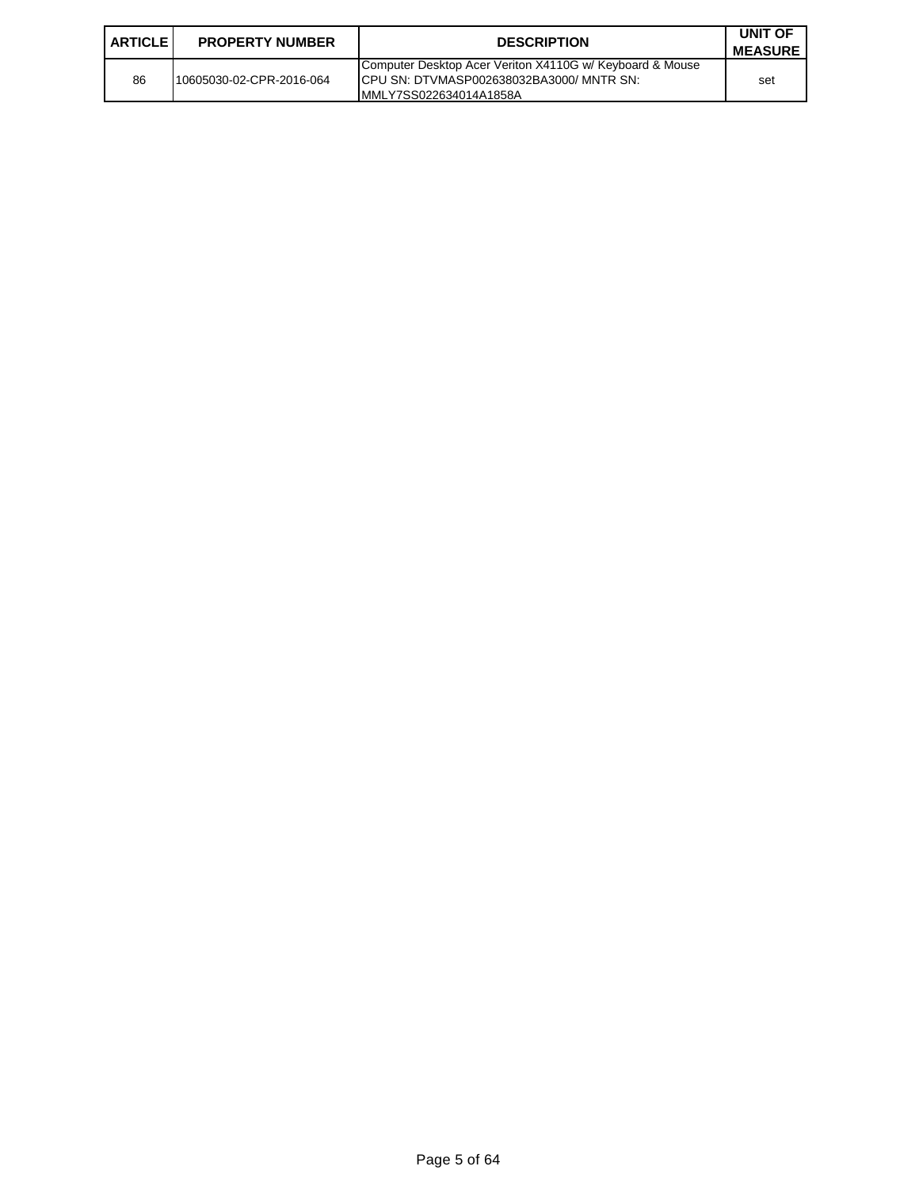| ARTICLE | PROPERTY NUMBER | DESCRIPTION | UNIT OF MEASURE |
| --- | --- | --- | --- |
| 86 | 10605030-02-CPR-2016-064 | Computer Desktop Acer Veriton X4110G w/ Keyboard & Mouse CPU SN: DTVMASP002638032BA3000/ MNTR SN: MMLY7SS022634014A1858A | set |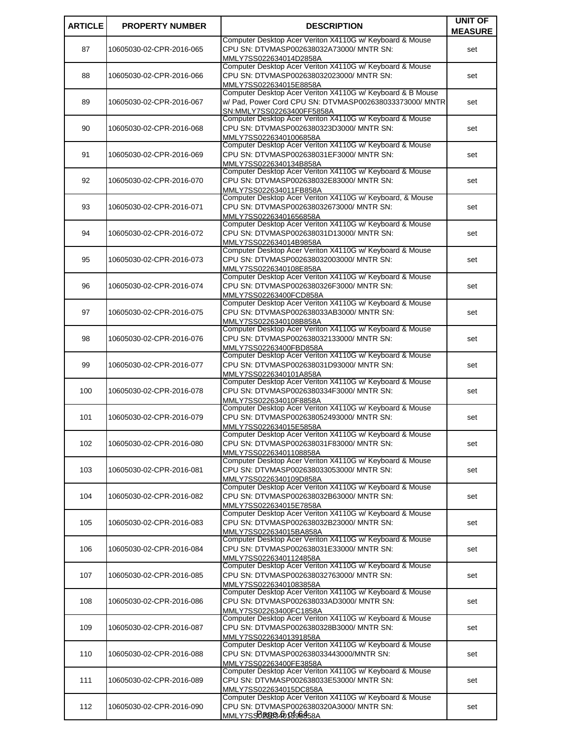| ARTICLE | PROPERTY NUMBER | DESCRIPTION | UNIT OF MEASURE |
| --- | --- | --- | --- |
| 87 | 10605030-02-CPR-2016-065 | Computer Desktop Acer Veriton X4110G w/ Keyboard & Mouse CPU SN: DTVMASP002638032A73000/ MNTR SN: MMLY7SS022634014D2858A | set |
| 88 | 10605030-02-CPR-2016-066 | Computer Desktop Acer Veriton X4110G w/ Keyboard & Mouse CPU SN: DTVMASP002638032023000/ MNTR SN: MMLY7SS022634015E8858A | set |
| 89 | 10605030-02-CPR-2016-067 | Computer Desktop Acer Veriton X4110G w/ Keyboard & B Mouse w/ Pad, Power Cord CPU SN: DTVMASP002638033373000/ MNTR SN:MMLY7SS02263400FF5858A | set |
| 90 | 10605030-02-CPR-2016-068 | Computer Desktop Acer Veriton X4110G w/ Keyboard & Mouse CPU SN: DTVMASP0026380323D3000/ MNTR SN: MMLY7SS02263401006858A | set |
| 91 | 10605030-02-CPR-2016-069 | Computer Desktop Acer Veriton X4110G w/ Keyboard & Mouse CPU SN: DTVMASP002638031EF3000/ MNTR SN: MMLY7SS0226340134B858A | set |
| 92 | 10605030-02-CPR-2016-070 | Computer Desktop Acer Veriton X4110G w/ Keyboard & Mouse CPU SN: DTVMASP002638032E83000/ MNTR SN: MMLY7SS022634011FB858A | set |
| 93 | 10605030-02-CPR-2016-071 | Computer Desktop Acer Veriton X4110G w/ Keyboard, & Mouse CPU SN: DTVMASP002638032673000/ MNTR SN: MMLY7SS022634016568 58A | set |
| 94 | 10605030-02-CPR-2016-072 | Computer Desktop Acer Veriton X4110G w/ Keyboard & Mouse CPU SN: DTVMASP002638031D13000/ MNTR SN: MMLY7SS022634014B9858A | set |
| 95 | 10605030-02-CPR-2016-073 | Computer Desktop Acer Veriton X4110G w/ Keyboard & Mouse CPU SN: DTVMASP002638032003000/ MNTR SN: MMLY7SS0226340108E858A | set |
| 96 | 10605030-02-CPR-2016-074 | Computer Desktop Acer Veriton X4110G w/ Keyboard & Mouse CPU SN: DTVMASP0026380326F3000/ MNTR SN: MMLY7SS02263400FCD858A | set |
| 97 | 10605030-02-CPR-2016-075 | Computer Desktop Acer Veriton X4110G w/ Keyboard & Mouse CPU SN: DTVMASP002638033AB3000/ MNTR SN: MMLY7SS0226340108B858A | set |
| 98 | 10605030-02-CPR-2016-076 | Computer Desktop Acer Veriton X4110G w/ Keyboard & Mouse CPU SN: DTVMASP002638032133000/ MNTR SN: MMLY7SS02263400FBD858A | set |
| 99 | 10605030-02-CPR-2016-077 | Computer Desktop Acer Veriton X4110G w/ Keyboard & Mouse CPU SN: DTVMASP002638031D93000/ MNTR SN: MMLY7SS0226340101A858A | set |
| 100 | 10605030-02-CPR-2016-078 | Computer Desktop Acer Veriton X4110G w/ Keyboard & Mouse CPU SN: DTVMASP0026380334F3000/ MNTR SN: MMLY7SS022634010F8858A | set |
| 101 | 10605030-02-CPR-2016-079 | Computer Desktop Acer Veriton X4110G w/ Keyboard & Mouse CPU SN: DTVMASP002638052493000/ MNTR SN: MMLY7SS022634015E5858A | set |
| 102 | 10605030-02-CPR-2016-080 | Computer Desktop Acer Veriton X4110G w/ Keyboard & Mouse CPU SN: DTVMASP002638031F83000/ MNTR SN: MMLY7SS02263401108858A | set |
| 103 | 10605030-02-CPR-2016-081 | Computer Desktop Acer Veriton X4110G w/ Keyboard & Mouse CPU SN: DTVMASP002638033053000/ MNTR SN: MMLY7SS0226340109D858A | set |
| 104 | 10605030-02-CPR-2016-082 | Computer Desktop Acer Veriton X4110G w/ Keyboard & Mouse CPU SN: DTVMASP002638032B63000/ MNTR SN: MMLY7SS022634015E7858A | set |
| 105 | 10605030-02-CPR-2016-083 | Computer Desktop Acer Veriton X4110G w/ Keyboard & Mouse CPU SN: DTVMASP002638032B23000/ MNTR SN: MMLY7SS022634015BA858A | set |
| 106 | 10605030-02-CPR-2016-084 | Computer Desktop Acer Veriton X4110G w/ Keyboard & Mouse CPU SN: DTVMASP002638031E33000/ MNTR SN: MMLY7SS02263401124858A | set |
| 107 | 10605030-02-CPR-2016-085 | Computer Desktop Acer Veriton X4110G w/ Keyboard & Mouse CPU SN: DTVMASP002638032763000/ MNTR SN: MMLY7SS02263401083858A | set |
| 108 | 10605030-02-CPR-2016-086 | Computer Desktop Acer Veriton X4110G w/ Keyboard & Mouse CPU SN: DTVMASP002638033AD3000/ MNTR SN: MMLY7SS02263400FC1858A | set |
| 109 | 10605030-02-CPR-2016-087 | Computer Desktop Acer Veriton X4110G w/ Keyboard & Mouse CPU SN: DTVMASP0026380328B3000/ MNTR SN: MMLY7SS02263401391858A | set |
| 110 | 10605030-02-CPR-2016-088 | Computer Desktop Acer Veriton X4110G w/ Keyboard & Mouse CPU SN: DTVMASP002638033443000/MNTR SN: MMLY7SS02263400FE3858A | set |
| 111 | 10605030-02-CPR-2016-089 | Computer Desktop Acer Veriton X4110G w/ Keyboard & Mouse CPU SN: DTVMASP002638033E53000/ MNTR SN: MMLY7SS022634015DC858A | set |
| 112 | 10605030-02-CPR-2016-090 | Computer Desktop Acer Veriton X4110G w/ Keyboard & Mouse CPU SN: DTVMASP0026380320A3000/ MNTR SN: MMLY7SS022634015958 58A | set |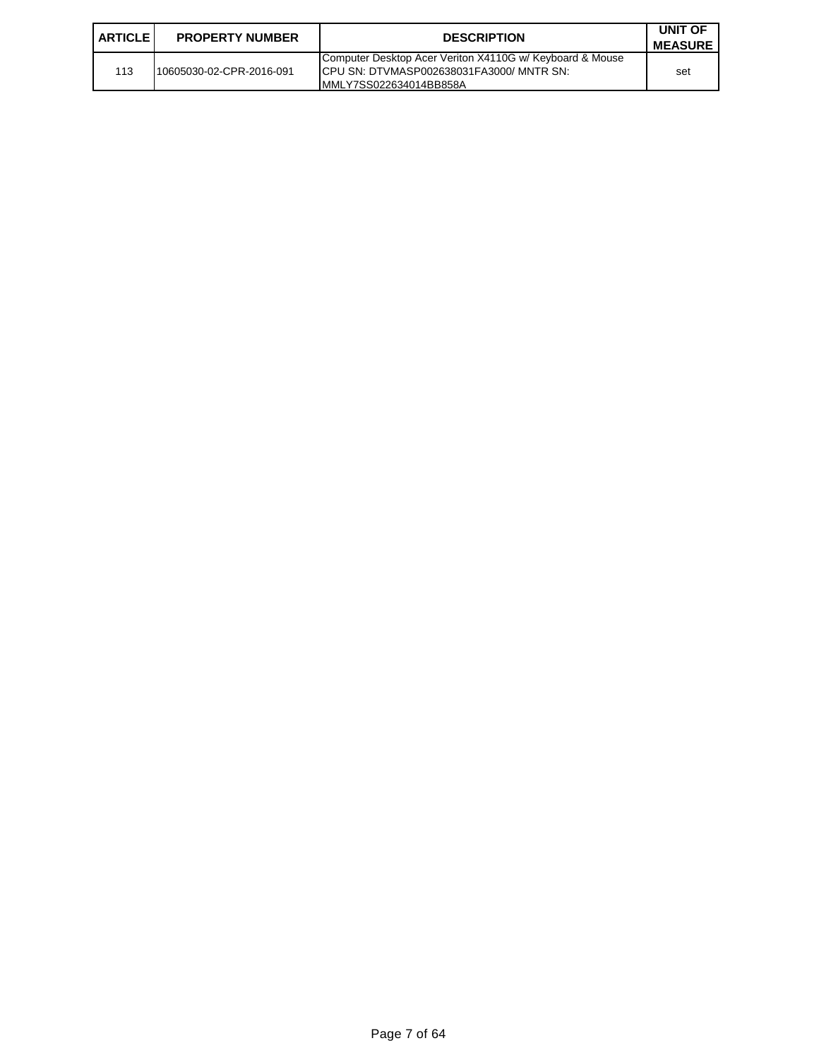| ARTICLE | PROPERTY NUMBER | DESCRIPTION | UNIT OF MEASURE |
|---|---|---|---|
| 113 | 10605030-02-CPR-2016-091 | Computer Desktop Acer Veriton X4110G w/ Keyboard & Mouse CPU SN: DTVMASP002638031FA3000/ MNTR SN: MMLY7SS022634014BB858A | set |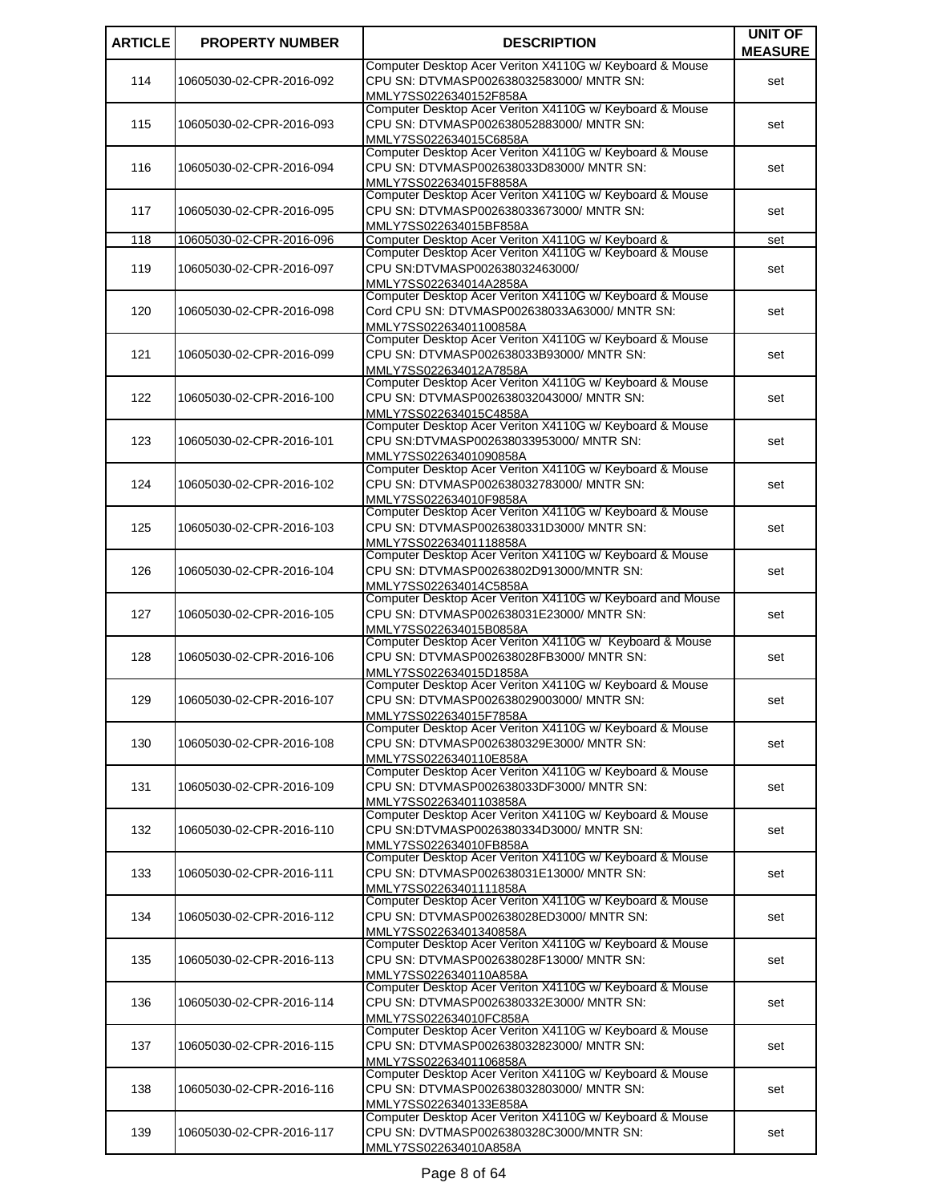| ARTICLE | PROPERTY NUMBER | DESCRIPTION | UNIT OF MEASURE |
|---|---|---|---|
| 114 | 10605030-02-CPR-2016-092 | Computer Desktop Acer Veriton X4110G w/ Keyboard & Mouse CPU SN: DTVMASP002638032583000/ MNTR SN: MMLY7SS0226340152F858A | set |
| 115 | 10605030-02-CPR-2016-093 | Computer Desktop Acer Veriton X4110G w/ Keyboard & Mouse CPU SN: DTVMASP002638052883000/ MNTR SN: MMLY7SS022634015C6858A | set |
| 116 | 10605030-02-CPR-2016-094 | Computer Desktop Acer Veriton X4110G w/ Keyboard & Mouse CPU SN: DTVMASP002638033D83000/ MNTR SN: MMLY7SS022634015F8858A | set |
| 117 | 10605030-02-CPR-2016-095 | Computer Desktop Acer Veriton X4110G w/ Keyboard & Mouse CPU SN: DTVMASP002638033673000/ MNTR SN: MMLY7SS022634015BF858A | set |
| 118 | 10605030-02-CPR-2016-096 | Computer Desktop Acer Veriton X4110G w/ Keyboard & | set |
| 119 | 10605030-02-CPR-2016-097 | Computer Desktop Acer Veriton X4110G w/ Keyboard & Mouse CPU SN:DTVMASP002638032463000/ MMLY7SS022634014A2858A | set |
| 120 | 10605030-02-CPR-2016-098 | Computer Desktop Acer Veriton X4110G w/ Keyboard & Mouse Cord CPU SN: DTVMASP002638033A63000/ MNTR SN: MMLY7SS02263401100858A | set |
| 121 | 10605030-02-CPR-2016-099 | Computer Desktop Acer Veriton X4110G w/ Keyboard & Mouse CPU SN: DTVMASP002638033B93000/ MNTR SN: MMLY7SS022634012A7858A | set |
| 122 | 10605030-02-CPR-2016-100 | Computer Desktop Acer Veriton X4110G w/ Keyboard & Mouse CPU SN: DTVMASP002638032043000/ MNTR SN: MMLY7SS022634015C4858A | set |
| 123 | 10605030-02-CPR-2016-101 | Computer Desktop Acer Veriton X4110G w/ Keyboard & Mouse CPU SN:DTVMASP002638033953000/ MNTR SN: MMLY7SS02263401090858A | set |
| 124 | 10605030-02-CPR-2016-102 | Computer Desktop Acer Veriton X4110G w/ Keyboard & Mouse CPU SN: DTVMASP002638032783000/ MNTR SN: MMLY7SS022634010F9858A | set |
| 125 | 10605030-02-CPR-2016-103 | Computer Desktop Acer Veriton X4110G w/ Keyboard & Mouse CPU SN: DTVMASP0026380331D3000/ MNTR SN: MMLY7SS02263401118858A | set |
| 126 | 10605030-02-CPR-2016-104 | Computer Desktop Acer Veriton X4110G w/ Keyboard & Mouse CPU SN: DTVMASP00263802D913000/MNTR SN: MMLY7SS022634014C5858A | set |
| 127 | 10605030-02-CPR-2016-105 | Computer Desktop Acer Veriton X4110G w/ Keyboard and Mouse CPU SN: DTVMASP002638031E23000/ MNTR SN: MMLY7SS022634015B0858A | set |
| 128 | 10605030-02-CPR-2016-106 | Computer Desktop Acer Veriton X4110G w/ Keyboard & Mouse CPU SN: DTVMASP002638028FB3000/ MNTR SN: MMLY7SS022634015D1858A | set |
| 129 | 10605030-02-CPR-2016-107 | Computer Desktop Acer Veriton X4110G w/ Keyboard & Mouse CPU SN: DTVMASP002638029003000/ MNTR SN: MMLY7SS022634015F7858A | set |
| 130 | 10605030-02-CPR-2016-108 | Computer Desktop Acer Veriton X4110G w/ Keyboard & Mouse CPU SN: DTVMASP0026380329E3000/ MNTR SN: MMLY7SS0226340110E858A | set |
| 131 | 10605030-02-CPR-2016-109 | Computer Desktop Acer Veriton X4110G w/ Keyboard & Mouse CPU SN: DTVMASP002638033DF3000/ MNTR SN: MMLY7SS02263401103858A | set |
| 132 | 10605030-02-CPR-2016-110 | Computer Desktop Acer Veriton X4110G w/ Keyboard & Mouse CPU SN:DTVMASP0026380334D3000/ MNTR SN: MMLY7SS022634010FB858A | set |
| 133 | 10605030-02-CPR-2016-111 | Computer Desktop Acer Veriton X4110G w/ Keyboard & Mouse CPU SN: DTVMASP002638031E13000/ MNTR SN: MMLY7SS02263401111858A | set |
| 134 | 10605030-02-CPR-2016-112 | Computer Desktop Acer Veriton X4110G w/ Keyboard & Mouse CPU SN: DTVMASP002638028ED3000/ MNTR SN: MMLY7SS02263401340858A | set |
| 135 | 10605030-02-CPR-2016-113 | Computer Desktop Acer Veriton X4110G w/ Keyboard & Mouse CPU SN: DTVMASP002638028F13000/ MNTR SN: MMLY7SS0226340110A858A | set |
| 136 | 10605030-02-CPR-2016-114 | Computer Desktop Acer Veriton X4110G w/ Keyboard & Mouse CPU SN: DTVMASP0026380332E3000/ MNTR SN: MMLY7SS022634010FC858A | set |
| 137 | 10605030-02-CPR-2016-115 | Computer Desktop Acer Veriton X4110G w/ Keyboard & Mouse CPU SN: DTVMASP002638032823000/ MNTR SN: MMLY7SS02263401106858A | set |
| 138 | 10605030-02-CPR-2016-116 | Computer Desktop Acer Veriton X4110G w/ Keyboard & Mouse CPU SN: DTVMASP002638032803000/ MNTR SN: MMLY7SS0226340133E858A | set |
| 139 | 10605030-02-CPR-2016-117 | Computer Desktop Acer Veriton X4110G w/ Keyboard & Mouse CPU SN: DVTMASP0026380328C3000/MNTR SN: MMLY7SS022634010A858A | set |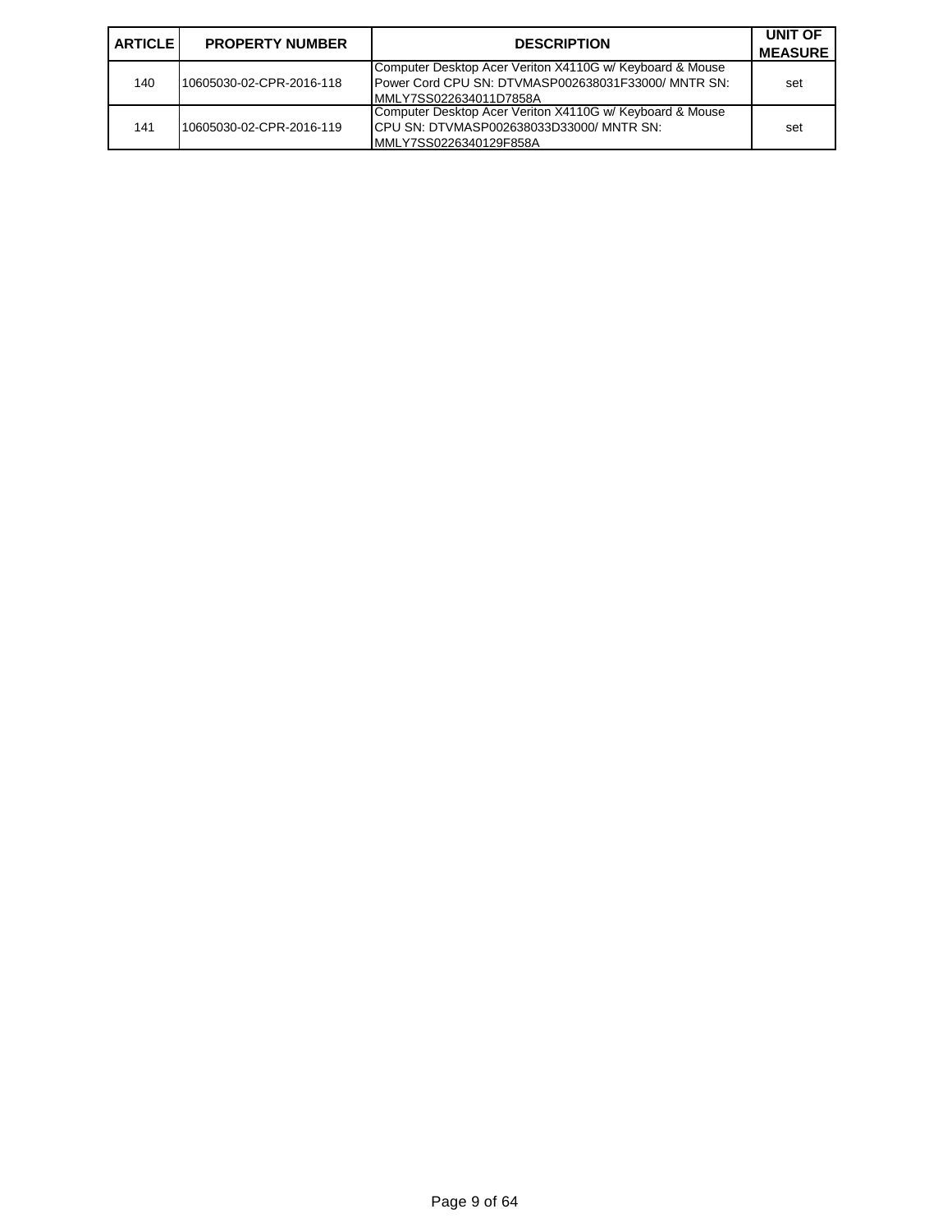| ARTICLE | PROPERTY NUMBER | DESCRIPTION | UNIT OF MEASURE |
|---|---|---|---|
| 140 | 10605030-02-CPR-2016-118 | Computer Desktop Acer Veriton X4110G w/ Keyboard & Mouse Power Cord CPU SN: DTVMASP002638031F33000/ MNTR SN: MMLY7SS022634011D7858A | set |
| 141 | 10605030-02-CPR-2016-119 | Computer Desktop Acer Veriton X4110G w/ Keyboard & Mouse CPU SN: DTVMASP002638033D33000/ MNTR SN: MMLY7SS0226340129F858A | set |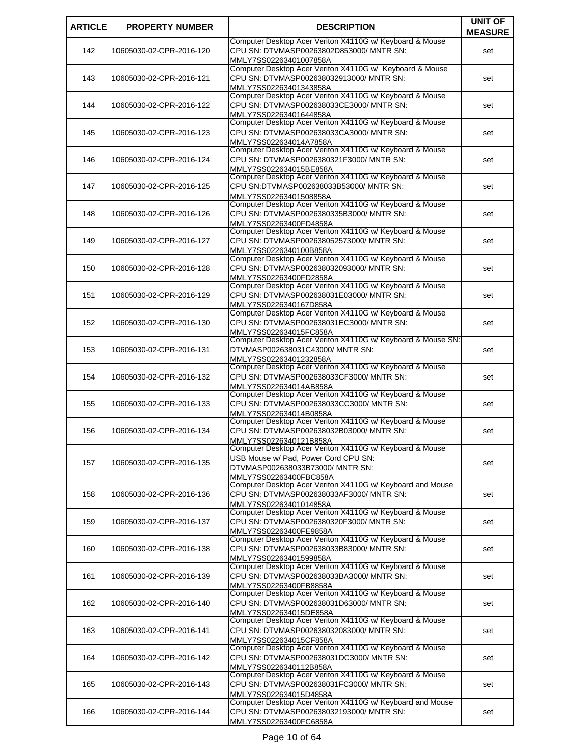| ARTICLE | PROPERTY NUMBER | DESCRIPTION | UNIT OF MEASURE |
|---|---|---|---|
| 142 | 10605030-02-CPR-2016-120 | Computer Desktop Acer Veriton X4110G w/ Keyboard & Mouse CPU SN: DTVMASP00263802D853000/ MNTR SN: MMLY7SS02263401007858A | set |
| 143 | 10605030-02-CPR-2016-121 | Computer Desktop Acer Veriton X4110G w/ Keyboard & Mouse CPU SN: DTVMASP002638032913000/ MNTR SN: MMLY7SS02263401343858A | set |
| 144 | 10605030-02-CPR-2016-122 | Computer Desktop Acer Veriton X4110G w/ Keyboard & Mouse CPU SN: DTVMASP002638033CE3000/ MNTR SN: MMLY7SS02263401644858A | set |
| 145 | 10605030-02-CPR-2016-123 | Computer Desktop Acer Veriton X4110G w/ Keyboard & Mouse CPU SN: DTVMASP002638033CA3000/ MNTR SN: MMLY7SS022634014A7858A | set |
| 146 | 10605030-02-CPR-2016-124 | Computer Desktop Acer Veriton X4110G w/ Keyboard & Mouse CPU SN: DTVMASP0026380321F3000/ MNTR SN: MMLY7SS022634015BE858A | set |
| 147 | 10605030-02-CPR-2016-125 | Computer Desktop Acer Veriton X4110G w/ Keyboard & Mouse CPU SN:DTVMASP002638033B53000/ MNTR SN: MMLY7SS02263401508858A | set |
| 148 | 10605030-02-CPR-2016-126 | Computer Desktop Acer Veriton X4110G w/ Keyboard & Mouse CPU SN: DTVMASP0026380335B3000/ MNTR SN: MMLY7SS02263400FD4858A | set |
| 149 | 10605030-02-CPR-2016-127 | Computer Desktop Acer Veriton X4110G w/ Keyboard & Mouse CPU SN: DTVMASP002638052573000/ MNTR SN: MMLY7SS0226340100B858A | set |
| 150 | 10605030-02-CPR-2016-128 | Computer Desktop Acer Veriton X4110G w/ Keyboard & Mouse CPU SN: DTVMASP002638032093000/ MNTR SN: MMLY7SS02263400FD2858A | set |
| 151 | 10605030-02-CPR-2016-129 | Computer Desktop Acer Veriton X4110G w/ Keyboard & Mouse CPU SN: DTVMASP002638031E03000/ MNTR SN: MMLY7SS0226340167D858A | set |
| 152 | 10605030-02-CPR-2016-130 | Computer Desktop Acer Veriton X4110G w/ Keyboard & Mouse CPU SN: DTVMASP002638031EC3000/ MNTR SN: MMLY7SS022634015FC858A | set |
| 153 | 10605030-02-CPR-2016-131 | Computer Desktop Acer Veriton X4110G w/ Keyboard & Mouse SN: DTVMASP002638031C43000/ MNTR SN: MMLY7SS02263401232858A | set |
| 154 | 10605030-02-CPR-2016-132 | Computer Desktop Acer Veriton X4110G w/ Keyboard & Mouse CPU SN: DTVMASP002638033CF3000/ MNTR SN: MMLY7SS022634014AB858A | set |
| 155 | 10605030-02-CPR-2016-133 | Computer Desktop Acer Veriton X4110G w/ Keyboard & Mouse CPU SN: DTVMASP002638033CC3000/ MNTR SN: MMLY7SS022634014B0858A | set |
| 156 | 10605030-02-CPR-2016-134 | Computer Desktop Acer Veriton X4110G w/ Keyboard & Mouse CPU SN: DTVMASP002638032B03000/ MNTR SN: MMLY7SS0226340121B858A | set |
| 157 | 10605030-02-CPR-2016-135 | Computer Desktop Acer Veriton X4110G w/ Keyboard & Mouse USB Mouse w/ Pad, Power Cord CPU SN: DTVMASP002638033B73000/ MNTR SN: MMLY7SS02263400FBC858A | set |
| 158 | 10605030-02-CPR-2016-136 | Computer Desktop Acer Veriton X4110G w/ Keyboard and Mouse CPU SN: DTVMASP002638033AF3000/ MNTR SN: MMLY7SS02263401014858A | set |
| 159 | 10605030-02-CPR-2016-137 | Computer Desktop Acer Veriton X4110G w/ Keyboard & Mouse CPU SN: DTVMASP0026380320F3000/ MNTR SN: MMLY7SS02263400FE9858A | set |
| 160 | 10605030-02-CPR-2016-138 | Computer Desktop Acer Veriton X4110G w/ Keyboard & Mouse CPU SN: DTVMASP002638033B83000/ MNTR SN: MMLY7SS02263401599858A | set |
| 161 | 10605030-02-CPR-2016-139 | Computer Desktop Acer Veriton X4110G w/ Keyboard & Mouse CPU SN: DTVMASP002638033BA3000/ MNTR SN: MMLY7SS02263400FB8858A | set |
| 162 | 10605030-02-CPR-2016-140 | Computer Desktop Acer Veriton X4110G w/ Keyboard & Mouse CPU SN: DTVMASP002638031D63000/ MNTR SN: MMLY7SS022634015DE858A | set |
| 163 | 10605030-02-CPR-2016-141 | Computer Desktop Acer Veriton X4110G w/ Keyboard & Mouse CPU SN: DTVMASP002638032083000/ MNTR SN: MMLY7SS022634015CF858A | set |
| 164 | 10605030-02-CPR-2016-142 | Computer Desktop Acer Veriton X4110G w/ Keyboard & Mouse CPU SN: DTVMASP002638031DC3000/ MNTR SN: MMLY7SS0226340112B858A | set |
| 165 | 10605030-02-CPR-2016-143 | Computer Desktop Acer Veriton X4110G w/ Keyboard & Mouse CPU SN: DTVMASP002638031FC3000/ MNTR SN: MMLY7SS022634015D4858A | set |
| 166 | 10605030-02-CPR-2016-144 | Computer Desktop Acer Veriton X4110G w/ Keyboard and Mouse CPU SN: DTVMASP002638032193000/ MNTR SN: MMLY7SS02263400FC6858A | set |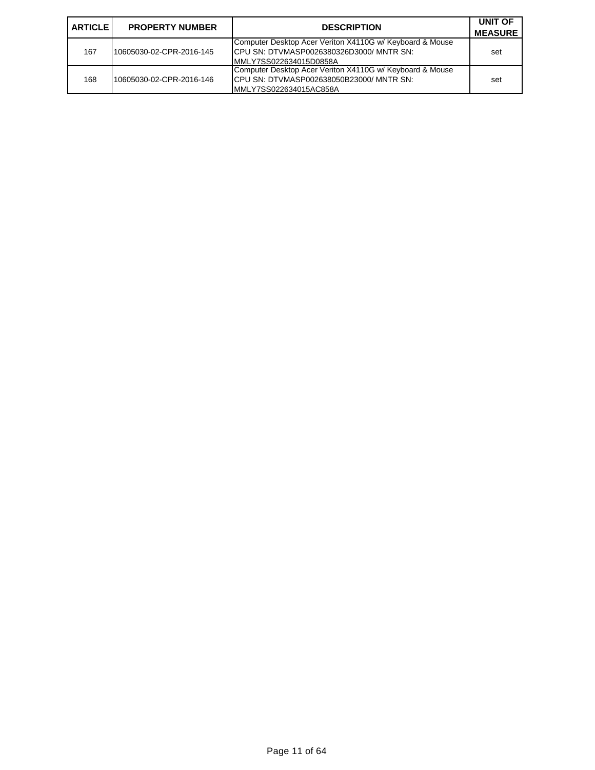| ARTICLE | PROPERTY NUMBER | DESCRIPTION | UNIT OF MEASURE |
|---|---|---|---|
| 167 | 10605030-02-CPR-2016-145 | Computer Desktop Acer Veriton X4110G w/ Keyboard & Mouse CPU SN: DTVMASP0026380326D3000/ MNTR SN: MMLY7SS022634015D0858A | set |
| 168 | 10605030-02-CPR-2016-146 | Computer Desktop Acer Veriton X4110G w/ Keyboard & Mouse CPU SN: DTVMASP002638050B23000/ MNTR SN: MMLY7SS022634015AC858A | set |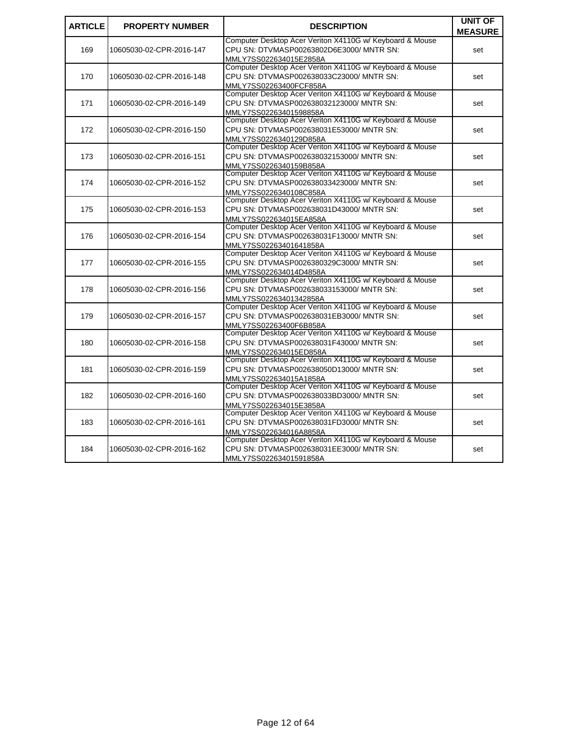| ARTICLE | PROPERTY NUMBER | DESCRIPTION | UNIT OF MEASURE |
|---|---|---|---|
| 169 | 10605030-02-CPR-2016-147 | Computer Desktop Acer Veriton X4110G w/ Keyboard & Mouse CPU SN: DTVMASP00263802D6E3000/ MNTR SN: MMLY7SS022634015E2858A | set |
| 170 | 10605030-02-CPR-2016-148 | Computer Desktop Acer Veriton X4110G w/ Keyboard & Mouse CPU SN: DTVMASP002638033C23000/ MNTR SN: MMLY7SS02263400FCF858A | set |
| 171 | 10605030-02-CPR-2016-149 | Computer Desktop Acer Veriton X4110G w/ Keyboard & Mouse CPU SN: DTVMASP002638032123000/ MNTR SN: MMLY7SS02263401598858A | set |
| 172 | 10605030-02-CPR-2016-150 | Computer Desktop Acer Veriton X4110G w/ Keyboard & Mouse CPU SN: DTVMASP002638031E53000/ MNTR SN: MMLY7SS0226340129D858A | set |
| 173 | 10605030-02-CPR-2016-151 | Computer Desktop Acer Veriton X4110G w/ Keyboard & Mouse CPU SN: DTVMASP002638032153000/ MNTR SN: MMLY7SS0226340159B858A | set |
| 174 | 10605030-02-CPR-2016-152 | Computer Desktop Acer Veriton X4110G w/ Keyboard & Mouse CPU SN: DTVMASP002638033423000/ MNTR SN: MMLY7SS0226340108C858A | set |
| 175 | 10605030-02-CPR-2016-153 | Computer Desktop Acer Veriton X4110G w/ Keyboard & Mouse CPU SN: DTVMASP002638031D43000/ MNTR SN: MMLY7SS022634015EA858A | set |
| 176 | 10605030-02-CPR-2016-154 | Computer Desktop Acer Veriton X4110G w/ Keyboard & Mouse CPU SN: DTVMASP002638031F13000/ MNTR SN: MMLY7SS02263401641858A | set |
| 177 | 10605030-02-CPR-2016-155 | Computer Desktop Acer Veriton X4110G w/ Keyboard & Mouse CPU SN: DTVMASP0026380329C3000/ MNTR SN: MMLY7SS022634014D4858A | set |
| 178 | 10605030-02-CPR-2016-156 | Computer Desktop Acer Veriton X4110G w/ Keyboard & Mouse CPU SN: DTVMASP002638033153000/ MNTR SN: MMLY7SS02263401342858A | set |
| 179 | 10605030-02-CPR-2016-157 | Computer Desktop Acer Veriton X4110G w/ Keyboard & Mouse CPU SN: DTVMASP002638031EB3000/ MNTR SN: MMLY7SS02263400F6B858A | set |
| 180 | 10605030-02-CPR-2016-158 | Computer Desktop Acer Veriton X4110G w/ Keyboard & Mouse CPU SN: DTVMASP002638031F43000/ MNTR SN: MMLY7SS022634015ED858A | set |
| 181 | 10605030-02-CPR-2016-159 | Computer Desktop Acer Veriton X4110G w/ Keyboard & Mouse CPU SN: DTVMASP002638050D13000/ MNTR SN: MMLY7SS022634015A1858A | set |
| 182 | 10605030-02-CPR-2016-160 | Computer Desktop Acer Veriton X4110G w/ Keyboard & Mouse CPU SN: DTVMASP002638033BD3000/ MNTR SN: MMLY7SS022634015E3858A | set |
| 183 | 10605030-02-CPR-2016-161 | Computer Desktop Acer Veriton X4110G w/ Keyboard & Mouse CPU SN: DTVMASP002638031FD3000/ MNTR SN: MMLY7SS022634016A8858A | set |
| 184 | 10605030-02-CPR-2016-162 | Computer Desktop Acer Veriton X4110G w/ Keyboard & Mouse CPU SN: DTVMASP002638031EE3000/ MNTR SN: MMLY7SS02263401591858A | set |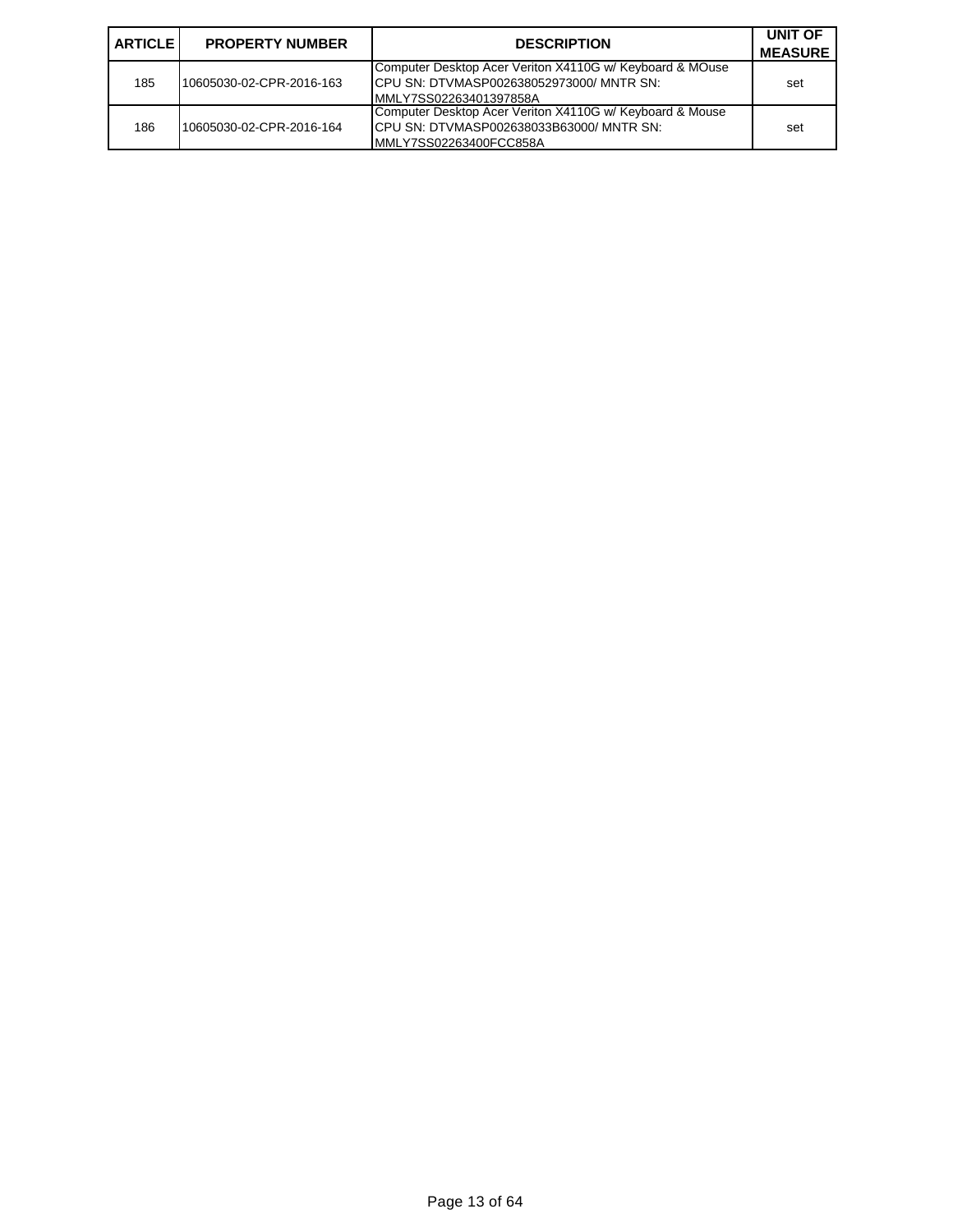| ARTICLE | PROPERTY NUMBER | DESCRIPTION | UNIT OF MEASURE |
| --- | --- | --- | --- |
| 185 | 10605030-02-CPR-2016-163 | Computer Desktop Acer Veriton X4110G w/ Keyboard & MOuse CPU SN: DTVMASP002638052973000/ MNTR SN: MMLY7SS02263401397858A | set |
| 186 | 10605030-02-CPR-2016-164 | Computer Desktop Acer Veriton X4110G w/ Keyboard & Mouse CPU SN: DTVMASP002638033B63000/ MNTR SN: MMLY7SS02263400FCC858A | set |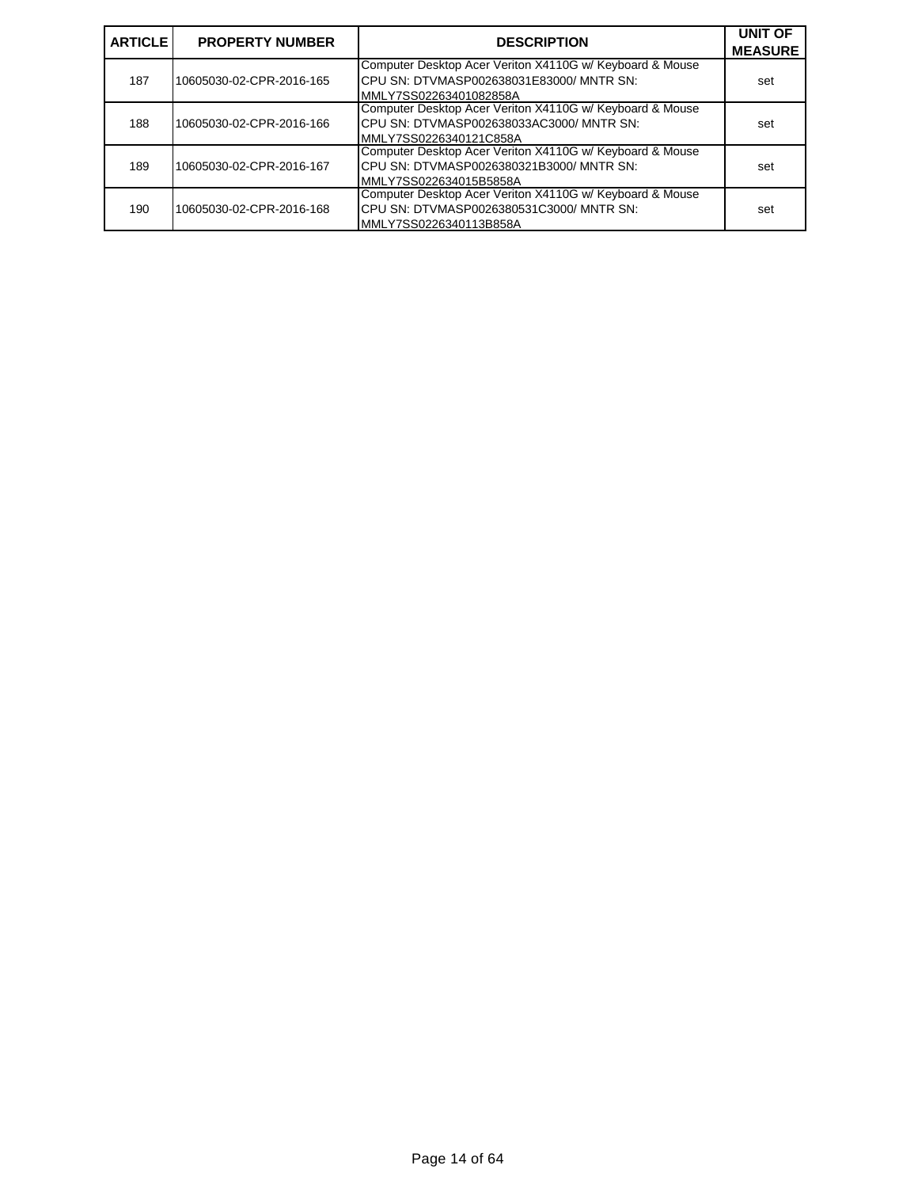| ARTICLE | PROPERTY NUMBER | DESCRIPTION | UNIT OF MEASURE |
|---|---|---|---|
| 187 | 10605030-02-CPR-2016-165 | Computer Desktop Acer Veriton X4110G w/ Keyboard & Mouse CPU SN: DTVMASP002638031E83000/ MNTR SN: MMLY7SS02263401082858A | set |
| 188 | 10605030-02-CPR-2016-166 | Computer Desktop Acer Veriton X4110G w/ Keyboard & Mouse CPU SN: DTVMASP002638033AC3000/ MNTR SN: MMLY7SS0226340121C858A | set |
| 189 | 10605030-02-CPR-2016-167 | Computer Desktop Acer Veriton X4110G w/ Keyboard & Mouse CPU SN: DTVMASP0026380321B3000/ MNTR SN: MMLY7SS022634015B5858A | set |
| 190 | 10605030-02-CPR-2016-168 | Computer Desktop Acer Veriton X4110G w/ Keyboard & Mouse CPU SN: DTVMASP0026380531C3000/ MNTR SN: MMLY7SS0226340113B858A | set |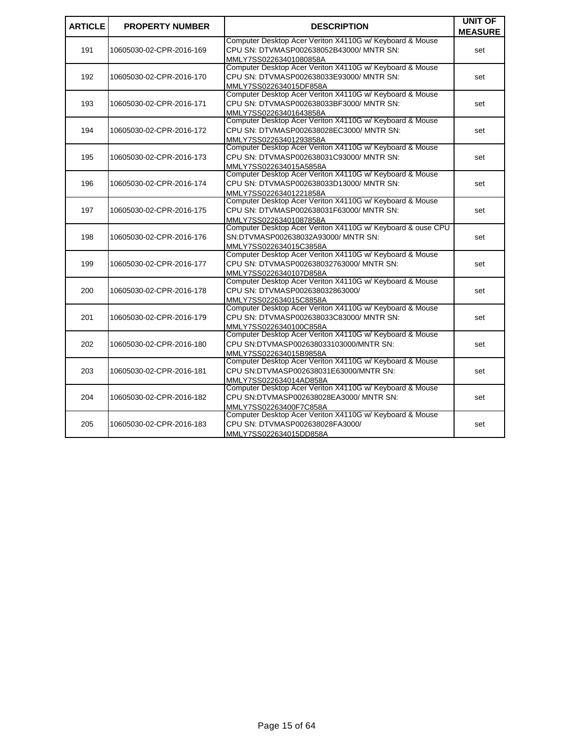| ARTICLE | PROPERTY NUMBER | DESCRIPTION | UNIT OF MEASURE |
|---|---|---|---|
| 191 | 10605030-02-CPR-2016-169 | Computer Desktop Acer Veriton X4110G w/ Keyboard & Mouse CPU SN: DTVMASP002638052B43000/ MNTR SN: MMLY7SS02263401080858A | set |
| 192 | 10605030-02-CPR-2016-170 | Computer Desktop Acer Veriton X4110G w/ Keyboard & Mouse CPU SN: DTVMASP002638033E93000/ MNTR SN: MMLY7SS022634015DF858A | set |
| 193 | 10605030-02-CPR-2016-171 | Computer Desktop Acer Veriton X4110G w/ Keyboard & Mouse CPU SN: DTVMASP002638033BF3000/ MNTR SN: MMLY7SS02263401643858A | set |
| 194 | 10605030-02-CPR-2016-172 | Computer Desktop Acer Veriton X4110G w/ Keyboard & Mouse CPU SN: DTVMASP002638028EC3000/ MNTR SN: MMLY7SS02263401293858A | set |
| 195 | 10605030-02-CPR-2016-173 | Computer Desktop Acer Veriton X4110G w/ Keyboard & Mouse CPU SN: DTVMASP002638031C93000/ MNTR SN: MMLY7SS022634015A5858A | set |
| 196 | 10605030-02-CPR-2016-174 | Computer Desktop Acer Veriton X4110G w/ Keyboard & Mouse CPU SN: DTVMASP002638033D13000/ MNTR SN: MMLY7SS02263401221858A | set |
| 197 | 10605030-02-CPR-2016-175 | Computer Desktop Acer Veriton X4110G w/ Keyboard & Mouse CPU SN: DTVMASP002638031F63000/ MNTR SN: MMLY7SS02263401087858A | set |
| 198 | 10605030-02-CPR-2016-176 | Computer Desktop Acer Veriton X4110G w/ Keyboard & ouse CPU SN:DTVMASP002638032A93000/ MNTR SN: MMLY7SS022634015C3858A | set |
| 199 | 10605030-02-CPR-2016-177 | Computer Desktop Acer Veriton X4110G w/ Keyboard & Mouse CPU SN: DTVMASP002638032763000/ MNTR SN: MMLY7SS0226340107D858A | set |
| 200 | 10605030-02-CPR-2016-178 | Computer Desktop Acer Veriton X4110G w/ Keyboard & Mouse CPU SN: DTVMASP002638032863000/ MMLY7SS022634015C8858A | set |
| 201 | 10605030-02-CPR-2016-179 | Computer Desktop Acer Veriton X4110G w/ Keyboard & Mouse CPU SN: DTVMASP002638033C83000/ MNTR SN: MMLY7SS0226340100C858A | set |
| 202 | 10605030-02-CPR-2016-180 | Computer Desktop Acer Veriton X4110G w/ Keyboard & Mouse CPU SN:DTVMASP002638033103000/MNTR SN: MMLY7SS022634015B9858A | set |
| 203 | 10605030-02-CPR-2016-181 | Computer Desktop Acer Veriton X4110G w/ Keyboard & Mouse CPU SN:DTVMASP002638031E63000/MNTR SN: MMLY7SS022634014AD858A | set |
| 204 | 10605030-02-CPR-2016-182 | Computer Desktop Acer Veriton X4110G w/ Keyboard & Mouse CPU SN:DTVMASP002638028EA3000/ MNTR SN: MMLY7SS02263400F7C858A | set |
| 205 | 10605030-02-CPR-2016-183 | Computer Desktop Acer Veriton X4110G w/ Keyboard & Mouse CPU SN: DTVMASP002638028FA3000/ MMLY7SS022634015DD858A | set |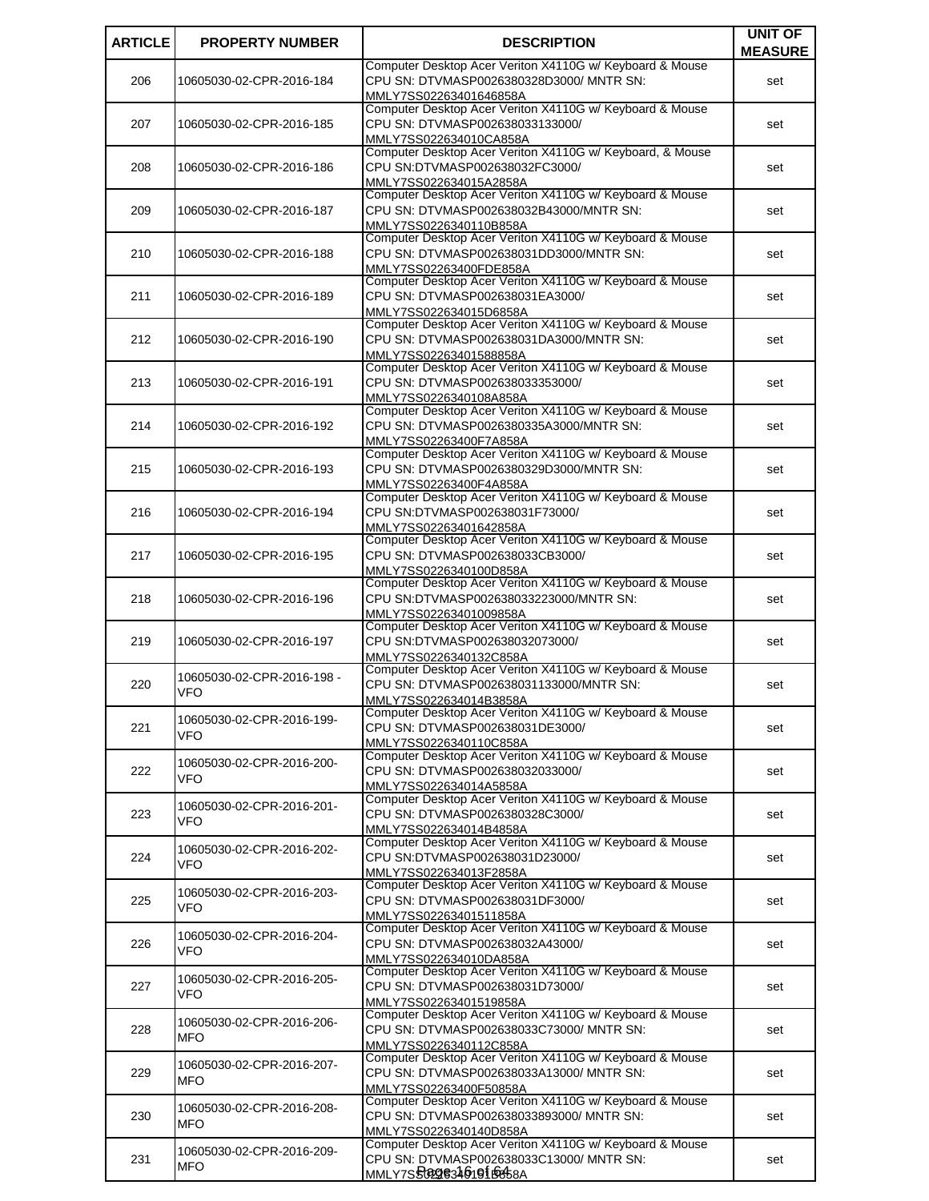| ARTICLE | PROPERTY NUMBER | DESCRIPTION | UNIT OF MEASURE |
|---|---|---|---|
| 206 | 10605030-02-CPR-2016-184 | Computer Desktop Acer Veriton X4110G w/ Keyboard & Mouse CPU SN: DTVMASP0026380328D3000/ MNTR SN: MMLY7SS02263401646858A | set |
| 207 | 10605030-02-CPR-2016-185 | Computer Desktop Acer Veriton X4110G w/ Keyboard & Mouse CPU SN: DTVMASP002638033133000/ MMLY7SS022634010CA858A | set |
| 208 | 10605030-02-CPR-2016-186 | Computer Desktop Acer Veriton X4110G w/ Keyboard, & Mouse CPU SN:DTVMASP002638032FC3000/ MMLY7SS022634015A2858A | set |
| 209 | 10605030-02-CPR-2016-187 | Computer Desktop Acer Veriton X4110G w/ Keyboard & Mouse CPU SN: DTVMASP002638032B43000/MNTR SN: MMLY7SS0226340110B858A | set |
| 210 | 10605030-02-CPR-2016-188 | Computer Desktop Acer Veriton X4110G w/ Keyboard & Mouse CPU SN: DTVMASP002638031DD3000/MNTR SN: MMLY7SS02263400FDE858A | set |
| 211 | 10605030-02-CPR-2016-189 | Computer Desktop Acer Veriton X4110G w/ Keyboard & Mouse CPU SN: DTVMASP002638031EA3000/ MMLY7SS022634015D6858A | set |
| 212 | 10605030-02-CPR-2016-190 | Computer Desktop Acer Veriton X4110G w/ Keyboard & Mouse CPU SN: DTVMASP002638031DA3000/MNTR SN: MMLY7SS02263401588858A | set |
| 213 | 10605030-02-CPR-2016-191 | Computer Desktop Acer Veriton X4110G w/ Keyboard & Mouse CPU SN: DTVMASP002638033353000/ MMLY7SS0226340108A858A | set |
| 214 | 10605030-02-CPR-2016-192 | Computer Desktop Acer Veriton X4110G w/ Keyboard & Mouse CPU SN: DTVMASP0026380335A3000/MNTR SN: MMLY7SS02263400F7A858A | set |
| 215 | 10605030-02-CPR-2016-193 | Computer Desktop Acer Veriton X4110G w/ Keyboard & Mouse CPU SN: DTVMASP0026380329D3000/MNTR SN: MMLY7SS02263400F4A858A | set |
| 216 | 10605030-02-CPR-2016-194 | Computer Desktop Acer Veriton X4110G w/ Keyboard & Mouse CPU SN:DTVMASP002638031F73000/ MMLY7SS02263401642858A | set |
| 217 | 10605030-02-CPR-2016-195 | Computer Desktop Acer Veriton X4110G w/ Keyboard & Mouse CPU SN: DTVMASP002638033CB3000/ MMLY7SS0226340100D858A | set |
| 218 | 10605030-02-CPR-2016-196 | Computer Desktop Acer Veriton X4110G w/ Keyboard & Mouse CPU SN:DTVMASP002638033223000/MNTR SN: MMLY7SS02263401009858A | set |
| 219 | 10605030-02-CPR-2016-197 | Computer Desktop Acer Veriton X4110G w/ Keyboard & Mouse CPU SN:DTVMASP002638032073000/ MMLY7SS0226340132C858A | set |
| 220 | 10605030-02-CPR-2016-198 - VFO | Computer Desktop Acer Veriton X4110G w/ Keyboard & Mouse CPU SN: DTVMASP002638031133000/MNTR SN: MMLY7SS022634014B3858A | set |
| 221 | 10605030-02-CPR-2016-199-VFO | Computer Desktop Acer Veriton X4110G w/ Keyboard & Mouse CPU SN: DTVMASP002638031DE3000/ MMLY7SS0226340110C858A | set |
| 222 | 10605030-02-CPR-2016-200-VFO | Computer Desktop Acer Veriton X4110G w/ Keyboard & Mouse CPU SN: DTVMASP002638032033000/ MMLY7SS022634014A5858A | set |
| 223 | 10605030-02-CPR-2016-201-VFO | Computer Desktop Acer Veriton X4110G w/ Keyboard & Mouse CPU SN: DTVMASP0026380328C3000/ MMLY7SS022634014B4858A | set |
| 224 | 10605030-02-CPR-2016-202-VFO | Computer Desktop Acer Veriton X4110G w/ Keyboard & Mouse CPU SN:DTVMASP002638031D23000/ MMLY7SS022634013F2858A | set |
| 225 | 10605030-02-CPR-2016-203-VFO | Computer Desktop Acer Veriton X4110G w/ Keyboard & Mouse CPU SN: DTVMASP002638031DF3000/ MMLY7SS02263401511858A | set |
| 226 | 10605030-02-CPR-2016-204-VFO | Computer Desktop Acer Veriton X4110G w/ Keyboard & Mouse CPU SN: DTVMASP002638032A43000/ MMLY7SS022634010DA858A | set |
| 227 | 10605030-02-CPR-2016-205-VFO | Computer Desktop Acer Veriton X4110G w/ Keyboard & Mouse CPU SN: DTVMASP002638031D73000/ MMLY7SS02263401519858A | set |
| 228 | 10605030-02-CPR-2016-206-MFO | Computer Desktop Acer Veriton X4110G w/ Keyboard & Mouse CPU SN: DTVMASP002638033C73000/ MNTR SN: MMLY7SS0226340112C858A | set |
| 229 | 10605030-02-CPR-2016-207-MFO | Computer Desktop Acer Veriton X4110G w/ Keyboard & Mouse CPU SN: DTVMASP002638033A13000/ MNTR SN: MMLY7SS02263400F50858A | set |
| 230 | 10605030-02-CPR-2016-208-MFO | Computer Desktop Acer Veriton X4110G w/ Keyboard & Mouse CPU SN: DTVMASP002638033893000/ MNTR SN: MMLY7SS0226340140D858A | set |
| 231 | 10605030-02-CPR-2016-209-MFO | Computer Desktop Acer Veriton X4110G w/ Keyboard & Mouse CPU SN: DTVMASP002638033C13000/ MNTR SN: MMLY7SS02263401915858A | set |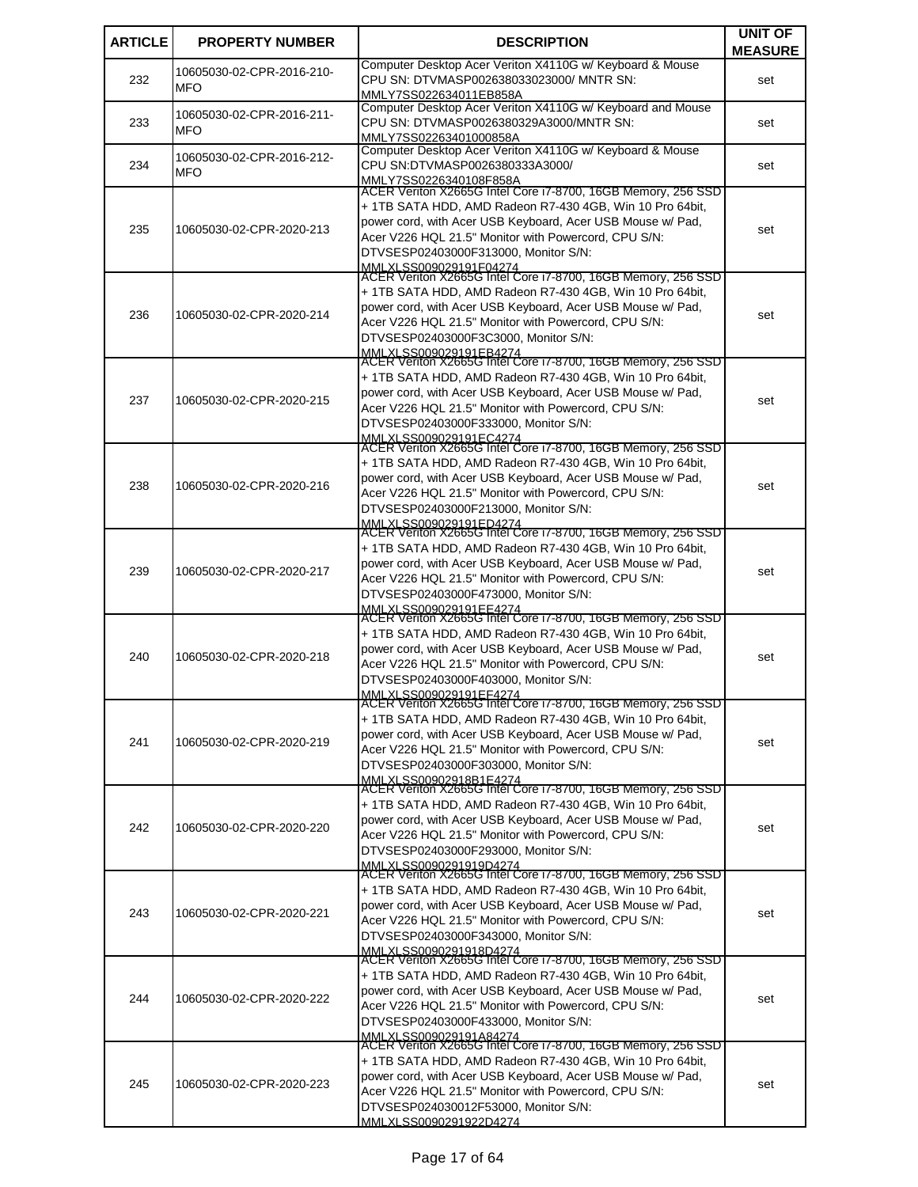| ARTICLE | PROPERTY NUMBER | DESCRIPTION | UNIT OF MEASURE |
|---|---|---|---|
| 232 | 10605030-02-CPR-2016-210-MFO | Computer Desktop Acer Veriton X4110G w/ Keyboard & Mouse CPU SN: DTVMASP002638033023000/ MNTR SN: MMLY7SS022634011EB858A | set |
| 233 | 10605030-02-CPR-2016-211-MFO | Computer Desktop Acer Veriton X4110G w/ Keyboard and Mouse CPU SN: DTVMASP0026380329A3000/MNTR SN: MMLY7SS02263401000858A | set |
| 234 | 10605030-02-CPR-2016-212-MFO | Computer Desktop Acer Veriton X4110G w/ Keyboard & Mouse CPU SN:DTVMASP0026380333A3000/ MMLY7SS0226340108F858A | set |
| 235 | 10605030-02-CPR-2020-213 | ACER Veriton X2665G Intel Core i7-8700, 16GB Memory, 256 SSD + 1TB SATA HDD, AMD Radeon R7-430 4GB, Win 10 Pro 64bit, power cord, with Acer USB Keyboard, Acer USB Mouse w/ Pad, Acer V226 HQL 21.5" Monitor with Powercord, CPU S/N: DTVSESP02403000F313000, Monitor S/N: MMLXLSS009029191F04274 | set |
| 236 | 10605030-02-CPR-2020-214 | ACER Veriton X2665G Intel Core i7-8700, 16GB Memory, 256 SSD + 1TB SATA HDD, AMD Radeon R7-430 4GB, Win 10 Pro 64bit, power cord, with Acer USB Keyboard, Acer USB Mouse w/ Pad, Acer V226 HQL 21.5" Monitor with Powercord, CPU S/N: DTVSESP02403000F3C3000, Monitor S/N: MMLXLSS009029191EB4274 | set |
| 237 | 10605030-02-CPR-2020-215 | ACER Veriton X2665G Intel Core i7-8700, 16GB Memory, 256 SSD + 1TB SATA HDD, AMD Radeon R7-430 4GB, Win 10 Pro 64bit, power cord, with Acer USB Keyboard, Acer USB Mouse w/ Pad, Acer V226 HQL 21.5" Monitor with Powercord, CPU S/N: DTVSESP02403000F333000, Monitor S/N: MMLXLSS009029191EC4274 | set |
| 238 | 10605030-02-CPR-2020-216 | ACER Veriton X2665G Intel Core i7-8700, 16GB Memory, 256 SSD + 1TB SATA HDD, AMD Radeon R7-430 4GB, Win 10 Pro 64bit, power cord, with Acer USB Keyboard, Acer USB Mouse w/ Pad, Acer V226 HQL 21.5" Monitor with Powercord, CPU S/N: DTVSESP02403000F213000, Monitor S/N: MMLXLSS009029191ED4274 | set |
| 239 | 10605030-02-CPR-2020-217 | ACER Veriton X2665G Intel Core i7-8700, 16GB Memory, 256 SSD + 1TB SATA HDD, AMD Radeon R7-430 4GB, Win 10 Pro 64bit, power cord, with Acer USB Keyboard, Acer USB Mouse w/ Pad, Acer V226 HQL 21.5" Monitor with Powercord, CPU S/N: DTVSESP02403000F473000, Monitor S/N: MMLXLSS009029191EE4274 | set |
| 240 | 10605030-02-CPR-2020-218 | ACER Veriton X2665G Intel Core i7-8700, 16GB Memory, 256 SSD + 1TB SATA HDD, AMD Radeon R7-430 4GB, Win 10 Pro 64bit, power cord, with Acer USB Keyboard, Acer USB Mouse w/ Pad, Acer V226 HQL 21.5" Monitor with Powercord, CPU S/N: DTVSESP02403000F403000, Monitor S/N: MMLXLSS009029191EF4274 | set |
| 241 | 10605030-02-CPR-2020-219 | ACER Veriton X2665G Intel Core i7-8700, 16GB Memory, 256 SSD + 1TB SATA HDD, AMD Radeon R7-430 4GB, Win 10 Pro 64bit, power cord, with Acer USB Keyboard, Acer USB Mouse w/ Pad, Acer V226 HQL 21.5" Monitor with Powercord, CPU S/N: DTVSESP02403000F303000, Monitor S/N: MMLXLSS00902918B1E4274 | set |
| 242 | 10605030-02-CPR-2020-220 | ACER Veriton X2665G Intel Core i7-8700, 16GB Memory, 256 SSD + 1TB SATA HDD, AMD Radeon R7-430 4GB, Win 10 Pro 64bit, power cord, with Acer USB Keyboard, Acer USB Mouse w/ Pad, Acer V226 HQL 21.5" Monitor with Powercord, CPU S/N: DTVSESP02403000F293000, Monitor S/N: MMLXLSS0090291919D4274 | set |
| 243 | 10605030-02-CPR-2020-221 | ACER Veriton X2665G Intel Core i7-8700, 16GB Memory, 256 SSD + 1TB SATA HDD, AMD Radeon R7-430 4GB, Win 10 Pro 64bit, power cord, with Acer USB Keyboard, Acer USB Mouse w/ Pad, Acer V226 HQL 21.5" Monitor with Powercord, CPU S/N: DTVSESP02403000F343000, Monitor S/N: MMLXLSS0090291918D4274 | set |
| 244 | 10605030-02-CPR-2020-222 | ACER Veriton X2665G Intel Core i7-8700, 16GB Memory, 256 SSD + 1TB SATA HDD, AMD Radeon R7-430 4GB, Win 10 Pro 64bit, power cord, with Acer USB Keyboard, Acer USB Mouse w/ Pad, Acer V226 HQL 21.5" Monitor with Powercord, CPU S/N: DTVSESP02403000F433000, Monitor S/N: MMLXLSS009029191A84274 | set |
| 245 | 10605030-02-CPR-2020-223 | ACER Veriton X2665G Intel Core i7-8700, 16GB Memory, 256 SSD + 1TB SATA HDD, AMD Radeon R7-430 4GB, Win 10 Pro 64bit, power cord, with Acer USB Keyboard, Acer USB Mouse w/ Pad, Acer V226 HQL 21.5" Monitor with Powercord, CPU S/N: DTVSESP024030012F53000, Monitor S/N: MMLXLSS0090291922D4274 | set |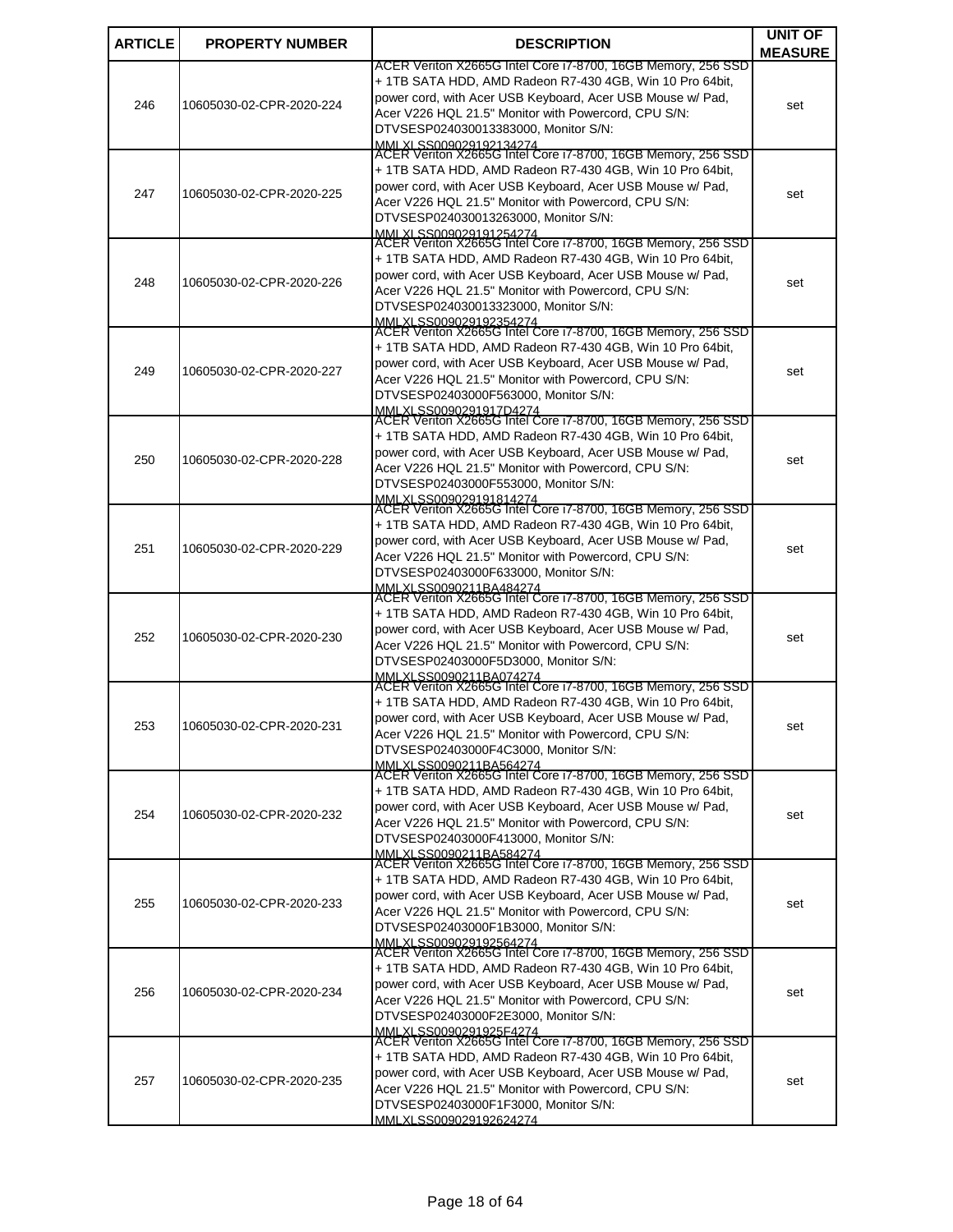| ARTICLE | PROPERTY NUMBER | DESCRIPTION | UNIT OF MEASURE |
|---|---|---|---|
| 246 | 10605030-02-CPR-2020-224 | ACER Veriton X2665G Intel Core i7-8700, 16GB Memory, 256 SSD + 1TB SATA HDD, AMD Radeon R7-430 4GB, Win 10 Pro 64bit, power cord, with Acer USB Keyboard, Acer USB Mouse w/ Pad, Acer V226 HQL 21.5" Monitor with Powercord, CPU S/N: DTVSESP024030013383000, Monitor S/N: MMLXLSS009029192134274 | set |
| 247 | 10605030-02-CPR-2020-225 | ACER Veriton X2665G Intel Core i7-8700, 16GB Memory, 256 SSD + 1TB SATA HDD, AMD Radeon R7-430 4GB, Win 10 Pro 64bit, power cord, with Acer USB Keyboard, Acer USB Mouse w/ Pad, Acer V226 HQL 21.5" Monitor with Powercord, CPU S/N: DTVSESP024030013263000, Monitor S/N: MMLXLSS009029191254274 | set |
| 248 | 10605030-02-CPR-2020-226 | ACER Veriton X2665G Intel Core i7-8700, 16GB Memory, 256 SSD + 1TB SATA HDD, AMD Radeon R7-430 4GB, Win 10 Pro 64bit, power cord, with Acer USB Keyboard, Acer USB Mouse w/ Pad, Acer V226 HQL 21.5" Monitor with Powercord, CPU S/N: DTVSESP024030013323000, Monitor S/N: MMLXLSS009029192354274 | set |
| 249 | 10605030-02-CPR-2020-227 | ACER Veriton X2665G Intel Core i7-8700, 16GB Memory, 256 SSD + 1TB SATA HDD, AMD Radeon R7-430 4GB, Win 10 Pro 64bit, power cord, with Acer USB Keyboard, Acer USB Mouse w/ Pad, Acer V226 HQL 21.5" Monitor with Powercord, CPU S/N: DTVSESP02403000F563000, Monitor S/N: MMLXLSS0090291917D4274 | set |
| 250 | 10605030-02-CPR-2020-228 | ACER Veriton X2665G Intel Core i7-8700, 16GB Memory, 256 SSD + 1TB SATA HDD, AMD Radeon R7-430 4GB, Win 10 Pro 64bit, power cord, with Acer USB Keyboard, Acer USB Mouse w/ Pad, Acer V226 HQL 21.5" Monitor with Powercord, CPU S/N: DTVSESP02403000F553000, Monitor S/N: MMLXLSS009029191814274 | set |
| 251 | 10605030-02-CPR-2020-229 | ACER Veriton X2665G Intel Core i7-8700, 16GB Memory, 256 SSD + 1TB SATA HDD, AMD Radeon R7-430 4GB, Win 10 Pro 64bit, power cord, with Acer USB Keyboard, Acer USB Mouse w/ Pad, Acer V226 HQL 21.5" Monitor with Powercord, CPU S/N: DTVSESP02403000F633000, Monitor S/N: MMLXLSS0090211BA484274 | set |
| 252 | 10605030-02-CPR-2020-230 | ACER Veriton X2665G Intel Core i7-8700, 16GB Memory, 256 SSD + 1TB SATA HDD, AMD Radeon R7-430 4GB, Win 10 Pro 64bit, power cord, with Acer USB Keyboard, Acer USB Mouse w/ Pad, Acer V226 HQL 21.5" Monitor with Powercord, CPU S/N: DTVSESP02403000F5D3000, Monitor S/N: MMLXLSS0090211BA074274 | set |
| 253 | 10605030-02-CPR-2020-231 | ACER Veriton X2665G Intel Core i7-8700, 16GB Memory, 256 SSD + 1TB SATA HDD, AMD Radeon R7-430 4GB, Win 10 Pro 64bit, power cord, with Acer USB Keyboard, Acer USB Mouse w/ Pad, Acer V226 HQL 21.5" Monitor with Powercord, CPU S/N: DTVSESP02403000F4C3000, Monitor S/N: MMLXLSS0090211BA564274 | set |
| 254 | 10605030-02-CPR-2020-232 | ACER Veriton X2665G Intel Core i7-8700, 16GB Memory, 256 SSD + 1TB SATA HDD, AMD Radeon R7-430 4GB, Win 10 Pro 64bit, power cord, with Acer USB Keyboard, Acer USB Mouse w/ Pad, Acer V226 HQL 21.5" Monitor with Powercord, CPU S/N: DTVSESP02403000F413000, Monitor S/N: MMLXLSS0090211BA584274 | set |
| 255 | 10605030-02-CPR-2020-233 | ACER Veriton X2665G Intel Core i7-8700, 16GB Memory, 256 SSD + 1TB SATA HDD, AMD Radeon R7-430 4GB, Win 10 Pro 64bit, power cord, with Acer USB Keyboard, Acer USB Mouse w/ Pad, Acer V226 HQL 21.5" Monitor with Powercord, CPU S/N: DTVSESP02403000F1B3000, Monitor S/N: MMLXLSS009029192564274 | set |
| 256 | 10605030-02-CPR-2020-234 | ACER Veriton X2665G Intel Core i7-8700, 16GB Memory, 256 SSD + 1TB SATA HDD, AMD Radeon R7-430 4GB, Win 10 Pro 64bit, power cord, with Acer USB Keyboard, Acer USB Mouse w/ Pad, Acer V226 HQL 21.5" Monitor with Powercord, CPU S/N: DTVSESP02403000F2E3000, Monitor S/N: MMLXLSS0090291925F4274 | set |
| 257 | 10605030-02-CPR-2020-235 | ACER Veriton X2665G Intel Core i7-8700, 16GB Memory, 256 SSD + 1TB SATA HDD, AMD Radeon R7-430 4GB, Win 10 Pro 64bit, power cord, with Acer USB Keyboard, Acer USB Mouse w/ Pad, Acer V226 HQL 21.5" Monitor with Powercord, CPU S/N: DTVSESP02403000F1F3000, Monitor S/N: MMLXLSS009029192624274 | set |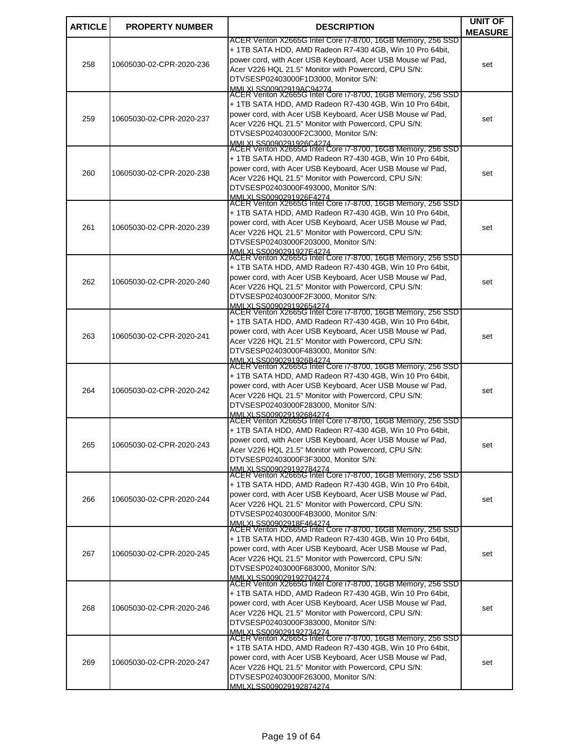| ARTICLE | PROPERTY NUMBER | DESCRIPTION | UNIT OF MEASURE |
|---|---|---|---|
| 258 | 10605030-02-CPR-2020-236 | ACER Veriton X2665G Intel Core i7-8700, 16GB Memory, 256 SSD + 1TB SATA HDD, AMD Radeon R7-430 4GB, Win 10 Pro 64bit, power cord, with Acer USB Keyboard, Acer USB Mouse w/ Pad, Acer V226 HQL 21.5" Monitor with Powercord, CPU S/N: DTVSESP02403000F1D3000, Monitor S/N: MMLXLSS00902919AC94274 | set |
| 259 | 10605030-02-CPR-2020-237 | ACER Veriton X2665G Intel Core i7-8700, 16GB Memory, 256 SSD + 1TB SATA HDD, AMD Radeon R7-430 4GB, Win 10 Pro 64bit, power cord, with Acer USB Keyboard, Acer USB Mouse w/ Pad, Acer V226 HQL 21.5" Monitor with Powercord, CPU S/N: DTVSESP02403000F2C3000, Monitor S/N: MMLXLSS0090291926C4274 | set |
| 260 | 10605030-02-CPR-2020-238 | ACER Veriton X2665G Intel Core i7-8700, 16GB Memory, 256 SSD + 1TB SATA HDD, AMD Radeon R7-430 4GB, Win 10 Pro 64bit, power cord, with Acer USB Keyboard, Acer USB Mouse w/ Pad, Acer V226 HQL 21.5" Monitor with Powercord, CPU S/N: DTVSESP02403000F493000, Monitor S/N: MMLXLSS0090291926F4274 | set |
| 261 | 10605030-02-CPR-2020-239 | ACER Veriton X2665G Intel Core i7-8700, 16GB Memory, 256 SSD + 1TB SATA HDD, AMD Radeon R7-430 4GB, Win 10 Pro 64bit, power cord, with Acer USB Keyboard, Acer USB Mouse w/ Pad, Acer V226 HQL 21.5" Monitor with Powercord, CPU S/N: DTVSESP02403000F203000, Monitor S/N: MMLXLSS0090291927E4274 | set |
| 262 | 10605030-02-CPR-2020-240 | ACER Veriton X2665G Intel Core i7-8700, 16GB Memory, 256 SSD + 1TB SATA HDD, AMD Radeon R7-430 4GB, Win 10 Pro 64bit, power cord, with Acer USB Keyboard, Acer USB Mouse w/ Pad, Acer V226 HQL 21.5" Monitor with Powercord, CPU S/N: DTVSESP02403000F2F3000, Monitor S/N: MMLXLSS009029192654274 | set |
| 263 | 10605030-02-CPR-2020-241 | ACER Veriton X2665G Intel Core i7-8700, 16GB Memory, 256 SSD + 1TB SATA HDD, AMD Radeon R7-430 4GB, Win 10 Pro 64bit, power cord, with Acer USB Keyboard, Acer USB Mouse w/ Pad, Acer V226 HQL 21.5" Monitor with Powercord, CPU S/N: DTVSESP02403000F483000, Monitor S/N: MMLXLSS0090291926B4274 | set |
| 264 | 10605030-02-CPR-2020-242 | ACER Veriton X2665G Intel Core i7-8700, 16GB Memory, 256 SSD + 1TB SATA HDD, AMD Radeon R7-430 4GB, Win 10 Pro 64bit, power cord, with Acer USB Keyboard, Acer USB Mouse w/ Pad, Acer V226 HQL 21.5" Monitor with Powercord, CPU S/N: DTVSESP02403000F283000, Monitor S/N: MMLXLSS009029192684274 | set |
| 265 | 10605030-02-CPR-2020-243 | ACER Veriton X2665G Intel Core i7-8700, 16GB Memory, 256 SSD + 1TB SATA HDD, AMD Radeon R7-430 4GB, Win 10 Pro 64bit, power cord, with Acer USB Keyboard, Acer USB Mouse w/ Pad, Acer V226 HQL 21.5" Monitor with Powercord, CPU S/N: DTVSESP02403000F3F3000, Monitor S/N: MMLXLSS009029192784274 | set |
| 266 | 10605030-02-CPR-2020-244 | ACER Veriton X2665G Intel Core i7-8700, 16GB Memory, 256 SSD + 1TB SATA HDD, AMD Radeon R7-430 4GB, Win 10 Pro 64bit, power cord, with Acer USB Keyboard, Acer USB Mouse w/ Pad, Acer V226 HQL 21.5" Monitor with Powercord, CPU S/N: DTVSESP02403000F4B3000, Monitor S/N: MMLXLSS00902918F464274 | set |
| 267 | 10605030-02-CPR-2020-245 | ACER Veriton X2665G Intel Core i7-8700, 16GB Memory, 256 SSD + 1TB SATA HDD, AMD Radeon R7-430 4GB, Win 10 Pro 64bit, power cord, with Acer USB Keyboard, Acer USB Mouse w/ Pad, Acer V226 HQL 21.5" Monitor with Powercord, CPU S/N: DTVSESP02403000F683000, Monitor S/N: MMLXLSS009029192704274 | set |
| 268 | 10605030-02-CPR-2020-246 | ACER Veriton X2665G Intel Core i7-8700, 16GB Memory, 256 SSD + 1TB SATA HDD, AMD Radeon R7-430 4GB, Win 10 Pro 64bit, power cord, with Acer USB Keyboard, Acer USB Mouse w/ Pad, Acer V226 HQL 21.5" Monitor with Powercord, CPU S/N: DTVSESP02403000F383000, Monitor S/N: MMLXLSS009029192734274 | set |
| 269 | 10605030-02-CPR-2020-247 | ACER Veriton X2665G Intel Core i7-8700, 16GB Memory, 256 SSD + 1TB SATA HDD, AMD Radeon R7-430 4GB, Win 10 Pro 64bit, power cord, with Acer USB Keyboard, Acer USB Mouse w/ Pad, Acer V226 HQL 21.5" Monitor with Powercord, CPU S/N: DTVSESP02403000F263000, Monitor S/N: MMLXLSS009029192874274 | set |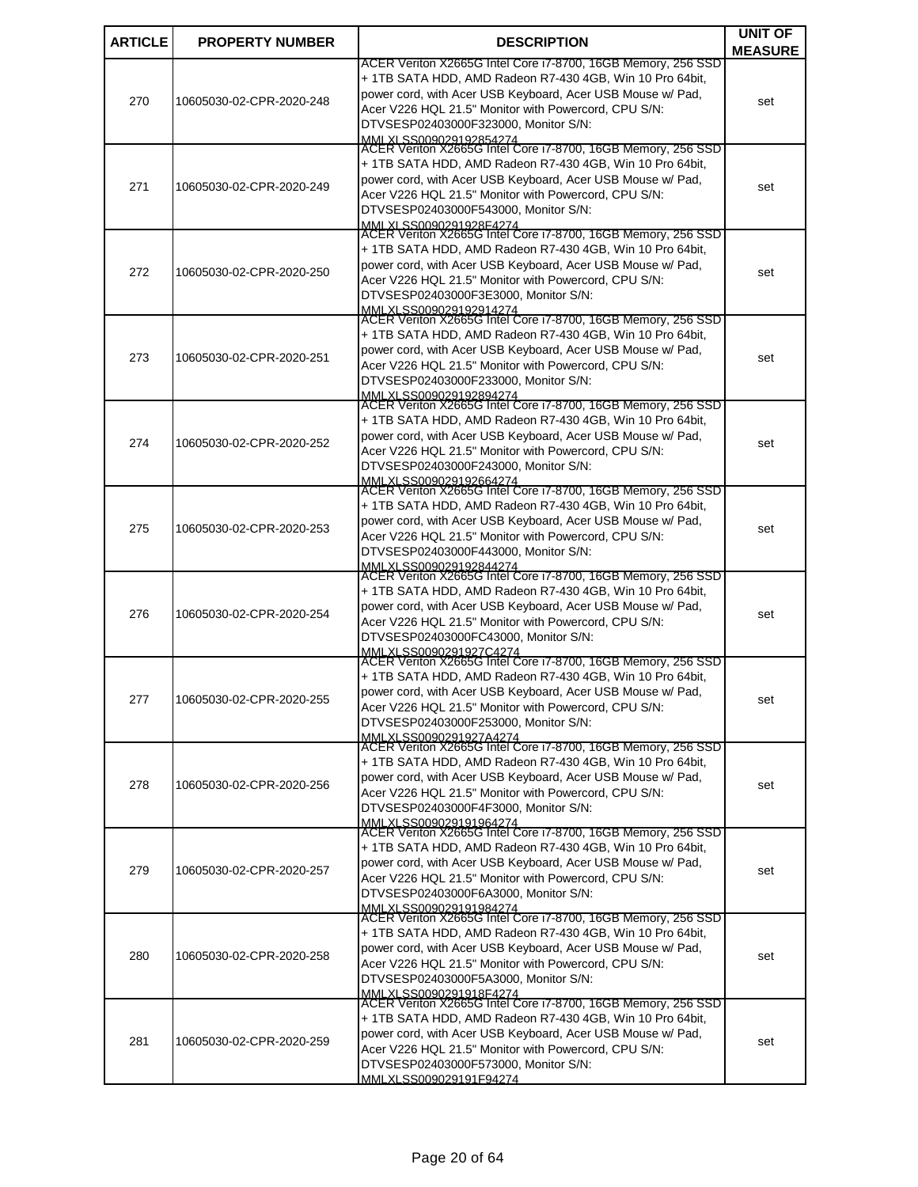| ARTICLE | PROPERTY NUMBER | DESCRIPTION | UNIT OF MEASURE |
|---|---|---|---|
| 270 | 10605030-02-CPR-2020-248 | ACER Veriton X2665G Intel Core i7-8700, 16GB Memory, 256 SSD + 1TB SATA HDD, AMD Radeon R7-430 4GB, Win 10 Pro 64bit, power cord, with Acer USB Keyboard, Acer USB Mouse w/ Pad, Acer V226 HQL 21.5" Monitor with Powercord, CPU S/N: DTVSESP02403000F323000, Monitor S/N: MMLXLSS009029192854274 | set |
| 271 | 10605030-02-CPR-2020-249 | ACER Veriton X2665G Intel Core i7-8700, 16GB Memory, 256 SSD + 1TB SATA HDD, AMD Radeon R7-430 4GB, Win 10 Pro 64bit, power cord, with Acer USB Keyboard, Acer USB Mouse w/ Pad, Acer V226 HQL 21.5" Monitor with Powercord, CPU S/N: DTVSESP02403000F543000, Monitor S/N: MMLXLSS0090291928E4274 | set |
| 272 | 10605030-02-CPR-2020-250 | ACER Veriton X2665G Intel Core i7-8700, 16GB Memory, 256 SSD + 1TB SATA HDD, AMD Radeon R7-430 4GB, Win 10 Pro 64bit, power cord, with Acer USB Keyboard, Acer USB Mouse w/ Pad, Acer V226 HQL 21.5" Monitor with Powercord, CPU S/N: DTVSESP02403000F3E3000, Monitor S/N: MMLXLSS009029192914274 | set |
| 273 | 10605030-02-CPR-2020-251 | ACER Veriton X2665G Intel Core i7-8700, 16GB Memory, 256 SSD + 1TB SATA HDD, AMD Radeon R7-430 4GB, Win 10 Pro 64bit, power cord, with Acer USB Keyboard, Acer USB Mouse w/ Pad, Acer V226 HQL 21.5" Monitor with Powercord, CPU S/N: DTVSESP02403000F233000, Monitor S/N: MMLXLSS009029192894274 | set |
| 274 | 10605030-02-CPR-2020-252 | ACER Veriton X2665G Intel Core i7-8700, 16GB Memory, 256 SSD + 1TB SATA HDD, AMD Radeon R7-430 4GB, Win 10 Pro 64bit, power cord, with Acer USB Keyboard, Acer USB Mouse w/ Pad, Acer V226 HQL 21.5" Monitor with Powercord, CPU S/N: DTVSESP02403000F243000, Monitor S/N: MMLXLSS009029192664274 | set |
| 275 | 10605030-02-CPR-2020-253 | ACER Veriton X2665G Intel Core i7-8700, 16GB Memory, 256 SSD + 1TB SATA HDD, AMD Radeon R7-430 4GB, Win 10 Pro 64bit, power cord, with Acer USB Keyboard, Acer USB Mouse w/ Pad, Acer V226 HQL 21.5" Monitor with Powercord, CPU S/N: DTVSESP02403000F443000, Monitor S/N: MMLXLSS009029192844274 | set |
| 276 | 10605030-02-CPR-2020-254 | ACER Veriton X2665G Intel Core i7-8700, 16GB Memory, 256 SSD + 1TB SATA HDD, AMD Radeon R7-430 4GB, Win 10 Pro 64bit, power cord, with Acer USB Keyboard, Acer USB Mouse w/ Pad, Acer V226 HQL 21.5" Monitor with Powercord, CPU S/N: DTVSESP02403000FC43000, Monitor S/N: MMLXLSS0090291927C4274 | set |
| 277 | 10605030-02-CPR-2020-255 | ACER Veriton X2665G Intel Core i7-8700, 16GB Memory, 256 SSD + 1TB SATA HDD, AMD Radeon R7-430 4GB, Win 10 Pro 64bit, power cord, with Acer USB Keyboard, Acer USB Mouse w/ Pad, Acer V226 HQL 21.5" Monitor with Powercord, CPU S/N: DTVSESP02403000F253000, Monitor S/N: MMLXLSS0090291927A4274 | set |
| 278 | 10605030-02-CPR-2020-256 | ACER Veriton X2665G Intel Core i7-8700, 16GB Memory, 256 SSD + 1TB SATA HDD, AMD Radeon R7-430 4GB, Win 10 Pro 64bit, power cord, with Acer USB Keyboard, Acer USB Mouse w/ Pad, Acer V226 HQL 21.5" Monitor with Powercord, CPU S/N: DTVSESP02403000F4F3000, Monitor S/N: MMLXLSS009029191964274 | set |
| 279 | 10605030-02-CPR-2020-257 | ACER Veriton X2665G Intel Core i7-8700, 16GB Memory, 256 SSD + 1TB SATA HDD, AMD Radeon R7-430 4GB, Win 10 Pro 64bit, power cord, with Acer USB Keyboard, Acer USB Mouse w/ Pad, Acer V226 HQL 21.5" Monitor with Powercord, CPU S/N: DTVSESP02403000F6A3000, Monitor S/N: MMLXLSS009029191984274 | set |
| 280 | 10605030-02-CPR-2020-258 | ACER Veriton X2665G Intel Core i7-8700, 16GB Memory, 256 SSD + 1TB SATA HDD, AMD Radeon R7-430 4GB, Win 10 Pro 64bit, power cord, with Acer USB Keyboard, Acer USB Mouse w/ Pad, Acer V226 HQL 21.5" Monitor with Powercord, CPU S/N: DTVSESP02403000F5A3000, Monitor S/N: MMLXLSS0090291918F4274 | set |
| 281 | 10605030-02-CPR-2020-259 | ACER Veriton X2665G Intel Core i7-8700, 16GB Memory, 256 SSD + 1TB SATA HDD, AMD Radeon R7-430 4GB, Win 10 Pro 64bit, power cord, with Acer USB Keyboard, Acer USB Mouse w/ Pad, Acer V226 HQL 21.5" Monitor with Powercord, CPU S/N: DTVSESP02403000F573000, Monitor S/N: MMLXLSS009029191F94274 | set |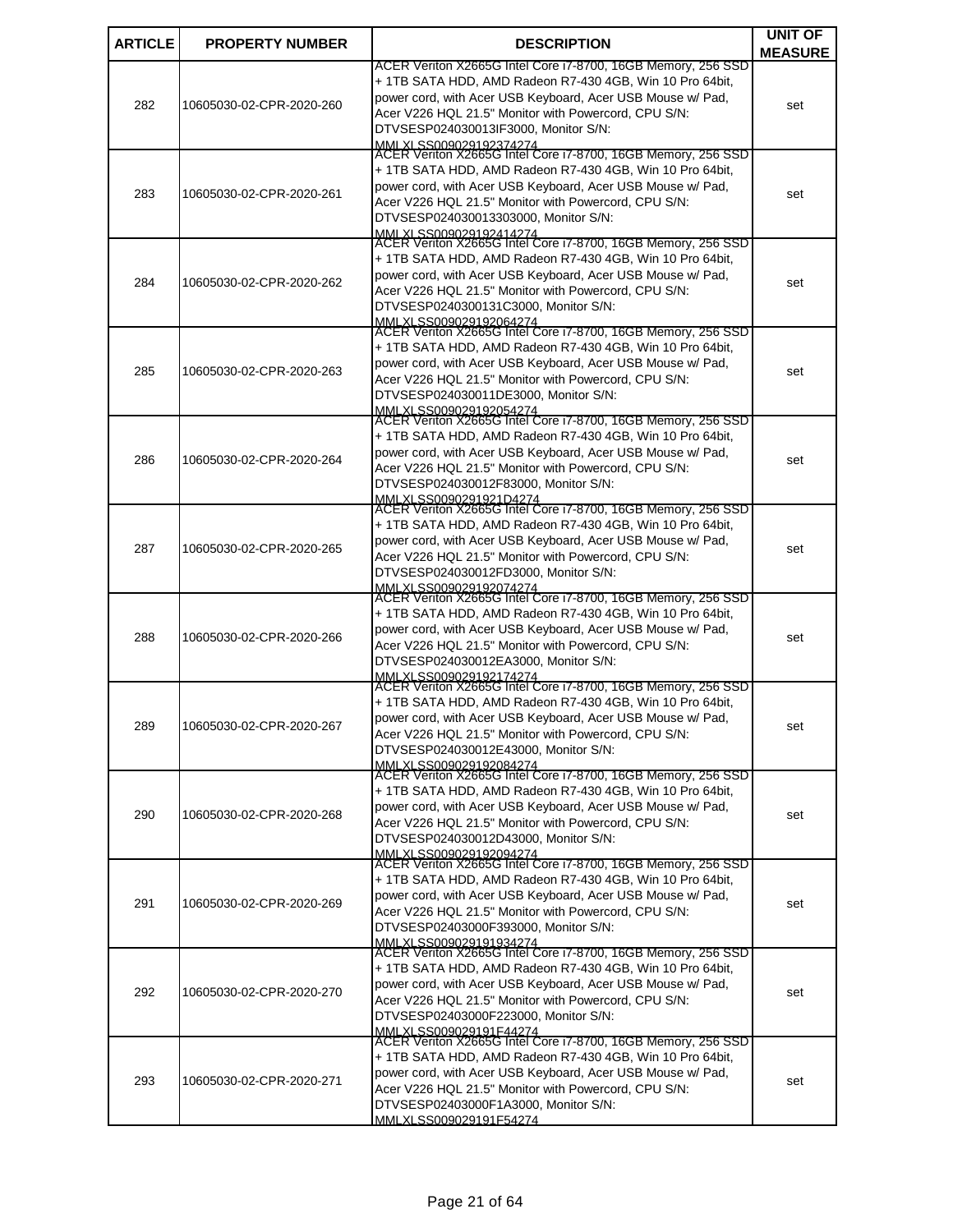| ARTICLE | PROPERTY NUMBER | DESCRIPTION | UNIT OF MEASURE |
|---|---|---|---|
| 282 | 10605030-02-CPR-2020-260 | ACER Veriton X2665G Intel Core i7-8700, 16GB Memory, 256 SSD + 1TB SATA HDD, AMD Radeon R7-430 4GB, Win 10 Pro 64bit, power cord, with Acer USB Keyboard, Acer USB Mouse w/ Pad, Acer V226 HQL 21.5" Monitor with Powercord, CPU S/N: DTVSESP024030013IF3000, Monitor S/N: MMLXLSS009029192374274 | set |
| 283 | 10605030-02-CPR-2020-261 | ACER Veriton X2665G Intel Core i7-8700, 16GB Memory, 256 SSD + 1TB SATA HDD, AMD Radeon R7-430 4GB, Win 10 Pro 64bit, power cord, with Acer USB Keyboard, Acer USB Mouse w/ Pad, Acer V226 HQL 21.5" Monitor with Powercord, CPU S/N: DTVSESP024030013303000, Monitor S/N: MMLXLSS009029192414274 | set |
| 284 | 10605030-02-CPR-2020-262 | ACER Veriton X2665G Intel Core i7-8700, 16GB Memory, 256 SSD + 1TB SATA HDD, AMD Radeon R7-430 4GB, Win 10 Pro 64bit, power cord, with Acer USB Keyboard, Acer USB Mouse w/ Pad, Acer V226 HQL 21.5" Monitor with Powercord, CPU S/N: DTVSESP0240300131C3000, Monitor S/N: MMLXLSS009029192064274 | set |
| 285 | 10605030-02-CPR-2020-263 | ACER Veriton X2665G Intel Core i7-8700, 16GB Memory, 256 SSD + 1TB SATA HDD, AMD Radeon R7-430 4GB, Win 10 Pro 64bit, power cord, with Acer USB Keyboard, Acer USB Mouse w/ Pad, Acer V226 HQL 21.5" Monitor with Powercord, CPU S/N: DTVSESP024030011DE3000, Monitor S/N: MMLXLSS009029192054274 | set |
| 286 | 10605030-02-CPR-2020-264 | ACER Veriton X2665G Intel Core i7-8700, 16GB Memory, 256 SSD + 1TB SATA HDD, AMD Radeon R7-430 4GB, Win 10 Pro 64bit, power cord, with Acer USB Keyboard, Acer USB Mouse w/ Pad, Acer V226 HQL 21.5" Monitor with Powercord, CPU S/N: DTVSESP024030012F83000, Monitor S/N: MMLXLSS0090291921D4274 | set |
| 287 | 10605030-02-CPR-2020-265 | ACER Veriton X2665G Intel Core i7-8700, 16GB Memory, 256 SSD + 1TB SATA HDD, AMD Radeon R7-430 4GB, Win 10 Pro 64bit, power cord, with Acer USB Keyboard, Acer USB Mouse w/ Pad, Acer V226 HQL 21.5" Monitor with Powercord, CPU S/N: DTVSESP024030012FD3000, Monitor S/N: MMLXLSS009029192074274 | set |
| 288 | 10605030-02-CPR-2020-266 | ACER Veriton X2665G Intel Core i7-8700, 16GB Memory, 256 SSD + 1TB SATA HDD, AMD Radeon R7-430 4GB, Win 10 Pro 64bit, power cord, with Acer USB Keyboard, Acer USB Mouse w/ Pad, Acer V226 HQL 21.5" Monitor with Powercord, CPU S/N: DTVSESP024030012EA3000, Monitor S/N: MMLXLSS009029192174274 | set |
| 289 | 10605030-02-CPR-2020-267 | ACER Veriton X2665G Intel Core i7-8700, 16GB Memory, 256 SSD + 1TB SATA HDD, AMD Radeon R7-430 4GB, Win 10 Pro 64bit, power cord, with Acer USB Keyboard, Acer USB Mouse w/ Pad, Acer V226 HQL 21.5" Monitor with Powercord, CPU S/N: DTVSESP024030012E43000, Monitor S/N: MMLXLSS009029192084274 | set |
| 290 | 10605030-02-CPR-2020-268 | ACER Veriton X2665G Intel Core i7-8700, 16GB Memory, 256 SSD + 1TB SATA HDD, AMD Radeon R7-430 4GB, Win 10 Pro 64bit, power cord, with Acer USB Keyboard, Acer USB Mouse w/ Pad, Acer V226 HQL 21.5" Monitor with Powercord, CPU S/N: DTVSESP024030012D43000, Monitor S/N: MMLXLSS009029192094274 | set |
| 291 | 10605030-02-CPR-2020-269 | ACER Veriton X2665G Intel Core i7-8700, 16GB Memory, 256 SSD + 1TB SATA HDD, AMD Radeon R7-430 4GB, Win 10 Pro 64bit, power cord, with Acer USB Keyboard, Acer USB Mouse w/ Pad, Acer V226 HQL 21.5" Monitor with Powercord, CPU S/N: DTVSESP02403000F393000, Monitor S/N: MMLXLSS009029191934274 | set |
| 292 | 10605030-02-CPR-2020-270 | ACER Veriton X2665G Intel Core i7-8700, 16GB Memory, 256 SSD + 1TB SATA HDD, AMD Radeon R7-430 4GB, Win 10 Pro 64bit, power cord, with Acer USB Keyboard, Acer USB Mouse w/ Pad, Acer V226 HQL 21.5" Monitor with Powercord, CPU S/N: DTVSESP02403000F223000, Monitor S/N: MMLXLSS009029191F44274 | set |
| 293 | 10605030-02-CPR-2020-271 | ACER Veriton X2665G Intel Core i7-8700, 16GB Memory, 256 SSD + 1TB SATA HDD, AMD Radeon R7-430 4GB, Win 10 Pro 64bit, power cord, with Acer USB Keyboard, Acer USB Mouse w/ Pad, Acer V226 HQL 21.5" Monitor with Powercord, CPU S/N: DTVSESP02403000F1A3000, Monitor S/N: MMLXLSS009029191F54274 | set |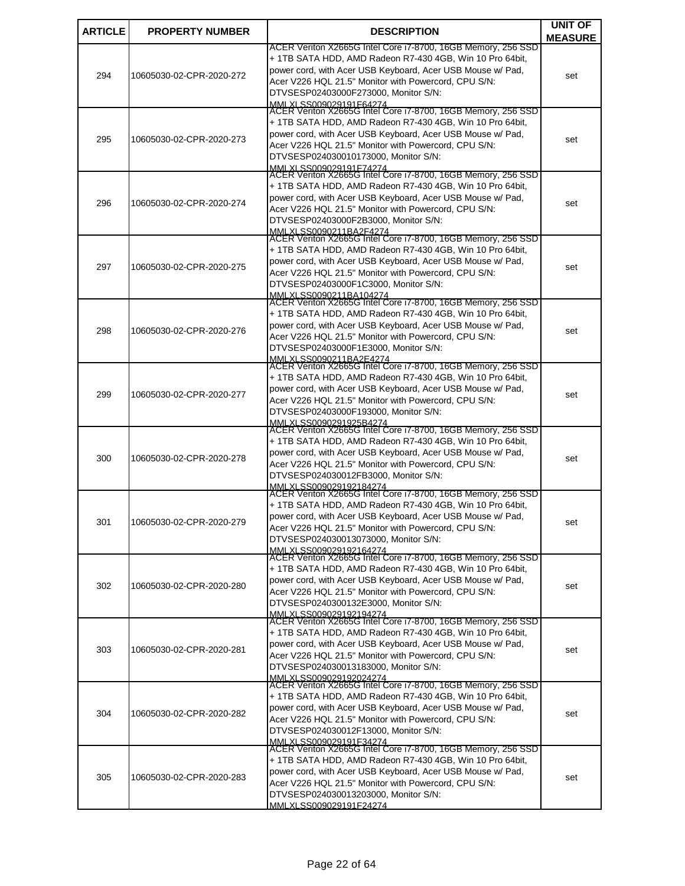| ARTICLE | PROPERTY NUMBER | DESCRIPTION | UNIT OF MEASURE |
|---|---|---|---|
| 294 | 10605030-02-CPR-2020-272 | ACER Veriton X2665G Intel Core i7-8700, 16GB Memory, 256 SSD + 1TB SATA HDD, AMD Radeon R7-430 4GB, Win 10 Pro 64bit, power cord, with Acer USB Keyboard, Acer USB Mouse w/ Pad, Acer V226 HQL 21.5" Monitor with Powercord, CPU S/N: DTVSESP02403000F273000, Monitor S/N: MMLXLSS009029191F64274 | set |
| 295 | 10605030-02-CPR-2020-273 | ACER Veriton X2665G Intel Core i7-8700, 16GB Memory, 256 SSD + 1TB SATA HDD, AMD Radeon R7-430 4GB, Win 10 Pro 64bit, power cord, with Acer USB Keyboard, Acer USB Mouse w/ Pad, Acer V226 HQL 21.5" Monitor with Powercord, CPU S/N: DTVSESP024030010173000, Monitor S/N: MMLXLSS009029191F74274 | set |
| 296 | 10605030-02-CPR-2020-274 | ACER Veriton X2665G Intel Core i7-8700, 16GB Memory, 256 SSD + 1TB SATA HDD, AMD Radeon R7-430 4GB, Win 10 Pro 64bit, power cord, with Acer USB Keyboard, Acer USB Mouse w/ Pad, Acer V226 HQL 21.5" Monitor with Powercord, CPU S/N: DTVSESP02403000F2B3000, Monitor S/N: MMLXLSS0090211BA2F4274 | set |
| 297 | 10605030-02-CPR-2020-275 | ACER Veriton X2665G Intel Core i7-8700, 16GB Memory, 256 SSD + 1TB SATA HDD, AMD Radeon R7-430 4GB, Win 10 Pro 64bit, power cord, with Acer USB Keyboard, Acer USB Mouse w/ Pad, Acer V226 HQL 21.5" Monitor with Powercord, CPU S/N: DTVSESP02403000F1C3000, Monitor S/N: MMLXLSS0090211BA104274 | set |
| 298 | 10605030-02-CPR-2020-276 | ACER Veriton X2665G Intel Core i7-8700, 16GB Memory, 256 SSD + 1TB SATA HDD, AMD Radeon R7-430 4GB, Win 10 Pro 64bit, power cord, with Acer USB Keyboard, Acer USB Mouse w/ Pad, Acer V226 HQL 21.5" Monitor with Powercord, CPU S/N: DTVSESP02403000F1E3000, Monitor S/N: MMLXLSS0090211BA2E4274 | set |
| 299 | 10605030-02-CPR-2020-277 | ACER Veriton X2665G Intel Core i7-8700, 16GB Memory, 256 SSD + 1TB SATA HDD, AMD Radeon R7-430 4GB, Win 10 Pro 64bit, power cord, with Acer USB Keyboard, Acer USB Mouse w/ Pad, Acer V226 HQL 21.5" Monitor with Powercord, CPU S/N: DTVSESP02403000F193000, Monitor S/N: MMLXLSS0090291925B4274 | set |
| 300 | 10605030-02-CPR-2020-278 | ACER Veriton X2665G Intel Core i7-8700, 16GB Memory, 256 SSD + 1TB SATA HDD, AMD Radeon R7-430 4GB, Win 10 Pro 64bit, power cord, with Acer USB Keyboard, Acer USB Mouse w/ Pad, Acer V226 HQL 21.5" Monitor with Powercord, CPU S/N: DTVSESP024030012FB3000, Monitor S/N: MMLXLSS009029192184274 | set |
| 301 | 10605030-02-CPR-2020-279 | ACER Veriton X2665G Intel Core i7-8700, 16GB Memory, 256 SSD + 1TB SATA HDD, AMD Radeon R7-430 4GB, Win 10 Pro 64bit, power cord, with Acer USB Keyboard, Acer USB Mouse w/ Pad, Acer V226 HQL 21.5" Monitor with Powercord, CPU S/N: DTVSESP024030013073000, Monitor S/N: MMLXLSS009029192164274 | set |
| 302 | 10605030-02-CPR-2020-280 | ACER Veriton X2665G Intel Core i7-8700, 16GB Memory, 256 SSD + 1TB SATA HDD, AMD Radeon R7-430 4GB, Win 10 Pro 64bit, power cord, with Acer USB Keyboard, Acer USB Mouse w/ Pad, Acer V226 HQL 21.5" Monitor with Powercord, CPU S/N: DTVSESP0240300132E3000, Monitor S/N: MMLXLSS009029192194274 | set |
| 303 | 10605030-02-CPR-2020-281 | ACER Veriton X2665G Intel Core i7-8700, 16GB Memory, 256 SSD + 1TB SATA HDD, AMD Radeon R7-430 4GB, Win 10 Pro 64bit, power cord, with Acer USB Keyboard, Acer USB Mouse w/ Pad, Acer V226 HQL 21.5" Monitor with Powercord, CPU S/N: DTVSESP024030013183000, Monitor S/N: MMLXLSS009029192024274 | set |
| 304 | 10605030-02-CPR-2020-282 | ACER Veriton X2665G Intel Core i7-8700, 16GB Memory, 256 SSD + 1TB SATA HDD, AMD Radeon R7-430 4GB, Win 10 Pro 64bit, power cord, with Acer USB Keyboard, Acer USB Mouse w/ Pad, Acer V226 HQL 21.5" Monitor with Powercord, CPU S/N: DTVSESP024030012F13000, Monitor S/N: MMLXLSS009029191F34274 | set |
| 305 | 10605030-02-CPR-2020-283 | ACER Veriton X2665G Intel Core i7-8700, 16GB Memory, 256 SSD + 1TB SATA HDD, AMD Radeon R7-430 4GB, Win 10 Pro 64bit, power cord, with Acer USB Keyboard, Acer USB Mouse w/ Pad, Acer V226 HQL 21.5" Monitor with Powercord, CPU S/N: DTVSESP024030013203000, Monitor S/N: MMLXLSS009029191F24274 | set |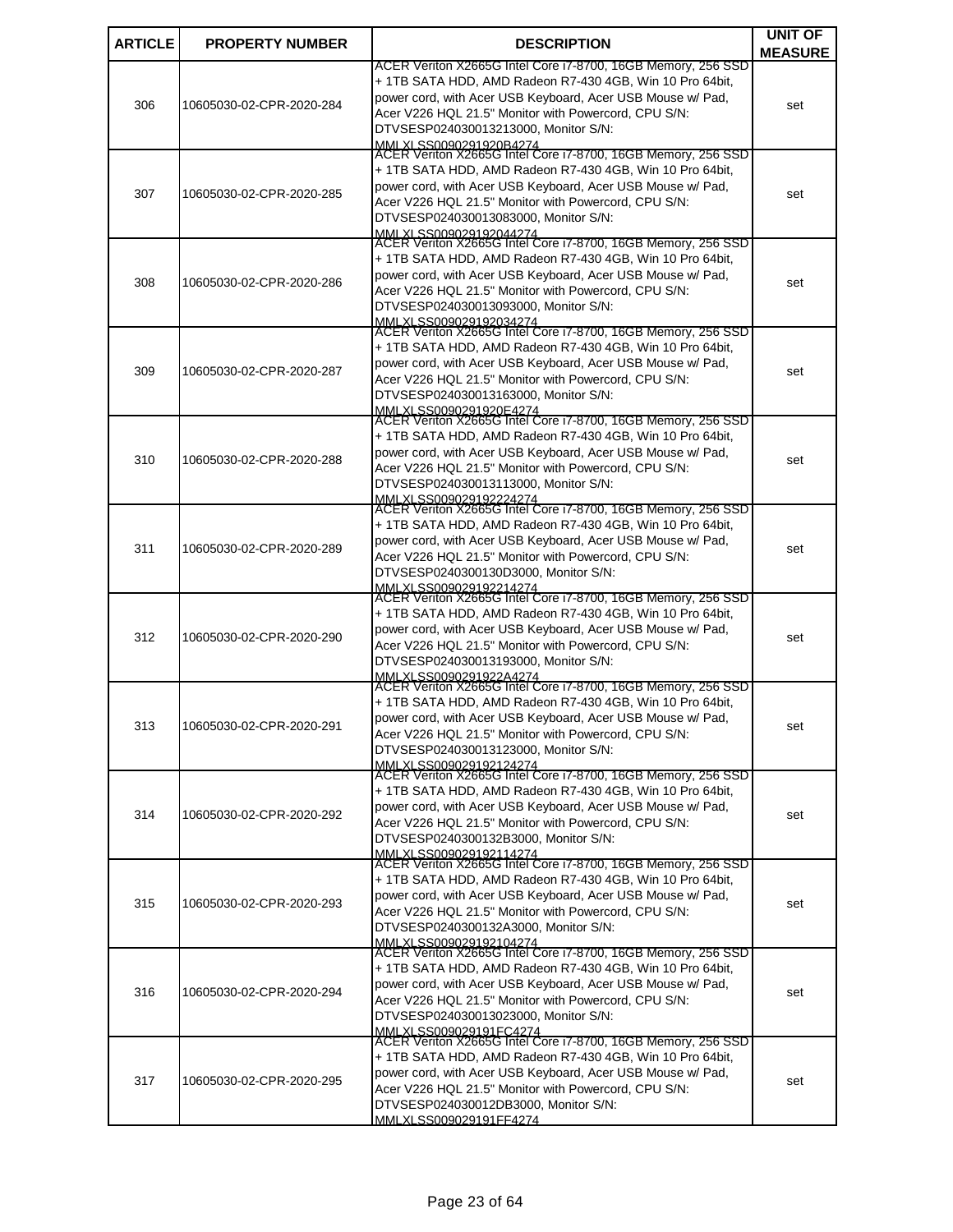| ARTICLE | PROPERTY NUMBER | DESCRIPTION | UNIT OF MEASURE |
|---|---|---|---|
| 306 | 10605030-02-CPR-2020-284 | ACER Veriton X2665G Intel Core i7-8700, 16GB Memory, 256 SSD + 1TB SATA HDD, AMD Radeon R7-430 4GB, Win 10 Pro 64bit, power cord, with Acer USB Keyboard, Acer USB Mouse w/ Pad, Acer V226 HQL 21.5" Monitor with Powercord, CPU S/N: DTVSESP024030013213000, Monitor S/N: MMLXLSS0090291920B4274 | set |
| 307 | 10605030-02-CPR-2020-285 | ACER Veriton X2665G Intel Core i7-8700, 16GB Memory, 256 SSD + 1TB SATA HDD, AMD Radeon R7-430 4GB, Win 10 Pro 64bit, power cord, with Acer USB Keyboard, Acer USB Mouse w/ Pad, Acer V226 HQL 21.5" Monitor with Powercord, CPU S/N: DTVSESP024030013083000, Monitor S/N: MMLXLSS009029192044274 | set |
| 308 | 10605030-02-CPR-2020-286 | ACER Veriton X2665G Intel Core i7-8700, 16GB Memory, 256 SSD + 1TB SATA HDD, AMD Radeon R7-430 4GB, Win 10 Pro 64bit, power cord, with Acer USB Keyboard, Acer USB Mouse w/ Pad, Acer V226 HQL 21.5" Monitor with Powercord, CPU S/N: DTVSESP024030013093000, Monitor S/N: MMLXLSS009029192034274 | set |
| 309 | 10605030-02-CPR-2020-287 | ACER Veriton X2665G Intel Core i7-8700, 16GB Memory, 256 SSD + 1TB SATA HDD, AMD Radeon R7-430 4GB, Win 10 Pro 64bit, power cord, with Acer USB Keyboard, Acer USB Mouse w/ Pad, Acer V226 HQL 21.5" Monitor with Powercord, CPU S/N: DTVSESP024030013163000, Monitor S/N: MMLXLSS0090291920E4274 | set |
| 310 | 10605030-02-CPR-2020-288 | ACER Veriton X2665G Intel Core i7-8700, 16GB Memory, 256 SSD + 1TB SATA HDD, AMD Radeon R7-430 4GB, Win 10 Pro 64bit, power cord, with Acer USB Keyboard, Acer USB Mouse w/ Pad, Acer V226 HQL 21.5" Monitor with Powercord, CPU S/N: DTVSESP024030013113000, Monitor S/N: MMLXLSS009029192224274 | set |
| 311 | 10605030-02-CPR-2020-289 | ACER Veriton X2665G Intel Core i7-8700, 16GB Memory, 256 SSD + 1TB SATA HDD, AMD Radeon R7-430 4GB, Win 10 Pro 64bit, power cord, with Acer USB Keyboard, Acer USB Mouse w/ Pad, Acer V226 HQL 21.5" Monitor with Powercord, CPU S/N: DTVSESP0240300130D3000, Monitor S/N: MMLXLSS009029192214274 | set |
| 312 | 10605030-02-CPR-2020-290 | ACER Veriton X2665G Intel Core i7-8700, 16GB Memory, 256 SSD + 1TB SATA HDD, AMD Radeon R7-430 4GB, Win 10 Pro 64bit, power cord, with Acer USB Keyboard, Acer USB Mouse w/ Pad, Acer V226 HQL 21.5" Monitor with Powercord, CPU S/N: DTVSESP024030013193000, Monitor S/N: MMLXLSS0090291922A4274 | set |
| 313 | 10605030-02-CPR-2020-291 | ACER Veriton X2665G Intel Core i7-8700, 16GB Memory, 256 SSD + 1TB SATA HDD, AMD Radeon R7-430 4GB, Win 10 Pro 64bit, power cord, with Acer USB Keyboard, Acer USB Mouse w/ Pad, Acer V226 HQL 21.5" Monitor with Powercord, CPU S/N: DTVSESP024030013123000, Monitor S/N: MMLXLSS009029192124274 | set |
| 314 | 10605030-02-CPR-2020-292 | ACER Veriton X2665G Intel Core i7-8700, 16GB Memory, 256 SSD + 1TB SATA HDD, AMD Radeon R7-430 4GB, Win 10 Pro 64bit, power cord, with Acer USB Keyboard, Acer USB Mouse w/ Pad, Acer V226 HQL 21.5" Monitor with Powercord, CPU S/N: DTVSESP0240300132B3000, Monitor S/N: MMLXLSS009029192114274 | set |
| 315 | 10605030-02-CPR-2020-293 | ACER Veriton X2665G Intel Core i7-8700, 16GB Memory, 256 SSD + 1TB SATA HDD, AMD Radeon R7-430 4GB, Win 10 Pro 64bit, power cord, with Acer USB Keyboard, Acer USB Mouse w/ Pad, Acer V226 HQL 21.5" Monitor with Powercord, CPU S/N: DTVSESP0240300132A3000, Monitor S/N: MMLXLSS009029192104274 | set |
| 316 | 10605030-02-CPR-2020-294 | ACER Veriton X2665G Intel Core i7-8700, 16GB Memory, 256 SSD + 1TB SATA HDD, AMD Radeon R7-430 4GB, Win 10 Pro 64bit, power cord, with Acer USB Keyboard, Acer USB Mouse w/ Pad, Acer V226 HQL 21.5" Monitor with Powercord, CPU S/N: DTVSESP024030013023000, Monitor S/N: MMLXLSS009029191FC4274 | set |
| 317 | 10605030-02-CPR-2020-295 | ACER Veriton X2665G Intel Core i7-8700, 16GB Memory, 256 SSD + 1TB SATA HDD, AMD Radeon R7-430 4GB, Win 10 Pro 64bit, power cord, with Acer USB Keyboard, Acer USB Mouse w/ Pad, Acer V226 HQL 21.5" Monitor with Powercord, CPU S/N: DTVSESP024030012DB3000, Monitor S/N: MMLXLSS009029191FF4274 | set |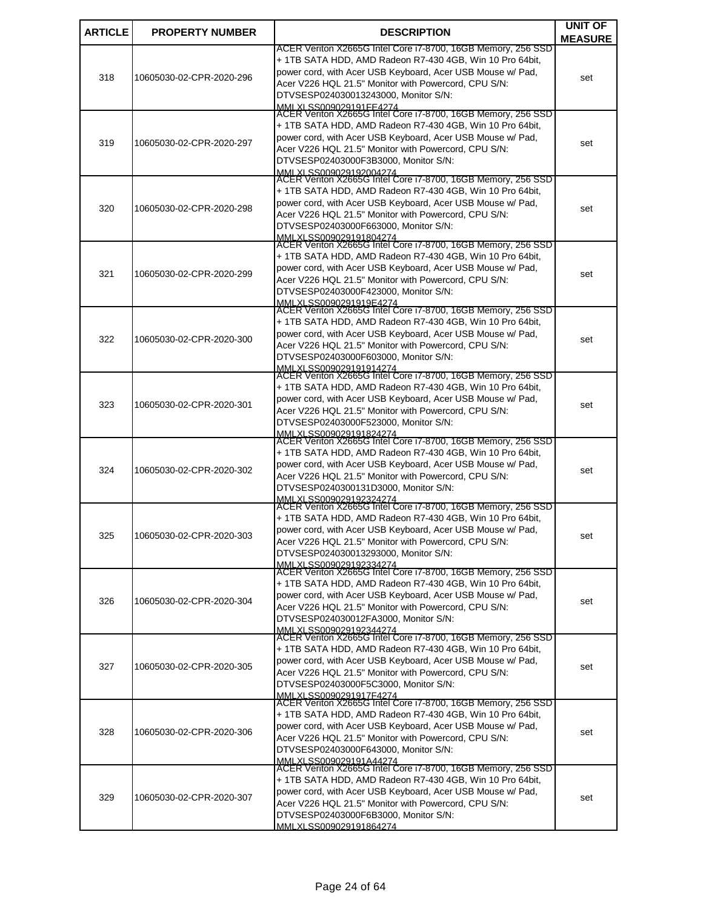| ARTICLE | PROPERTY NUMBER | DESCRIPTION | UNIT OF MEASURE |
|---|---|---|---|
| 318 | 10605030-02-CPR-2020-296 | ACER Veriton X2665G Intel Core i7-8700, 16GB Memory, 256 SSD + 1TB SATA HDD, AMD Radeon R7-430 4GB, Win 10 Pro 64bit, power cord, with Acer USB Keyboard, Acer USB Mouse w/ Pad, Acer V226 HQL 21.5" Monitor with Powercord, CPU S/N: DTVSESP024030013243000, Monitor S/N: MMLXLSS009029191FE4274 | set |
| 319 | 10605030-02-CPR-2020-297 | ACER Veriton X2665G Intel Core i7-8700, 16GB Memory, 256 SSD + 1TB SATA HDD, AMD Radeon R7-430 4GB, Win 10 Pro 64bit, power cord, with Acer USB Keyboard, Acer USB Mouse w/ Pad, Acer V226 HQL 21.5" Monitor with Powercord, CPU S/N: DTVSESP02403000F3B3000, Monitor S/N: MMLXLSS009029192004274 | set |
| 320 | 10605030-02-CPR-2020-298 | ACER Veriton X2665G Intel Core i7-8700, 16GB Memory, 256 SSD + 1TB SATA HDD, AMD Radeon R7-430 4GB, Win 10 Pro 64bit, power cord, with Acer USB Keyboard, Acer USB Mouse w/ Pad, Acer V226 HQL 21.5" Monitor with Powercord, CPU S/N: DTVSESP02403000F663000, Monitor S/N: MMLXLSS009029191804274 | set |
| 321 | 10605030-02-CPR-2020-299 | ACER Veriton X2665G Intel Core i7-8700, 16GB Memory, 256 SSD + 1TB SATA HDD, AMD Radeon R7-430 4GB, Win 10 Pro 64bit, power cord, with Acer USB Keyboard, Acer USB Mouse w/ Pad, Acer V226 HQL 21.5" Monitor with Powercord, CPU S/N: DTVSESP02403000F423000, Monitor S/N: MMLXLSS0090291919E4274 | set |
| 322 | 10605030-02-CPR-2020-300 | ACER Veriton X2665G Intel Core i7-8700, 16GB Memory, 256 SSD + 1TB SATA HDD, AMD Radeon R7-430 4GB, Win 10 Pro 64bit, power cord, with Acer USB Keyboard, Acer USB Mouse w/ Pad, Acer V226 HQL 21.5" Monitor with Powercord, CPU S/N: DTVSESP02403000F603000, Monitor S/N: MMLXLSS009029191914274 | set |
| 323 | 10605030-02-CPR-2020-301 | ACER Veriton X2665G Intel Core i7-8700, 16GB Memory, 256 SSD + 1TB SATA HDD, AMD Radeon R7-430 4GB, Win 10 Pro 64bit, power cord, with Acer USB Keyboard, Acer USB Mouse w/ Pad, Acer V226 HQL 21.5" Monitor with Powercord, CPU S/N: DTVSESP02403000F523000, Monitor S/N: MMLXLSS009029191824274 | set |
| 324 | 10605030-02-CPR-2020-302 | ACER Veriton X2665G Intel Core i7-8700, 16GB Memory, 256 SSD + 1TB SATA HDD, AMD Radeon R7-430 4GB, Win 10 Pro 64bit, power cord, with Acer USB Keyboard, Acer USB Mouse w/ Pad, Acer V226 HQL 21.5" Monitor with Powercord, CPU S/N: DTVSESP0240300131D3000, Monitor S/N: MMLXLSS009029192324274 | set |
| 325 | 10605030-02-CPR-2020-303 | ACER Veriton X2665G Intel Core i7-8700, 16GB Memory, 256 SSD + 1TB SATA HDD, AMD Radeon R7-430 4GB, Win 10 Pro 64bit, power cord, with Acer USB Keyboard, Acer USB Mouse w/ Pad, Acer V226 HQL 21.5" Monitor with Powercord, CPU S/N: DTVSESP024030013293000, Monitor S/N: MMLXLSS009029192334274 | set |
| 326 | 10605030-02-CPR-2020-304 | ACER Veriton X2665G Intel Core i7-8700, 16GB Memory, 256 SSD + 1TB SATA HDD, AMD Radeon R7-430 4GB, Win 10 Pro 64bit, power cord, with Acer USB Keyboard, Acer USB Mouse w/ Pad, Acer V226 HQL 21.5" Monitor with Powercord, CPU S/N: DTVSESP024030012FA3000, Monitor S/N: MMLXLSS009029192344274 | set |
| 327 | 10605030-02-CPR-2020-305 | ACER Veriton X2665G Intel Core i7-8700, 16GB Memory, 256 SSD + 1TB SATA HDD, AMD Radeon R7-430 4GB, Win 10 Pro 64bit, power cord, with Acer USB Keyboard, Acer USB Mouse w/ Pad, Acer V226 HQL 21.5" Monitor with Powercord, CPU S/N: DTVSESP02403000F5C3000, Monitor S/N: MMLXLSS0090291917F4274 | set |
| 328 | 10605030-02-CPR-2020-306 | ACER Veriton X2665G Intel Core i7-8700, 16GB Memory, 256 SSD + 1TB SATA HDD, AMD Radeon R7-430 4GB, Win 10 Pro 64bit, power cord, with Acer USB Keyboard, Acer USB Mouse w/ Pad, Acer V226 HQL 21.5" Monitor with Powercord, CPU S/N: DTVSESP02403000F643000, Monitor S/N: MMLXLSS009029191A44274 | set |
| 329 | 10605030-02-CPR-2020-307 | ACER Veriton X2665G Intel Core i7-8700, 16GB Memory, 256 SSD + 1TB SATA HDD, AMD Radeon R7-430 4GB, Win 10 Pro 64bit, power cord, with Acer USB Keyboard, Acer USB Mouse w/ Pad, Acer V226 HQL 21.5" Monitor with Powercord, CPU S/N: DTVSESP02403000F6B3000, Monitor S/N: MMLXLSS009029191864274 | set |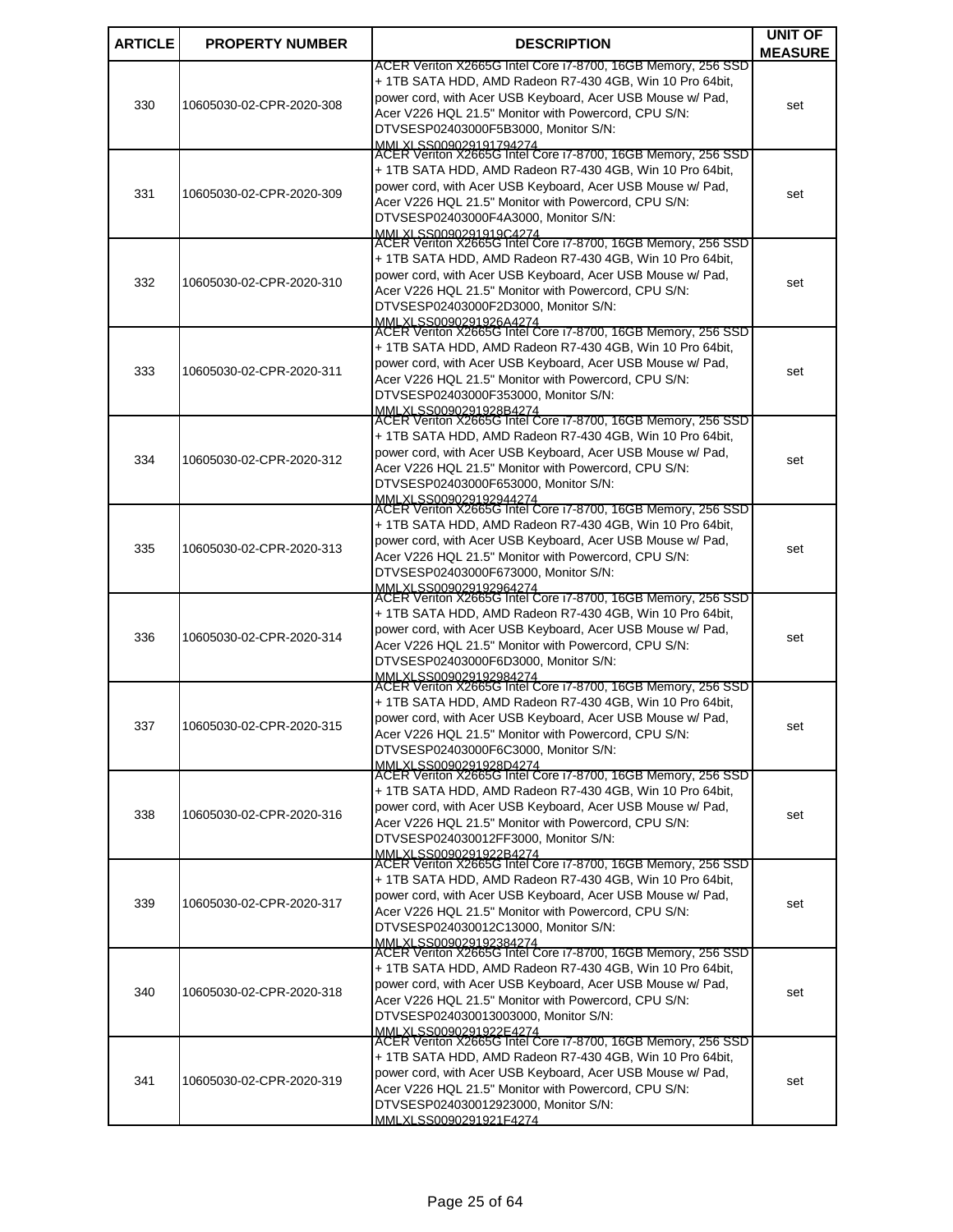| ARTICLE | PROPERTY NUMBER | DESCRIPTION | UNIT OF MEASURE |
|---|---|---|---|
| 330 | 10605030-02-CPR-2020-308 | ACER Veriton X2665G Intel Core i7-8700, 16GB Memory, 256 SSD + 1TB SATA HDD, AMD Radeon R7-430 4GB, Win 10 Pro 64bit, power cord, with Acer USB Keyboard, Acer USB Mouse w/ Pad, Acer V226 HQL 21.5" Monitor with Powercord, CPU S/N: DTVSESP02403000F5B3000, Monitor S/N: MMLXLSS0090291917944274 | set |
| 331 | 10605030-02-CPR-2020-309 | ACER Veriton X2665G Intel Core i7-8700, 16GB Memory, 256 SSD + 1TB SATA HDD, AMD Radeon R7-430 4GB, Win 10 Pro 64bit, power cord, with Acer USB Keyboard, Acer USB Mouse w/ Pad, Acer V226 HQL 21.5" Monitor with Powercord, CPU S/N: DTVSESP02403000F4A3000, Monitor S/N: MMLXLSS0090291919C4274 | set |
| 332 | 10605030-02-CPR-2020-310 | ACER Veriton X2665G Intel Core i7-8700, 16GB Memory, 256 SSD + 1TB SATA HDD, AMD Radeon R7-430 4GB, Win 10 Pro 64bit, power cord, with Acer USB Keyboard, Acer USB Mouse w/ Pad, Acer V226 HQL 21.5" Monitor with Powercord, CPU S/N: DTVSESP02403000F2D3000, Monitor S/N: MMLXLSS0090291926A4274 | set |
| 333 | 10605030-02-CPR-2020-311 | ACER Veriton X2665G Intel Core i7-8700, 16GB Memory, 256 SSD + 1TB SATA HDD, AMD Radeon R7-430 4GB, Win 10 Pro 64bit, power cord, with Acer USB Keyboard, Acer USB Mouse w/ Pad, Acer V226 HQL 21.5" Monitor with Powercord, CPU S/N: DTVSESP02403000F353000, Monitor S/N: MMLXLSS0090291928B4274 | set |
| 334 | 10605030-02-CPR-2020-312 | ACER Veriton X2665G Intel Core i7-8700, 16GB Memory, 256 SSD + 1TB SATA HDD, AMD Radeon R7-430 4GB, Win 10 Pro 64bit, power cord, with Acer USB Keyboard, Acer USB Mouse w/ Pad, Acer V226 HQL 21.5" Monitor with Powercord, CPU S/N: DTVSESP02403000F653000, Monitor S/N: MMLXLSS009029192944274 | set |
| 335 | 10605030-02-CPR-2020-313 | ACER Veriton X2665G Intel Core i7-8700, 16GB Memory, 256 SSD + 1TB SATA HDD, AMD Radeon R7-430 4GB, Win 10 Pro 64bit, power cord, with Acer USB Keyboard, Acer USB Mouse w/ Pad, Acer V226 HQL 21.5" Monitor with Powercord, CPU S/N: DTVSESP02403000F673000, Monitor S/N: MMLXLSS009029192964274 | set |
| 336 | 10605030-02-CPR-2020-314 | ACER Veriton X2665G Intel Core i7-8700, 16GB Memory, 256 SSD + 1TB SATA HDD, AMD Radeon R7-430 4GB, Win 10 Pro 64bit, power cord, with Acer USB Keyboard, Acer USB Mouse w/ Pad, Acer V226 HQL 21.5" Monitor with Powercord, CPU S/N: DTVSESP02403000F6D3000, Monitor S/N: MMLXLSS009029192984274 | set |
| 337 | 10605030-02-CPR-2020-315 | ACER Veriton X2665G Intel Core i7-8700, 16GB Memory, 256 SSD + 1TB SATA HDD, AMD Radeon R7-430 4GB, Win 10 Pro 64bit, power cord, with Acer USB Keyboard, Acer USB Mouse w/ Pad, Acer V226 HQL 21.5" Monitor with Powercord, CPU S/N: DTVSESP02403000F6C3000, Monitor S/N: MMLXLSS0090291928D4274 | set |
| 338 | 10605030-02-CPR-2020-316 | ACER Veriton X2665G Intel Core i7-8700, 16GB Memory, 256 SSD + 1TB SATA HDD, AMD Radeon R7-430 4GB, Win 10 Pro 64bit, power cord, with Acer USB Keyboard, Acer USB Mouse w/ Pad, Acer V226 HQL 21.5" Monitor with Powercord, CPU S/N: DTVSESP024030012FF3000, Monitor S/N: MMLXLSS0090291922B4274 | set |
| 339 | 10605030-02-CPR-2020-317 | ACER Veriton X2665G Intel Core i7-8700, 16GB Memory, 256 SSD + 1TB SATA HDD, AMD Radeon R7-430 4GB, Win 10 Pro 64bit, power cord, with Acer USB Keyboard, Acer USB Mouse w/ Pad, Acer V226 HQL 21.5" Monitor with Powercord, CPU S/N: DTVSESP024030012C13000, Monitor S/N: MMLXLSS009029192384274 | set |
| 340 | 10605030-02-CPR-2020-318 | ACER Veriton X2665G Intel Core i7-8700, 16GB Memory, 256 SSD + 1TB SATA HDD, AMD Radeon R7-430 4GB, Win 10 Pro 64bit, power cord, with Acer USB Keyboard, Acer USB Mouse w/ Pad, Acer V226 HQL 21.5" Monitor with Powercord, CPU S/N: DTVSESP024030013003000, Monitor S/N: MMLXLSS0090291922E4274 | set |
| 341 | 10605030-02-CPR-2020-319 | ACER Veriton X2665G Intel Core i7-8700, 16GB Memory, 256 SSD + 1TB SATA HDD, AMD Radeon R7-430 4GB, Win 10 Pro 64bit, power cord, with Acer USB Keyboard, Acer USB Mouse w/ Pad, Acer V226 HQL 21.5" Monitor with Powercord, CPU S/N: DTVSESP024030012923000, Monitor S/N: MMLXLSS0090291921F4274 | set |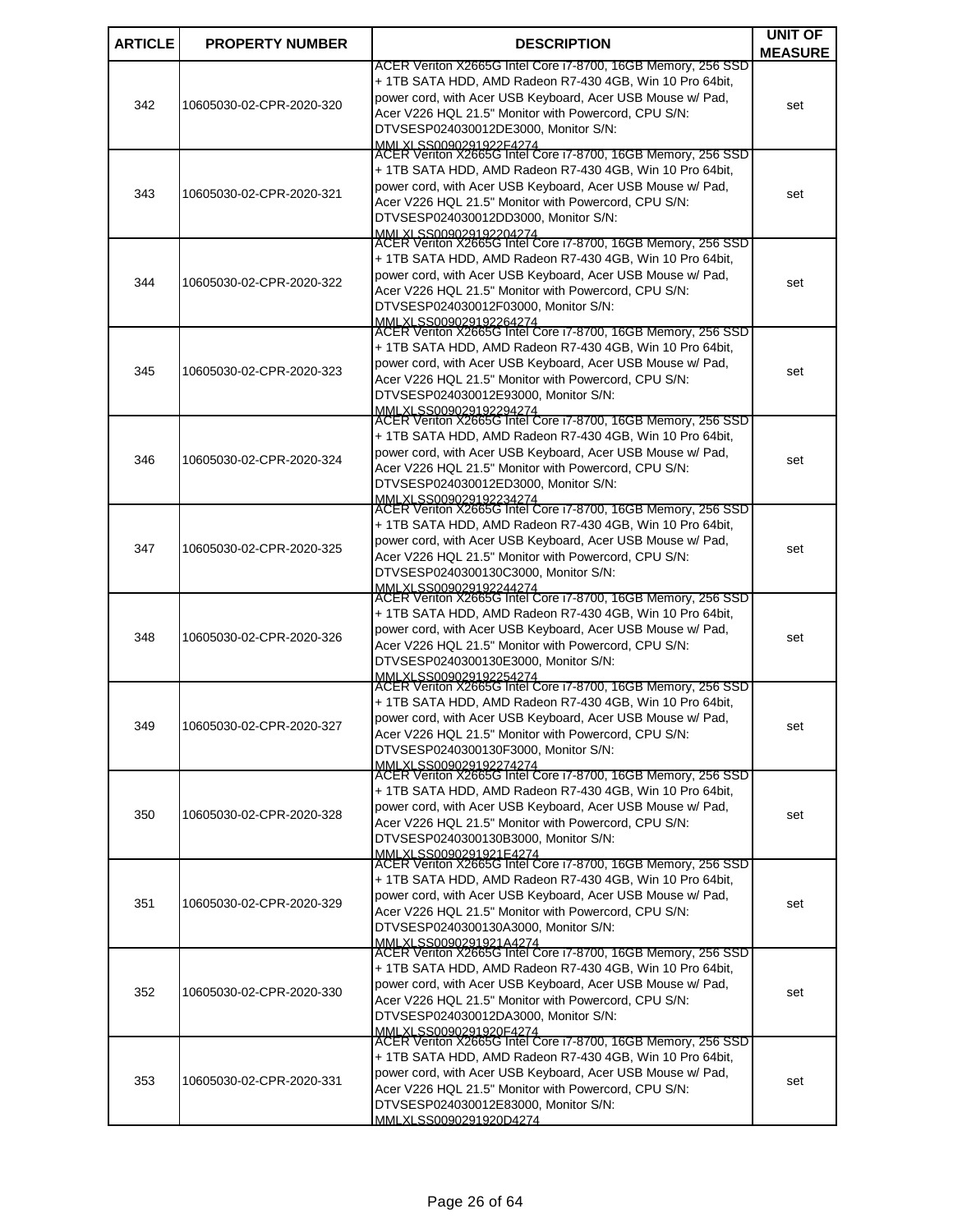| ARTICLE | PROPERTY NUMBER | DESCRIPTION | UNIT OF MEASURE |
|---|---|---|---|
| 342 | 10605030-02-CPR-2020-320 | ACER Veriton X2665G Intel Core i7-8700, 16GB Memory, 256 SSD + 1TB SATA HDD, AMD Radeon R7-430 4GB, Win 10 Pro 64bit, power cord, with Acer USB Keyboard, Acer USB Mouse w/ Pad, Acer V226 HQL 21.5" Monitor with Powercord, CPU S/N: DTVSESP024030012DE3000, Monitor S/N: MMLXLSS0090291922F4274 | set |
| 343 | 10605030-02-CPR-2020-321 | ACER Veriton X2665G Intel Core i7-8700, 16GB Memory, 256 SSD + 1TB SATA HDD, AMD Radeon R7-430 4GB, Win 10 Pro 64bit, power cord, with Acer USB Keyboard, Acer USB Mouse w/ Pad, Acer V226 HQL 21.5" Monitor with Powercord, CPU S/N: DTVSESP024030012DD3000, Monitor S/N: MMLXLSS009029192204274 | set |
| 344 | 10605030-02-CPR-2020-322 | ACER Veriton X2665G Intel Core i7-8700, 16GB Memory, 256 SSD + 1TB SATA HDD, AMD Radeon R7-430 4GB, Win 10 Pro 64bit, power cord, with Acer USB Keyboard, Acer USB Mouse w/ Pad, Acer V226 HQL 21.5" Monitor with Powercord, CPU S/N: DTVSESP024030012F03000, Monitor S/N: MMLXLSS009029192264274 | set |
| 345 | 10605030-02-CPR-2020-323 | ACER Veriton X2665G Intel Core i7-8700, 16GB Memory, 256 SSD + 1TB SATA HDD, AMD Radeon R7-430 4GB, Win 10 Pro 64bit, power cord, with Acer USB Keyboard, Acer USB Mouse w/ Pad, Acer V226 HQL 21.5" Monitor with Powercord, CPU S/N: DTVSESP024030012E93000, Monitor S/N: MMLXLSS009029192294274 | set |
| 346 | 10605030-02-CPR-2020-324 | ACER Veriton X2665G Intel Core i7-8700, 16GB Memory, 256 SSD + 1TB SATA HDD, AMD Radeon R7-430 4GB, Win 10 Pro 64bit, power cord, with Acer USB Keyboard, Acer USB Mouse w/ Pad, Acer V226 HQL 21.5" Monitor with Powercord, CPU S/N: DTVSESP024030012ED3000, Monitor S/N: MMLXLSS009029192234274 | set |
| 347 | 10605030-02-CPR-2020-325 | ACER Veriton X2665G Intel Core i7-8700, 16GB Memory, 256 SSD + 1TB SATA HDD, AMD Radeon R7-430 4GB, Win 10 Pro 64bit, power cord, with Acer USB Keyboard, Acer USB Mouse w/ Pad, Acer V226 HQL 21.5" Monitor with Powercord, CPU S/N: DTVSESP0240300130C3000, Monitor S/N: MMLXLSS009029192244274 | set |
| 348 | 10605030-02-CPR-2020-326 | ACER Veriton X2665G Intel Core i7-8700, 16GB Memory, 256 SSD + 1TB SATA HDD, AMD Radeon R7-430 4GB, Win 10 Pro 64bit, power cord, with Acer USB Keyboard, Acer USB Mouse w/ Pad, Acer V226 HQL 21.5" Monitor with Powercord, CPU S/N: DTVSESP0240300130E3000, Monitor S/N: MMLXLSS009029192254274 | set |
| 349 | 10605030-02-CPR-2020-327 | ACER Veriton X2665G Intel Core i7-8700, 16GB Memory, 256 SSD + 1TB SATA HDD, AMD Radeon R7-430 4GB, Win 10 Pro 64bit, power cord, with Acer USB Keyboard, Acer USB Mouse w/ Pad, Acer V226 HQL 21.5" Monitor with Powercord, CPU S/N: DTVSESP0240300130F3000, Monitor S/N: MMLXLSS009029192274274 | set |
| 350 | 10605030-02-CPR-2020-328 | ACER Veriton X2665G Intel Core i7-8700, 16GB Memory, 256 SSD + 1TB SATA HDD, AMD Radeon R7-430 4GB, Win 10 Pro 64bit, power cord, with Acer USB Keyboard, Acer USB Mouse w/ Pad, Acer V226 HQL 21.5" Monitor with Powercord, CPU S/N: DTVSESP0240300130B3000, Monitor S/N: MMLXLSS0090291921E4274 | set |
| 351 | 10605030-02-CPR-2020-329 | ACER Veriton X2665G Intel Core i7-8700, 16GB Memory, 256 SSD + 1TB SATA HDD, AMD Radeon R7-430 4GB, Win 10 Pro 64bit, power cord, with Acer USB Keyboard, Acer USB Mouse w/ Pad, Acer V226 HQL 21.5" Monitor with Powercord, CPU S/N: DTVSESP0240300130A3000, Monitor S/N: MMLXLSS0090291921A4274 | set |
| 352 | 10605030-02-CPR-2020-330 | ACER Veriton X2665G Intel Core i7-8700, 16GB Memory, 256 SSD + 1TB SATA HDD, AMD Radeon R7-430 4GB, Win 10 Pro 64bit, power cord, with Acer USB Keyboard, Acer USB Mouse w/ Pad, Acer V226 HQL 21.5" Monitor with Powercord, CPU S/N: DTVSESP024030012DA3000, Monitor S/N: MMLXLSS0090291920F4274 | set |
| 353 | 10605030-02-CPR-2020-331 | ACER Veriton X2665G Intel Core i7-8700, 16GB Memory, 256 SSD + 1TB SATA HDD, AMD Radeon R7-430 4GB, Win 10 Pro 64bit, power cord, with Acer USB Keyboard, Acer USB Mouse w/ Pad, Acer V226 HQL 21.5" Monitor with Powercord, CPU S/N: DTVSESP024030012E83000, Monitor S/N: MMLXLSS0090291920D4274 | set |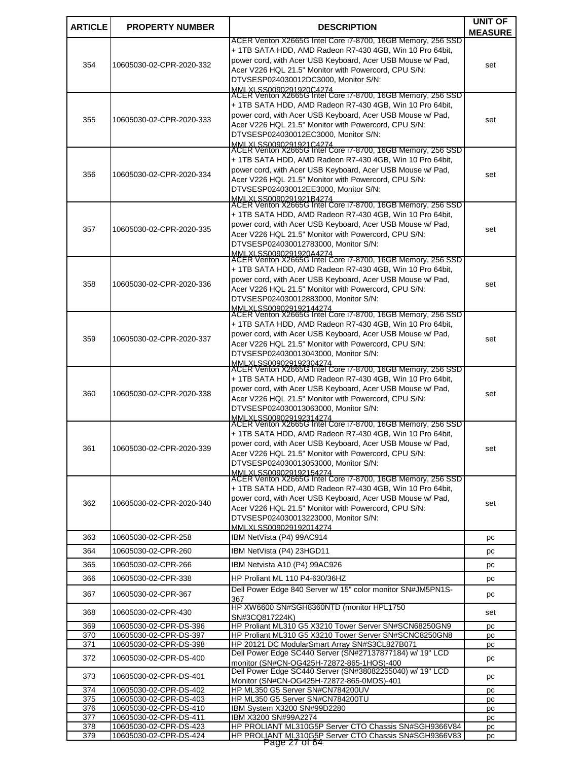| ARTICLE | PROPERTY NUMBER | DESCRIPTION | UNIT OF MEASURE |
|---|---|---|---|
| 354 | 10605030-02-CPR-2020-332 | ACER Veriton X2665G Intel Core i7-8700, 16GB Memory, 256 SSD + 1TB SATA HDD, AMD Radeon R7-430 4GB, Win 10 Pro 64bit, power cord, with Acer USB Keyboard, Acer USB Mouse w/ Pad, Acer V226 HQL 21.5" Monitor with Powercord, CPU S/N: DTVSESP024030012DC3000, Monitor S/N: MMLXLSS0090291920C4274 | set |
| 355 | 10605030-02-CPR-2020-333 | ACER Veriton X2665G Intel Core i7-8700, 16GB Memory, 256 SSD + 1TB SATA HDD, AMD Radeon R7-430 4GB, Win 10 Pro 64bit, power cord, with Acer USB Keyboard, Acer USB Mouse w/ Pad, Acer V226 HQL 21.5" Monitor with Powercord, CPU S/N: DTVSESP024030012EC3000, Monitor S/N: MMLXLSS0090291921C4274 | set |
| 356 | 10605030-02-CPR-2020-334 | ACER Veriton X2665G Intel Core i7-8700, 16GB Memory, 256 SSD + 1TB SATA HDD, AMD Radeon R7-430 4GB, Win 10 Pro 64bit, power cord, with Acer USB Keyboard, Acer USB Mouse w/ Pad, Acer V226 HQL 21.5" Monitor with Powercord, CPU S/N: DTVSESP024030012EE3000, Monitor S/N: MMLXLSS0090291921B4274 | set |
| 357 | 10605030-02-CPR-2020-335 | ACER Veriton X2665G Intel Core i7-8700, 16GB Memory, 256 SSD + 1TB SATA HDD, AMD Radeon R7-430 4GB, Win 10 Pro 64bit, power cord, with Acer USB Keyboard, Acer USB Mouse w/ Pad, Acer V226 HQL 21.5" Monitor with Powercord, CPU S/N: DTVSESP024030012783000, Monitor S/N: MMLXLSS0090291920A4274 | set |
| 358 | 10605030-02-CPR-2020-336 | ACER Veriton X2665G Intel Core i7-8700, 16GB Memory, 256 SSD + 1TB SATA HDD, AMD Radeon R7-430 4GB, Win 10 Pro 64bit, power cord, with Acer USB Keyboard, Acer USB Mouse w/ Pad, Acer V226 HQL 21.5" Monitor with Powercord, CPU S/N: DTVSESP024030012883000, Monitor S/N: MMLXLSS009029192144274 | set |
| 359 | 10605030-02-CPR-2020-337 | ACER Veriton X2665G Intel Core i7-8700, 16GB Memory, 256 SSD + 1TB SATA HDD, AMD Radeon R7-430 4GB, Win 10 Pro 64bit, power cord, with Acer USB Keyboard, Acer USB Mouse w/ Pad, Acer V226 HQL 21.5" Monitor with Powercord, CPU S/N: DTVSESP024030013043000, Monitor S/N: MMLXLSS009029192304274 | set |
| 360 | 10605030-02-CPR-2020-338 | ACER Veriton X2665G Intel Core i7-8700, 16GB Memory, 256 SSD + 1TB SATA HDD, AMD Radeon R7-430 4GB, Win 10 Pro 64bit, power cord, with Acer USB Keyboard, Acer USB Mouse w/ Pad, Acer V226 HQL 21.5" Monitor with Powercord, CPU S/N: DTVSESP024030013063000, Monitor S/N: MMLXLSS009029192314274 | set |
| 361 | 10605030-02-CPR-2020-339 | ACER Veriton X2665G Intel Core i7-8700, 16GB Memory, 256 SSD + 1TB SATA HDD, AMD Radeon R7-430 4GB, Win 10 Pro 64bit, power cord, with Acer USB Keyboard, Acer USB Mouse w/ Pad, Acer V226 HQL 21.5" Monitor with Powercord, CPU S/N: DTVSESP024030013053000, Monitor S/N: MMLXLSS009029192154274 | set |
| 362 | 10605030-02-CPR-2020-340 | ACER Veriton X2665G Intel Core i7-8700, 16GB Memory, 256 SSD + 1TB SATA HDD, AMD Radeon R7-430 4GB, Win 10 Pro 64bit, power cord, with Acer USB Keyboard, Acer USB Mouse w/ Pad, Acer V226 HQL 21.5" Monitor with Powercord, CPU S/N: DTVSESP024030013223000, Monitor S/N: MMLXLSS009029192014274 | set |
| 363 | 10605030-02-CPR-258 | IBM NetVista (P4) 99AC914 | pc |
| 364 | 10605030-02-CPR-260 | IBM NetVista (P4) 23HGD11 | pc |
| 365 | 10605030-02-CPR-266 | IBM Netvista A10 (P4) 99AC926 | pc |
| 366 | 10605030-02-CPR-338 | HP Proliant ML 110 P4-630/36HZ | pc |
| 367 | 10605030-02-CPR-367 | Dell Power Edge 840 Server w/ 15" color monitor SN#JM5PN1S-367 | pc |
| 368 | 10605030-02-CPR-430 | HP XW6600 SN#SGH8360NTD (monitor HPL1750 SN#3CQ817224K) | set |
| 369 | 10605030-02-CPR-DS-396 | HP Proliant ML310 G5 X3210 Tower Server SN#SCN68250GN9 | pc |
| 370 | 10605030-02-CPR-DS-397 | HP Proliant ML310 G5 X3210 Tower Server SN#SCNC8250GN8 | pc |
| 371 | 10605030-02-CPR-DS-398 | HP 20121 DC ModularSmart Array SN#S3CL827B071 | pc |
| 372 | 10605030-02-CPR-DS-400 | Dell Power Edge SC440 Server (SN#27137877184) w/ 19" LCD monitor (SN#CN-OG425H-72872-865-1HOS)-400 | pc |
| 373 | 10605030-02-CPR-DS-401 | Dell Power Edge SC440 Server (SN#38082255040) w/ 19" LCD Monitor (SN#CN-OG425H-72872-865-0MDS)-401 | pc |
| 374 | 10605030-02-CPR-DS-402 | HP ML350 G5 Server SN#CN784200UV | pc |
| 375 | 10605030-02-CPR-DS-403 | HP ML350 G5 Server SN#CN784200TU | pc |
| 376 | 10605030-02-CPR-DS-410 | IBM System X3200 SN#99D2280 | pc |
| 377 | 10605030-02-CPR-DS-411 | IBM X3200 SN#99A2274 | pc |
| 378 | 10605030-02-CPR-DS-423 | HP PROLIANT ML310G5P Server CTO Chassis SN#SGH9366V84 | pc |
| 379 | 10605030-02-CPR-DS-424 | HP PROLIANT ML310G5P Server CTO Chassis SN#SGH9366V83 | pc |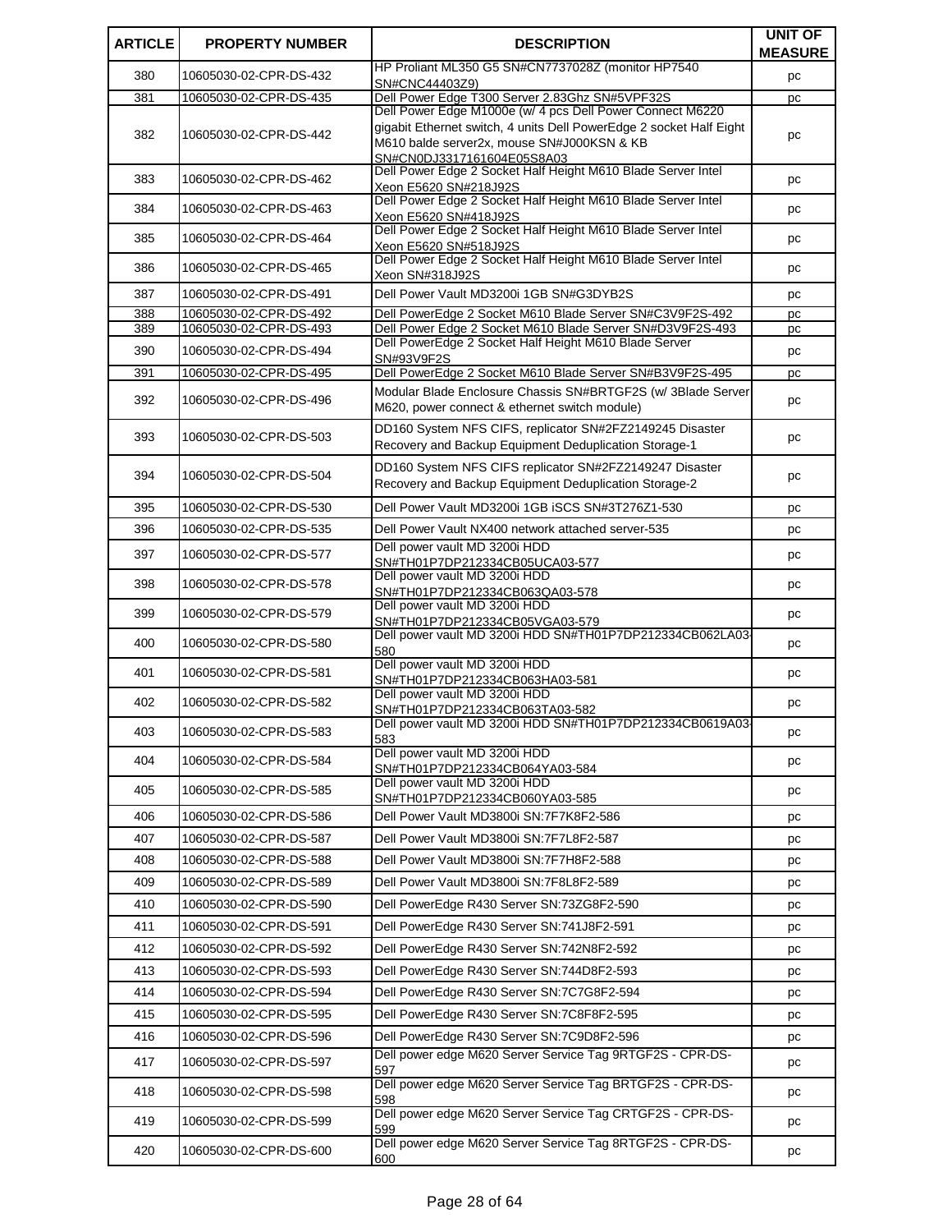| ARTICLE | PROPERTY NUMBER | DESCRIPTION | UNIT OF MEASURE |
|---|---|---|---|
| 380 | 10605030-02-CPR-DS-432 | HP Proliant ML350 G5 SN#CN7737028Z (monitor HP7540 SN#CNC44403Z9) | pc |
| 381 | 10605030-02-CPR-DS-435 | Dell Power Edge T300 Server 2.83Ghz SN#5VPF32S | pc |
| 382 | 10605030-02-CPR-DS-442 | Dell Power Edge M1000e (w/ 4 pcs Dell Power Connect M6220 gigabit Ethernet switch, 4 units Dell PowerEdge 2 socket Half Eight M610 balde server2x, mouse SN#J000KSN & KB SN#CN0DJ3317161604E05S8A03 | pc |
| 383 | 10605030-02-CPR-DS-462 | Dell Power Edge 2 Socket Half Height M610 Blade Server Intel Xeon E5620 SN#218J92S | pc |
| 384 | 10605030-02-CPR-DS-463 | Dell Power Edge 2 Socket Half Height M610 Blade Server Intel Xeon E5620 SN#418J92S | pc |
| 385 | 10605030-02-CPR-DS-464 | Dell Power Edge 2 Socket Half Height M610 Blade Server Intel Xeon E5620 SN#518J92S | pc |
| 386 | 10605030-02-CPR-DS-465 | Dell Power Edge 2 Socket Half Height M610 Blade Server Intel Xeon SN#318J92S | pc |
| 387 | 10605030-02-CPR-DS-491 | Dell Power Vault MD3200i 1GB SN#G3DYB2S | pc |
| 388 | 10605030-02-CPR-DS-492 | Dell PowerEdge 2 Socket M610 Blade Server SN#C3V9F2S-492 | pc |
| 389 | 10605030-02-CPR-DS-493 | Dell Power Edge 2 Socket M610 Blade Server SN#D3V9F2S-493 | pc |
| 390 | 10605030-02-CPR-DS-494 | Dell PowerEdge 2 Socket Half Height M610 Blade Server SN#93V9F2S | pc |
| 391 | 10605030-02-CPR-DS-495 | Dell PowerEdge 2 Socket M610 Blade Server SN#B3V9F2S-495 | pc |
| 392 | 10605030-02-CPR-DS-496 | Modular Blade Enclosure Chassis SN#BRTGF2S (w/ 3Blade Server M620, power connect & ethernet switch module) | pc |
| 393 | 10605030-02-CPR-DS-503 | DD160 System NFS CIFS, replicator SN#2FZ2149245 Disaster Recovery and Backup Equipment Deduplication Storage-1 | pc |
| 394 | 10605030-02-CPR-DS-504 | DD160 System NFS CIFS replicator SN#2FZ2149247 Disaster Recovery and Backup Equipment Deduplication Storage-2 | pc |
| 395 | 10605030-02-CPR-DS-530 | Dell Power Vault MD3200i 1GB iSCS SN#3T276Z1-530 | pc |
| 396 | 10605030-02-CPR-DS-535 | Dell Power Vault NX400 network attached server-535 | pc |
| 397 | 10605030-02-CPR-DS-577 | Dell power vault MD 3200i HDD SN#TH01P7DP212334CB05UCA03-577 | pc |
| 398 | 10605030-02-CPR-DS-578 | Dell power vault MD 3200i HDD SN#TH01P7DP212334CB063QA03-578 | pc |
| 399 | 10605030-02-CPR-DS-579 | Dell power vault MD 3200i HDD SN#TH01P7DP212334CB05VGA03-579 | pc |
| 400 | 10605030-02-CPR-DS-580 | Dell power vault MD 3200i HDD SN#TH01P7DP212334CB062LA03-580 | pc |
| 401 | 10605030-02-CPR-DS-581 | Dell power vault MD 3200i HDD SN#TH01P7DP212334CB063HA03-581 | pc |
| 402 | 10605030-02-CPR-DS-582 | Dell power vault MD 3200i HDD SN#TH01P7DP212334CB063TA03-582 | pc |
| 403 | 10605030-02-CPR-DS-583 | Dell power vault MD 3200i HDD SN#TH01P7DP212334CB0619A03-583 | pc |
| 404 | 10605030-02-CPR-DS-584 | Dell power vault MD 3200i HDD SN#TH01P7DP212334CB064YA03-584 | pc |
| 405 | 10605030-02-CPR-DS-585 | Dell power vault MD 3200i HDD SN#TH01P7DP212334CB060YA03-585 | pc |
| 406 | 10605030-02-CPR-DS-586 | Dell Power Vault MD3800i SN:7F7K8F2-586 | pc |
| 407 | 10605030-02-CPR-DS-587 | Dell Power Vault MD3800i SN:7F7L8F2-587 | pc |
| 408 | 10605030-02-CPR-DS-588 | Dell Power Vault MD3800i SN:7F7H8F2-588 | pc |
| 409 | 10605030-02-CPR-DS-589 | Dell Power Vault MD3800i SN:7F8L8F2-589 | pc |
| 410 | 10605030-02-CPR-DS-590 | Dell PowerEdge R430 Server SN:73ZG8F2-590 | pc |
| 411 | 10605030-02-CPR-DS-591 | Dell PowerEdge R430 Server SN:741J8F2-591 | pc |
| 412 | 10605030-02-CPR-DS-592 | Dell PowerEdge R430 Server SN:742N8F2-592 | pc |
| 413 | 10605030-02-CPR-DS-593 | Dell PowerEdge R430 Server SN:744D8F2-593 | pc |
| 414 | 10605030-02-CPR-DS-594 | Dell PowerEdge R430 Server SN:7C7G8F2-594 | pc |
| 415 | 10605030-02-CPR-DS-595 | Dell PowerEdge R430 Server SN:7C8F8F2-595 | pc |
| 416 | 10605030-02-CPR-DS-596 | Dell PowerEdge R430 Server SN:7C9D8F2-596 | pc |
| 417 | 10605030-02-CPR-DS-597 | Dell power edge M620 Server Service Tag 9RTGF2S - CPR-DS-597 | pc |
| 418 | 10605030-02-CPR-DS-598 | Dell power edge M620 Server Service Tag BRTGF2S - CPR-DS-598 | pc |
| 419 | 10605030-02-CPR-DS-599 | Dell power edge M620 Server Service Tag CRTGF2S - CPR-DS-599 | pc |
| 420 | 10605030-02-CPR-DS-600 | Dell power edge M620 Server Service Tag 8RTGF2S - CPR-DS-600 | pc |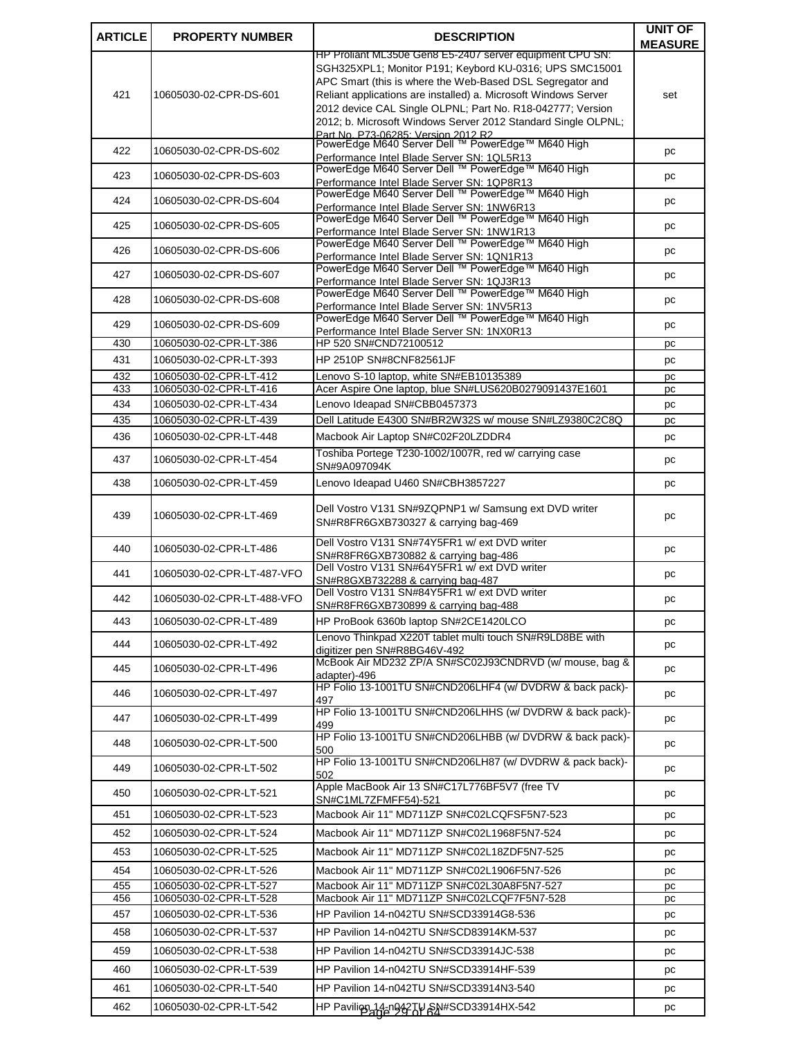| ARTICLE | PROPERTY NUMBER | DESCRIPTION | UNIT OF MEASURE |
|---|---|---|---|
| 421 | 10605030-02-CPR-DS-601 | HP Proliant ML350e Gen8 E5-2407 server equipment CPU SN: SGH325XPL1; Monitor P191; Keybord KU-0316; UPS SMC15001 APC Smart (this is where the Web-Based DSL Segregator and Reliant applications are installed) a. Microsoft Windows Server 2012 device CAL Single OLPNL; Part No. R18-042777; Version 2012; b. Microsoft Windows Server 2012 Standard Single OLPNL; Part No. P73-06285; Version 2012 R2 | set |
| 422 | 10605030-02-CPR-DS-602 | PowerEdge M640 Server Dell ™ PowerEdge™ M640 High Performance Intel Blade Server SN: 1QL5R13 | pc |
| 423 | 10605030-02-CPR-DS-603 | PowerEdge M640 Server Dell ™ PowerEdge™ M640 High Performance Intel Blade Server SN: 1QP8R13 | pc |
| 424 | 10605030-02-CPR-DS-604 | PowerEdge M640 Server Dell ™ PowerEdge™ M640 High Performance Intel Blade Server SN: 1NW6R13 | pc |
| 425 | 10605030-02-CPR-DS-605 | PowerEdge M640 Server Dell ™ PowerEdge™ M640 High Performance Intel Blade Server SN: 1NW1R13 | pc |
| 426 | 10605030-02-CPR-DS-606 | PowerEdge M640 Server Dell ™ PowerEdge™ M640 High Performance Intel Blade Server SN: 1QN1R13 | pc |
| 427 | 10605030-02-CPR-DS-607 | PowerEdge M640 Server Dell ™ PowerEdge™ M640 High Performance Intel Blade Server SN: 1QJ3R13 | pc |
| 428 | 10605030-02-CPR-DS-608 | PowerEdge M640 Server Dell ™ PowerEdge™ M640 High Performance Intel Blade Server SN: 1NV5R13 | pc |
| 429 | 10605030-02-CPR-DS-609 | PowerEdge M640 Server Dell ™ PowerEdge™ M640 High Performance Intel Blade Server SN: 1NX0R13 | pc |
| 430 | 10605030-02-CPR-LT-386 | HP 520 SN#CND72100512 | pc |
| 431 | 10605030-02-CPR-LT-393 | HP 2510P SN#8CNF82561JF | pc |
| 432 | 10605030-02-CPR-LT-412 | Lenovo S-10 laptop, white SN#EB10135389 | pc |
| 433 | 10605030-02-CPR-LT-416 | Acer Aspire One laptop, blue SN#LUS620B0279091437E1601 | pc |
| 434 | 10605030-02-CPR-LT-434 | Lenovo Ideapad SN#CBB0457373 | pc |
| 435 | 10605030-02-CPR-LT-439 | Dell Latitude E4300 SN#BR2W32S w/ mouse SN#LZ9380C2C8Q | pc |
| 436 | 10605030-02-CPR-LT-448 | Macbook Air Laptop SN#C02F20LZDDR4 | pc |
| 437 | 10605030-02-CPR-LT-454 | Toshiba Portege T230-1002/1007R, red w/ carrying case SN#9A097094K | pc |
| 438 | 10605030-02-CPR-LT-459 | Lenovo Ideapad U460 SN#CBH3857227 | pc |
| 439 | 10605030-02-CPR-LT-469 | Dell Vostro V131 SN#9ZQPNP1 w/ Samsung ext DVD writer SN#R8FR6GXB730327 & carrying bag-469 | pc |
| 440 | 10605030-02-CPR-LT-486 | Dell Vostro V131 SN#74Y5FR1 w/ ext DVD writer SN#R8FR6GXB730882 & carrying bag-486 | pc |
| 441 | 10605030-02-CPR-LT-487-VFO | Dell Vostro V131 SN#64Y5FR1 w/ ext DVD writer SN#R8GXB732288 & carrying bag-487 | pc |
| 442 | 10605030-02-CPR-LT-488-VFO | Dell Vostro V131 SN#84Y5FR1 w/ ext DVD writer SN#R8FR6GXB730899 & carrying bag-488 | pc |
| 443 | 10605030-02-CPR-LT-489 | HP ProBook 6360b laptop SN#2CE1420LCO | pc |
| 444 | 10605030-02-CPR-LT-492 | Lenovo Thinkpad X220T tablet multi touch SN#R9LD8BE with digitizer pen SN#R8BG46V-492 | pc |
| 445 | 10605030-02-CPR-LT-496 | McBook Air MD232 ZP/A SN#SC02J93CNDRVD (w/ mouse, bag & adapter)-496 | pc |
| 446 | 10605030-02-CPR-LT-497 | HP Folio 13-1001TU SN#CND206LHF4 (w/ DVDRW & back pack)-497 | pc |
| 447 | 10605030-02-CPR-LT-499 | HP Folio 13-1001TU SN#CND206LHHS (w/ DVDRW & back pack)-499 | pc |
| 448 | 10605030-02-CPR-LT-500 | HP Folio 13-1001TU SN#CND206LHBB (w/ DVDRW & back pack)-500 | pc |
| 449 | 10605030-02-CPR-LT-502 | HP Folio 13-1001TU SN#CND206LH87 (w/ DVDRW & pack back)-502 | pc |
| 450 | 10605030-02-CPR-LT-521 | Apple MacBook Air 13 SN#C17L776BF5V7 (free TV SN#C1ML7ZFMFF54)-521 | pc |
| 451 | 10605030-02-CPR-LT-523 | Macbook Air 11" MD711ZP SN#C02LCQFSF5N7-523 | pc |
| 452 | 10605030-02-CPR-LT-524 | Macbook Air 11" MD711ZP SN#C02L1968F5N7-524 | pc |
| 453 | 10605030-02-CPR-LT-525 | Macbook Air 11" MD711ZP SN#C02L18ZDF5N7-525 | pc |
| 454 | 10605030-02-CPR-LT-526 | Macbook Air 11" MD711ZP SN#C02L1906F5N7-526 | pc |
| 455 | 10605030-02-CPR-LT-527 | Macbook Air 11" MD711ZP SN#C02L30A8F5N7-527 | pc |
| 456 | 10605030-02-CPR-LT-528 | Macbook Air 11" MD711ZP SN#C02LCQF7F5N7-528 | pc |
| 457 | 10605030-02-CPR-LT-536 | HP Pavilion 14-n042TU SN#SCD33914G8-536 | pc |
| 458 | 10605030-02-CPR-LT-537 | HP Pavilion 14-n042TU SN#SCD83914KM-537 | pc |
| 459 | 10605030-02-CPR-LT-538 | HP Pavilion 14-n042TU SN#SCD33914JC-538 | pc |
| 460 | 10605030-02-CPR-LT-539 | HP Pavilion 14-n042TU SN#SCD33914HF-539 | pc |
| 461 | 10605030-02-CPR-LT-540 | HP Pavilion 14-n042TU SN#SCD33914N3-540 | pc |
| 462 | 10605030-02-CPR-LT-542 | HP Pavilion 14-n042TU SN#SCD33914HX-542 | pc |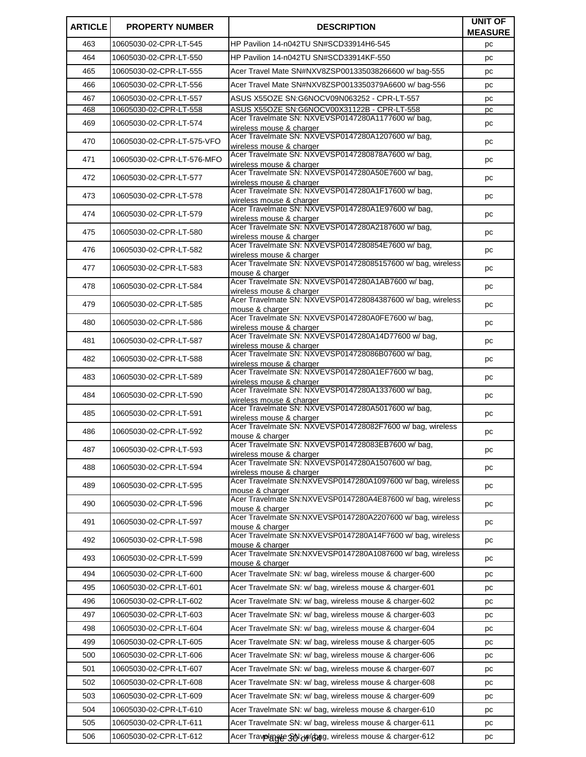| ARTICLE | PROPERTY NUMBER | DESCRIPTION | UNIT OF MEASURE |
|---|---|---|---|
| 463 | 10605030-02-CPR-LT-545 | HP Pavilion 14-n042TU SN#SCD33914H6-545 | pc |
| 464 | 10605030-02-CPR-LT-550 | HP Pavilion 14-n042TU SN#SCD33914KF-550 | pc |
| 465 | 10605030-02-CPR-LT-555 | Acer Travel Mate SN#NXV8ZSP001335038266600 w/ bag-555 | pc |
| 466 | 10605030-02-CPR-LT-556 | Acer Travel Mate SN#NXV8ZSP0013350379A6600 w/ bag-556 | pc |
| 467 | 10605030-02-CPR-LT-557 | ASUS X55OZE SN:G6NOCV09N063252 - CPR-LT-557 | pc |
| 468 | 10605030-02-CPR-LT-558 | ASUS X55OZE SN:G6NOCV00X31122B - CPR-LT-558 | pc |
| 469 | 10605030-02-CPR-LT-574 | Acer Travelmate SN: NXVEVSP0147280A1177600 w/ bag, wireless mouse & charger | pc |
| 470 | 10605030-02-CPR-LT-575-VFO | Acer Travelmate SN: NXVEVSP0147280A1207600 w/ bag, wireless mouse & charger | pc |
| 471 | 10605030-02-CPR-LT-576-MFO | Acer Travelmate SN: NXVEVSP0147280878A7600 w/ bag, wireless mouse & charger | pc |
| 472 | 10605030-02-CPR-LT-577 | Acer Travelmate SN: NXVEVSP0147280A50E7600 w/ bag, wireless mouse & charger | pc |
| 473 | 10605030-02-CPR-LT-578 | Acer Travelmate SN: NXVEVSP0147280A1F17600 w/ bag, wireless mouse & charger | pc |
| 474 | 10605030-02-CPR-LT-579 | Acer Travelmate SN: NXVEVSP0147280A1E97600 w/ bag, wireless mouse & charger | pc |
| 475 | 10605030-02-CPR-LT-580 | Acer Travelmate SN: NXVEVSP0147280A2187600 w/ bag, wireless mouse & charger | pc |
| 476 | 10605030-02-CPR-LT-582 | Acer Travelmate SN: NXVEVSP0147280854E7600 w/ bag, wireless mouse & charger | pc |
| 477 | 10605030-02-CPR-LT-583 | Acer Travelmate SN: NXVEVSP014728085157600 w/ bag, wireless mouse & charger | pc |
| 478 | 10605030-02-CPR-LT-584 | Acer Travelmate SN: NXVEVSP0147280A1AB7600 w/ bag, wireless mouse & charger | pc |
| 479 | 10605030-02-CPR-LT-585 | Acer Travelmate SN: NXVEVSP014728084387600 w/ bag, wireless mouse & charger | pc |
| 480 | 10605030-02-CPR-LT-586 | Acer Travelmate SN: NXVEVSP0147280A0FE7600 w/ bag, wireless mouse & charger | pc |
| 481 | 10605030-02-CPR-LT-587 | Acer Travelmate SN: NXVEVSP0147280A14D77600 w/ bag, wireless mouse & charger | pc |
| 482 | 10605030-02-CPR-LT-588 | Acer Travelmate SN: NXVEVSP014728086B07600 w/ bag, wireless mouse & charger | pc |
| 483 | 10605030-02-CPR-LT-589 | Acer Travelmate SN: NXVEVSP0147280A1EF7600 w/ bag, wireless mouse & charger | pc |
| 484 | 10605030-02-CPR-LT-590 | Acer Travelmate SN: NXVEVSP0147280A1337600 w/ bag, wireless mouse & charger | pc |
| 485 | 10605030-02-CPR-LT-591 | Acer Travelmate SN: NXVEVSP0147280A5017600 w/ bag, wireless mouse & charger | pc |
| 486 | 10605030-02-CPR-LT-592 | Acer Travelmate SN: NXVEVSP014728082F7600 w/ bag, wireless mouse & charger | pc |
| 487 | 10605030-02-CPR-LT-593 | Acer Travelmate SN: NXVEVSP014728083EB7600 w/ bag, wireless mouse & charger | pc |
| 488 | 10605030-02-CPR-LT-594 | Acer Travelmate SN: NXVEVSP0147280A1507600 w/ bag, wireless mouse & charger | pc |
| 489 | 10605030-02-CPR-LT-595 | Acer Travelmate SN:NXVEVSP0147280A1097600 w/ bag, wireless mouse & charger | pc |
| 490 | 10605030-02-CPR-LT-596 | Acer Travelmate SN:NXVEVSP0147280A4E87600 w/ bag, wireless mouse & charger | pc |
| 491 | 10605030-02-CPR-LT-597 | Acer Travelmate SN:NXVEVSP0147280A2207600 w/ bag, wireless mouse & charger | pc |
| 492 | 10605030-02-CPR-LT-598 | Acer Travelmate SN:NXVEVSP0147280A14F7600 w/ bag, wireless mouse & charger | pc |
| 493 | 10605030-02-CPR-LT-599 | Acer Travelmate SN:NXVEVSP0147280A1087600 w/ bag, wireless mouse & charger | pc |
| 494 | 10605030-02-CPR-LT-600 | Acer Travelmate SN: w/ bag, wireless mouse & charger-600 | pc |
| 495 | 10605030-02-CPR-LT-601 | Acer Travelmate SN: w/ bag, wireless mouse & charger-601 | pc |
| 496 | 10605030-02-CPR-LT-602 | Acer Travelmate SN: w/ bag, wireless mouse & charger-602 | pc |
| 497 | 10605030-02-CPR-LT-603 | Acer Travelmate SN: w/ bag, wireless mouse & charger-603 | pc |
| 498 | 10605030-02-CPR-LT-604 | Acer Travelmate SN: w/ bag, wireless mouse & charger-604 | pc |
| 499 | 10605030-02-CPR-LT-605 | Acer Travelmate SN: w/ bag, wireless mouse & charger-605 | pc |
| 500 | 10605030-02-CPR-LT-606 | Acer Travelmate SN: w/ bag, wireless mouse & charger-606 | pc |
| 501 | 10605030-02-CPR-LT-607 | Acer Travelmate SN: w/ bag, wireless mouse & charger-607 | pc |
| 502 | 10605030-02-CPR-LT-608 | Acer Travelmate SN: w/ bag, wireless mouse & charger-608 | pc |
| 503 | 10605030-02-CPR-LT-609 | Acer Travelmate SN: w/ bag, wireless mouse & charger-609 | pc |
| 504 | 10605030-02-CPR-LT-610 | Acer Travelmate SN: w/ bag, wireless mouse & charger-610 | pc |
| 505 | 10605030-02-CPR-LT-611 | Acer Travelmate SN: w/ bag, wireless mouse & charger-611 | pc |
| 506 | 10605030-02-CPR-LT-612 | Acer Travelmate SN: w/ bag, wireless mouse & charger-612 | pc |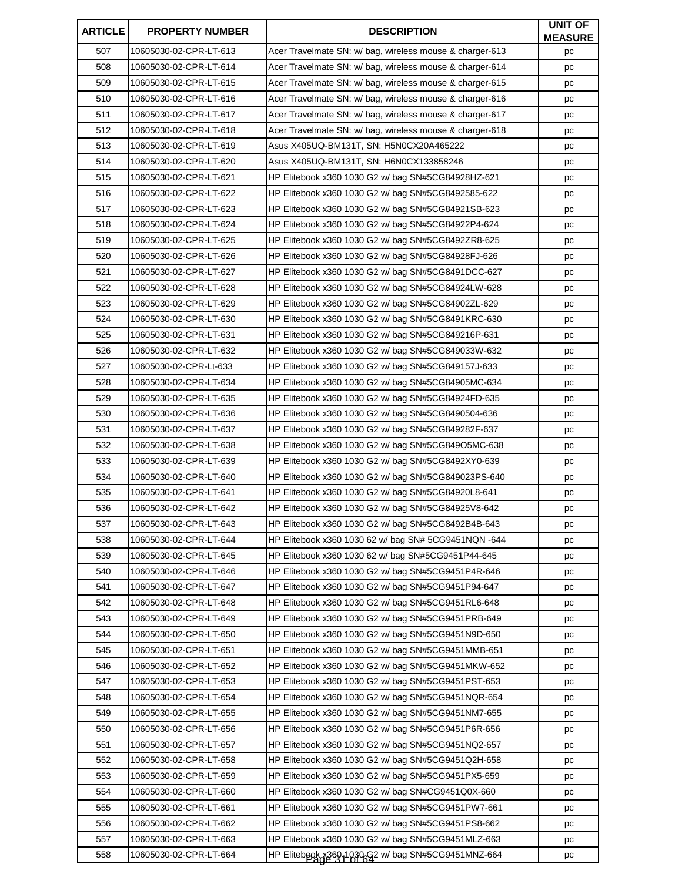| ARTICLE | PROPERTY NUMBER | DESCRIPTION | UNIT OF MEASURE |
|---|---|---|---|
| 507 | 10605030-02-CPR-LT-613 | Acer Travelmate SN: w/ bag, wireless mouse & charger-613 | pc |
| 508 | 10605030-02-CPR-LT-614 | Acer Travelmate SN: w/ bag, wireless mouse & charger-614 | pc |
| 509 | 10605030-02-CPR-LT-615 | Acer Travelmate SN: w/ bag, wireless mouse & charger-615 | pc |
| 510 | 10605030-02-CPR-LT-616 | Acer Travelmate SN: w/ bag, wireless mouse & charger-616 | pc |
| 511 | 10605030-02-CPR-LT-617 | Acer Travelmate SN: w/ bag, wireless mouse & charger-617 | pc |
| 512 | 10605030-02-CPR-LT-618 | Acer Travelmate SN: w/ bag, wireless mouse & charger-618 | pc |
| 513 | 10605030-02-CPR-LT-619 | Asus X405UQ-BM131T, SN: H5N0CX20A465222 | pc |
| 514 | 10605030-02-CPR-LT-620 | Asus X405UQ-BM131T, SN: H6N0CX133858246 | pc |
| 515 | 10605030-02-CPR-LT-621 | HP Elitebook x360 1030 G2 w/ bag SN#5CG84928HZ-621 | pc |
| 516 | 10605030-02-CPR-LT-622 | HP Elitebook x360 1030 G2 w/ bag SN#5CG8492585-622 | pc |
| 517 | 10605030-02-CPR-LT-623 | HP Elitebook x360 1030 G2 w/ bag SN#5CG84921SB-623 | pc |
| 518 | 10605030-02-CPR-LT-624 | HP Elitebook x360 1030 G2 w/ bag SN#5CG84922P4-624 | pc |
| 519 | 10605030-02-CPR-LT-625 | HP Elitebook x360 1030 G2 w/ bag SN#5CG8492ZR8-625 | pc |
| 520 | 10605030-02-CPR-LT-626 | HP Elitebook x360 1030 G2 w/ bag SN#5CG84928FJ-626 | pc |
| 521 | 10605030-02-CPR-LT-627 | HP Elitebook x360 1030 G2 w/ bag SN#5CG8491DCC-627 | pc |
| 522 | 10605030-02-CPR-LT-628 | HP Elitebook x360 1030 G2 w/ bag SN#5CG84924LW-628 | pc |
| 523 | 10605030-02-CPR-LT-629 | HP Elitebook x360 1030 G2 w/ bag SN#5CG84902ZL-629 | pc |
| 524 | 10605030-02-CPR-LT-630 | HP Elitebook x360 1030 G2 w/ bag SN#5CG8491KRC-630 | pc |
| 525 | 10605030-02-CPR-LT-631 | HP Elitebook x360 1030 G2 w/ bag SN#5CG849216P-631 | pc |
| 526 | 10605030-02-CPR-LT-632 | HP Elitebook x360 1030 G2 w/ bag SN#5CG849033W-632 | pc |
| 527 | 10605030-02-CPR-Lt-633 | HP Elitebook x360 1030 G2 w/ bag SN#5CG849157J-633 | pc |
| 528 | 10605030-02-CPR-LT-634 | HP Elitebook x360 1030 G2 w/ bag SN#5CG84905MC-634 | pc |
| 529 | 10605030-02-CPR-LT-635 | HP Elitebook x360 1030 G2 w/ bag SN#5CG84924FD-635 | pc |
| 530 | 10605030-02-CPR-LT-636 | HP Elitebook x360 1030 G2 w/ bag SN#5CG8490504-636 | pc |
| 531 | 10605030-02-CPR-LT-637 | HP Elitebook x360 1030 G2 w/ bag SN#5CG849282F-637 | pc |
| 532 | 10605030-02-CPR-LT-638 | HP Elitebook x360 1030 G2 w/ bag SN#5CG849O5MC-638 | pc |
| 533 | 10605030-02-CPR-LT-639 | HP Elitebook x360 1030 G2 w/ bag SN#5CG8492XY0-639 | pc |
| 534 | 10605030-02-CPR-LT-640 | HP Elitebook x360 1030 G2 w/ bag SN#5CG849023PS-640 | pc |
| 535 | 10605030-02-CPR-LT-641 | HP Elitebook x360 1030 G2 w/ bag SN#5CG84920L8-641 | pc |
| 536 | 10605030-02-CPR-LT-642 | HP Elitebook x360 1030 G2 w/ bag SN#5CG84925V8-642 | pc |
| 537 | 10605030-02-CPR-LT-643 | HP Elitebook x360 1030 G2 w/ bag SN#5CG8492B4B-643 | pc |
| 538 | 10605030-02-CPR-LT-644 | HP Elitebook x360 1030 62 w/ bag SN# 5CG9451NQN -644 | pc |
| 539 | 10605030-02-CPR-LT-645 | HP Elitebook x360 1030 62 w/ bag SN#5CG9451P44-645 | pc |
| 540 | 10605030-02-CPR-LT-646 | HP Elitebook x360 1030 G2 w/ bag SN#5CG9451P4R-646 | pc |
| 541 | 10605030-02-CPR-LT-647 | HP Elitebook x360 1030 G2 w/ bag SN#5CG9451P94-647 | pc |
| 542 | 10605030-02-CPR-LT-648 | HP Elitebook x360 1030 G2 w/ bag SN#5CG9451RL6-648 | pc |
| 543 | 10605030-02-CPR-LT-649 | HP Elitebook x360 1030 G2 w/ bag SN#5CG9451PRB-649 | pc |
| 544 | 10605030-02-CPR-LT-650 | HP Elitebook x360 1030 G2 w/ bag SN#5CG9451N9D-650 | pc |
| 545 | 10605030-02-CPR-LT-651 | HP Elitebook x360 1030 G2 w/ bag SN#5CG9451MMB-651 | pc |
| 546 | 10605030-02-CPR-LT-652 | HP Elitebook x360 1030 G2 w/ bag SN#5CG9451MKW-652 | pc |
| 547 | 10605030-02-CPR-LT-653 | HP Elitebook x360 1030 G2 w/ bag SN#5CG9451PST-653 | pc |
| 548 | 10605030-02-CPR-LT-654 | HP Elitebook x360 1030 G2 w/ bag SN#5CG9451NQR-654 | pc |
| 549 | 10605030-02-CPR-LT-655 | HP Elitebook x360 1030 G2 w/ bag SN#5CG9451NM7-655 | pc |
| 550 | 10605030-02-CPR-LT-656 | HP Elitebook x360 1030 G2 w/ bag SN#5CG9451P6R-656 | pc |
| 551 | 10605030-02-CPR-LT-657 | HP Elitebook x360 1030 G2 w/ bag SN#5CG9451NQ2-657 | pc |
| 552 | 10605030-02-CPR-LT-658 | HP Elitebook x360 1030 G2 w/ bag SN#5CG9451Q2H-658 | pc |
| 553 | 10605030-02-CPR-LT-659 | HP Elitebook x360 1030 G2 w/ bag SN#5CG9451PX5-659 | pc |
| 554 | 10605030-02-CPR-LT-660 | HP Elitebook x360 1030 G2 w/ bag SN#CG9451Q0X-660 | pc |
| 555 | 10605030-02-CPR-LT-661 | HP Elitebook x360 1030 G2 w/ bag SN#5CG9451PW7-661 | pc |
| 556 | 10605030-02-CPR-LT-662 | HP Elitebook x360 1030 G2 w/ bag SN#5CG9451PS8-662 | pc |
| 557 | 10605030-02-CPR-LT-663 | HP Elitebook x360 1030 G2 w/ bag SN#5CG9451MLZ-663 | pc |
| 558 | 10605030-02-CPR-LT-664 | HP Elitebook x360 1030 G2 w/ bag SN#5CG9451MNZ-664 | pc |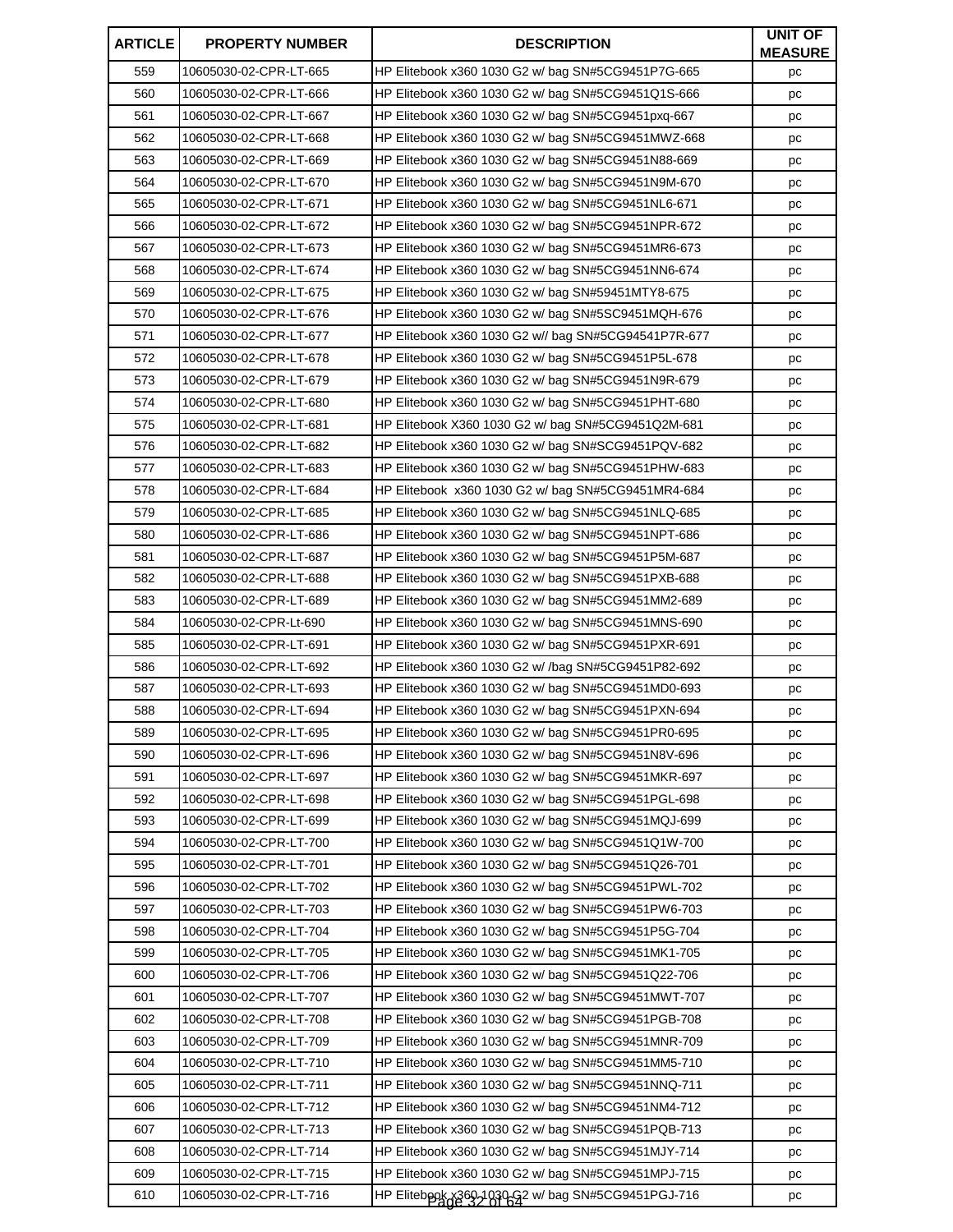| ARTICLE | PROPERTY NUMBER | DESCRIPTION | UNIT OF MEASURE |
|---|---|---|---|
| 559 | 10605030-02-CPR-LT-665 | HP Elitebook x360 1030 G2 w/ bag SN#5CG9451P7G-665 | pc |
| 560 | 10605030-02-CPR-LT-666 | HP Elitebook x360 1030 G2 w/ bag SN#5CG9451Q1S-666 | pc |
| 561 | 10605030-02-CPR-LT-667 | HP Elitebook x360 1030 G2 w/ bag SN#5CG9451pxq-667 | pc |
| 562 | 10605030-02-CPR-LT-668 | HP Elitebook x360 1030 G2 w/ bag SN#5CG9451MWZ-668 | pc |
| 563 | 10605030-02-CPR-LT-669 | HP Elitebook x360 1030 G2 w/ bag SN#5CG9451N88-669 | pc |
| 564 | 10605030-02-CPR-LT-670 | HP Elitebook x360 1030 G2 w/ bag SN#5CG9451N9M-670 | pc |
| 565 | 10605030-02-CPR-LT-671 | HP Elitebook x360 1030 G2 w/ bag SN#5CG9451NL6-671 | pc |
| 566 | 10605030-02-CPR-LT-672 | HP Elitebook x360 1030 G2 w/ bag SN#5CG9451NPR-672 | pc |
| 567 | 10605030-02-CPR-LT-673 | HP Elitebook x360 1030 G2 w/ bag SN#5CG9451MR6-673 | pc |
| 568 | 10605030-02-CPR-LT-674 | HP Elitebook x360 1030 G2 w/ bag SN#5CG9451NN6-674 | pc |
| 569 | 10605030-02-CPR-LT-675 | HP Elitebook x360 1030 G2 w/ bag SN#59451MTY8-675 | pc |
| 570 | 10605030-02-CPR-LT-676 | HP Elitebook x360 1030 G2 w/ bag SN#5SC9451MQH-676 | pc |
| 571 | 10605030-02-CPR-LT-677 | HP Elitebook x360 1030 G2 w// bag SN#5CG94541P7R-677 | pc |
| 572 | 10605030-02-CPR-LT-678 | HP Elitebook x360 1030 G2 w/ bag SN#5CG9451P5L-678 | pc |
| 573 | 10605030-02-CPR-LT-679 | HP Elitebook x360 1030 G2 w/ bag SN#5CG9451N9R-679 | pc |
| 574 | 10605030-02-CPR-LT-680 | HP Elitebook x360 1030 G2 w/ bag SN#5CG9451PHT-680 | pc |
| 575 | 10605030-02-CPR-LT-681 | HP Elitebook X360 1030 G2 w/ bag SN#5CG9451Q2M-681 | pc |
| 576 | 10605030-02-CPR-LT-682 | HP Elitebook x360 1030 G2 w/ bag SN#SCG9451PQV-682 | pc |
| 577 | 10605030-02-CPR-LT-683 | HP Elitebook x360 1030 G2 w/ bag SN#5CG9451PHW-683 | pc |
| 578 | 10605030-02-CPR-LT-684 | HP Elitebook  x360 1030 G2 w/ bag SN#5CG9451MR4-684 | pc |
| 579 | 10605030-02-CPR-LT-685 | HP Elitebook x360 1030 G2 w/ bag SN#5CG9451NLQ-685 | pc |
| 580 | 10605030-02-CPR-LT-686 | HP Elitebook x360 1030 G2 w/ bag SN#5CG9451NPT-686 | pc |
| 581 | 10605030-02-CPR-LT-687 | HP Elitebook x360 1030 G2 w/ bag SN#5CG9451P5M-687 | pc |
| 582 | 10605030-02-CPR-LT-688 | HP Elitebook x360 1030 G2 w/ bag SN#5CG9451PXB-688 | pc |
| 583 | 10605030-02-CPR-LT-689 | HP Elitebook x360 1030 G2 w/ bag SN#5CG9451MM2-689 | pc |
| 584 | 10605030-02-CPR-Lt-690 | HP Elitebook x360 1030 G2 w/ bag SN#5CG9451MNS-690 | pc |
| 585 | 10605030-02-CPR-LT-691 | HP Elitebook x360 1030 G2 w/ bag SN#5CG9451PXR-691 | pc |
| 586 | 10605030-02-CPR-LT-692 | HP Elitebook x360 1030 G2 w/ /bag SN#5CG9451P82-692 | pc |
| 587 | 10605030-02-CPR-LT-693 | HP Elitebook x360 1030 G2 w/ bag SN#5CG9451MD0-693 | pc |
| 588 | 10605030-02-CPR-LT-694 | HP Elitebook x360 1030 G2 w/ bag SN#5CG9451PXN-694 | pc |
| 589 | 10605030-02-CPR-LT-695 | HP Elitebook x360 1030 G2 w/ bag SN#5CG9451PR0-695 | pc |
| 590 | 10605030-02-CPR-LT-696 | HP Elitebook x360 1030 G2 w/ bag SN#5CG9451N8V-696 | pc |
| 591 | 10605030-02-CPR-LT-697 | HP Elitebook x360 1030 G2 w/ bag SN#5CG9451MKR-697 | pc |
| 592 | 10605030-02-CPR-LT-698 | HP Elitebook x360 1030 G2 w/ bag SN#5CG9451PGL-698 | pc |
| 593 | 10605030-02-CPR-LT-699 | HP Elitebook x360 1030 G2 w/ bag SN#5CG9451MQJ-699 | pc |
| 594 | 10605030-02-CPR-LT-700 | HP Elitebook x360 1030 G2 w/ bag SN#5CG9451Q1W-700 | pc |
| 595 | 10605030-02-CPR-LT-701 | HP Elitebook x360 1030 G2 w/ bag SN#5CG9451Q26-701 | pc |
| 596 | 10605030-02-CPR-LT-702 | HP Elitebook x360 1030 G2 w/ bag SN#5CG9451PWL-702 | pc |
| 597 | 10605030-02-CPR-LT-703 | HP Elitebook x360 1030 G2 w/ bag SN#5CG9451PW6-703 | pc |
| 598 | 10605030-02-CPR-LT-704 | HP Elitebook x360 1030 G2 w/ bag SN#5CG9451P5G-704 | pc |
| 599 | 10605030-02-CPR-LT-705 | HP Elitebook x360 1030 G2 w/ bag SN#5CG9451MK1-705 | pc |
| 600 | 10605030-02-CPR-LT-706 | HP Elitebook x360 1030 G2 w/ bag SN#5CG9451Q22-706 | pc |
| 601 | 10605030-02-CPR-LT-707 | HP Elitebook x360 1030 G2 w/ bag SN#5CG9451MWT-707 | pc |
| 602 | 10605030-02-CPR-LT-708 | HP Elitebook x360 1030 G2 w/ bag SN#5CG9451PGB-708 | pc |
| 603 | 10605030-02-CPR-LT-709 | HP Elitebook x360 1030 G2 w/ bag SN#5CG9451MNR-709 | pc |
| 604 | 10605030-02-CPR-LT-710 | HP Elitebook x360 1030 G2 w/ bag SN#5CG9451MM5-710 | pc |
| 605 | 10605030-02-CPR-LT-711 | HP Elitebook x360 1030 G2 w/ bag SN#5CG9451NNQ-711 | pc |
| 606 | 10605030-02-CPR-LT-712 | HP Elitebook x360 1030 G2 w/ bag SN#5CG9451NM4-712 | pc |
| 607 | 10605030-02-CPR-LT-713 | HP Elitebook x360 1030 G2 w/ bag SN#5CG9451PQB-713 | pc |
| 608 | 10605030-02-CPR-LT-714 | HP Elitebook x360 1030 G2 w/ bag SN#5CG9451MJY-714 | pc |
| 609 | 10605030-02-CPR-LT-715 | HP Elitebook x360 1030 G2 w/ bag SN#5CG9451MPJ-715 | pc |
| 610 | 10605030-02-CPR-LT-716 | HP Elitebook x360 1030 G2 w/ bag SN#5CG9451PGJ-716 | pc |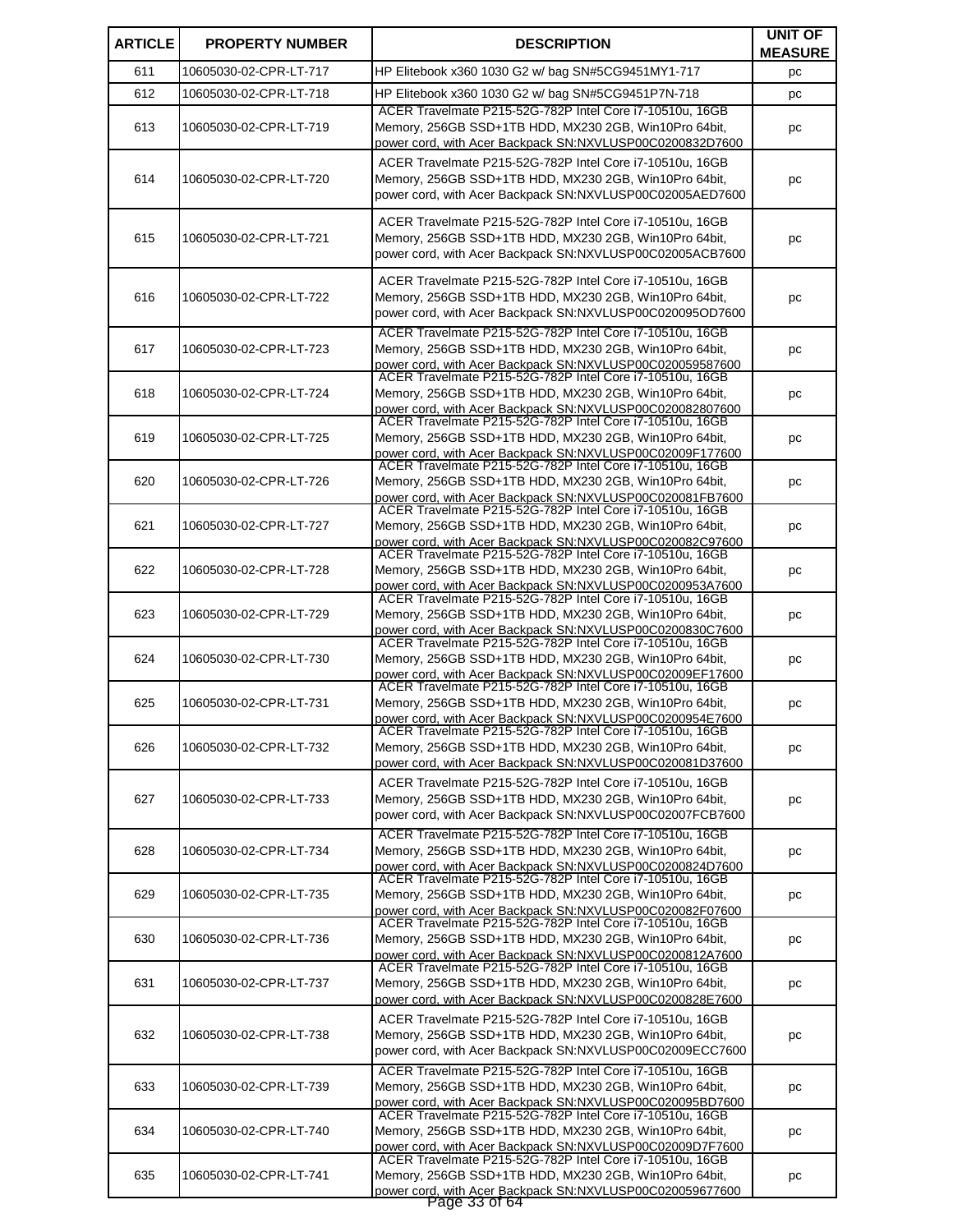| ARTICLE | PROPERTY NUMBER | DESCRIPTION | UNIT OF MEASURE |
|---|---|---|---|
| 611 | 10605030-02-CPR-LT-717 | HP Elitebook x360 1030 G2 w/ bag SN#5CG9451MY1-717 | pc |
| 612 | 10605030-02-CPR-LT-718 | HP Elitebook x360 1030 G2 w/ bag SN#5CG9451P7N-718 | pc |
| 613 | 10605030-02-CPR-LT-719 | ACER Travelmate P215-52G-782P Intel Core i7-10510u, 16GB Memory, 256GB SSD+1TB HDD, MX230 2GB, Win10Pro 64bit, power cord, with Acer Backpack SN:NXVLUSP00C0200832D7600 | pc |
| 614 | 10605030-02-CPR-LT-720 | ACER Travelmate P215-52G-782P Intel Core i7-10510u, 16GB Memory, 256GB SSD+1TB HDD, MX230 2GB, Win10Pro 64bit, power cord, with Acer Backpack SN:NXVLUSP00C02005AED7600 | pc |
| 615 | 10605030-02-CPR-LT-721 | ACER Travelmate P215-52G-782P Intel Core i7-10510u, 16GB Memory, 256GB SSD+1TB HDD, MX230 2GB, Win10Pro 64bit, power cord, with Acer Backpack SN:NXVLUSP00C02005ACB7600 | pc |
| 616 | 10605030-02-CPR-LT-722 | ACER Travelmate P215-52G-782P Intel Core i7-10510u, 16GB Memory, 256GB SSD+1TB HDD, MX230 2GB, Win10Pro 64bit, power cord, with Acer Backpack SN:NXVLUSP00C020095OD7600 | pc |
| 617 | 10605030-02-CPR-LT-723 | ACER Travelmate P215-52G-782P Intel Core i7-10510u, 16GB Memory, 256GB SSD+1TB HDD, MX230 2GB, Win10Pro 64bit, power cord, with Acer Backpack SN:NXVLUSP00C020059587600 | pc |
| 618 | 10605030-02-CPR-LT-724 | ACER Travelmate P215-52G-782P Intel Core i7-10510u, 16GB Memory, 256GB SSD+1TB HDD, MX230 2GB, Win10Pro 64bit, power cord, with Acer Backpack SN:NXVLUSP00C020082807600 | pc |
| 619 | 10605030-02-CPR-LT-725 | ACER Travelmate P215-52G-782P Intel Core i7-10510u, 16GB Memory, 256GB SSD+1TB HDD, MX230 2GB, Win10Pro 64bit, power cord, with Acer Backpack SN:NXVLUSP00C02009F177600 | pc |
| 620 | 10605030-02-CPR-LT-726 | ACER Travelmate P215-52G-782P Intel Core i7-10510u, 16GB Memory, 256GB SSD+1TB HDD, MX230 2GB, Win10Pro 64bit, power cord, with Acer Backpack SN:NXVLUSP00C020081FB7600 | pc |
| 621 | 10605030-02-CPR-LT-727 | ACER Travelmate P215-52G-782P Intel Core i7-10510u, 16GB Memory, 256GB SSD+1TB HDD, MX230 2GB, Win10Pro 64bit, power cord, with Acer Backpack SN:NXVLUSP00C020082C97600 | pc |
| 622 | 10605030-02-CPR-LT-728 | ACER Travelmate P215-52G-782P Intel Core i7-10510u, 16GB Memory, 256GB SSD+1TB HDD, MX230 2GB, Win10Pro 64bit, power cord, with Acer Backpack SN:NXVLUSP00C0200953A7600 | pc |
| 623 | 10605030-02-CPR-LT-729 | ACER Travelmate P215-52G-782P Intel Core i7-10510u, 16GB Memory, 256GB SSD+1TB HDD, MX230 2GB, Win10Pro 64bit, power cord, with Acer Backpack SN:NXVLUSP00C0200830C7600 | pc |
| 624 | 10605030-02-CPR-LT-730 | ACER Travelmate P215-52G-782P Intel Core i7-10510u, 16GB Memory, 256GB SSD+1TB HDD, MX230 2GB, Win10Pro 64bit, power cord, with Acer Backpack SN:NXVLUSP00C02009EF17600 | pc |
| 625 | 10605030-02-CPR-LT-731 | ACER Travelmate P215-52G-782P Intel Core i7-10510u, 16GB Memory, 256GB SSD+1TB HDD, MX230 2GB, Win10Pro 64bit, power cord, with Acer Backpack SN:NXVLUSP00C0200954E7600 | pc |
| 626 | 10605030-02-CPR-LT-732 | ACER Travelmate P215-52G-782P Intel Core i7-10510u, 16GB Memory, 256GB SSD+1TB HDD, MX230 2GB, Win10Pro 64bit, power cord, with Acer Backpack SN:NXVLUSP00C020081D37600 | pc |
| 627 | 10605030-02-CPR-LT-733 | ACER Travelmate P215-52G-782P Intel Core i7-10510u, 16GB Memory, 256GB SSD+1TB HDD, MX230 2GB, Win10Pro 64bit, power cord, with Acer Backpack SN:NXVLUSP00C02007FCB7600 | pc |
| 628 | 10605030-02-CPR-LT-734 | ACER Travelmate P215-52G-782P Intel Core i7-10510u, 16GB Memory, 256GB SSD+1TB HDD, MX230 2GB, Win10Pro 64bit, power cord, with Acer Backpack SN:NXVLUSP00C0200824D7600 | pc |
| 629 | 10605030-02-CPR-LT-735 | ACER Travelmate P215-52G-782P Intel Core i7-10510u, 16GB Memory, 256GB SSD+1TB HDD, MX230 2GB, Win10Pro 64bit, power cord, with Acer Backpack SN:NXVLUSP00C020082F07600 | pc |
| 630 | 10605030-02-CPR-LT-736 | ACER Travelmate P215-52G-782P Intel Core i7-10510u, 16GB Memory, 256GB SSD+1TB HDD, MX230 2GB, Win10Pro 64bit, power cord, with Acer Backpack SN:NXVLUSP00C0200812A7600 | pc |
| 631 | 10605030-02-CPR-LT-737 | ACER Travelmate P215-52G-782P Intel Core i7-10510u, 16GB Memory, 256GB SSD+1TB HDD, MX230 2GB, Win10Pro 64bit, power cord, with Acer Backpack SN:NXVLUSP00C0200828E7600 | pc |
| 632 | 10605030-02-CPR-LT-738 | ACER Travelmate P215-52G-782P Intel Core i7-10510u, 16GB Memory, 256GB SSD+1TB HDD, MX230 2GB, Win10Pro 64bit, power cord, with Acer Backpack SN:NXVLUSP00C02009ECC7600 | pc |
| 633 | 10605030-02-CPR-LT-739 | ACER Travelmate P215-52G-782P Intel Core i7-10510u, 16GB Memory, 256GB SSD+1TB HDD, MX230 2GB, Win10Pro 64bit, power cord, with Acer Backpack SN:NXVLUSP00C020095BD7600 | pc |
| 634 | 10605030-02-CPR-LT-740 | ACER Travelmate P215-52G-782P Intel Core i7-10510u, 16GB Memory, 256GB SSD+1TB HDD, MX230 2GB, Win10Pro 64bit, power cord, with Acer Backpack SN:NXVLUSP00C02009D7F7600 | pc |
| 635 | 10605030-02-CPR-LT-741 | ACER Travelmate P215-52G-782P Intel Core i7-10510u, 16GB Memory, 256GB SSD+1TB HDD, MX230 2GB, Win10Pro 64bit, power cord, with Acer Backpack SN:NXVLUSP00C020059677600 | pc |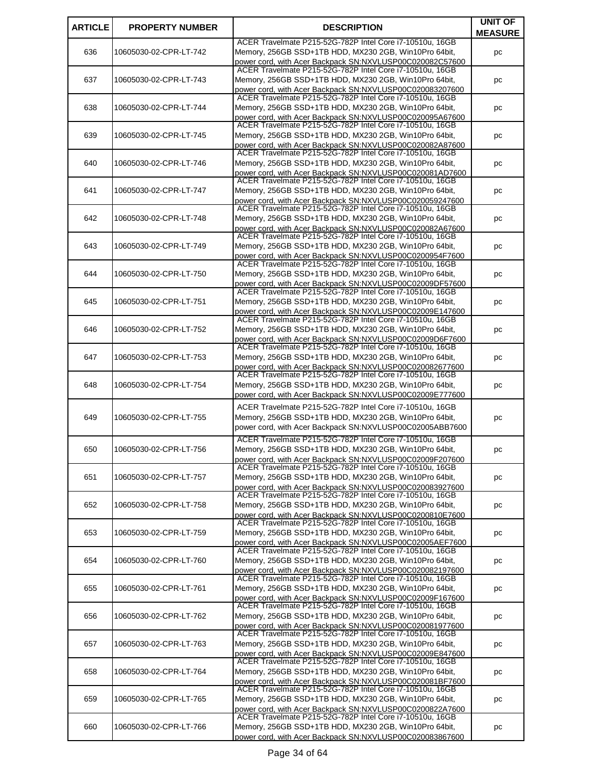| ARTICLE | PROPERTY NUMBER | DESCRIPTION | UNIT OF MEASURE |
| --- | --- | --- | --- |
| 636 | 10605030-02-CPR-LT-742 | ACER Travelmate P215-52G-782P Intel Core i7-10510u, 16GB Memory, 256GB SSD+1TB HDD, MX230 2GB, Win10Pro 64bit, power cord, with Acer Backpack SN:NXVLUSP00C020082C57600 | pc |
| 637 | 10605030-02-CPR-LT-743 | ACER Travelmate P215-52G-782P Intel Core i7-10510u, 16GB Memory, 256GB SSD+1TB HDD, MX230 2GB, Win10Pro 64bit, power cord, with Acer Backpack SN:NXVLUSP00C020083207600 | pc |
| 638 | 10605030-02-CPR-LT-744 | ACER Travelmate P215-52G-782P Intel Core i7-10510u, 16GB Memory, 256GB SSD+1TB HDD, MX230 2GB, Win10Pro 64bit, power cord, with Acer Backpack SN:NXVLUSP00C020095A67600 | pc |
| 639 | 10605030-02-CPR-LT-745 | ACER Travelmate P215-52G-782P Intel Core i7-10510u, 16GB Memory, 256GB SSD+1TB HDD, MX230 2GB, Win10Pro 64bit, power cord, with Acer Backpack SN:NXVLUSP00C020082A87600 | pc |
| 640 | 10605030-02-CPR-LT-746 | ACER Travelmate P215-52G-782P Intel Core i7-10510u, 16GB Memory, 256GB SSD+1TB HDD, MX230 2GB, Win10Pro 64bit, power cord, with Acer Backpack SN:NXVLUSP00C020081AD7600 | pc |
| 641 | 10605030-02-CPR-LT-747 | ACER Travelmate P215-52G-782P Intel Core i7-10510u, 16GB Memory, 256GB SSD+1TB HDD, MX230 2GB, Win10Pro 64bit, power cord, with Acer Backpack SN:NXVLUSP00C020059247600 | pc |
| 642 | 10605030-02-CPR-LT-748 | ACER Travelmate P215-52G-782P Intel Core i7-10510u, 16GB Memory, 256GB SSD+1TB HDD, MX230 2GB, Win10Pro 64bit, power cord, with Acer Backpack SN:NXVLUSP00C020082A67600 | pc |
| 643 | 10605030-02-CPR-LT-749 | ACER Travelmate P215-52G-782P Intel Core i7-10510u, 16GB Memory, 256GB SSD+1TB HDD, MX230 2GB, Win10Pro 64bit, power cord, with Acer Backpack SN:NXVLUSP00C0200954F7600 | pc |
| 644 | 10605030-02-CPR-LT-750 | ACER Travelmate P215-52G-782P Intel Core i7-10510u, 16GB Memory, 256GB SSD+1TB HDD, MX230 2GB, Win10Pro 64bit, power cord, with Acer Backpack SN:NXVLUSP00C02009DF57600 | pc |
| 645 | 10605030-02-CPR-LT-751 | ACER Travelmate P215-52G-782P Intel Core i7-10510u, 16GB Memory, 256GB SSD+1TB HDD, MX230 2GB, Win10Pro 64bit, power cord, with Acer Backpack SN:NXVLUSP00C02009E147600 | pc |
| 646 | 10605030-02-CPR-LT-752 | ACER Travelmate P215-52G-782P Intel Core i7-10510u, 16GB Memory, 256GB SSD+1TB HDD, MX230 2GB, Win10Pro 64bit, power cord, with Acer Backpack SN:NXVLUSP00C02009D6F7600 | pc |
| 647 | 10605030-02-CPR-LT-753 | ACER Travelmate P215-52G-782P Intel Core i7-10510u, 16GB Memory, 256GB SSD+1TB HDD, MX230 2GB, Win10Pro 64bit, power cord, with Acer Backpack SN:NXVLUSP00C020082677600 | pc |
| 648 | 10605030-02-CPR-LT-754 | ACER Travelmate P215-52G-782P Intel Core i7-10510u, 16GB Memory, 256GB SSD+1TB HDD, MX230 2GB, Win10Pro 64bit, power cord, with Acer Backpack SN:NXVLUSP00C02009E777600 | pc |
| 649 | 10605030-02-CPR-LT-755 | ACER Travelmate P215-52G-782P Intel Core i7-10510u, 16GB Memory, 256GB SSD+1TB HDD, MX230 2GB, Win10Pro 64bit, power cord, with Acer Backpack SN:NXVLUSP00C02005ABB7600 | pc |
| 650 | 10605030-02-CPR-LT-756 | ACER Travelmate P215-52G-782P Intel Core i7-10510u, 16GB Memory, 256GB SSD+1TB HDD, MX230 2GB, Win10Pro 64bit, power cord, with Acer Backpack SN:NXVLUSP00C02009F207600 | pc |
| 651 | 10605030-02-CPR-LT-757 | ACER Travelmate P215-52G-782P Intel Core i7-10510u, 16GB Memory, 256GB SSD+1TB HDD, MX230 2GB, Win10Pro 64bit, power cord, with Acer Backpack SN:NXVLUSP00C020083927600 | pc |
| 652 | 10605030-02-CPR-LT-758 | ACER Travelmate P215-52G-782P Intel Core i7-10510u, 16GB Memory, 256GB SSD+1TB HDD, MX230 2GB, Win10Pro 64bit, power cord, with Acer Backpack SN:NXVLUSP00C0200810E7600 | pc |
| 653 | 10605030-02-CPR-LT-759 | ACER Travelmate P215-52G-782P Intel Core i7-10510u, 16GB Memory, 256GB SSD+1TB HDD, MX230 2GB, Win10Pro 64bit, power cord, with Acer Backpack SN:NXVLUSP00C02005AEF7600 | pc |
| 654 | 10605030-02-CPR-LT-760 | ACER Travelmate P215-52G-782P Intel Core i7-10510u, 16GB Memory, 256GB SSD+1TB HDD, MX230 2GB, Win10Pro 64bit, power cord, with Acer Backpack SN:NXVLUSP00C020082197600 | pc |
| 655 | 10605030-02-CPR-LT-761 | ACER Travelmate P215-52G-782P Intel Core i7-10510u, 16GB Memory, 256GB SSD+1TB HDD, MX230 2GB, Win10Pro 64bit, power cord, with Acer Backpack SN:NXVLUSP00C02009F167600 | pc |
| 656 | 10605030-02-CPR-LT-762 | ACER Travelmate P215-52G-782P Intel Core i7-10510u, 16GB Memory, 256GB SSD+1TB HDD, MX230 2GB, Win10Pro 64bit, power cord, with Acer Backpack SN:NXVLUSP00C020081977600 | pc |
| 657 | 10605030-02-CPR-LT-763 | ACER Travelmate P215-52G-782P Intel Core i7-10510u, 16GB Memory, 256GB SSD+1TB HDD, MX230 2GB, Win10Pro 64bit, power cord, with Acer Backpack SN:NXVLUSP00C02009E847600 | pc |
| 658 | 10605030-02-CPR-LT-764 | ACER Travelmate P215-52G-782P Intel Core i7-10510u, 16GB Memory, 256GB SSD+1TB HDD, MX230 2GB, Win10Pro 64bit, power cord, with Acer Backpack SN:NXVLUSP00C020081BF7600 | pc |
| 659 | 10605030-02-CPR-LT-765 | ACER Travelmate P215-52G-782P Intel Core i7-10510u, 16GB Memory, 256GB SSD+1TB HDD, MX230 2GB, Win10Pro 64bit, power cord, with Acer Backpack SN:NXVLUSP00C0200822A7600 | pc |
| 660 | 10605030-02-CPR-LT-766 | ACER Travelmate P215-52G-782P Intel Core i7-10510u, 16GB Memory, 256GB SSD+1TB HDD, MX230 2GB, Win10Pro 64bit, power cord, with Acer Backpack SN:NXVLUSP00C020083867600 | pc |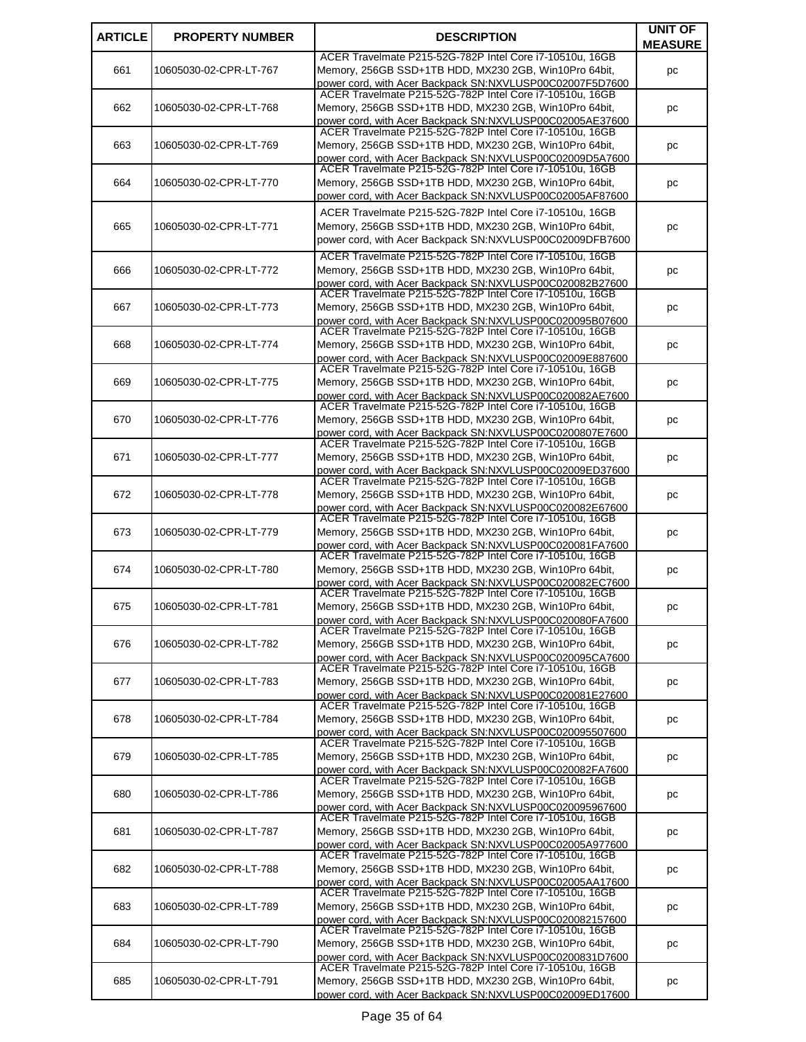| ARTICLE | PROPERTY NUMBER | DESCRIPTION | UNIT OF MEASURE |
| --- | --- | --- | --- |
| 661 | 10605030-02-CPR-LT-767 | ACER Travelmate P215-52G-782P Intel Core i7-10510u, 16GB Memory, 256GB SSD+1TB HDD, MX230 2GB, Win10Pro 64bit, power cord, with Acer Backpack SN:NXVLUSP00C02007F5D7600 | pc |
| 662 | 10605030-02-CPR-LT-768 | ACER Travelmate P215-52G-782P Intel Core i7-10510u, 16GB Memory, 256GB SSD+1TB HDD, MX230 2GB, Win10Pro 64bit, power cord, with Acer Backpack SN:NXVLUSP00C02005AE37600 | pc |
| 663 | 10605030-02-CPR-LT-769 | ACER Travelmate P215-52G-782P Intel Core i7-10510u, 16GB Memory, 256GB SSD+1TB HDD, MX230 2GB, Win10Pro 64bit, power cord, with Acer Backpack SN:NXVLUSP00C02009D5A7600 | pc |
| 664 | 10605030-02-CPR-LT-770 | ACER Travelmate P215-52G-782P Intel Core i7-10510u, 16GB Memory, 256GB SSD+1TB HDD, MX230 2GB, Win10Pro 64bit, power cord, with Acer Backpack SN:NXVLUSP00C02005AF87600 | pc |
| 665 | 10605030-02-CPR-LT-771 | ACER Travelmate P215-52G-782P Intel Core i7-10510u, 16GB Memory, 256GB SSD+1TB HDD, MX230 2GB, Win10Pro 64bit, power cord, with Acer Backpack SN:NXVLUSP00C02009DFB7600 | pc |
| 666 | 10605030-02-CPR-LT-772 | ACER Travelmate P215-52G-782P Intel Core i7-10510u, 16GB Memory, 256GB SSD+1TB HDD, MX230 2GB, Win10Pro 64bit, power cord, with Acer Backpack SN:NXVLUSP00C020082B27600 | pc |
| 667 | 10605030-02-CPR-LT-773 | ACER Travelmate P215-52G-782P Intel Core i7-10510u, 16GB Memory, 256GB SSD+1TB HDD, MX230 2GB, Win10Pro 64bit, power cord, with Acer Backpack SN:NXVLUSP00C020095B07600 | pc |
| 668 | 10605030-02-CPR-LT-774 | ACER Travelmate P215-52G-782P Intel Core i7-10510u, 16GB Memory, 256GB SSD+1TB HDD, MX230 2GB, Win10Pro 64bit, power cord, with Acer Backpack SN:NXVLUSP00C02009E887600 | pc |
| 669 | 10605030-02-CPR-LT-775 | ACER Travelmate P215-52G-782P Intel Core i7-10510u, 16GB Memory, 256GB SSD+1TB HDD, MX230 2GB, Win10Pro 64bit, power cord, with Acer Backpack SN:NXVLUSP00C020082AE7600 | pc |
| 670 | 10605030-02-CPR-LT-776 | ACER Travelmate P215-52G-782P Intel Core i7-10510u, 16GB Memory, 256GB SSD+1TB HDD, MX230 2GB, Win10Pro 64bit, power cord, with Acer Backpack SN:NXVLUSP00C0200807E7600 | pc |
| 671 | 10605030-02-CPR-LT-777 | ACER Travelmate P215-52G-782P Intel Core i7-10510u, 16GB Memory, 256GB SSD+1TB HDD, MX230 2GB, Win10Pro 64bit, power cord, with Acer Backpack SN:NXVLUSP00C02009ED37600 | pc |
| 672 | 10605030-02-CPR-LT-778 | ACER Travelmate P215-52G-782P Intel Core i7-10510u, 16GB Memory, 256GB SSD+1TB HDD, MX230 2GB, Win10Pro 64bit, power cord, with Acer Backpack SN:NXVLUSP00C020082E67600 | pc |
| 673 | 10605030-02-CPR-LT-779 | ACER Travelmate P215-52G-782P Intel Core i7-10510u, 16GB Memory, 256GB SSD+1TB HDD, MX230 2GB, Win10Pro 64bit, power cord, with Acer Backpack SN:NXVLUSP00C020081FA7600 | pc |
| 674 | 10605030-02-CPR-LT-780 | ACER Travelmate P215-52G-782P Intel Core i7-10510u, 16GB Memory, 256GB SSD+1TB HDD, MX230 2GB, Win10Pro 64bit, power cord, with Acer Backpack SN:NXVLUSP00C020082EC7600 | pc |
| 675 | 10605030-02-CPR-LT-781 | ACER Travelmate P215-52G-782P Intel Core i7-10510u, 16GB Memory, 256GB SSD+1TB HDD, MX230 2GB, Win10Pro 64bit, power cord, with Acer Backpack SN:NXVLUSP00C020080FA7600 | pc |
| 676 | 10605030-02-CPR-LT-782 | ACER Travelmate P215-52G-782P Intel Core i7-10510u, 16GB Memory, 256GB SSD+1TB HDD, MX230 2GB, Win10Pro 64bit, power cord, with Acer Backpack SN:NXVLUSP00C020095CA7600 | pc |
| 677 | 10605030-02-CPR-LT-783 | ACER Travelmate P215-52G-782P Intel Core i7-10510u, 16GB Memory, 256GB SSD+1TB HDD, MX230 2GB, Win10Pro 64bit, power cord, with Acer Backpack SN:NXVLUSP00C020081E27600 | pc |
| 678 | 10605030-02-CPR-LT-784 | ACER Travelmate P215-52G-782P Intel Core i7-10510u, 16GB Memory, 256GB SSD+1TB HDD, MX230 2GB, Win10Pro 64bit, power cord, with Acer Backpack SN:NXVLUSP00C020095507600 | pc |
| 679 | 10605030-02-CPR-LT-785 | ACER Travelmate P215-52G-782P Intel Core i7-10510u, 16GB Memory, 256GB SSD+1TB HDD, MX230 2GB, Win10Pro 64bit, power cord, with Acer Backpack SN:NXVLUSP00C020082FA7600 | pc |
| 680 | 10605030-02-CPR-LT-786 | ACER Travelmate P215-52G-782P Intel Core i7-10510u, 16GB Memory, 256GB SSD+1TB HDD, MX230 2GB, Win10Pro 64bit, power cord, with Acer Backpack SN:NXVLUSP00C020095967600 | pc |
| 681 | 10605030-02-CPR-LT-787 | ACER Travelmate P215-52G-782P Intel Core i7-10510u, 16GB Memory, 256GB SSD+1TB HDD, MX230 2GB, Win10Pro 64bit, power cord, with Acer Backpack SN:NXVLUSP00C02005A977600 | pc |
| 682 | 10605030-02-CPR-LT-788 | ACER Travelmate P215-52G-782P Intel Core i7-10510u, 16GB Memory, 256GB SSD+1TB HDD, MX230 2GB, Win10Pro 64bit, power cord, with Acer Backpack SN:NXVLUSP00C02005AA17600 | pc |
| 683 | 10605030-02-CPR-LT-789 | ACER Travelmate P215-52G-782P Intel Core i7-10510u, 16GB Memory, 256GB SSD+1TB HDD, MX230 2GB, Win10Pro 64bit, power cord, with Acer Backpack SN:NXVLUSP00C020082157600 | pc |
| 684 | 10605030-02-CPR-LT-790 | ACER Travelmate P215-52G-782P Intel Core i7-10510u, 16GB Memory, 256GB SSD+1TB HDD, MX230 2GB, Win10Pro 64bit, power cord, with Acer Backpack SN:NXVLUSP00C0200831D7600 | pc |
| 685 | 10605030-02-CPR-LT-791 | ACER Travelmate P215-52G-782P Intel Core i7-10510u, 16GB Memory, 256GB SSD+1TB HDD, MX230 2GB, Win10Pro 64bit, power cord, with Acer Backpack SN:NXVLUSP00C02009ED17600 | pc |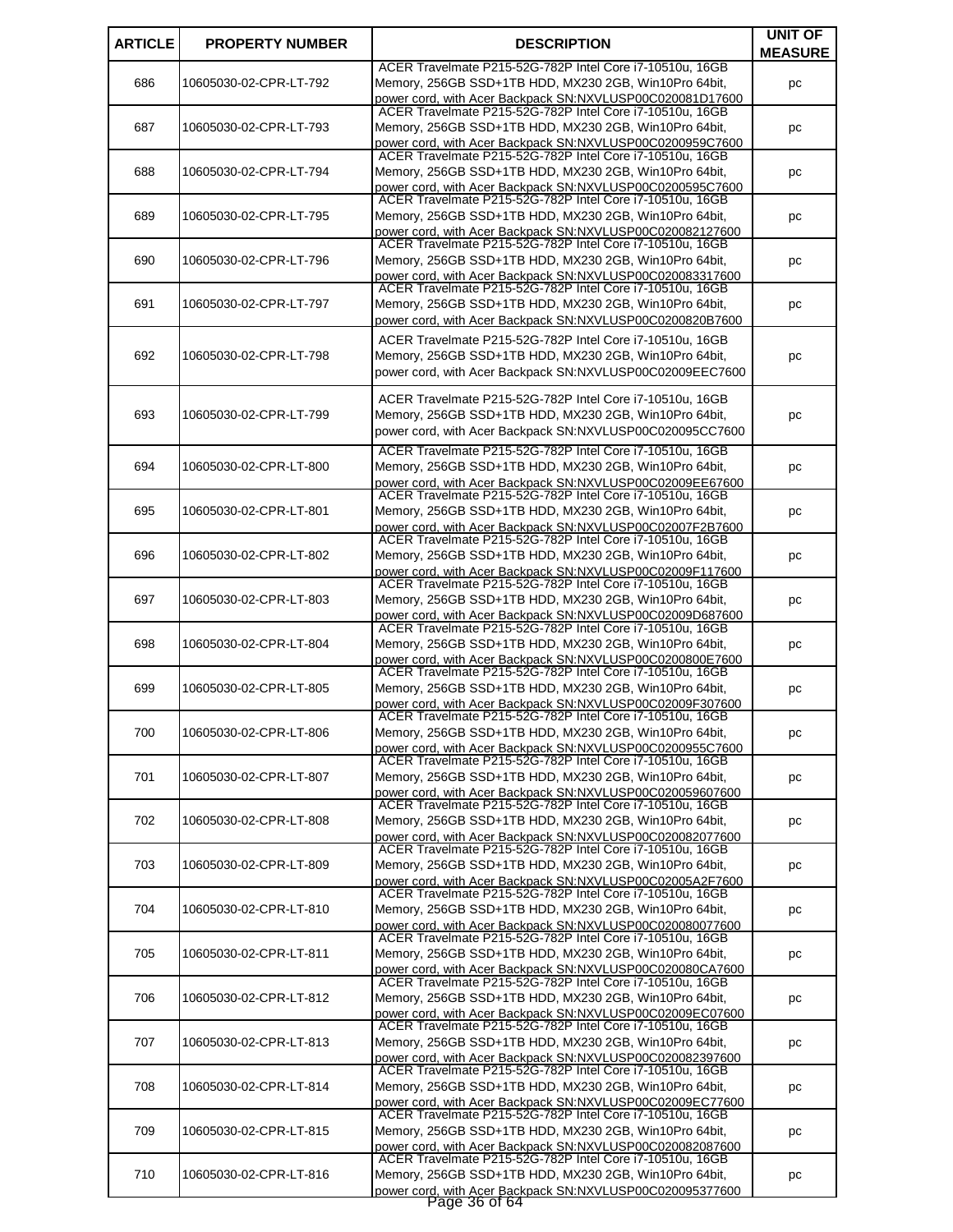| ARTICLE | PROPERTY NUMBER | DESCRIPTION | UNIT OF MEASURE |
|---|---|---|---|
| 686 | 10605030-02-CPR-LT-792 | ACER Travelmate P215-52G-782P Intel Core i7-10510u, 16GB Memory, 256GB SSD+1TB HDD, MX230 2GB, Win10Pro 64bit, power cord, with Acer Backpack SN:NXVLUSP00C020081D17600 | pc |
| 687 | 10605030-02-CPR-LT-793 | ACER Travelmate P215-52G-782P Intel Core i7-10510u, 16GB Memory, 256GB SSD+1TB HDD, MX230 2GB, Win10Pro 64bit, power cord, with Acer Backpack SN:NXVLUSP00C0200959C7600 | pc |
| 688 | 10605030-02-CPR-LT-794 | ACER Travelmate P215-52G-782P Intel Core i7-10510u, 16GB Memory, 256GB SSD+1TB HDD, MX230 2GB, Win10Pro 64bit, power cord, with Acer Backpack SN:NXVLUSP00C0200595C7600 | pc |
| 689 | 10605030-02-CPR-LT-795 | ACER Travelmate P215-52G-782P Intel Core i7-10510u, 16GB Memory, 256GB SSD+1TB HDD, MX230 2GB, Win10Pro 64bit, power cord, with Acer Backpack SN:NXVLUSP00C020082127600 | pc |
| 690 | 10605030-02-CPR-LT-796 | ACER Travelmate P215-52G-782P Intel Core i7-10510u, 16GB Memory, 256GB SSD+1TB HDD, MX230 2GB, Win10Pro 64bit, power cord, with Acer Backpack SN:NXVLUSP00C020083317600 | pc |
| 691 | 10605030-02-CPR-LT-797 | ACER Travelmate P215-52G-782P Intel Core i7-10510u, 16GB Memory, 256GB SSD+1TB HDD, MX230 2GB, Win10Pro 64bit, power cord, with Acer Backpack SN:NXVLUSP00C0200820B7600 | pc |
| 692 | 10605030-02-CPR-LT-798 | ACER Travelmate P215-52G-782P Intel Core i7-10510u, 16GB Memory, 256GB SSD+1TB HDD, MX230 2GB, Win10Pro 64bit, power cord, with Acer Backpack SN:NXVLUSP00C02009EEC7600 | pc |
| 693 | 10605030-02-CPR-LT-799 | ACER Travelmate P215-52G-782P Intel Core i7-10510u, 16GB Memory, 256GB SSD+1TB HDD, MX230 2GB, Win10Pro 64bit, power cord, with Acer Backpack SN:NXVLUSP00C020095CC7600 | pc |
| 694 | 10605030-02-CPR-LT-800 | ACER Travelmate P215-52G-782P Intel Core i7-10510u, 16GB Memory, 256GB SSD+1TB HDD, MX230 2GB, Win10Pro 64bit, power cord, with Acer Backpack SN:NXVLUSP00C02009EE67600 | pc |
| 695 | 10605030-02-CPR-LT-801 | ACER Travelmate P215-52G-782P Intel Core i7-10510u, 16GB Memory, 256GB SSD+1TB HDD, MX230 2GB, Win10Pro 64bit, power cord, with Acer Backpack SN:NXVLUSP00C02007F2B7600 | pc |
| 696 | 10605030-02-CPR-LT-802 | ACER Travelmate P215-52G-782P Intel Core i7-10510u, 16GB Memory, 256GB SSD+1TB HDD, MX230 2GB, Win10Pro 64bit, power cord, with Acer Backpack SN:NXVLUSP00C02009F117600 | pc |
| 697 | 10605030-02-CPR-LT-803 | ACER Travelmate P215-52G-782P Intel Core i7-10510u, 16GB Memory, 256GB SSD+1TB HDD, MX230 2GB, Win10Pro 64bit, power cord, with Acer Backpack SN:NXVLUSP00C02009D687600 | pc |
| 698 | 10605030-02-CPR-LT-804 | ACER Travelmate P215-52G-782P Intel Core i7-10510u, 16GB Memory, 256GB SSD+1TB HDD, MX230 2GB, Win10Pro 64bit, power cord, with Acer Backpack SN:NXVLUSP00C0200800E7600 | pc |
| 699 | 10605030-02-CPR-LT-805 | ACER Travelmate P215-52G-782P Intel Core i7-10510u, 16GB Memory, 256GB SSD+1TB HDD, MX230 2GB, Win10Pro 64bit, power cord, with Acer Backpack SN:NXVLUSP00C02009F307600 | pc |
| 700 | 10605030-02-CPR-LT-806 | ACER Travelmate P215-52G-782P Intel Core i7-10510u, 16GB Memory, 256GB SSD+1TB HDD, MX230 2GB, Win10Pro 64bit, power cord, with Acer Backpack SN:NXVLUSP00C0200955C7600 | pc |
| 701 | 10605030-02-CPR-LT-807 | ACER Travelmate P215-52G-782P Intel Core i7-10510u, 16GB Memory, 256GB SSD+1TB HDD, MX230 2GB, Win10Pro 64bit, power cord, with Acer Backpack SN:NXVLUSP00C020059607600 | pc |
| 702 | 10605030-02-CPR-LT-808 | ACER Travelmate P215-52G-782P Intel Core i7-10510u, 16GB Memory, 256GB SSD+1TB HDD, MX230 2GB, Win10Pro 64bit, power cord, with Acer Backpack SN:NXVLUSP00C020082077600 | pc |
| 703 | 10605030-02-CPR-LT-809 | ACER Travelmate P215-52G-782P Intel Core i7-10510u, 16GB Memory, 256GB SSD+1TB HDD, MX230 2GB, Win10Pro 64bit, power cord, with Acer Backpack SN:NXVLUSP00C02005A2F7600 | pc |
| 704 | 10605030-02-CPR-LT-810 | ACER Travelmate P215-52G-782P Intel Core i7-10510u, 16GB Memory, 256GB SSD+1TB HDD, MX230 2GB, Win10Pro 64bit, power cord, with Acer Backpack SN:NXVLUSP00C020080077600 | pc |
| 705 | 10605030-02-CPR-LT-811 | ACER Travelmate P215-52G-782P Intel Core i7-10510u, 16GB Memory, 256GB SSD+1TB HDD, MX230 2GB, Win10Pro 64bit, power cord, with Acer Backpack SN:NXVLUSP00C020080CA7600 | pc |
| 706 | 10605030-02-CPR-LT-812 | ACER Travelmate P215-52G-782P Intel Core i7-10510u, 16GB Memory, 256GB SSD+1TB HDD, MX230 2GB, Win10Pro 64bit, power cord, with Acer Backpack SN:NXVLUSP00C02009EC07600 | pc |
| 707 | 10605030-02-CPR-LT-813 | ACER Travelmate P215-52G-782P Intel Core i7-10510u, 16GB Memory, 256GB SSD+1TB HDD, MX230 2GB, Win10Pro 64bit, power cord, with Acer Backpack SN:NXVLUSP00C020082397600 | pc |
| 708 | 10605030-02-CPR-LT-814 | ACER Travelmate P215-52G-782P Intel Core i7-10510u, 16GB Memory, 256GB SSD+1TB HDD, MX230 2GB, Win10Pro 64bit, power cord, with Acer Backpack SN:NXVLUSP00C02009EC77600 | pc |
| 709 | 10605030-02-CPR-LT-815 | ACER Travelmate P215-52G-782P Intel Core i7-10510u, 16GB Memory, 256GB SSD+1TB HDD, MX230 2GB, Win10Pro 64bit, power cord, with Acer Backpack SN:NXVLUSP00C020082087600 | pc |
| 710 | 10605030-02-CPR-LT-816 | ACER Travelmate P215-52G-782P Intel Core i7-10510u, 16GB Memory, 256GB SSD+1TB HDD, MX230 2GB, Win10Pro 64bit, power cord, with Acer Backpack SN:NXVLUSP00C020095377600 | pc |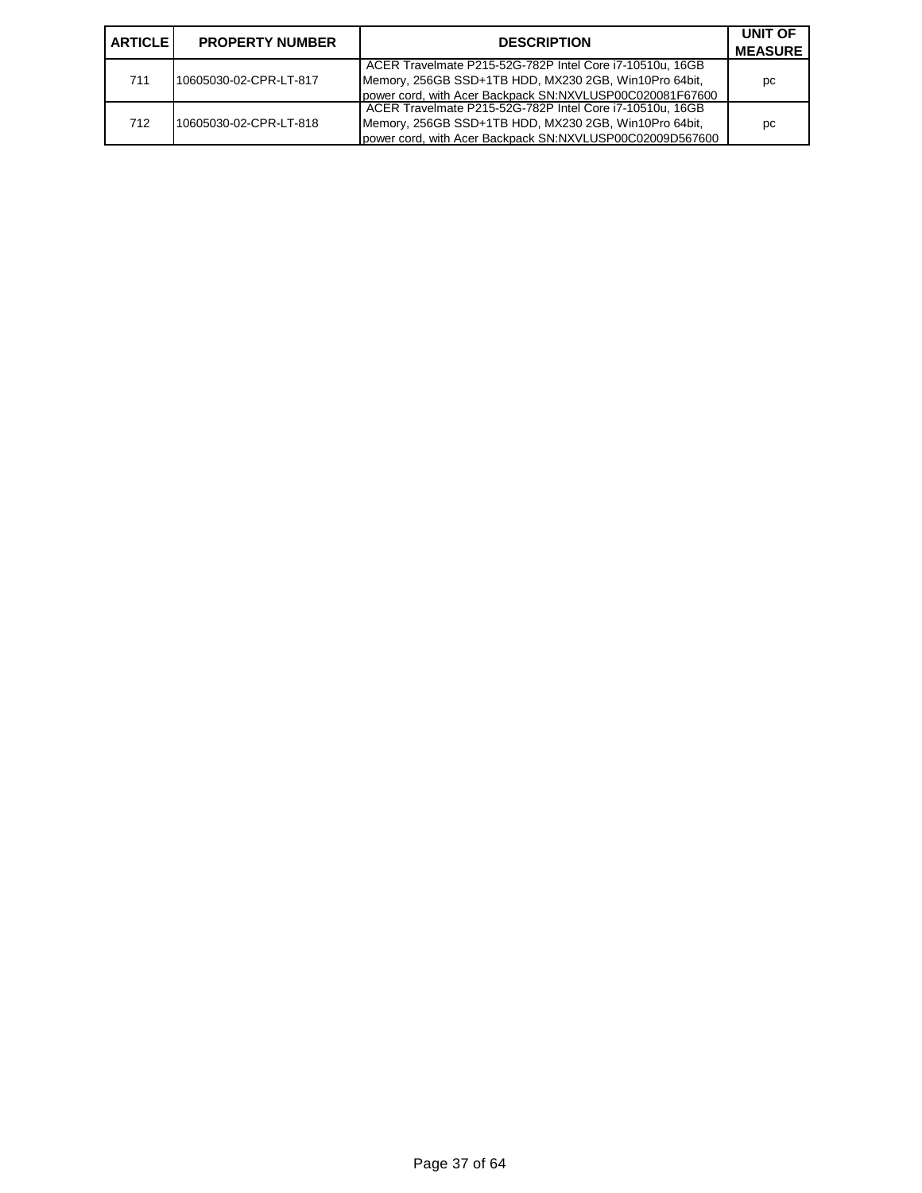| ARTICLE | PROPERTY NUMBER | DESCRIPTION | UNIT OF MEASURE |
|---|---|---|---|
| 711 | 10605030-02-CPR-LT-817 | ACER Travelmate P215-52G-782P Intel Core i7-10510u, 16GB Memory, 256GB SSD+1TB HDD, MX230 2GB, Win10Pro 64bit, power cord, with Acer Backpack SN:NXVLUSP00C020081F67600 | pc |
| 712 | 10605030-02-CPR-LT-818 | ACER Travelmate P215-52G-782P Intel Core i7-10510u, 16GB Memory, 256GB SSD+1TB HDD, MX230 2GB, Win10Pro 64bit, power cord, with Acer Backpack SN:NXVLUSP00C02009D567600 | pc |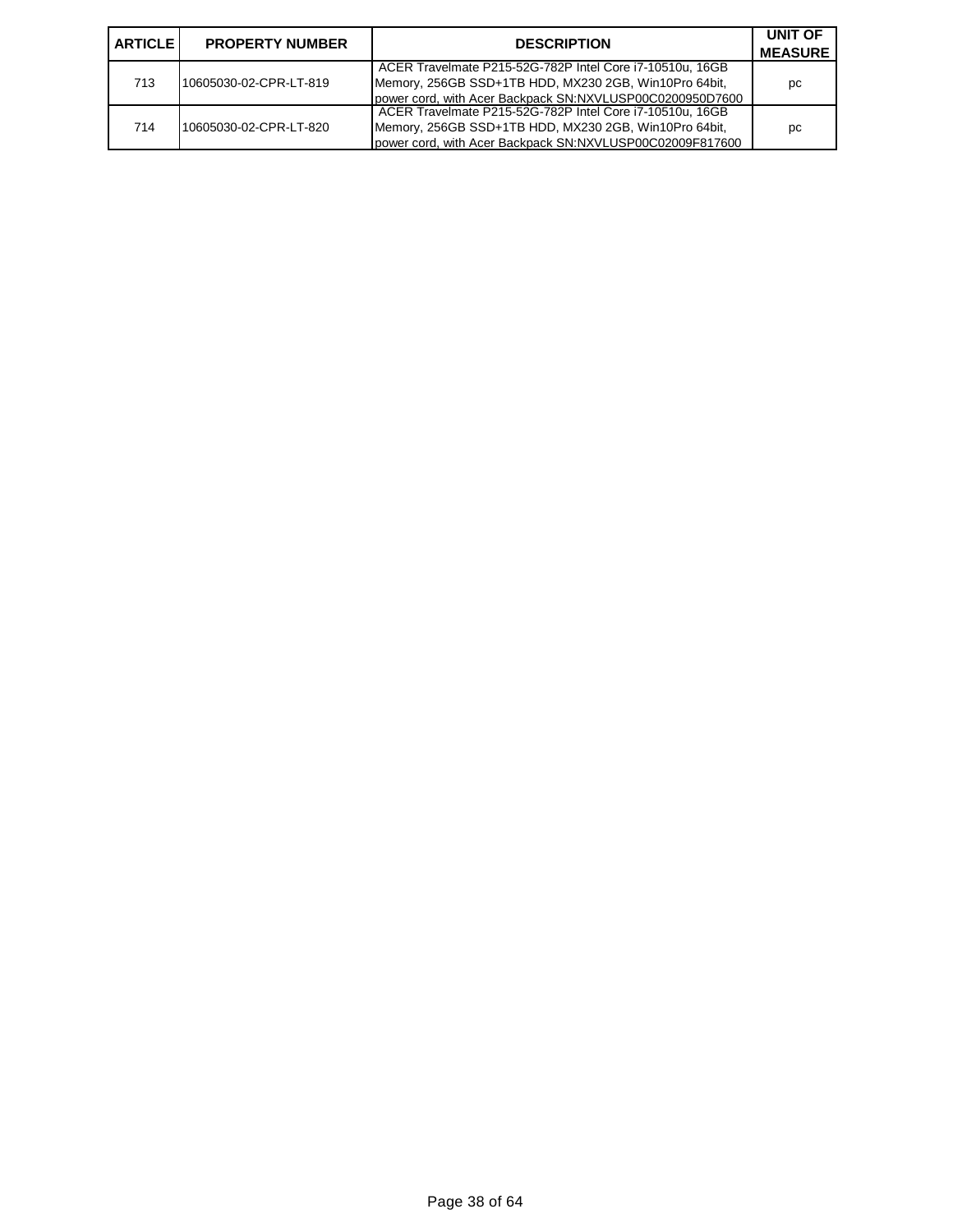| ARTICLE | PROPERTY NUMBER | DESCRIPTION | UNIT OF MEASURE |
|---|---|---|---|
| 713 | 10605030-02-CPR-LT-819 | ACER Travelmate P215-52G-782P Intel Core i7-10510u, 16GB Memory, 256GB SSD+1TB HDD, MX230 2GB, Win10Pro 64bit, power cord, with Acer Backpack SN:NXVLUSP00C0200950D7600 | pc |
| 714 | 10605030-02-CPR-LT-820 | ACER Travelmate P215-52G-782P Intel Core i7-10510u, 16GB Memory, 256GB SSD+1TB HDD, MX230 2GB, Win10Pro 64bit, power cord, with Acer Backpack SN:NXVLUSP00C02009F817600 | pc |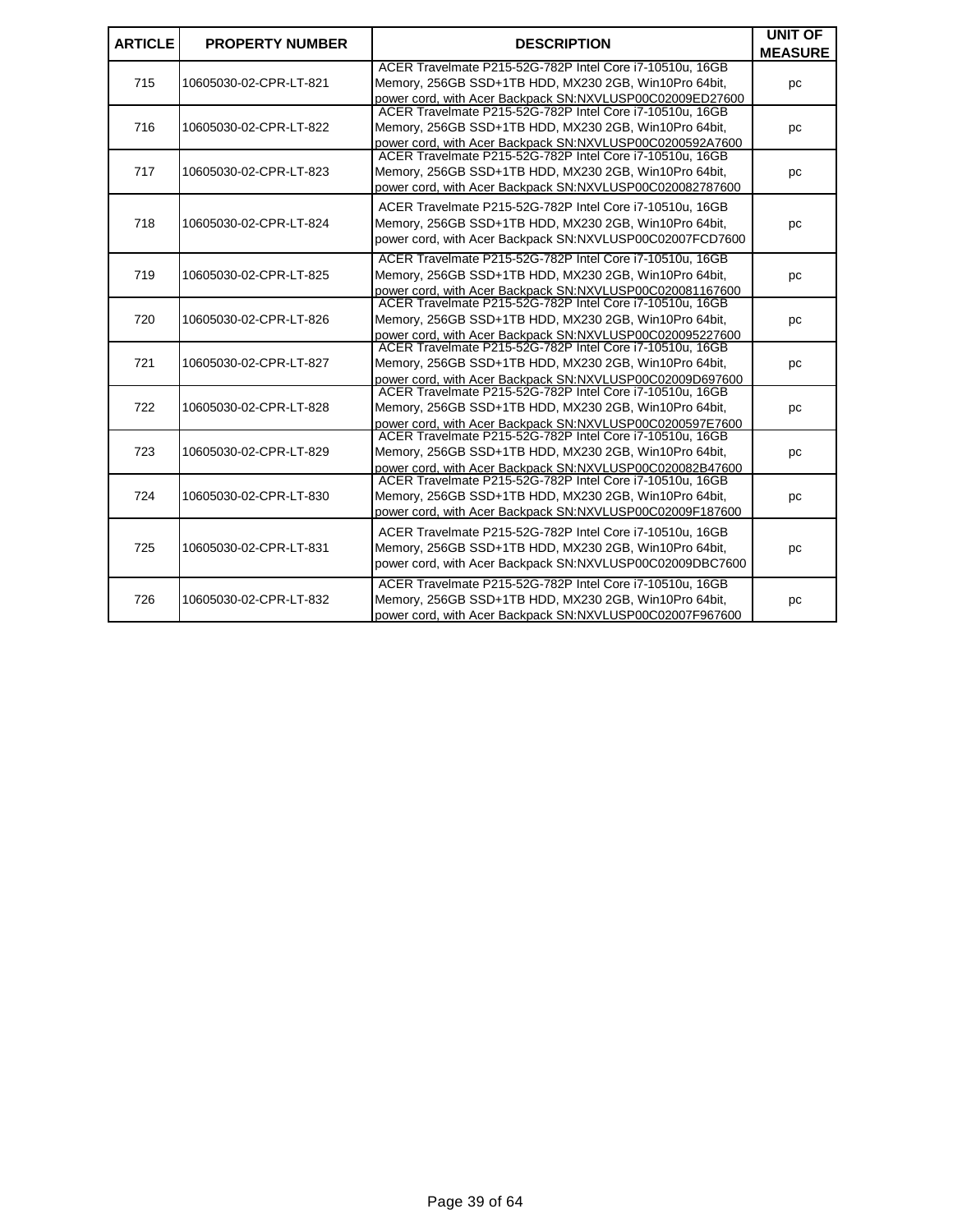| ARTICLE | PROPERTY NUMBER | DESCRIPTION | UNIT OF MEASURE |
|---|---|---|---|
| 715 | 10605030-02-CPR-LT-821 | ACER Travelmate P215-52G-782P Intel Core i7-10510u, 16GB Memory, 256GB SSD+1TB HDD, MX230 2GB, Win10Pro 64bit, power cord, with Acer Backpack SN:NXVLUSP00C02009ED27600 | pc |
| 716 | 10605030-02-CPR-LT-822 | ACER Travelmate P215-52G-782P Intel Core i7-10510u, 16GB Memory, 256GB SSD+1TB HDD, MX230 2GB, Win10Pro 64bit, power cord, with Acer Backpack SN:NXVLUSP00C0200592A7600 | pc |
| 717 | 10605030-02-CPR-LT-823 | ACER Travelmate P215-52G-782P Intel Core i7-10510u, 16GB Memory, 256GB SSD+1TB HDD, MX230 2GB, Win10Pro 64bit, power cord, with Acer Backpack SN:NXVLUSP00C020082787600 | pc |
| 718 | 10605030-02-CPR-LT-824 | ACER Travelmate P215-52G-782P Intel Core i7-10510u, 16GB Memory, 256GB SSD+1TB HDD, MX230 2GB, Win10Pro 64bit, power cord, with Acer Backpack SN:NXVLUSP00C02007FCD7600 | pc |
| 719 | 10605030-02-CPR-LT-825 | ACER Travelmate P215-52G-782P Intel Core i7-10510u, 16GB Memory, 256GB SSD+1TB HDD, MX230 2GB, Win10Pro 64bit, power cord, with Acer Backpack SN:NXVLUSP00C020081167600 | pc |
| 720 | 10605030-02-CPR-LT-826 | ACER Travelmate P215-52G-782P Intel Core i7-10510u, 16GB Memory, 256GB SSD+1TB HDD, MX230 2GB, Win10Pro 64bit, power cord, with Acer Backpack SN:NXVLUSP00C020095227600 | pc |
| 721 | 10605030-02-CPR-LT-827 | ACER Travelmate P215-52G-782P Intel Core i7-10510u, 16GB Memory, 256GB SSD+1TB HDD, MX230 2GB, Win10Pro 64bit, power cord, with Acer Backpack SN:NXVLUSP00C02009D697600 | pc |
| 722 | 10605030-02-CPR-LT-828 | ACER Travelmate P215-52G-782P Intel Core i7-10510u, 16GB Memory, 256GB SSD+1TB HDD, MX230 2GB, Win10Pro 64bit, power cord, with Acer Backpack SN:NXVLUSP00C0200597E7600 | pc |
| 723 | 10605030-02-CPR-LT-829 | ACER Travelmate P215-52G-782P Intel Core i7-10510u, 16GB Memory, 256GB SSD+1TB HDD, MX230 2GB, Win10Pro 64bit, power cord, with Acer Backpack SN:NXVLUSP00C020082B47600 | pc |
| 724 | 10605030-02-CPR-LT-830 | ACER Travelmate P215-52G-782P Intel Core i7-10510u, 16GB Memory, 256GB SSD+1TB HDD, MX230 2GB, Win10Pro 64bit, power cord, with Acer Backpack SN:NXVLUSP00C02009F187600 | pc |
| 725 | 10605030-02-CPR-LT-831 | ACER Travelmate P215-52G-782P Intel Core i7-10510u, 16GB Memory, 256GB SSD+1TB HDD, MX230 2GB, Win10Pro 64bit, power cord, with Acer Backpack SN:NXVLUSP00C02009DBC7600 | pc |
| 726 | 10605030-02-CPR-LT-832 | ACER Travelmate P215-52G-782P Intel Core i7-10510u, 16GB Memory, 256GB SSD+1TB HDD, MX230 2GB, Win10Pro 64bit, power cord, with Acer Backpack SN:NXVLUSP00C02007F967600 | pc |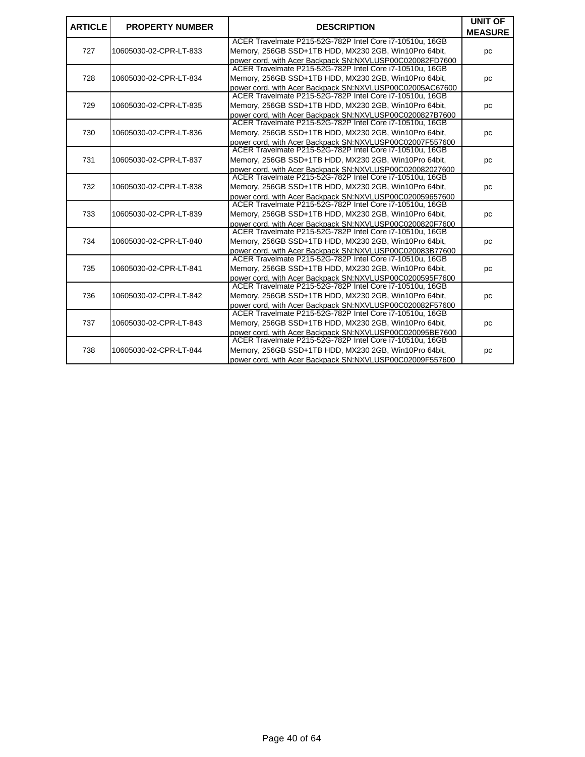| ARTICLE | PROPERTY NUMBER | DESCRIPTION | UNIT OF MEASURE |
|---|---|---|---|
| 727 | 10605030-02-CPR-LT-833 | ACER Travelmate P215-52G-782P Intel Core i7-10510u, 16GB Memory, 256GB SSD+1TB HDD, MX230 2GB, Win10Pro 64bit, power cord, with Acer Backpack SN:NXVLUSP00C020082FD7600 | pc |
| 728 | 10605030-02-CPR-LT-834 | ACER Travelmate P215-52G-782P Intel Core i7-10510u, 16GB Memory, 256GB SSD+1TB HDD, MX230 2GB, Win10Pro 64bit, power cord, with Acer Backpack SN:NXVLUSP00C02005AC67600 | pc |
| 729 | 10605030-02-CPR-LT-835 | ACER Travelmate P215-52G-782P Intel Core i7-10510u, 16GB Memory, 256GB SSD+1TB HDD, MX230 2GB, Win10Pro 64bit, power cord, with Acer Backpack SN:NXVLUSP00C0200827B7600 | pc |
| 730 | 10605030-02-CPR-LT-836 | ACER Travelmate P215-52G-782P Intel Core i7-10510u, 16GB Memory, 256GB SSD+1TB HDD, MX230 2GB, Win10Pro 64bit, power cord, with Acer Backpack SN:NXVLUSP00C02007F557600 | pc |
| 731 | 10605030-02-CPR-LT-837 | ACER Travelmate P215-52G-782P Intel Core i7-10510u, 16GB Memory, 256GB SSD+1TB HDD, MX230 2GB, Win10Pro 64bit, power cord, with Acer Backpack SN:NXVLUSP00C020082027600 | pc |
| 732 | 10605030-02-CPR-LT-838 | ACER Travelmate P215-52G-782P Intel Core i7-10510u, 16GB Memory, 256GB SSD+1TB HDD, MX230 2GB, Win10Pro 64bit, power cord, with Acer Backpack SN:NXVLUSP00C020059657600 | pc |
| 733 | 10605030-02-CPR-LT-839 | ACER Travelmate P215-52G-782P Intel Core i7-10510u, 16GB Memory, 256GB SSD+1TB HDD, MX230 2GB, Win10Pro 64bit, power cord, with Acer Backpack SN:NXVLUSP00C0200820F7600 | pc |
| 734 | 10605030-02-CPR-LT-840 | ACER Travelmate P215-52G-782P Intel Core i7-10510u, 16GB Memory, 256GB SSD+1TB HDD, MX230 2GB, Win10Pro 64bit, power cord, with Acer Backpack SN:NXVLUSP00C020083B77600 | pc |
| 735 | 10605030-02-CPR-LT-841 | ACER Travelmate P215-52G-782P Intel Core i7-10510u, 16GB Memory, 256GB SSD+1TB HDD, MX230 2GB, Win10Pro 64bit, power cord, with Acer Backpack SN:NXVLUSP00C0200595F7600 | pc |
| 736 | 10605030-02-CPR-LT-842 | ACER Travelmate P215-52G-782P Intel Core i7-10510u, 16GB Memory, 256GB SSD+1TB HDD, MX230 2GB, Win10Pro 64bit, power cord, with Acer Backpack SN:NXVLUSP00C020082F57600 | pc |
| 737 | 10605030-02-CPR-LT-843 | ACER Travelmate P215-52G-782P Intel Core i7-10510u, 16GB Memory, 256GB SSD+1TB HDD, MX230 2GB, Win10Pro 64bit, power cord, with Acer Backpack SN:NXVLUSP00C020095BE7600 | pc |
| 738 | 10605030-02-CPR-LT-844 | ACER Travelmate P215-52G-782P Intel Core i7-10510u, 16GB Memory, 256GB SSD+1TB HDD, MX230 2GB, Win10Pro 64bit, power cord, with Acer Backpack SN:NXVLUSP00C02009F557600 | pc |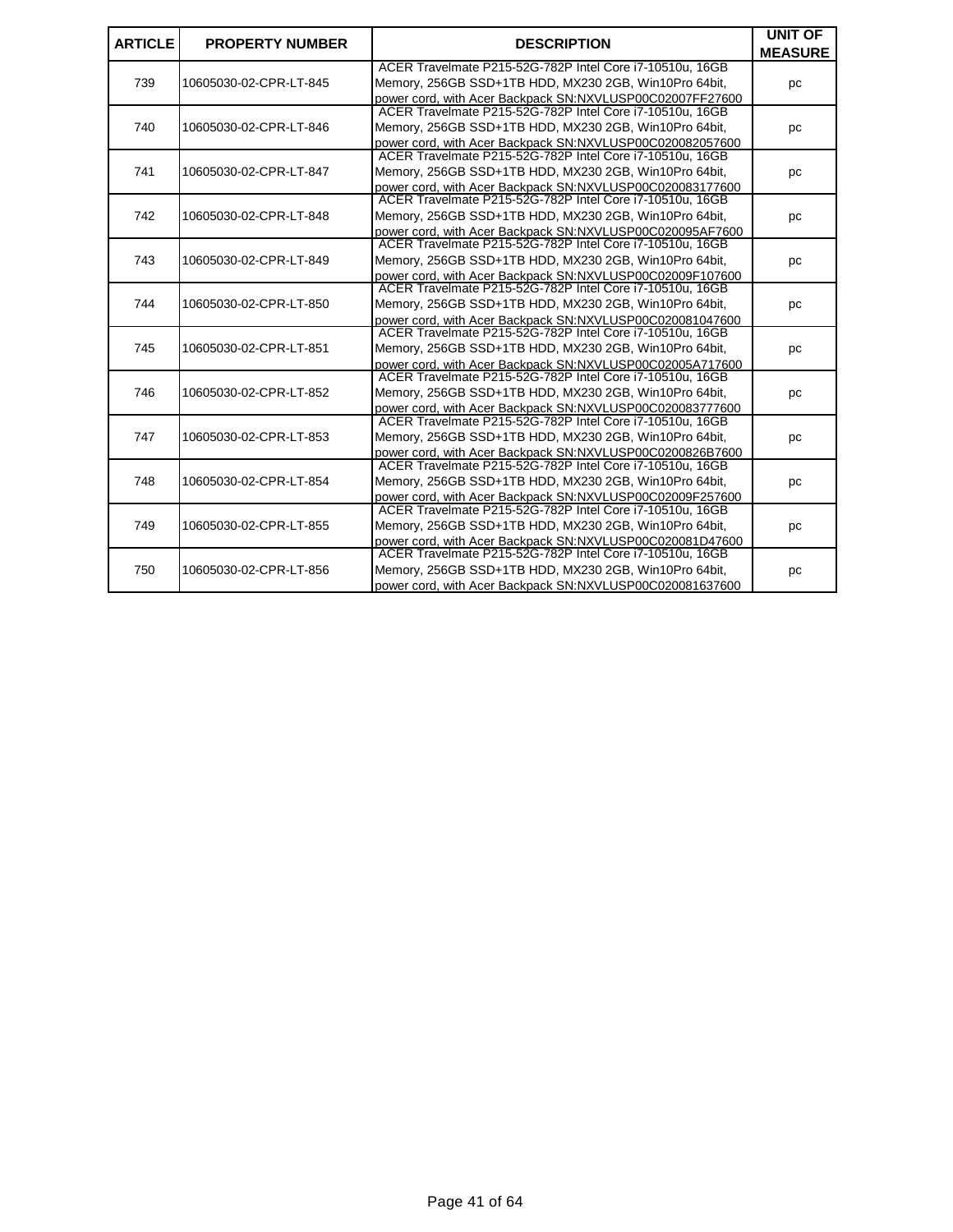| ARTICLE | PROPERTY NUMBER | DESCRIPTION | UNIT OF MEASURE |
| --- | --- | --- | --- |
| 739 | 10605030-02-CPR-LT-845 | ACER Travelmate P215-52G-782P Intel Core i7-10510u, 16GB Memory, 256GB SSD+1TB HDD, MX230 2GB, Win10Pro 64bit, power cord, with Acer Backpack SN:NXVLUSP00C02007FF27600 | pc |
| 740 | 10605030-02-CPR-LT-846 | ACER Travelmate P215-52G-782P Intel Core i7-10510u, 16GB Memory, 256GB SSD+1TB HDD, MX230 2GB, Win10Pro 64bit, power cord, with Acer Backpack SN:NXVLUSP00C020082057600 | pc |
| 741 | 10605030-02-CPR-LT-847 | ACER Travelmate P215-52G-782P Intel Core i7-10510u, 16GB Memory, 256GB SSD+1TB HDD, MX230 2GB, Win10Pro 64bit, power cord, with Acer Backpack SN:NXVLUSP00C020083177600 | pc |
| 742 | 10605030-02-CPR-LT-848 | ACER Travelmate P215-52G-782P Intel Core i7-10510u, 16GB Memory, 256GB SSD+1TB HDD, MX230 2GB, Win10Pro 64bit, power cord, with Acer Backpack SN:NXVLUSP00C020095AF7600 | pc |
| 743 | 10605030-02-CPR-LT-849 | ACER Travelmate P215-52G-782P Intel Core i7-10510u, 16GB Memory, 256GB SSD+1TB HDD, MX230 2GB, Win10Pro 64bit, power cord, with Acer Backpack SN:NXVLUSP00C02009F107600 | pc |
| 744 | 10605030-02-CPR-LT-850 | ACER Travelmate P215-52G-782P Intel Core i7-10510u, 16GB Memory, 256GB SSD+1TB HDD, MX230 2GB, Win10Pro 64bit, power cord, with Acer Backpack SN:NXVLUSP00C020081047600 | pc |
| 745 | 10605030-02-CPR-LT-851 | ACER Travelmate P215-52G-782P Intel Core i7-10510u, 16GB Memory, 256GB SSD+1TB HDD, MX230 2GB, Win10Pro 64bit, power cord, with Acer Backpack SN:NXVLUSP00C02005A717600 | pc |
| 746 | 10605030-02-CPR-LT-852 | ACER Travelmate P215-52G-782P Intel Core i7-10510u, 16GB Memory, 256GB SSD+1TB HDD, MX230 2GB, Win10Pro 64bit, power cord, with Acer Backpack SN:NXVLUSP00C020083777600 | pc |
| 747 | 10605030-02-CPR-LT-853 | ACER Travelmate P215-52G-782P Intel Core i7-10510u, 16GB Memory, 256GB SSD+1TB HDD, MX230 2GB, Win10Pro 64bit, power cord, with Acer Backpack SN:NXVLUSP00C0200826B7600 | pc |
| 748 | 10605030-02-CPR-LT-854 | ACER Travelmate P215-52G-782P Intel Core i7-10510u, 16GB Memory, 256GB SSD+1TB HDD, MX230 2GB, Win10Pro 64bit, power cord, with Acer Backpack SN:NXVLUSP00C02009F257600 | pc |
| 749 | 10605030-02-CPR-LT-855 | ACER Travelmate P215-52G-782P Intel Core i7-10510u, 16GB Memory, 256GB SSD+1TB HDD, MX230 2GB, Win10Pro 64bit, power cord, with Acer Backpack SN:NXVLUSP00C020081D47600 | pc |
| 750 | 10605030-02-CPR-LT-856 | ACER Travelmate P215-52G-782P Intel Core i7-10510u, 16GB Memory, 256GB SSD+1TB HDD, MX230 2GB, Win10Pro 64bit, power cord, with Acer Backpack SN:NXVLUSP00C020081637600 | pc |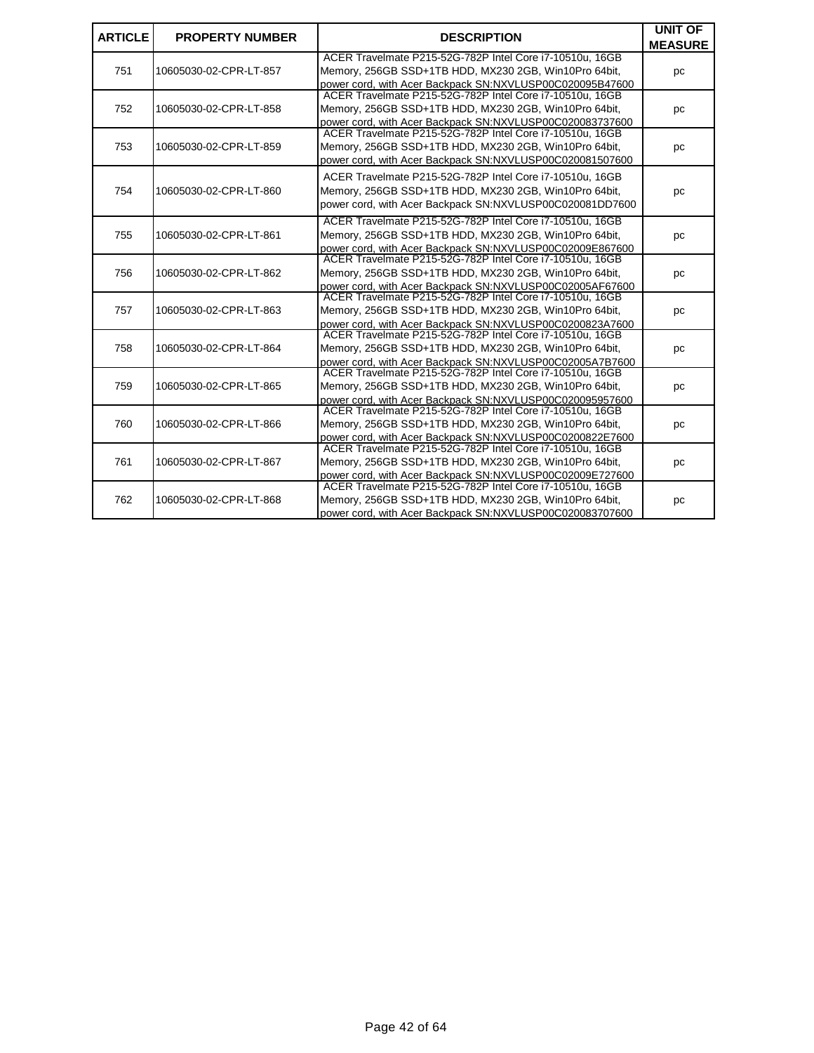| ARTICLE | PROPERTY NUMBER | DESCRIPTION | UNIT OF MEASURE |
|---|---|---|---|
| 751 | 10605030-02-CPR-LT-857 | ACER Travelmate P215-52G-782P Intel Core i7-10510u, 16GB Memory, 256GB SSD+1TB HDD, MX230 2GB, Win10Pro 64bit, power cord, with Acer Backpack SN:NXVLUSP00C020095B47600 | pc |
| 752 | 10605030-02-CPR-LT-858 | ACER Travelmate P215-52G-782P Intel Core i7-10510u, 16GB Memory, 256GB SSD+1TB HDD, MX230 2GB, Win10Pro 64bit, power cord, with Acer Backpack SN:NXVLUSP00C020083737600 | pc |
| 753 | 10605030-02-CPR-LT-859 | ACER Travelmate P215-52G-782P Intel Core i7-10510u, 16GB Memory, 256GB SSD+1TB HDD, MX230 2GB, Win10Pro 64bit, power cord, with Acer Backpack SN:NXVLUSP00C020081507600 | pc |
| 754 | 10605030-02-CPR-LT-860 | ACER Travelmate P215-52G-782P Intel Core i7-10510u, 16GB Memory, 256GB SSD+1TB HDD, MX230 2GB, Win10Pro 64bit, power cord, with Acer Backpack SN:NXVLUSP00C020081DD7600 | pc |
| 755 | 10605030-02-CPR-LT-861 | ACER Travelmate P215-52G-782P Intel Core i7-10510u, 16GB Memory, 256GB SSD+1TB HDD, MX230 2GB, Win10Pro 64bit, power cord, with Acer Backpack SN:NXVLUSP00C02009E867600 | pc |
| 756 | 10605030-02-CPR-LT-862 | ACER Travelmate P215-52G-782P Intel Core i7-10510u, 16GB Memory, 256GB SSD+1TB HDD, MX230 2GB, Win10Pro 64bit, power cord, with Acer Backpack SN:NXVLUSP00C02005AF67600 | pc |
| 757 | 10605030-02-CPR-LT-863 | ACER Travelmate P215-52G-782P Intel Core i7-10510u, 16GB Memory, 256GB SSD+1TB HDD, MX230 2GB, Win10Pro 64bit, power cord, with Acer Backpack SN:NXVLUSP00C0200823A7600 | pc |
| 758 | 10605030-02-CPR-LT-864 | ACER Travelmate P215-52G-782P Intel Core i7-10510u, 16GB Memory, 256GB SSD+1TB HDD, MX230 2GB, Win10Pro 64bit, power cord, with Acer Backpack SN:NXVLUSP00C02005A7B7600 | pc |
| 759 | 10605030-02-CPR-LT-865 | ACER Travelmate P215-52G-782P Intel Core i7-10510u, 16GB Memory, 256GB SSD+1TB HDD, MX230 2GB, Win10Pro 64bit, power cord, with Acer Backpack SN:NXVLUSP00C020095957600 | pc |
| 760 | 10605030-02-CPR-LT-866 | ACER Travelmate P215-52G-782P Intel Core i7-10510u, 16GB Memory, 256GB SSD+1TB HDD, MX230 2GB, Win10Pro 64bit, power cord, with Acer Backpack SN:NXVLUSP00C0200822E7600 | pc |
| 761 | 10605030-02-CPR-LT-867 | ACER Travelmate P215-52G-782P Intel Core i7-10510u, 16GB Memory, 256GB SSD+1TB HDD, MX230 2GB, Win10Pro 64bit, power cord, with Acer Backpack SN:NXVLUSP00C02009E727600 | pc |
| 762 | 10605030-02-CPR-LT-868 | ACER Travelmate P215-52G-782P Intel Core i7-10510u, 16GB Memory, 256GB SSD+1TB HDD, MX230 2GB, Win10Pro 64bit, power cord, with Acer Backpack SN:NXVLUSP00C020083707600 | pc |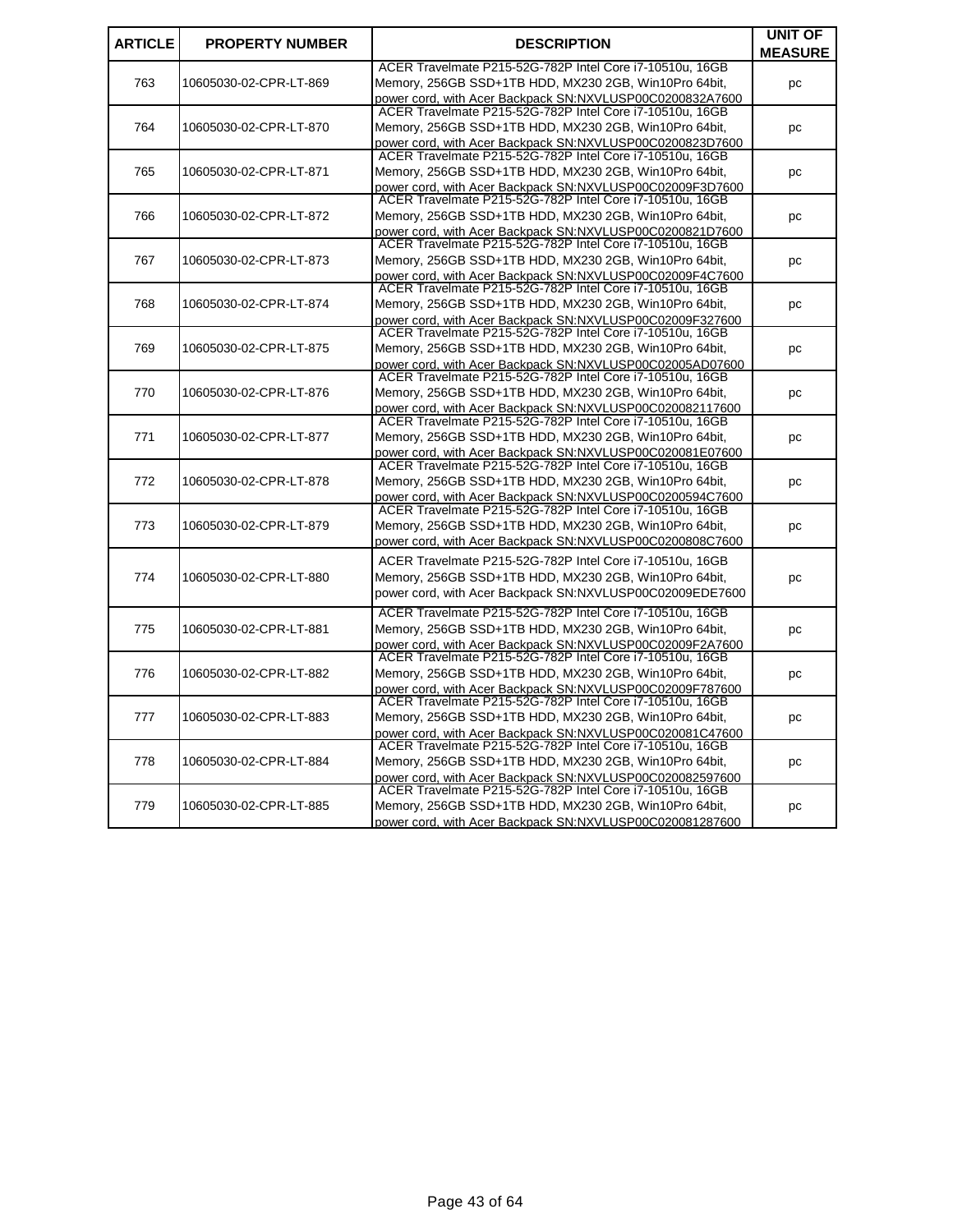| ARTICLE | PROPERTY NUMBER | DESCRIPTION | UNIT OF MEASURE |
|---|---|---|---|
| 763 | 10605030-02-CPR-LT-869 | ACER Travelmate P215-52G-782P Intel Core i7-10510u, 16GB Memory, 256GB SSD+1TB HDD, MX230 2GB, Win10Pro 64bit, power cord, with Acer Backpack SN:NXVLUSP00C0200832A7600 | pc |
| 764 | 10605030-02-CPR-LT-870 | ACER Travelmate P215-52G-782P Intel Core i7-10510u, 16GB Memory, 256GB SSD+1TB HDD, MX230 2GB, Win10Pro 64bit, power cord, with Acer Backpack SN:NXVLUSP00C0200823D7600 | pc |
| 765 | 10605030-02-CPR-LT-871 | ACER Travelmate P215-52G-782P Intel Core i7-10510u, 16GB Memory, 256GB SSD+1TB HDD, MX230 2GB, Win10Pro 64bit, power cord, with Acer Backpack SN:NXVLUSP00C02009F3D7600 | pc |
| 766 | 10605030-02-CPR-LT-872 | ACER Travelmate P215-52G-782P Intel Core i7-10510u, 16GB Memory, 256GB SSD+1TB HDD, MX230 2GB, Win10Pro 64bit, power cord, with Acer Backpack SN:NXVLUSP00C0200821D7600 | pc |
| 767 | 10605030-02-CPR-LT-873 | ACER Travelmate P215-52G-782P Intel Core i7-10510u, 16GB Memory, 256GB SSD+1TB HDD, MX230 2GB, Win10Pro 64bit, power cord, with Acer Backpack SN:NXVLUSP00C02009F4C7600 | pc |
| 768 | 10605030-02-CPR-LT-874 | ACER Travelmate P215-52G-782P Intel Core i7-10510u, 16GB Memory, 256GB SSD+1TB HDD, MX230 2GB, Win10Pro 64bit, power cord, with Acer Backpack SN:NXVLUSP00C02009F327600 | pc |
| 769 | 10605030-02-CPR-LT-875 | ACER Travelmate P215-52G-782P Intel Core i7-10510u, 16GB Memory, 256GB SSD+1TB HDD, MX230 2GB, Win10Pro 64bit, power cord, with Acer Backpack SN:NXVLUSP00C02005AD07600 | pc |
| 770 | 10605030-02-CPR-LT-876 | ACER Travelmate P215-52G-782P Intel Core i7-10510u, 16GB Memory, 256GB SSD+1TB HDD, MX230 2GB, Win10Pro 64bit, power cord, with Acer Backpack SN:NXVLUSP00C020082117600 | pc |
| 771 | 10605030-02-CPR-LT-877 | ACER Travelmate P215-52G-782P Intel Core i7-10510u, 16GB Memory, 256GB SSD+1TB HDD, MX230 2GB, Win10Pro 64bit, power cord, with Acer Backpack SN:NXVLUSP00C020081E07600 | pc |
| 772 | 10605030-02-CPR-LT-878 | ACER Travelmate P215-52G-782P Intel Core i7-10510u, 16GB Memory, 256GB SSD+1TB HDD, MX230 2GB, Win10Pro 64bit, power cord, with Acer Backpack SN:NXVLUSP00C0200594C7600 | pc |
| 773 | 10605030-02-CPR-LT-879 | ACER Travelmate P215-52G-782P Intel Core i7-10510u, 16GB Memory, 256GB SSD+1TB HDD, MX230 2GB, Win10Pro 64bit, power cord, with Acer Backpack SN:NXVLUSP00C0200808C7600 | pc |
| 774 | 10605030-02-CPR-LT-880 | ACER Travelmate P215-52G-782P Intel Core i7-10510u, 16GB Memory, 256GB SSD+1TB HDD, MX230 2GB, Win10Pro 64bit, power cord, with Acer Backpack SN:NXVLUSP00C02009EDE7600 | pc |
| 775 | 10605030-02-CPR-LT-881 | ACER Travelmate P215-52G-782P Intel Core i7-10510u, 16GB Memory, 256GB SSD+1TB HDD, MX230 2GB, Win10Pro 64bit, power cord, with Acer Backpack SN:NXVLUSP00C02009F2A7600 | pc |
| 776 | 10605030-02-CPR-LT-882 | ACER Travelmate P215-52G-782P Intel Core i7-10510u, 16GB Memory, 256GB SSD+1TB HDD, MX230 2GB, Win10Pro 64bit, power cord, with Acer Backpack SN:NXVLUSP00C02009F787600 | pc |
| 777 | 10605030-02-CPR-LT-883 | ACER Travelmate P215-52G-782P Intel Core i7-10510u, 16GB Memory, 256GB SSD+1TB HDD, MX230 2GB, Win10Pro 64bit, power cord, with Acer Backpack SN:NXVLUSP00C020081C47600 | pc |
| 778 | 10605030-02-CPR-LT-884 | ACER Travelmate P215-52G-782P Intel Core i7-10510u, 16GB Memory, 256GB SSD+1TB HDD, MX230 2GB, Win10Pro 64bit, power cord, with Acer Backpack SN:NXVLUSP00C020082597600 | pc |
| 779 | 10605030-02-CPR-LT-885 | ACER Travelmate P215-52G-782P Intel Core i7-10510u, 16GB Memory, 256GB SSD+1TB HDD, MX230 2GB, Win10Pro 64bit, power cord, with Acer Backpack SN:NXVLUSP00C020081287600 | pc |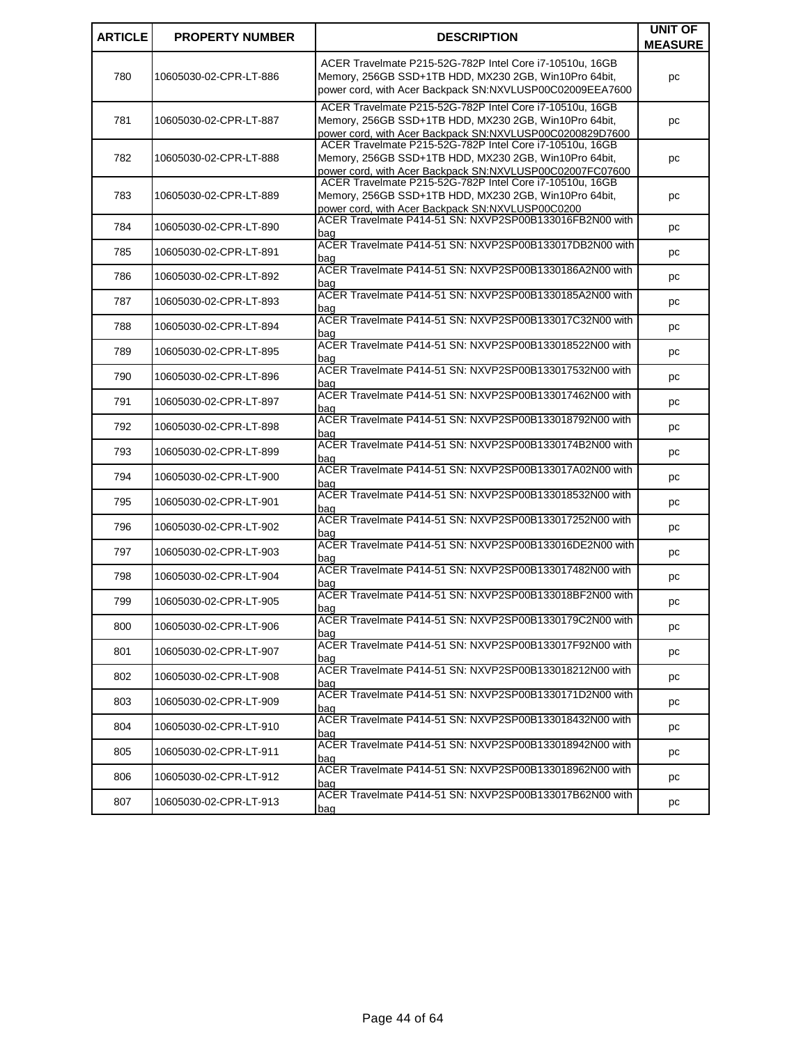| ARTICLE | PROPERTY NUMBER | DESCRIPTION | UNIT OF MEASURE |
|---|---|---|---|
| 780 | 10605030-02-CPR-LT-886 | ACER Travelmate P215-52G-782P Intel Core i7-10510u, 16GB Memory, 256GB SSD+1TB HDD, MX230 2GB, Win10Pro 64bit, power cord, with Acer Backpack SN:NXVLUSP00C02009EEA7600 | pc |
| 781 | 10605030-02-CPR-LT-887 | ACER Travelmate P215-52G-782P Intel Core i7-10510u, 16GB Memory, 256GB SSD+1TB HDD, MX230 2GB, Win10Pro 64bit, power cord, with Acer Backpack SN:NXVLUSP00C0200829D7600 | pc |
| 782 | 10605030-02-CPR-LT-888 | ACER Travelmate P215-52G-782P Intel Core i7-10510u, 16GB Memory, 256GB SSD+1TB HDD, MX230 2GB, Win10Pro 64bit, power cord, with Acer Backpack SN:NXVLUSP00C02007FC07600 | pc |
| 783 | 10605030-02-CPR-LT-889 | ACER Travelmate P215-52G-782P Intel Core i7-10510u, 16GB Memory, 256GB SSD+1TB HDD, MX230 2GB, Win10Pro 64bit, power cord, with Acer Backpack SN:NXVLUSP00C0200 | pc |
| 784 | 10605030-02-CPR-LT-890 | ACER Travelmate P414-51 SN: NXVP2SP00B133016FB2N00 with bag | pc |
| 785 | 10605030-02-CPR-LT-891 | ACER Travelmate P414-51 SN: NXVP2SP00B133017DB2N00 with bag | pc |
| 786 | 10605030-02-CPR-LT-892 | ACER Travelmate P414-51 SN: NXVP2SP00B1330186A2N00 with bag | pc |
| 787 | 10605030-02-CPR-LT-893 | ACER Travelmate P414-51 SN: NXVP2SP00B1330185A2N00 with bag | pc |
| 788 | 10605030-02-CPR-LT-894 | ACER Travelmate P414-51 SN: NXVP2SP00B133017C32N00 with bag | pc |
| 789 | 10605030-02-CPR-LT-895 | ACER Travelmate P414-51 SN: NXVP2SP00B133018522N00 with bag | pc |
| 790 | 10605030-02-CPR-LT-896 | ACER Travelmate P414-51 SN: NXVP2SP00B133017532N00 with bag | pc |
| 791 | 10605030-02-CPR-LT-897 | ACER Travelmate P414-51 SN: NXVP2SP00B133017462N00 with bag | pc |
| 792 | 10605030-02-CPR-LT-898 | ACER Travelmate P414-51 SN: NXVP2SP00B133018792N00 with bag | pc |
| 793 | 10605030-02-CPR-LT-899 | ACER Travelmate P414-51 SN: NXVP2SP00B1330174B2N00 with bag | pc |
| 794 | 10605030-02-CPR-LT-900 | ACER Travelmate P414-51 SN: NXVP2SP00B133017A02N00 with bag | pc |
| 795 | 10605030-02-CPR-LT-901 | ACER Travelmate P414-51 SN: NXVP2SP00B133018532N00 with bag | pc |
| 796 | 10605030-02-CPR-LT-902 | ACER Travelmate P414-51 SN: NXVP2SP00B133017252N00 with bag | pc |
| 797 | 10605030-02-CPR-LT-903 | ACER Travelmate P414-51 SN: NXVP2SP00B133016DE2N00 with bag | pc |
| 798 | 10605030-02-CPR-LT-904 | ACER Travelmate P414-51 SN: NXVP2SP00B133017482N00 with bag | pc |
| 799 | 10605030-02-CPR-LT-905 | ACER Travelmate P414-51 SN: NXVP2SP00B133018BF2N00 with bag | pc |
| 800 | 10605030-02-CPR-LT-906 | ACER Travelmate P414-51 SN: NXVP2SP00B1330179C2N00 with bag | pc |
| 801 | 10605030-02-CPR-LT-907 | ACER Travelmate P414-51 SN: NXVP2SP00B133017F92N00 with bag | pc |
| 802 | 10605030-02-CPR-LT-908 | ACER Travelmate P414-51 SN: NXVP2SP00B133018212N00 with bag | pc |
| 803 | 10605030-02-CPR-LT-909 | ACER Travelmate P414-51 SN: NXVP2SP00B1330171D2N00 with bag | pc |
| 804 | 10605030-02-CPR-LT-910 | ACER Travelmate P414-51 SN: NXVP2SP00B133018432N00 with bag | pc |
| 805 | 10605030-02-CPR-LT-911 | ACER Travelmate P414-51 SN: NXVP2SP00B133018942N00 with bag | pc |
| 806 | 10605030-02-CPR-LT-912 | ACER Travelmate P414-51 SN: NXVP2SP00B133018962N00 with bag | pc |
| 807 | 10605030-02-CPR-LT-913 | ACER Travelmate P414-51 SN: NXVP2SP00B133017B62N00 with bag | pc |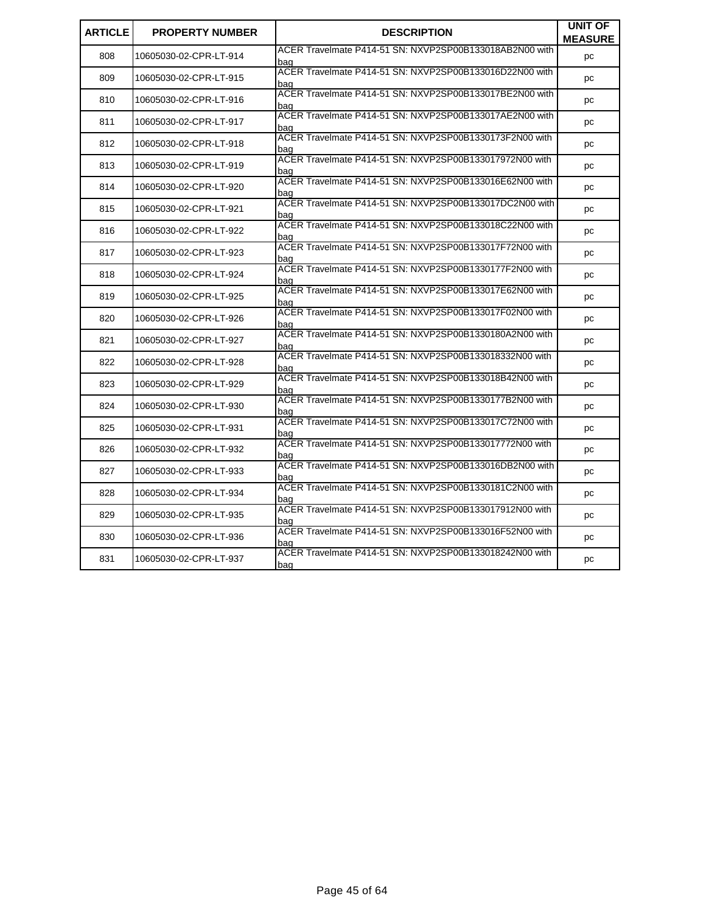| ARTICLE | PROPERTY NUMBER | DESCRIPTION | UNIT OF MEASURE |
|---|---|---|---|
| 808 | 10605030-02-CPR-LT-914 | ACER Travelmate P414-51 SN: NXVP2SP00B133018AB2N00 with bag | pc |
| 809 | 10605030-02-CPR-LT-915 | ACER Travelmate P414-51 SN: NXVP2SP00B133016D22N00 with bag | pc |
| 810 | 10605030-02-CPR-LT-916 | ACER Travelmate P414-51 SN: NXVP2SP00B133017BE2N00 with bag | pc |
| 811 | 10605030-02-CPR-LT-917 | ACER Travelmate P414-51 SN: NXVP2SP00B133017AE2N00 with bag | pc |
| 812 | 10605030-02-CPR-LT-918 | ACER Travelmate P414-51 SN: NXVP2SP00B1330173F2N00 with bag | pc |
| 813 | 10605030-02-CPR-LT-919 | ACER Travelmate P414-51 SN: NXVP2SP00B133017972N00 with bag | pc |
| 814 | 10605030-02-CPR-LT-920 | ACER Travelmate P414-51 SN: NXVP2SP00B133016E62N00 with bag | pc |
| 815 | 10605030-02-CPR-LT-921 | ACER Travelmate P414-51 SN: NXVP2SP00B133017DC2N00 with bag | pc |
| 816 | 10605030-02-CPR-LT-922 | ACER Travelmate P414-51 SN: NXVP2SP00B133018C22N00 with bag | pc |
| 817 | 10605030-02-CPR-LT-923 | ACER Travelmate P414-51 SN: NXVP2SP00B133017F72N00 with bag | pc |
| 818 | 10605030-02-CPR-LT-924 | ACER Travelmate P414-51 SN: NXVP2SP00B1330177F2N00 with bag | pc |
| 819 | 10605030-02-CPR-LT-925 | ACER Travelmate P414-51 SN: NXVP2SP00B133017E62N00 with bag | pc |
| 820 | 10605030-02-CPR-LT-926 | ACER Travelmate P414-51 SN: NXVP2SP00B133017F02N00 with bag | pc |
| 821 | 10605030-02-CPR-LT-927 | ACER Travelmate P414-51 SN: NXVP2SP00B1330180A2N00 with bag | pc |
| 822 | 10605030-02-CPR-LT-928 | ACER Travelmate P414-51 SN: NXVP2SP00B133018332N00 with bag | pc |
| 823 | 10605030-02-CPR-LT-929 | ACER Travelmate P414-51 SN: NXVP2SP00B133018B42N00 with bag | pc |
| 824 | 10605030-02-CPR-LT-930 | ACER Travelmate P414-51 SN: NXVP2SP00B1330177B2N00 with bag | pc |
| 825 | 10605030-02-CPR-LT-931 | ACER Travelmate P414-51 SN: NXVP2SP00B133017C72N00 with bag | pc |
| 826 | 10605030-02-CPR-LT-932 | ACER Travelmate P414-51 SN: NXVP2SP00B133017772N00 with bag | pc |
| 827 | 10605030-02-CPR-LT-933 | ACER Travelmate P414-51 SN: NXVP2SP00B133016DB2N00 with bag | pc |
| 828 | 10605030-02-CPR-LT-934 | ACER Travelmate P414-51 SN: NXVP2SP00B1330181C2N00 with bag | pc |
| 829 | 10605030-02-CPR-LT-935 | ACER Travelmate P414-51 SN: NXVP2SP00B133017912N00 with bag | pc |
| 830 | 10605030-02-CPR-LT-936 | ACER Travelmate P414-51 SN: NXVP2SP00B133016F52N00 with bag | pc |
| 831 | 10605030-02-CPR-LT-937 | ACER Travelmate P414-51 SN: NXVP2SP00B133018242N00 with bag | pc |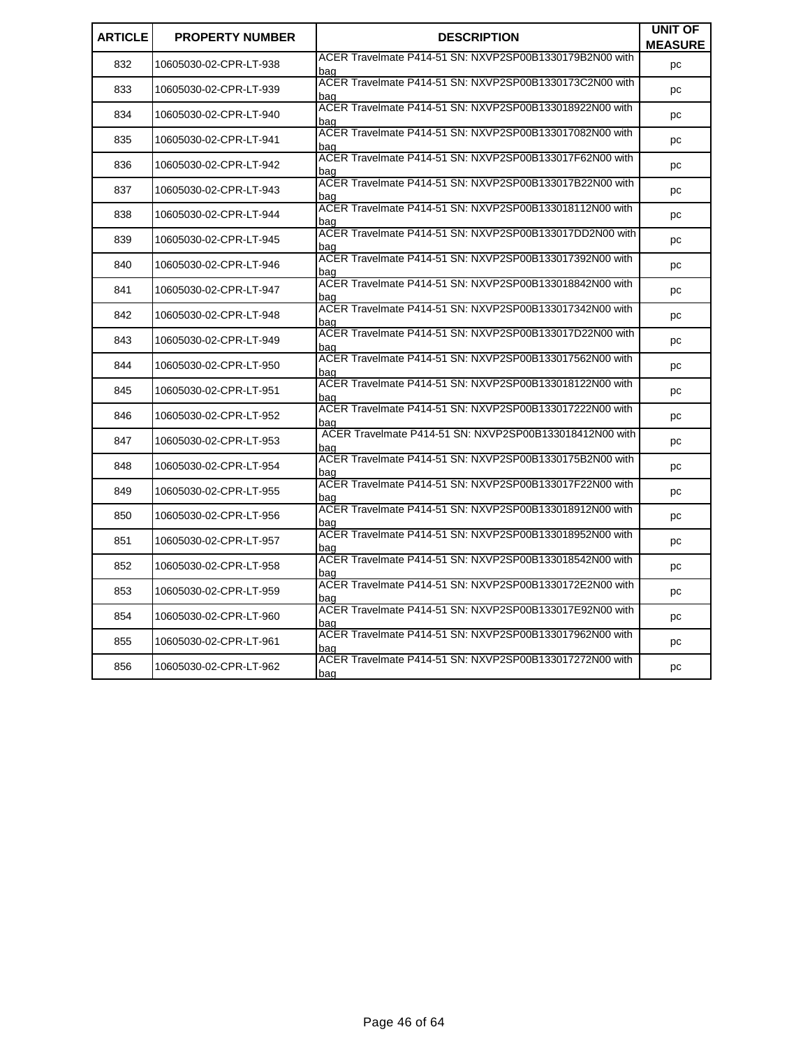| ARTICLE | PROPERTY NUMBER | DESCRIPTION | UNIT OF MEASURE |
|---|---|---|---|
| 832 | 10605030-02-CPR-LT-938 | ACER Travelmate P414-51 SN: NXVP2SP00B1330179B2N00 with bag | pc |
| 833 | 10605030-02-CPR-LT-939 | ACER Travelmate P414-51 SN: NXVP2SP00B1330173C2N00 with bag | pc |
| 834 | 10605030-02-CPR-LT-940 | ACER Travelmate P414-51 SN: NXVP2SP00B133018922N00 with bag | pc |
| 835 | 10605030-02-CPR-LT-941 | ACER Travelmate P414-51 SN: NXVP2SP00B133017082N00 with bag | pc |
| 836 | 10605030-02-CPR-LT-942 | ACER Travelmate P414-51 SN: NXVP2SP00B133017F62N00 with bag | pc |
| 837 | 10605030-02-CPR-LT-943 | ACER Travelmate P414-51 SN: NXVP2SP00B133017B22N00 with bag | pc |
| 838 | 10605030-02-CPR-LT-944 | ACER Travelmate P414-51 SN: NXVP2SP00B133018112N00 with bag | pc |
| 839 | 10605030-02-CPR-LT-945 | ACER Travelmate P414-51 SN: NXVP2SP00B133017DD2N00 with bag | pc |
| 840 | 10605030-02-CPR-LT-946 | ACER Travelmate P414-51 SN: NXVP2SP00B133017392N00 with bag | pc |
| 841 | 10605030-02-CPR-LT-947 | ACER Travelmate P414-51 SN: NXVP2SP00B133018842N00 with bag | pc |
| 842 | 10605030-02-CPR-LT-948 | ACER Travelmate P414-51 SN: NXVP2SP00B133017342N00 with bag | pc |
| 843 | 10605030-02-CPR-LT-949 | ACER Travelmate P414-51 SN: NXVP2SP00B133017D22N00 with bag | pc |
| 844 | 10605030-02-CPR-LT-950 | ACER Travelmate P414-51 SN: NXVP2SP00B133017562N00 with bag | pc |
| 845 | 10605030-02-CPR-LT-951 | ACER Travelmate P414-51 SN: NXVP2SP00B133018122N00 with bag | pc |
| 846 | 10605030-02-CPR-LT-952 | ACER Travelmate P414-51 SN: NXVP2SP00B133017222N00 with bag | pc |
| 847 | 10605030-02-CPR-LT-953 | ACER Travelmate P414-51 SN: NXVP2SP00B133018412N00 with bag | pc |
| 848 | 10605030-02-CPR-LT-954 | ACER Travelmate P414-51 SN: NXVP2SP00B1330175B2N00 with bag | pc |
| 849 | 10605030-02-CPR-LT-955 | ACER Travelmate P414-51 SN: NXVP2SP00B133017F22N00 with bag | pc |
| 850 | 10605030-02-CPR-LT-956 | ACER Travelmate P414-51 SN: NXVP2SP00B133018912N00 with bag | pc |
| 851 | 10605030-02-CPR-LT-957 | ACER Travelmate P414-51 SN: NXVP2SP00B133018952N00 with bag | pc |
| 852 | 10605030-02-CPR-LT-958 | ACER Travelmate P414-51 SN: NXVP2SP00B133018542N00 with bag | pc |
| 853 | 10605030-02-CPR-LT-959 | ACER Travelmate P414-51 SN: NXVP2SP00B1330172E2N00 with bag | pc |
| 854 | 10605030-02-CPR-LT-960 | ACER Travelmate P414-51 SN: NXVP2SP00B133017E92N00 with bag | pc |
| 855 | 10605030-02-CPR-LT-961 | ACER Travelmate P414-51 SN: NXVP2SP00B133017962N00 with bag | pc |
| 856 | 10605030-02-CPR-LT-962 | ACER Travelmate P414-51 SN: NXVP2SP00B133017272N00 with bag | pc |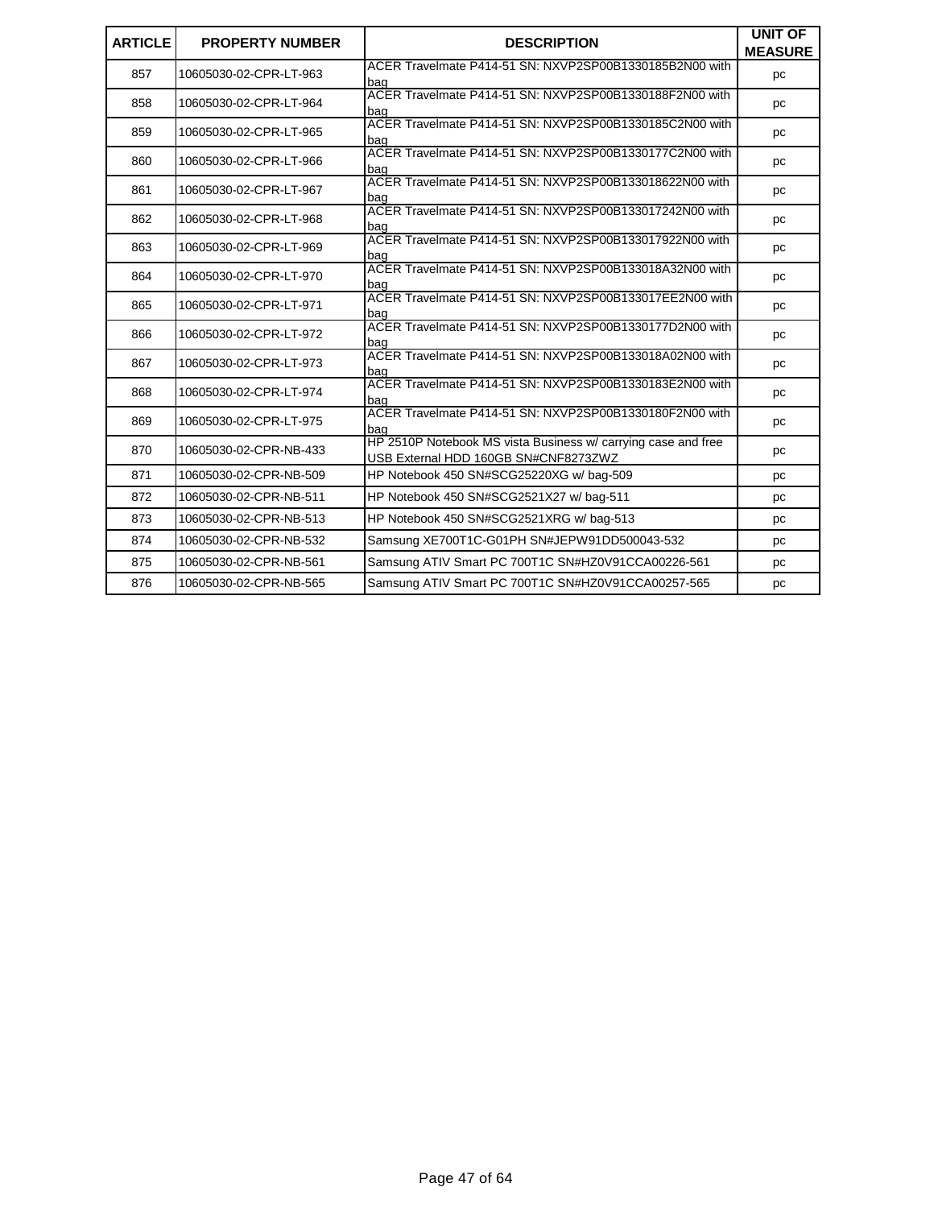| ARTICLE | PROPERTY NUMBER | DESCRIPTION | UNIT OF MEASURE |
|---|---|---|---|
| 857 | 10605030-02-CPR-LT-963 | ACER Travelmate P414-51 SN: NXVP2SP00B1330185B2N00 with bag | pc |
| 858 | 10605030-02-CPR-LT-964 | ACER Travelmate P414-51 SN: NXVP2SP00B1330188F2N00 with bag | pc |
| 859 | 10605030-02-CPR-LT-965 | ACER Travelmate P414-51 SN: NXVP2SP00B1330185C2N00 with bag | pc |
| 860 | 10605030-02-CPR-LT-966 | ACER Travelmate P414-51 SN: NXVP2SP00B1330177C2N00 with bag | pc |
| 861 | 10605030-02-CPR-LT-967 | ACER Travelmate P414-51 SN: NXVP2SP00B133018622N00 with bag | pc |
| 862 | 10605030-02-CPR-LT-968 | ACER Travelmate P414-51 SN: NXVP2SP00B133017242N00 with bag | pc |
| 863 | 10605030-02-CPR-LT-969 | ACER Travelmate P414-51 SN: NXVP2SP00B133017922N00 with bag | pc |
| 864 | 10605030-02-CPR-LT-970 | ACER Travelmate P414-51 SN: NXVP2SP00B133018A32N00 with bag | pc |
| 865 | 10605030-02-CPR-LT-971 | ACER Travelmate P414-51 SN: NXVP2SP00B133017EE2N00 with bag | pc |
| 866 | 10605030-02-CPR-LT-972 | ACER Travelmate P414-51 SN: NXVP2SP00B1330177D2N00 with bag | pc |
| 867 | 10605030-02-CPR-LT-973 | ACER Travelmate P414-51 SN: NXVP2SP00B133018A02N00 with bag | pc |
| 868 | 10605030-02-CPR-LT-974 | ACER Travelmate P414-51 SN: NXVP2SP00B1330183E2N00 with bag | pc |
| 869 | 10605030-02-CPR-LT-975 | ACER Travelmate P414-51 SN: NXVP2SP00B1330180F2N00 with bag | pc |
| 870 | 10605030-02-CPR-NB-433 | HP 2510P Notebook MS vista Business w/ carrying case and free USB External HDD 160GB SN#CNF8273ZWZ | pc |
| 871 | 10605030-02-CPR-NB-509 | HP Notebook 450 SN#SCG25220XG w/ bag-509 | pc |
| 872 | 10605030-02-CPR-NB-511 | HP Notebook 450 SN#SCG2521X27 w/ bag-511 | pc |
| 873 | 10605030-02-CPR-NB-513 | HP Notebook 450 SN#SCG2521XRG w/ bag-513 | pc |
| 874 | 10605030-02-CPR-NB-532 | Samsung XE700T1C-G01PH SN#JEPW91DD500043-532 | pc |
| 875 | 10605030-02-CPR-NB-561 | Samsung ATIV Smart PC 700T1C SN#HZ0V91CCA00226-561 | pc |
| 876 | 10605030-02-CPR-NB-565 | Samsung ATIV Smart PC 700T1C SN#HZ0V91CCA00257-565 | pc |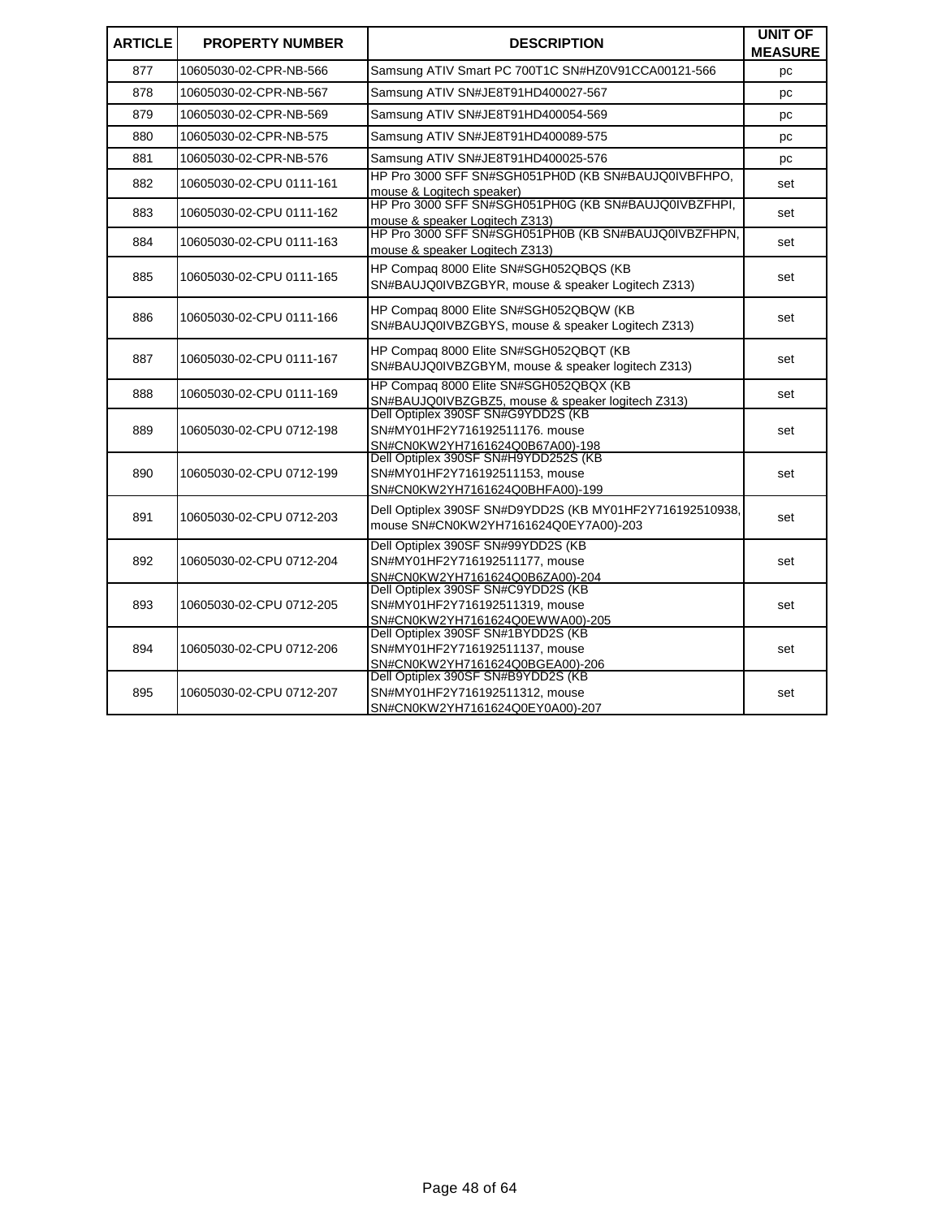| ARTICLE | PROPERTY NUMBER | DESCRIPTION | UNIT OF MEASURE |
|---|---|---|---|
| 877 | 10605030-02-CPR-NB-566 | Samsung ATIV Smart PC 700T1C SN#HZ0V91CCA00121-566 | pc |
| 878 | 10605030-02-CPR-NB-567 | Samsung ATIV SN#JE8T91HD400027-567 | pc |
| 879 | 10605030-02-CPR-NB-569 | Samsung ATIV SN#JE8T91HD400054-569 | pc |
| 880 | 10605030-02-CPR-NB-575 | Samsung ATIV SN#JE8T91HD400089-575 | pc |
| 881 | 10605030-02-CPR-NB-576 | Samsung ATIV SN#JE8T91HD400025-576 | pc |
| 882 | 10605030-02-CPU 0111-161 | HP Pro 3000 SFF SN#SGH051PH0D (KB SN#BAUJQ0IVBFHPO, mouse & Logitech speaker) | set |
| 883 | 10605030-02-CPU 0111-162 | HP Pro 3000 SFF SN#SGH051PH0G (KB SN#BAUJQ0IVBZFHPI, mouse & speaker Logitech Z313) | set |
| 884 | 10605030-02-CPU 0111-163 | HP Pro 3000 SFF SN#SGH051PH0B (KB SN#BAUJQ0IVBZFHPN, mouse & speaker Logitech Z313) | set |
| 885 | 10605030-02-CPU 0111-165 | HP Compaq 8000 Elite SN#SGH052QBQS (KB SN#BAUJQ0IVBZGBYR, mouse & speaker Logitech Z313) | set |
| 886 | 10605030-02-CPU 0111-166 | HP Compaq 8000 Elite SN#SGH052QBQW (KB SN#BAUJQ0IVBZGBYS, mouse & speaker Logitech Z313) | set |
| 887 | 10605030-02-CPU 0111-167 | HP Compaq 8000 Elite SN#SGH052QBQT (KB SN#BAUJQ0IVBZGBYM, mouse & speaker logitech Z313) | set |
| 888 | 10605030-02-CPU 0111-169 | HP Compaq 8000 Elite SN#SGH052QBQX (KB SN#BAUJQ0IVBZGBZ5, mouse & speaker logitech Z313) | set |
| 889 | 10605030-02-CPU 0712-198 | Dell Optiplex 390SF SN#G9YDD2S (KB SN#MY01HF2Y716192511176. mouse SN#CN0KW2YH7161624Q0B67A00)-198 | set |
| 890 | 10605030-02-CPU 0712-199 | Dell Optiplex 390SF SN#H9YDD252S (KB SN#MY01HF2Y716192511153, mouse SN#CN0KW2YH7161624Q0BHFA00)-199 | set |
| 891 | 10605030-02-CPU 0712-203 | Dell Optiplex 390SF SN#D9YDD2S (KB MY01HF2Y716192510938, mouse SN#CN0KW2YH7161624Q0EY7A00)-203 | set |
| 892 | 10605030-02-CPU 0712-204 | Dell Optiplex 390SF SN#99YDD2S (KB SN#MY01HF2Y716192511177, mouse SN#CN0KW2YH7161624Q0B6ZA00)-204 | set |
| 893 | 10605030-02-CPU 0712-205 | Dell Optiplex 390SF SN#C9YDD2S (KB SN#MY01HF2Y716192511319, mouse SN#CN0KW2YH7161624Q0EWWA00)-205 | set |
| 894 | 10605030-02-CPU 0712-206 | Dell Optiplex 390SF SN#1BYDD2S (KB SN#MY01HF2Y716192511137, mouse SN#CN0KW2YH7161624Q0BGEA00)-206 | set |
| 895 | 10605030-02-CPU 0712-207 | Dell Optiplex 390SF SN#B9YDD2S (KB SN#MY01HF2Y716192511312, mouse SN#CN0KW2YH7161624Q0EY0A00)-207 | set |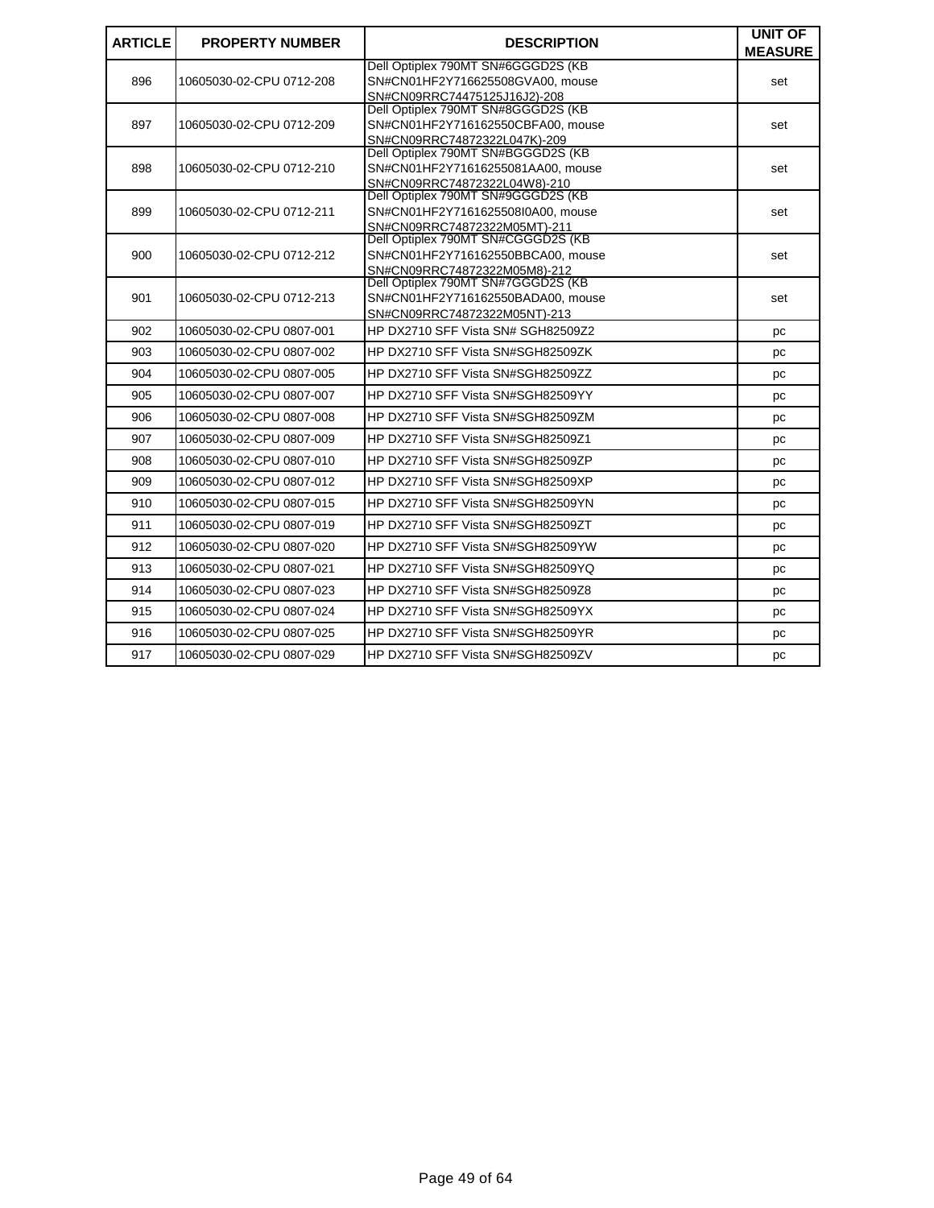| ARTICLE | PROPERTY NUMBER | DESCRIPTION | UNIT OF MEASURE |
|---|---|---|---|
| 896 | 10605030-02-CPU 0712-208 | Dell Optiplex 790MT SN#6GGGD2S (KB SN#CN01HF2Y716625508GVA00, mouse SN#CN09RRC74475125J16J2)-208 | set |
| 897 | 10605030-02-CPU 0712-209 | Dell Optiplex 790MT SN#8GGGD2S (KB SN#CN01HF2Y716162550CBFA00, mouse SN#CN09RRC74872322L047K)-209 | set |
| 898 | 10605030-02-CPU 0712-210 | Dell Optiplex 790MT SN#BGGGD2S (KB SN#CN01HF2Y71616255081AA00, mouse SN#CN09RRC74872322L04W8)-210 | set |
| 899 | 10605030-02-CPU 0712-211 | Dell Optiplex 790MT SN#9GGGD2S (KB SN#CN01HF2Y7161625508I0A00, mouse SN#CN09RRC74872322M05MT)-211 | set |
| 900 | 10605030-02-CPU 0712-212 | Dell Optiplex 790MT SN#CGGGD2S (KB SN#CN01HF2Y716162550BBCA00, mouse SN#CN09RRC74872322M05M8)-212 | set |
| 901 | 10605030-02-CPU 0712-213 | Dell Optiplex 790MT SN#7GGGD2S (KB SN#CN01HF2Y716162550BADA00, mouse SN#CN09RRC74872322M05NT)-213 | set |
| 902 | 10605030-02-CPU 0807-001 | HP DX2710 SFF Vista SN# SGH82509Z2 | pc |
| 903 | 10605030-02-CPU 0807-002 | HP DX2710 SFF Vista SN#SGH82509ZK | pc |
| 904 | 10605030-02-CPU 0807-005 | HP DX2710 SFF Vista SN#SGH82509ZZ | pc |
| 905 | 10605030-02-CPU 0807-007 | HP DX2710 SFF Vista SN#SGH82509YY | pc |
| 906 | 10605030-02-CPU 0807-008 | HP DX2710 SFF Vista SN#SGH82509ZM | pc |
| 907 | 10605030-02-CPU 0807-009 | HP DX2710 SFF Vista SN#SGH82509Z1 | pc |
| 908 | 10605030-02-CPU 0807-010 | HP DX2710 SFF Vista SN#SGH82509ZP | pc |
| 909 | 10605030-02-CPU 0807-012 | HP DX2710 SFF Vista SN#SGH82509XP | pc |
| 910 | 10605030-02-CPU 0807-015 | HP DX2710 SFF Vista SN#SGH82509YN | pc |
| 911 | 10605030-02-CPU 0807-019 | HP DX2710 SFF Vista SN#SGH82509ZT | pc |
| 912 | 10605030-02-CPU 0807-020 | HP DX2710 SFF Vista SN#SGH82509YW | pc |
| 913 | 10605030-02-CPU 0807-021 | HP DX2710 SFF Vista SN#SGH82509YQ | pc |
| 914 | 10605030-02-CPU 0807-023 | HP DX2710 SFF Vista SN#SGH82509Z8 | pc |
| 915 | 10605030-02-CPU 0807-024 | HP DX2710 SFF Vista SN#SGH82509YX | pc |
| 916 | 10605030-02-CPU 0807-025 | HP DX2710 SFF Vista SN#SGH82509YR | pc |
| 917 | 10605030-02-CPU 0807-029 | HP DX2710 SFF Vista SN#SGH82509ZV | pc |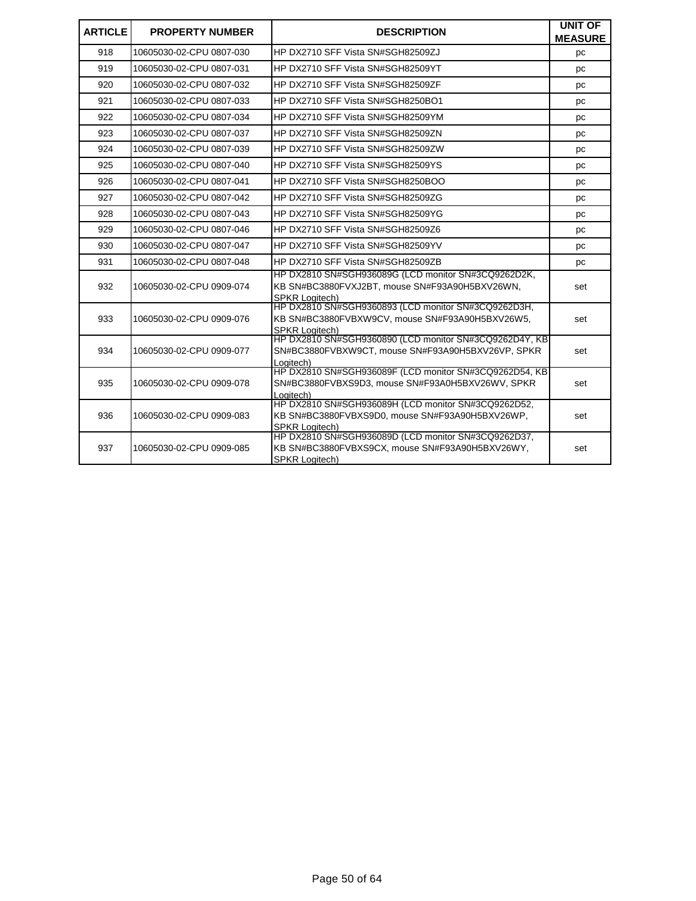| ARTICLE | PROPERTY NUMBER | DESCRIPTION | UNIT OF MEASURE |
|---|---|---|---|
| 918 | 10605030-02-CPU 0807-030 | HP DX2710 SFF Vista SN#SGH82509ZJ | pc |
| 919 | 10605030-02-CPU 0807-031 | HP DX2710 SFF Vista SN#SGH82509YT | pc |
| 920 | 10605030-02-CPU 0807-032 | HP DX2710 SFF Vista SN#SGH82509ZF | pc |
| 921 | 10605030-02-CPU 0807-033 | HP DX2710 SFF Vista SN#SGH8250BO1 | pc |
| 922 | 10605030-02-CPU 0807-034 | HP DX2710 SFF Vista SN#SGH82509YM | pc |
| 923 | 10605030-02-CPU 0807-037 | HP DX2710 SFF Vista SN#SGH82509ZN | pc |
| 924 | 10605030-02-CPU 0807-039 | HP DX2710 SFF Vista SN#SGH82509ZW | pc |
| 925 | 10605030-02-CPU 0807-040 | HP DX2710 SFF Vista SN#SGH82509YS | pc |
| 926 | 10605030-02-CPU 0807-041 | HP DX2710 SFF Vista SN#SGH8250BOO | pc |
| 927 | 10605030-02-CPU 0807-042 | HP DX2710 SFF Vista SN#SGH82509ZG | pc |
| 928 | 10605030-02-CPU 0807-043 | HP DX2710 SFF Vista SN#SGH82509YG | pc |
| 929 | 10605030-02-CPU 0807-046 | HP DX2710 SFF Vista SN#SGH82509Z6 | pc |
| 930 | 10605030-02-CPU 0807-047 | HP DX2710 SFF Vista SN#SGH82509YV | pc |
| 931 | 10605030-02-CPU 0807-048 | HP DX2710 SFF Vista SN#SGH82509ZB | pc |
| 932 | 10605030-02-CPU 0909-074 | HP DX2810 SN#SGH936089G (LCD monitor SN#3CQ9262D2K, KB SN#BC3880FVXJ2BT, mouse SN#F93A90H5BXV26WN, SPKR Logitech) | set |
| 933 | 10605030-02-CPU 0909-076 | HP DX2810 SN#SGH9360893 (LCD monitor SN#3CQ9262D3H, KB SN#BC3880FVBXW9CV, mouse SN#F93A90H5BXV26W5, SPKR Logitech) | set |
| 934 | 10605030-02-CPU 0909-077 | HP DX2810 SN#SGH9360890 (LCD monitor SN#3CQ9262D4Y, KB SN#BC3880FVBXW9CT, mouse SN#F93A90H5BXV26VP, SPKR Logitech) | set |
| 935 | 10605030-02-CPU 0909-078 | HP DX2810 SN#SGH936089F (LCD monitor SN#3CQ9262D54, KB SN#BC3880FVBXS9D3, mouse SN#F93A0H5BXV26WV, SPKR Logitech) | set |
| 936 | 10605030-02-CPU 0909-083 | HP DX2810 SN#SGH936089H (LCD monitor SN#3CQ9262D52, KB SN#BC3880FVBXS9D0, mouse SN#F93A90H5BXV26WP, SPKR Logitech) | set |
| 937 | 10605030-02-CPU 0909-085 | HP DX2810 SN#SGH936089D (LCD monitor SN#3CQ9262D37, KB SN#BC3880FVBXS9CX, mouse SN#F93A90H5BXV26WY, SPKR Logitech) | set |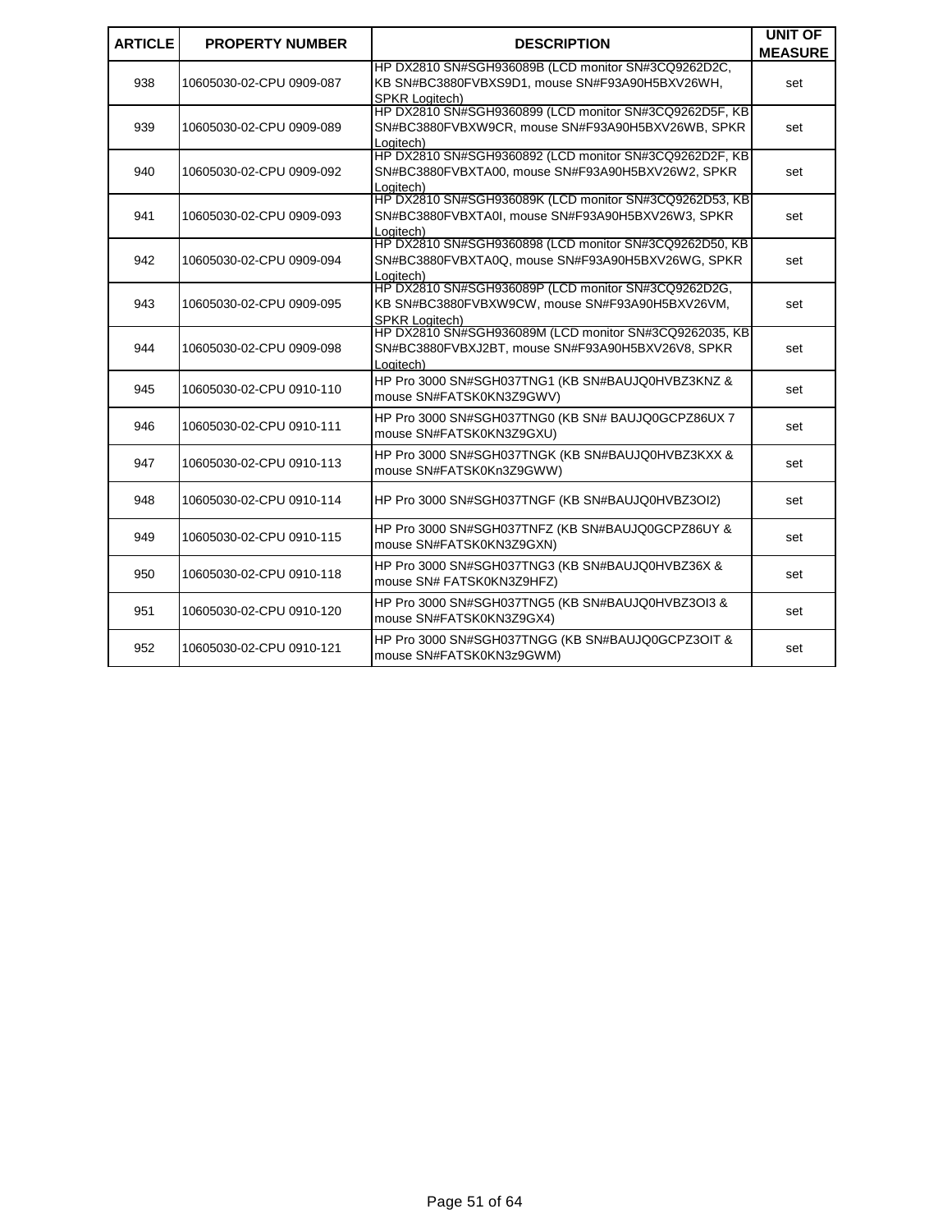| ARTICLE | PROPERTY NUMBER | DESCRIPTION | UNIT OF MEASURE |
|---|---|---|---|
| 938 | 10605030-02-CPU 0909-087 | HP DX2810 SN#SGH936089B (LCD monitor SN#3CQ9262D2C, KB SN#BC3880FVBXS9D1, mouse SN#F93A90H5BXV26WH, SPKR Logitech) | set |
| 939 | 10605030-02-CPU 0909-089 | HP DX2810 SN#SGH9360899 (LCD monitor SN#3CQ9262D5F, KB SN#BC3880FVBXW9CR, mouse SN#F93A90H5BXV26WB, SPKR Logitech) | set |
| 940 | 10605030-02-CPU 0909-092 | HP DX2810 SN#SGH9360892 (LCD monitor SN#3CQ9262D2F, KB SN#BC3880FVBXTA00, mouse SN#F93A90H5BXV26W2, SPKR Logitech) | set |
| 941 | 10605030-02-CPU 0909-093 | HP DX2810 SN#SGH936089K (LCD monitor SN#3CQ9262D53, KB SN#BC3880FVBXTA0I, mouse SN#F93A90H5BXV26W3, SPKR Logitech) | set |
| 942 | 10605030-02-CPU 0909-094 | HP DX2810 SN#SGH9360898 (LCD monitor SN#3CQ9262D50, KB SN#BC3880FVBXTA0Q, mouse SN#F93A90H5BXV26WG, SPKR Logitech) | set |
| 943 | 10605030-02-CPU 0909-095 | HP DX2810 SN#SGH936089P (LCD monitor SN#3CQ9262D2G, KB SN#BC3880FVBXW9CW, mouse SN#F93A90H5BXV26VM, SPKR Logitech) | set |
| 944 | 10605030-02-CPU 0909-098 | HP DX2810 SN#SGH936089M (LCD monitor SN#3CQ9262035, KB SN#BC3880FVBXJ2BT, mouse SN#F93A90H5BXV26V8, SPKR Logitech) | set |
| 945 | 10605030-02-CPU 0910-110 | HP Pro 3000 SN#SGH037TNG1 (KB SN#BAUJQ0HVBZ3KNZ & mouse SN#FATSK0KN3Z9GWV) | set |
| 946 | 10605030-02-CPU 0910-111 | HP Pro 3000 SN#SGH037TNG0 (KB SN# BAUJQ0GCPZ86UX 7 mouse SN#FATSK0KN3Z9GXU) | set |
| 947 | 10605030-02-CPU 0910-113 | HP Pro 3000 SN#SGH037TNGK (KB SN#BAUJQ0HVBZ3KXX & mouse SN#FATSK0Kn3Z9GWW) | set |
| 948 | 10605030-02-CPU 0910-114 | HP Pro 3000 SN#SGH037TNGF (KB SN#BAUJQ0HVBZ3OI2) | set |
| 949 | 10605030-02-CPU 0910-115 | HP Pro 3000 SN#SGH037TNFZ (KB SN#BAUJQ0GCPZ86UY & mouse SN#FATSK0KN3Z9GXN) | set |
| 950 | 10605030-02-CPU 0910-118 | HP Pro 3000 SN#SGH037TNG3 (KB SN#BAUJQ0HVBZ36X & mouse SN# FATSK0KN3Z9HFZ) | set |
| 951 | 10605030-02-CPU 0910-120 | HP Pro 3000 SN#SGH037TNG5 (KB SN#BAUJQ0HVBZ3OI3 & mouse SN#FATSK0KN3Z9GX4) | set |
| 952 | 10605030-02-CPU 0910-121 | HP Pro 3000 SN#SGH037TNGG (KB SN#BAUJQ0GCPZ3OIT & mouse SN#FATSK0KN3z9GWM) | set |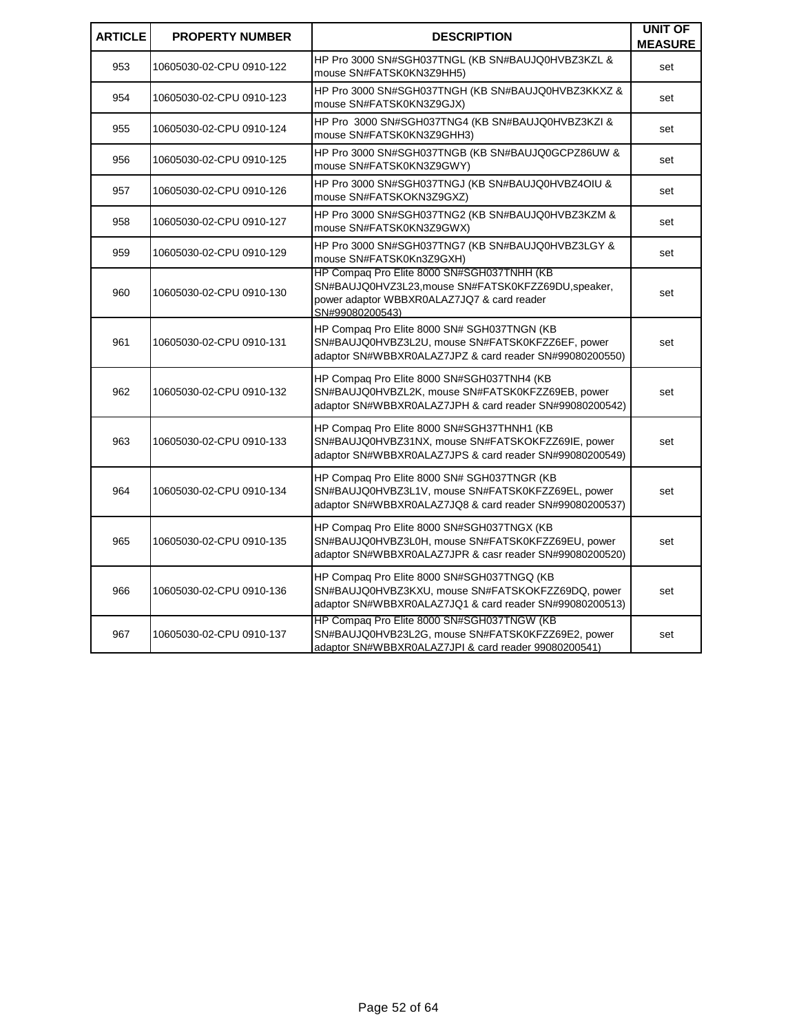| ARTICLE | PROPERTY NUMBER | DESCRIPTION | UNIT OF MEASURE |
| --- | --- | --- | --- |
| 953 | 10605030-02-CPU 0910-122 | HP Pro 3000 SN#SGH037TNGL (KB SN#BAUJQ0HVBZ3KZL & mouse SN#FATSK0KN3Z9HH5) | set |
| 954 | 10605030-02-CPU 0910-123 | HP Pro 3000 SN#SGH037TNGH (KB SN#BAUJQ0HVBZ3KKXZ & mouse SN#FATSK0KN3Z9GJX) | set |
| 955 | 10605030-02-CPU 0910-124 | HP Pro  3000 SN#SGH037TNG4 (KB SN#BAUJQ0HVBZ3KZI & mouse SN#FATSK0KN3Z9GHH3) | set |
| 956 | 10605030-02-CPU 0910-125 | HP Pro 3000 SN#SGH037TNGB (KB SN#BAUJQ0GCPZ86UW & mouse SN#FATSK0KN3Z9GWY) | set |
| 957 | 10605030-02-CPU 0910-126 | HP Pro 3000 SN#SGH037TNGJ (KB SN#BAUJQ0HVBZ4OIU & mouse SN#FATSKOKN3Z9GXZ) | set |
| 958 | 10605030-02-CPU 0910-127 | HP Pro 3000 SN#SGH037TNG2 (KB SN#BAUJQ0HVBZ3KZM & mouse SN#FATSK0KN3Z9GWX) | set |
| 959 | 10605030-02-CPU 0910-129 | HP Pro 3000 SN#SGH037TNG7 (KB SN#BAUJQ0HVBZ3LGY & mouse SN#FATSK0Kn3Z9GXH) | set |
| 960 | 10605030-02-CPU 0910-130 | HP Compaq Pro Elite 8000 SN#SGH037TNHH (KB SN#BAUJQ0HVZ3L23,mouse SN#FATSK0KFZZ69DU,speaker, power adaptor WBBXR0ALAZ7JQ7 & card reader SN#99080200543) | set |
| 961 | 10605030-02-CPU 0910-131 | HP Compaq Pro Elite 8000 SN# SGH037TNGN (KB SN#BAUJQ0HVBZ3L2U, mouse SN#FATSK0KFZZ6EF, power adaptor SN#WBBXR0ALAZ7JPZ & card reader SN#99080200550) | set |
| 962 | 10605030-02-CPU 0910-132 | HP Compaq Pro Elite 8000 SN#SGH037TNH4 (KB SN#BAUJQ0HVBZL2K, mouse SN#FATSK0KFZZ69EB, power adaptor SN#WBBXR0ALAZ7JPH & card reader SN#99080200542) | set |
| 963 | 10605030-02-CPU 0910-133 | HP Compaq Pro Elite 8000 SN#SGH37THNH1 (KB SN#BAUJQ0HVBZ31NX, mouse SN#FATSKOKFZZ69IE, power adaptor SN#WBBXR0ALAZ7JPS & card reader SN#99080200549) | set |
| 964 | 10605030-02-CPU 0910-134 | HP Compaq Pro Elite 8000 SN# SGH037TNGR (KB SN#BAUJQ0HVBZ3L1V, mouse SN#FATSK0KFZZ69EL, power adaptor SN#WBBXR0ALAZ7JQ8 & card reader SN#99080200537) | set |
| 965 | 10605030-02-CPU 0910-135 | HP Compaq Pro Elite 8000 SN#SGH037TNGX (KB SN#BAUJQ0HVBZ3L0H, mouse SN#FATSK0KFZZ69EU, power adaptor SN#WBBXR0ALAZ7JPR & casr reader SN#99080200520) | set |
| 966 | 10605030-02-CPU 0910-136 | HP Compaq Pro Elite 8000 SN#SGH037TNGQ (KB SN#BAUJQ0HVBZ3KXU, mouse SN#FATSKOKFZZ69DQ, power adaptor SN#WBBXR0ALAZ7JQ1 & card reader SN#99080200513) | set |
| 967 | 10605030-02-CPU 0910-137 | HP Compaq Pro Elite 8000 SN#SGH037TNGW (KB SN#BAUJQ0HVB23L2G, mouse SN#FATSK0KFZZ69E2, power adaptor SN#WBBXR0ALAZ7JPI & card reader 99080200541) | set |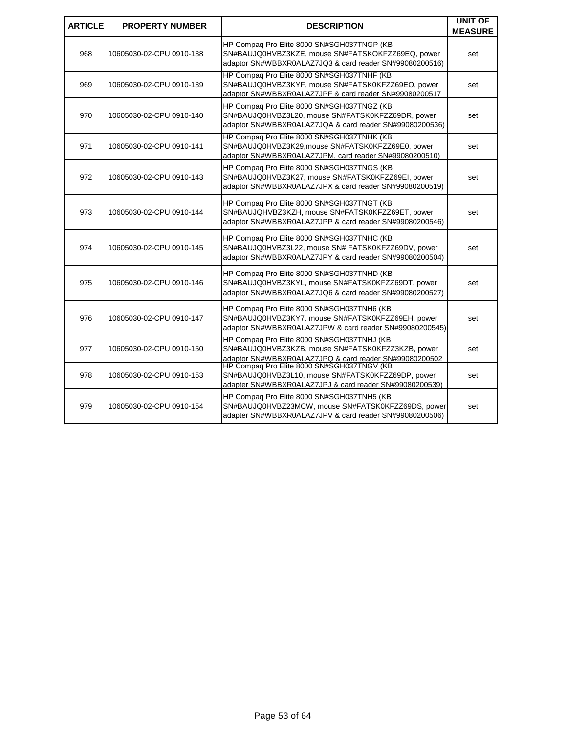| ARTICLE | PROPERTY NUMBER | DESCRIPTION | UNIT OF MEASURE |
|---|---|---|---|
| 968 | 10605030-02-CPU 0910-138 | HP Compaq Pro Elite 8000 SN#SGH037TNGP (KB SN#BAUJQ0HVBZ3KZE, mouse SN#FATSKOKFZZ69EQ, power adaptor SN#WBBXR0ALAZ7JQ3 & card reader SN#99080200516) | set |
| 969 | 10605030-02-CPU 0910-139 | HP Compaq Pro Elite 8000 SN#SGH037TNHF (KB SN#BAUJQ0HVBZ3KYF, mouse SN#FATSK0KFZZ69EO, power adaptor SN#WBBXR0ALAZ7JPF & card reader SN#99080200517 | set |
| 970 | 10605030-02-CPU 0910-140 | HP Compaq Pro Elite 8000 SN#SGH037TNGZ (KB SN#BAUJQ0HVBZ3L20, mouse SN#FATSK0KFZZ69DR, power adaptor SN#WBBXR0ALAZ7JQA & card reader SN#99080200536) | set |
| 971 | 10605030-02-CPU 0910-141 | HP Compaq Pro Elite 8000 SN#SGH037TNHK (KB SN#BAUJQ0HVBZ3K29,mouse SN#FATSK0KFZZ69E0, power adaptor SN#WBBXR0ALAZ7JPM, card reader SN#99080200510) | set |
| 972 | 10605030-02-CPU 0910-143 | HP Compaq Pro Elite 8000 SN#SGH037TNGS (KB SN#BAUJQ0HVBZ3K27, mouse SN#FATSK0KFZZ69EI, power adaptor SN#WBBXR0ALAZ7JPX & card reader SN#99080200519) | set |
| 973 | 10605030-02-CPU 0910-144 | HP Compaq Pro Elite 8000 SN#SGH037TNGT (KB SN#BAUJQHVBZ3KZH, mouse SN#FATSK0KFZZ69ET, power adaptor SN#WBBXR0ALAZ7JPP & card reader SN#99080200546) | set |
| 974 | 10605030-02-CPU 0910-145 | HP Compaq Pro Elite 8000 SN#SGH037TNHC (KB SN#BAUJQ0HVBZ3L22, mouse SN# FATSK0KFZZ69DV, power adaptor SN#WBBXR0ALAZ7JPY & card reader SN#99080200504) | set |
| 975 | 10605030-02-CPU 0910-146 | HP Compaq Pro Elite 8000 SN#SGH037TNHD (KB SN#BAUJQ0HVBZ3KYL, mouse SN#FATSK0KFZZ69DT, power adaptor SN#WBBXR0ALAZ7JQ6 & card reader SN#99080200527) | set |
| 976 | 10605030-02-CPU 0910-147 | HP Compaq Pro Elite 8000 SN#SGH037TNH6 (KB SN#BAUJQ0HVBZ3KY7, mouse SN#FATSK0KFZZ69EH, power adaptor SN#WBBXR0ALAZ7JPW & card reader SN#99080200545) | set |
| 977 | 10605030-02-CPU 0910-150 | HP Compaq Pro Elite 8000 SN#SGH037TNHJ (KB SN#BAUJQ0HVBZ3KZB, mouse SN#FATSK0KFZZ3KZB, power adaptor SN#WBBXR0ALAZ7JPQ & card reader SN#99080200502 | set |
| 978 | 10605030-02-CPU 0910-153 | HP Compaq Pro Elite 8000 SN#SGH037TNGV (KB SN#BAUJQ0HVBZ3L10, mouse SN#FATSK0KFZZ69DP, power adapter SN#WBBXR0ALAZ7JPJ & card reader SN#99080200539) | set |
| 979 | 10605030-02-CPU 0910-154 | HP Compaq Pro Elite 8000 SN#SGH037TNH5 (KB SN#BAUJQ0HVBZ23MCW, mouse SN#FATSK0KFZZ69DS, power adapter SN#WBBXR0ALAZ7JPV & card reader SN#99080200506) | set |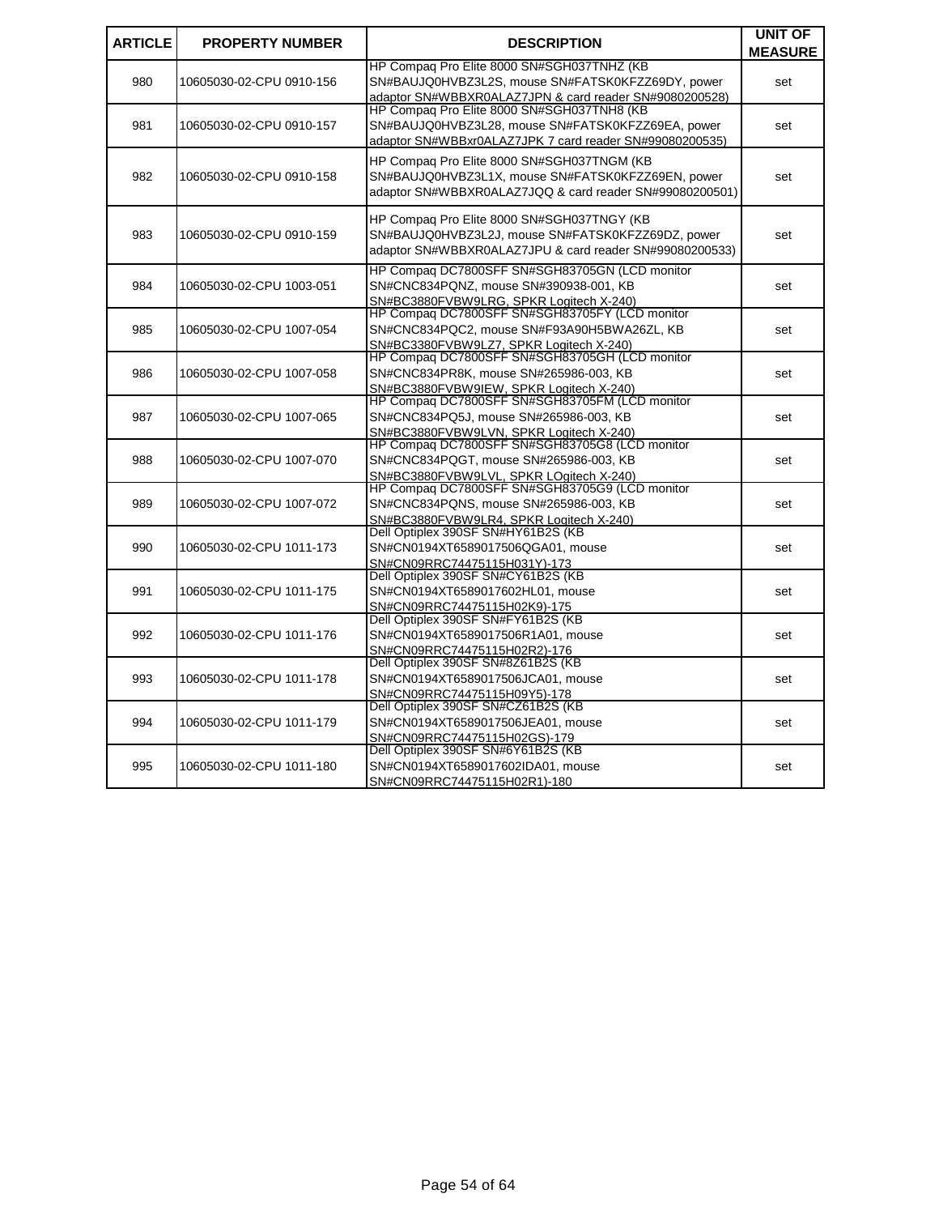| ARTICLE | PROPERTY NUMBER | DESCRIPTION | UNIT OF MEASURE |
|---|---|---|---|
| 980 | 10605030-02-CPU 0910-156 | HP Compaq Pro Elite 8000 SN#SGH037TNHZ (KB SN#BAUJQ0HVBZ3L2S, mouse SN#FATSK0KFZZ69DY, power adaptor SN#WBBXR0ALAZ7JPN & card reader SN#9080200528) | set |
| 981 | 10605030-02-CPU 0910-157 | HP Compaq Pro Elite 8000 SN#SGH037TNH8 (KB SN#BAUJQ0HVBZ3L28, mouse SN#FATSK0KFZZ69EA, power adaptor SN#WBBxr0ALAZ7JPK 7 card reader SN#99080200535) | set |
| 982 | 10605030-02-CPU 0910-158 | HP Compaq Pro Elite 8000 SN#SGH037TNGM (KB SN#BAUJQ0HVBZ3L1X, mouse SN#FATSK0KFZZ69EN, power adaptor SN#WBBXR0ALAZ7JQQ & card reader SN#99080200501) | set |
| 983 | 10605030-02-CPU 0910-159 | HP Compaq Pro Elite 8000 SN#SGH037TNGY (KB SN#BAUJQ0HVBZ3L2J, mouse SN#FATSK0KFZZ69DZ, power adaptor SN#WBBXR0ALAZ7JPU & card reader SN#99080200533) | set |
| 984 | 10605030-02-CPU 1003-051 | HP Compaq DC7800SFF SN#SGH83705GN (LCD monitor SN#CNC834PQNZ, mouse SN#390938-001, KB SN#BC3880FVBW9LRG, SPKR Logitech X-240) | set |
| 985 | 10605030-02-CPU 1007-054 | HP Compaq DC7800SFF SN#SGH83705FY (LCD monitor SN#CNC834PQC2, mouse SN#F93A90H5BWA26ZL, KB SN#BC3380FVBW9LZ7, SPKR Logitech X-240) | set |
| 986 | 10605030-02-CPU 1007-058 | HP Compaq DC7800SFF SN#SGH83705GH (LCD monitor SN#CNC834PR8K, mouse SN#265986-003, KB SN#BC3880FVBW9IEW, SPKR Logitech X-240) | set |
| 987 | 10605030-02-CPU 1007-065 | HP Compaq DC7800SFF SN#SGH83705FM (LCD monitor SN#CNC834PQ5J, mouse SN#265986-003, KB SN#BC3880FVBW9LVN, SPKR Logitech X-240) | set |
| 988 | 10605030-02-CPU 1007-070 | HP Compaq DC7800SFF SN#SGH83705G8 (LCD monitor SN#CNC834PQGT, mouse SN#265986-003, KB SN#BC3880FVBW9LVL, SPKR LOgitech X-240) | set |
| 989 | 10605030-02-CPU 1007-072 | HP Compaq DC7800SFF SN#SGH83705G9 (LCD monitor SN#CNC834PQNS, mouse SN#265986-003, KB SN#BC3880FVBW9LR4, SPKR Logitech X-240) | set |
| 990 | 10605030-02-CPU 1011-173 | Dell Optiplex 390SF SN#HY61B2S (KB SN#CN0194XT6589017506QGA01, mouse SN#CN09RRC74475115H031Y)-173 | set |
| 991 | 10605030-02-CPU 1011-175 | Dell Optiplex 390SF SN#CY61B2S (KB SN#CN0194XT6589017602HL01, mouse SN#CN09RRC74475115H02K9)-175 | set |
| 992 | 10605030-02-CPU 1011-176 | Dell Optiplex 390SF SN#FY61B2S (KB SN#CN0194XT6589017506R1A01, mouse SN#CN09RRC74475115H02R2)-176 | set |
| 993 | 10605030-02-CPU 1011-178 | Dell Optiplex 390SF SN#8Z61B2S (KB SN#CN0194XT6589017506JCA01, mouse SN#CN09RRC74475115H09Y5)-178 | set |
| 994 | 10605030-02-CPU 1011-179 | Dell Optiplex 390SF SN#CZ61B2S (KB SN#CN0194XT6589017506JEA01, mouse SN#CN09RRC74475115H02GS)-179 | set |
| 995 | 10605030-02-CPU 1011-180 | Dell Optiplex 390SF SN#6Y61B2S (KB SN#CN0194XT6589017602IDA01, mouse SN#CN09RRC74475115H02R1)-180 | set |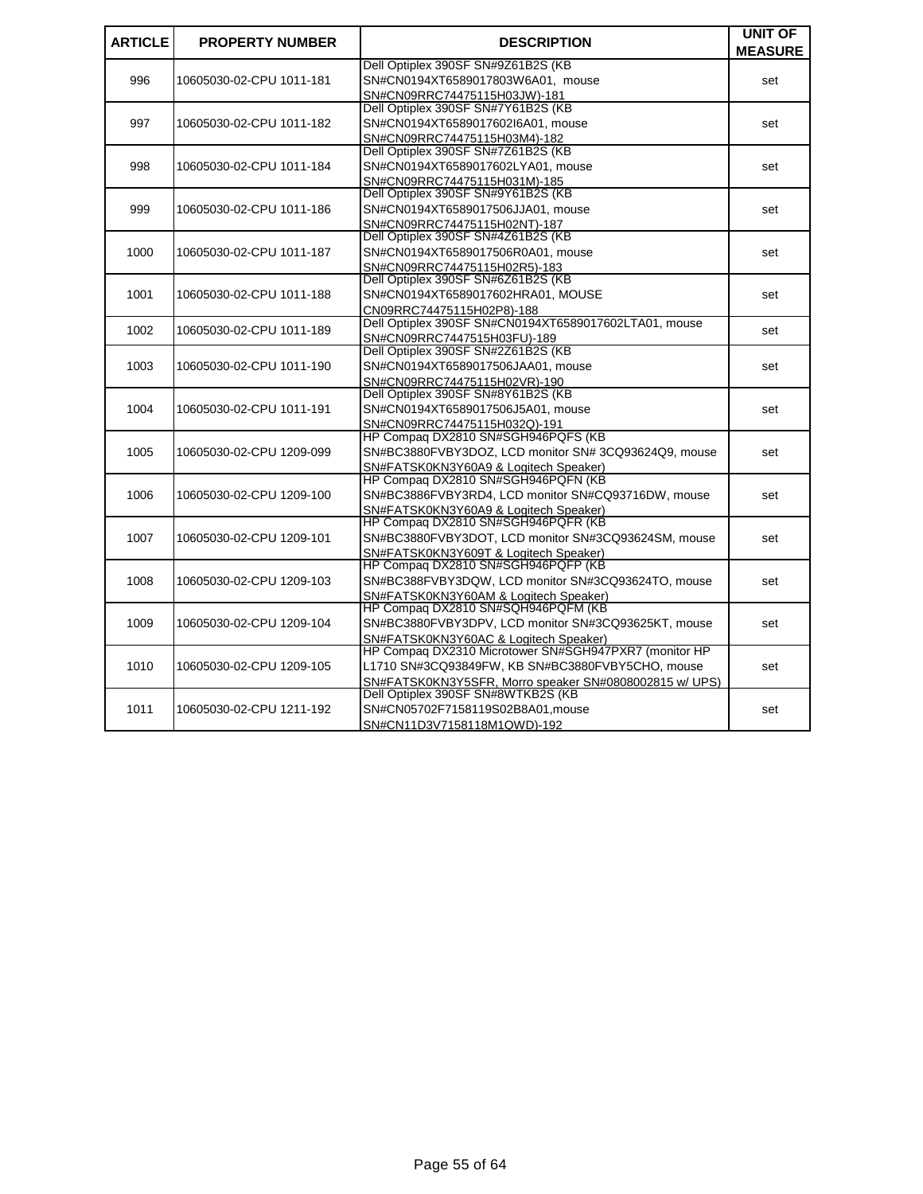| ARTICLE | PROPERTY NUMBER | DESCRIPTION | UNIT OF MEASURE |
| --- | --- | --- | --- |
| 996 | 10605030-02-CPU 1011-181 | Dell Optiplex 390SF SN#9Z61B2S (KB SN#CN0194XT6589017803W6A01, mouse SN#CN09RRC74475115H03JW)-181 | set |
| 997 | 10605030-02-CPU 1011-182 | Dell Optiplex 390SF SN#7Y61B2S (KB SN#CN0194XT6589017602I6A01, mouse SN#CN09RRC74475115H03M4)-182 | set |
| 998 | 10605030-02-CPU 1011-184 | Dell Optiplex 390SF SN#7Z61B2S (KB SN#CN0194XT6589017602LYA01, mouse SN#CN09RRC74475115H031M)-185 | set |
| 999 | 10605030-02-CPU 1011-186 | Dell Optiplex 390SF SN#9Y61B2S (KB SN#CN0194XT6589017506JJA01, mouse SN#CN09RRC74475115H02NT)-187 | set |
| 1000 | 10605030-02-CPU 1011-187 | Dell Optiplex 390SF SN#4Z61B2S (KB SN#CN0194XT6589017506R0A01, mouse SN#CN09RRC74475115H02R5)-183 | set |
| 1001 | 10605030-02-CPU 1011-188 | Dell Optiplex 390SF SN#6Z61B2S (KB SN#CN0194XT6589017602HRA01, MOUSE CN09RRC74475115H02P8)-188 | set |
| 1002 | 10605030-02-CPU 1011-189 | Dell Optiplex 390SF SN#CN0194XT6589017602LTA01, mouse SN#CN09RRC7447515H03FU)-189 | set |
| 1003 | 10605030-02-CPU 1011-190 | Dell Optiplex 390SF SN#2Z61B2S (KB SN#CN0194XT6589017506JAA01, mouse SN#CN09RRC74475115H02VR)-190 | set |
| 1004 | 10605030-02-CPU 1011-191 | Dell Optiplex 390SF SN#8Y61B2S (KB SN#CN0194XT6589017506J5A01, mouse SN#CN09RRC74475115H032Q)-191 | set |
| 1005 | 10605030-02-CPU 1209-099 | HP Compaq DX2810 SN#SGH946PQFS (KB SN#BC3880FVBY3DOZ, LCD monitor SN# 3CQ93624Q9, mouse SN#FATSK0KN3Y60A9 & Logitech Speaker) | set |
| 1006 | 10605030-02-CPU 1209-100 | HP Compaq DX2810 SN#SGH946PQFN (KB SN#BC3886FVBY3RD4, LCD monitor SN#CQ93716DW, mouse SN#FATSK0KN3Y60A9 & Logitech Speaker) | set |
| 1007 | 10605030-02-CPU 1209-101 | HP Compaq DX2810 SN#SGH946PQFR (KB SN#BC3880FVBY3DOT, LCD monitor SN#3CQ93624SM, mouse SN#FATSK0KN3Y609T & Logitech Speaker) | set |
| 1008 | 10605030-02-CPU 1209-103 | HP Compaq DX2810 SN#SGH946PQFP (KB SN#BC388FVBY3DQW, LCD monitor SN#3CQ93624TO, mouse SN#FATSK0KN3Y60AM & Logitech Speaker) | set |
| 1009 | 10605030-02-CPU 1209-104 | HP Compaq DX2810 SN#SQH946PQFM (KB SN#BC3880FVBY3DPV, LCD monitor SN#3CQ93625KT, mouse SN#FATSK0KN3Y60AC & Logitech Speaker) | set |
| 1010 | 10605030-02-CPU 1209-105 | HP Compaq DX2310 Microtower SN#SGH947PXR7 (monitor HP L1710 SN#3CQ93849FW, KB SN#BC3880FVBY5CHO, mouse SN#FATSK0KN3Y5SFR, Morro speaker SN#0808002815 w/ UPS) | set |
| 1011 | 10605030-02-CPU 1211-192 | Dell Optiplex 390SF SN#8WTKB2S (KB SN#CN05702F7158119S02B8A01,mouse SN#CN11D3V7158118M1QWD)-192 | set |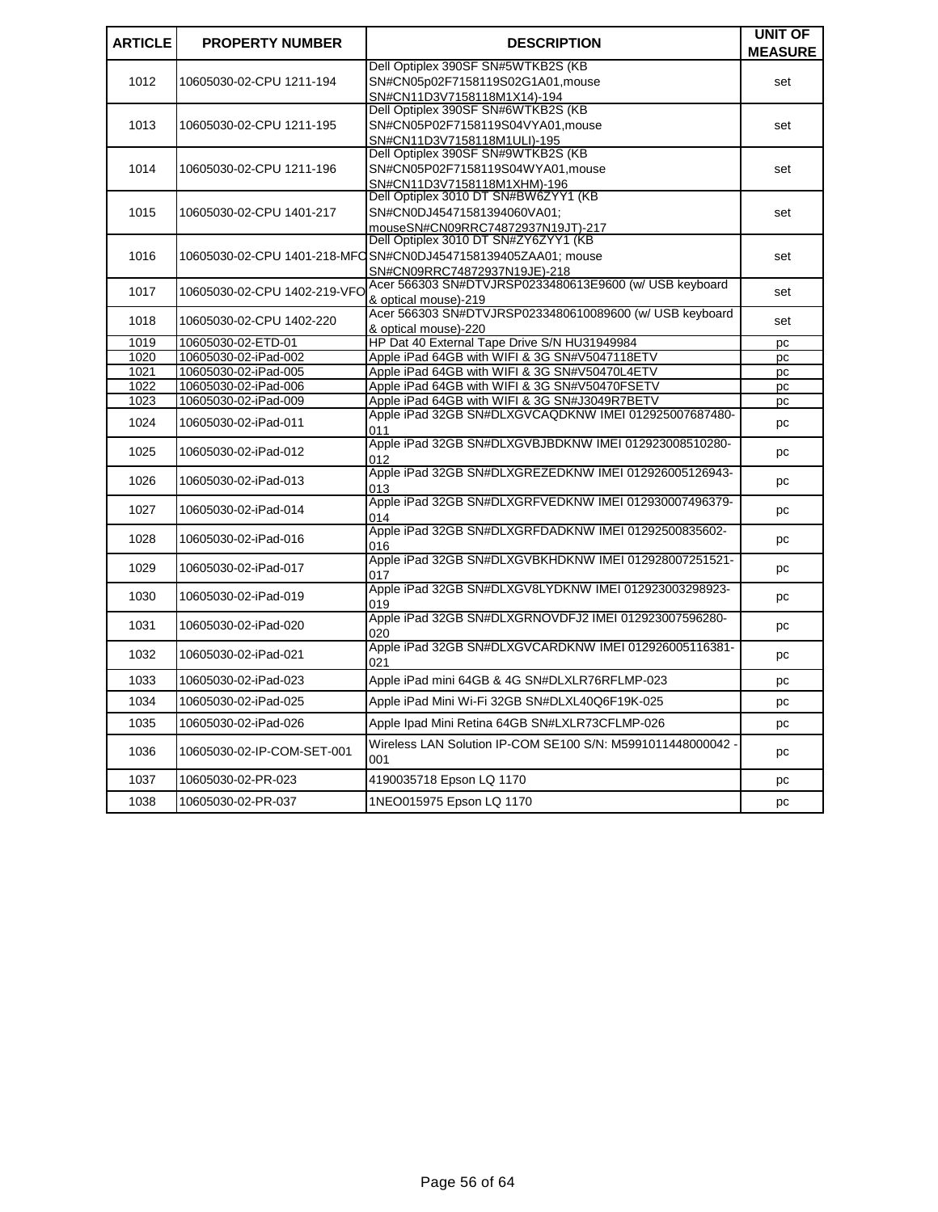| ARTICLE | PROPERTY NUMBER | DESCRIPTION | UNIT OF MEASURE |
|---|---|---|---|
| 1012 | 10605030-02-CPU 1211-194 | Dell Optiplex 390SF SN#5WTKB2S (KB SN#CN05p02F7158119S02G1A01,mouse SN#CN11D3V7158118M1X14)-194 | set |
| 1013 | 10605030-02-CPU 1211-195 | Dell Optiplex 390SF SN#6WTKB2S (KB SN#CN05P02F7158119S04VYA01,mouse SN#CN11D3V7158118M1ULI)-195 | set |
| 1014 | 10605030-02-CPU 1211-196 | Dell Optiplex 390SF SN#9WTKB2S (KB SN#CN05P02F7158119S04WYA01,mouse SN#CN11D3V7158118M1XHM)-196 | set |
| 1015 | 10605030-02-CPU 1401-217 | Dell Optiplex 3010 DT SN#BW6ZYY1 (KB SN#CN0DJ45471581394060VA01; mouseSN#CN09RRC74872937N19JT)-217 | set |
| 1016 | 10605030-02-CPU 1401-218-MFO | Dell Optiplex 3010 DT SN#ZY6ZYY1 (KB SN#CN0DJ4547158139405ZAA01; mouse SN#CN09RRC74872937N19JE)-218 | set |
| 1017 | 10605030-02-CPU 1402-219-VFO | Acer 566303 SN#DTVJRSP0233480613E9600 (w/ USB keyboard & optical mouse)-219 | set |
| 1018 | 10605030-02-CPU 1402-220 | Acer 566303 SN#DTVJRSP0233480610089600 (w/ USB keyboard & optical mouse)-220 | set |
| 1019 | 10605030-02-ETD-01 | HP Dat 40 External Tape Drive S/N HU31949984 | pc |
| 1020 | 10605030-02-iPad-002 | Apple iPad 64GB with WIFI & 3G SN#V5047118ETV | pc |
| 1021 | 10605030-02-iPad-005 | Apple iPad 64GB with WIFI & 3G SN#V50470L4ETV | pc |
| 1022 | 10605030-02-iPad-006 | Apple iPad 64GB with WIFI & 3G SN#V50470FSETV | pc |
| 1023 | 10605030-02-iPad-009 | Apple iPad 64GB with WIFI & 3G SN#J3049R7BETV | pc |
| 1024 | 10605030-02-iPad-011 | Apple iPad 32GB SN#DLXGVCAQDKNW IMEI 012925007687480-011 | pc |
| 1025 | 10605030-02-iPad-012 | Apple iPad 32GB SN#DLXGVBJBDKNW IMEI 012923008510280-012 | pc |
| 1026 | 10605030-02-iPad-013 | Apple iPad 32GB SN#DLXGREZEDKNW IMEI 012926005126943-013 | pc |
| 1027 | 10605030-02-iPad-014 | Apple iPad 32GB SN#DLXGRFVEDKNW IMEI 012930007496379-014 | pc |
| 1028 | 10605030-02-iPad-016 | Apple iPad 32GB SN#DLXGRFDADKNW IMEI 01292500835602-016 | pc |
| 1029 | 10605030-02-iPad-017 | Apple iPad 32GB SN#DLXGVBKHDKNW IMEI 012928007251521-017 | pc |
| 1030 | 10605030-02-iPad-019 | Apple iPad 32GB SN#DLXGV8LYDKNW IMEI 012923003298923-019 | pc |
| 1031 | 10605030-02-iPad-020 | Apple iPad 32GB SN#DLXGRNOVDFJ2 IMEI 012923007596280-020 | pc |
| 1032 | 10605030-02-iPad-021 | Apple iPad 32GB SN#DLXGVCARDKNW IMEI 012926005116381-021 | pc |
| 1033 | 10605030-02-iPad-023 | Apple iPad mini 64GB & 4G SN#DLXLR76RFLMP-023 | pc |
| 1034 | 10605030-02-iPad-025 | Apple iPad Mini Wi-Fi 32GB SN#DLXL40Q6F19K-025 | pc |
| 1035 | 10605030-02-iPad-026 | Apple Ipad Mini Retina 64GB SN#LXLR73CFLMP-026 | pc |
| 1036 | 10605030-02-IP-COM-SET-001 | Wireless LAN Solution IP-COM SE100 S/N: M5991011448000042 -001 | pc |
| 1037 | 10605030-02-PR-023 | 4190035718 Epson LQ 1170 | pc |
| 1038 | 10605030-02-PR-037 | 1NEO015975 Epson LQ 1170 | pc |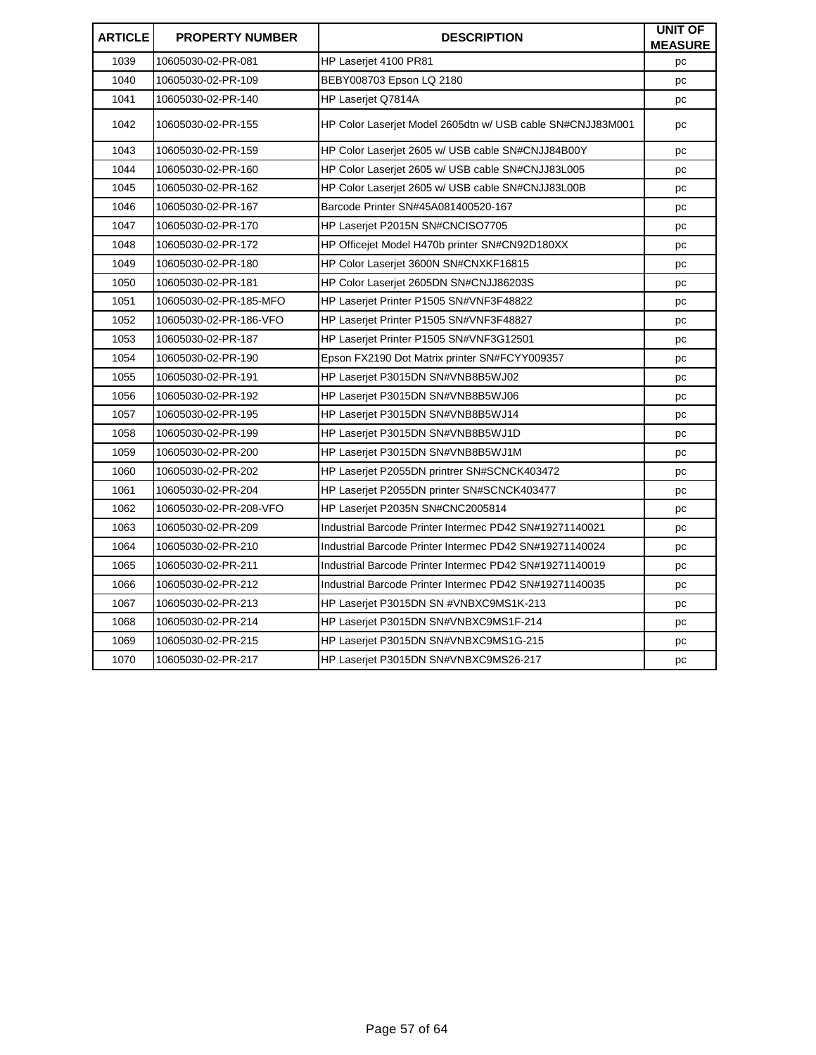| ARTICLE | PROPERTY NUMBER | DESCRIPTION | UNIT OF MEASURE |
|---|---|---|---|
| 1039 | 10605030-02-PR-081 | HP Laserjet 4100 PR81 | pc |
| 1040 | 10605030-02-PR-109 | BEBY008703 Epson LQ 2180 | pc |
| 1041 | 10605030-02-PR-140 | HP Laserjet Q7814A | pc |
| 1042 | 10605030-02-PR-155 | HP Color Laserjet Model 2605dtn w/ USB cable SN#CNJJ83M001 | pc |
| 1043 | 10605030-02-PR-159 | HP Color Laserjet 2605 w/ USB cable SN#CNJJ84B00Y | pc |
| 1044 | 10605030-02-PR-160 | HP Color Laserjet 2605 w/ USB cable SN#CNJJ83L005 | pc |
| 1045 | 10605030-02-PR-162 | HP Color Laserjet 2605 w/ USB cable SN#CNJJ83L00B | pc |
| 1046 | 10605030-02-PR-167 | Barcode Printer SN#45A081400520-167 | pc |
| 1047 | 10605030-02-PR-170 | HP Laserjet P2015N SN#CNCISO7705 | pc |
| 1048 | 10605030-02-PR-172 | HP Officejet Model H470b printer SN#CN92D180XX | pc |
| 1049 | 10605030-02-PR-180 | HP Color Laserjet 3600N SN#CNXKF16815 | pc |
| 1050 | 10605030-02-PR-181 | HP Color Laserjet 2605DN SN#CNJJ86203S | pc |
| 1051 | 10605030-02-PR-185-MFO | HP Laserjet Printer P1505 SN#VNF3F48822 | pc |
| 1052 | 10605030-02-PR-186-VFO | HP Laserjet Printer P1505 SN#VNF3F48827 | pc |
| 1053 | 10605030-02-PR-187 | HP Laserjet Printer P1505 SN#VNF3G12501 | pc |
| 1054 | 10605030-02-PR-190 | Epson FX2190 Dot Matrix printer SN#FCYY009357 | pc |
| 1055 | 10605030-02-PR-191 | HP Laserjet P3015DN SN#VNB8B5WJ02 | pc |
| 1056 | 10605030-02-PR-192 | HP Laserjet P3015DN SN#VNB8B5WJ06 | pc |
| 1057 | 10605030-02-PR-195 | HP Laserjet P3015DN SN#VNB8B5WJ14 | pc |
| 1058 | 10605030-02-PR-199 | HP Laserjet P3015DN SN#VNB8B5WJ1D | pc |
| 1059 | 10605030-02-PR-200 | HP Laserjet P3015DN SN#VNB8B5WJ1M | pc |
| 1060 | 10605030-02-PR-202 | HP Laserjet P2055DN printrer SN#SCNCK403472 | pc |
| 1061 | 10605030-02-PR-204 | HP Laserjet P2055DN printer SN#SCNCK403477 | pc |
| 1062 | 10605030-02-PR-208-VFO | HP Laserjet P2035N SN#CNC2005814 | pc |
| 1063 | 10605030-02-PR-209 | Industrial Barcode Printer Intermec PD42 SN#19271140021 | pc |
| 1064 | 10605030-02-PR-210 | Industrial Barcode Printer Intermec PD42 SN#19271140024 | pc |
| 1065 | 10605030-02-PR-211 | Industrial Barcode Printer Intermec PD42 SN#19271140019 | pc |
| 1066 | 10605030-02-PR-212 | Industrial Barcode Printer Intermec PD42 SN#19271140035 | pc |
| 1067 | 10605030-02-PR-213 | HP Laserjet P3015DN SN #VNBXC9MS1K-213 | pc |
| 1068 | 10605030-02-PR-214 | HP Laserjet P3015DN SN#VNBXC9MS1F-214 | pc |
| 1069 | 10605030-02-PR-215 | HP Laserjet P3015DN SN#VNBXC9MS1G-215 | pc |
| 1070 | 10605030-02-PR-217 | HP Laserjet P3015DN SN#VNBXC9MS26-217 | pc |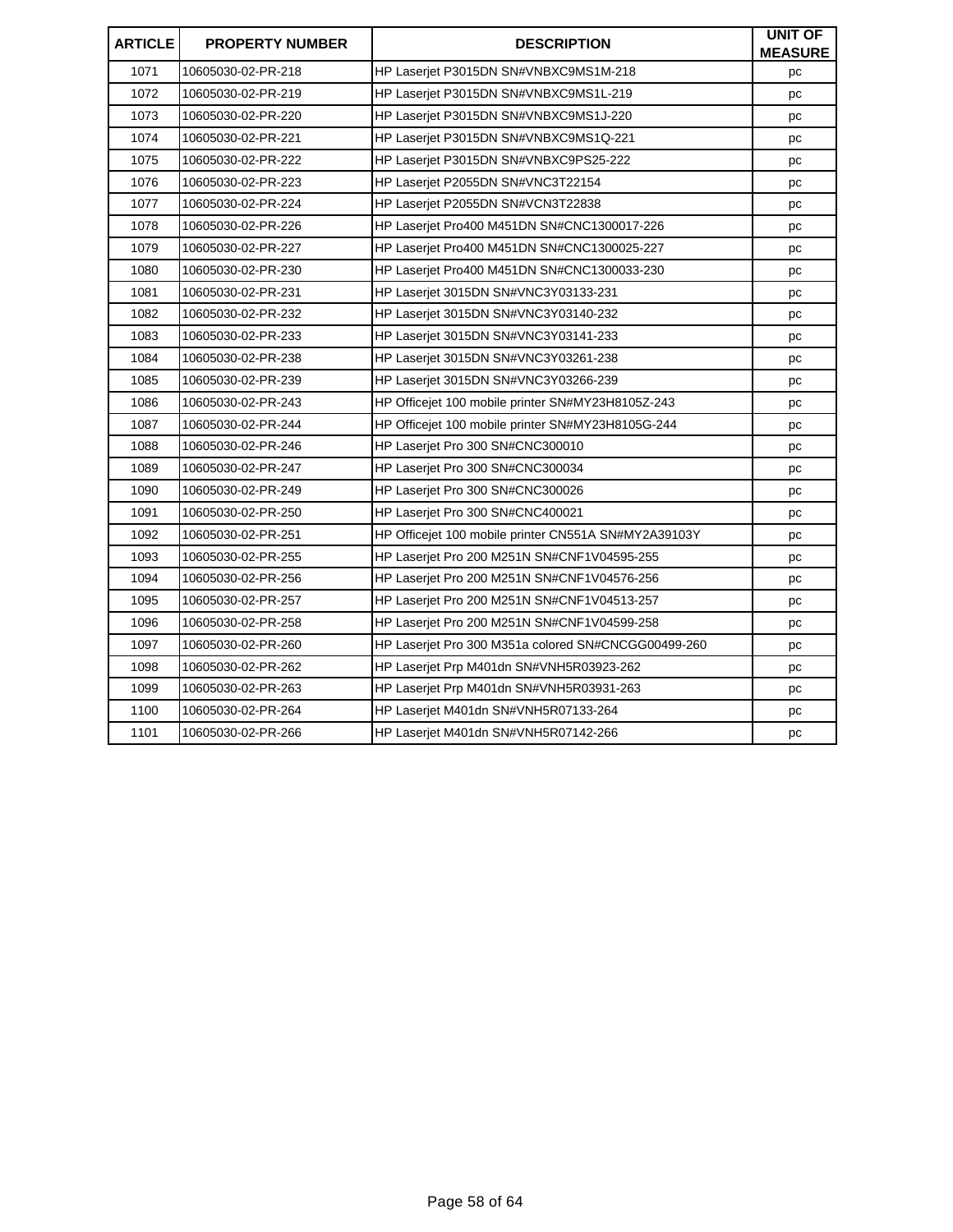| ARTICLE | PROPERTY NUMBER | DESCRIPTION | UNIT OF MEASURE |
|---|---|---|---|
| 1071 | 10605030-02-PR-218 | HP Laserjet P3015DN SN#VNBXC9MS1M-218 | pc |
| 1072 | 10605030-02-PR-219 | HP Laserjet P3015DN SN#VNBXC9MS1L-219 | pc |
| 1073 | 10605030-02-PR-220 | HP Laserjet P3015DN SN#VNBXC9MS1J-220 | pc |
| 1074 | 10605030-02-PR-221 | HP Laserjet P3015DN SN#VNBXC9MS1Q-221 | pc |
| 1075 | 10605030-02-PR-222 | HP Laserjet P3015DN SN#VNBXC9PS25-222 | pc |
| 1076 | 10605030-02-PR-223 | HP Laserjet P2055DN SN#VNC3T22154 | pc |
| 1077 | 10605030-02-PR-224 | HP Laserjet P2055DN SN#VCN3T22838 | pc |
| 1078 | 10605030-02-PR-226 | HP Laserjet Pro400 M451DN SN#CNC1300017-226 | pc |
| 1079 | 10605030-02-PR-227 | HP Laserjet Pro400 M451DN SN#CNC1300025-227 | pc |
| 1080 | 10605030-02-PR-230 | HP Laserjet Pro400 M451DN SN#CNC1300033-230 | pc |
| 1081 | 10605030-02-PR-231 | HP Laserjet 3015DN SN#VNC3Y03133-231 | pc |
| 1082 | 10605030-02-PR-232 | HP Laserjet 3015DN SN#VNC3Y03140-232 | pc |
| 1083 | 10605030-02-PR-233 | HP Laserjet 3015DN SN#VNC3Y03141-233 | pc |
| 1084 | 10605030-02-PR-238 | HP Laserjet 3015DN SN#VNC3Y03261-238 | pc |
| 1085 | 10605030-02-PR-239 | HP Laserjet 3015DN SN#VNC3Y03266-239 | pc |
| 1086 | 10605030-02-PR-243 | HP Officejet 100 mobile printer SN#MY23H8105Z-243 | pc |
| 1087 | 10605030-02-PR-244 | HP Officejet 100 mobile printer SN#MY23H8105G-244 | pc |
| 1088 | 10605030-02-PR-246 | HP Laserjet Pro 300 SN#CNC300010 | pc |
| 1089 | 10605030-02-PR-247 | HP Laserjet Pro 300 SN#CNC300034 | pc |
| 1090 | 10605030-02-PR-249 | HP Laserjet Pro 300 SN#CNC300026 | pc |
| 1091 | 10605030-02-PR-250 | HP Laserjet Pro 300 SN#CNC400021 | pc |
| 1092 | 10605030-02-PR-251 | HP Officejet 100 mobile printer CN551A SN#MY2A39103Y | pc |
| 1093 | 10605030-02-PR-255 | HP Laserjet Pro 200 M251N SN#CNF1V04595-255 | pc |
| 1094 | 10605030-02-PR-256 | HP Laserjet Pro 200 M251N SN#CNF1V04576-256 | pc |
| 1095 | 10605030-02-PR-257 | HP Laserjet Pro 200 M251N SN#CNF1V04513-257 | pc |
| 1096 | 10605030-02-PR-258 | HP Laserjet Pro 200 M251N SN#CNF1V04599-258 | pc |
| 1097 | 10605030-02-PR-260 | HP Laserjet Pro 300 M351a colored SN#CNCGG00499-260 | pc |
| 1098 | 10605030-02-PR-262 | HP Laserjet Prp M401dn SN#VNH5R03923-262 | pc |
| 1099 | 10605030-02-PR-263 | HP Laserjet Prp M401dn SN#VNH5R03931-263 | pc |
| 1100 | 10605030-02-PR-264 | HP Laserjet M401dn SN#VNH5R07133-264 | pc |
| 1101 | 10605030-02-PR-266 | HP Laserjet M401dn SN#VNH5R07142-266 | pc |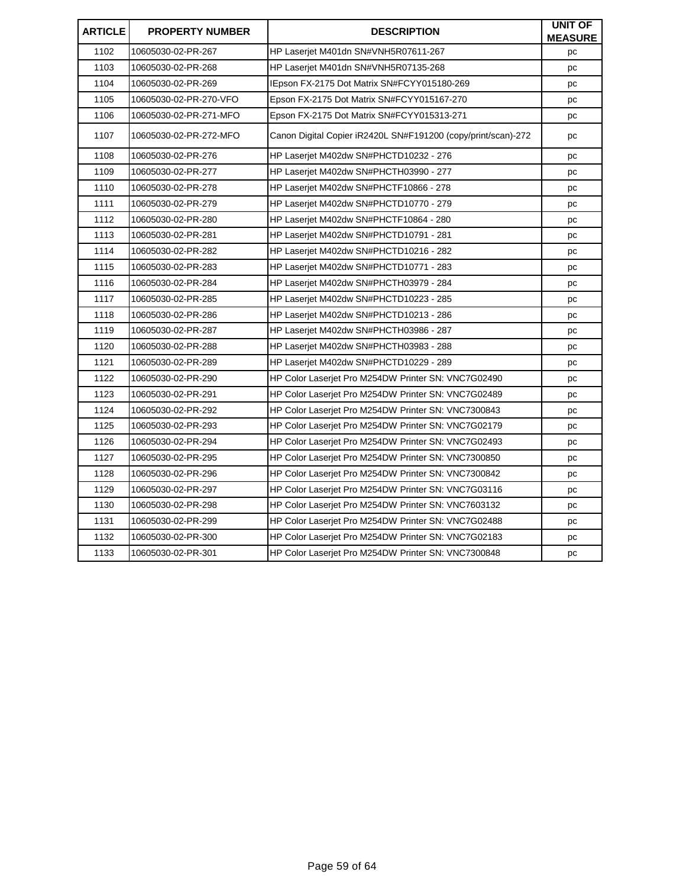| ARTICLE | PROPERTY NUMBER | DESCRIPTION | UNIT OF MEASURE |
|---|---|---|---|
| 1102 | 10605030-02-PR-267 | HP Laserjet M401dn SN#VNH5R07611-267 | pc |
| 1103 | 10605030-02-PR-268 | HP Laserjet M401dn SN#VNH5R07135-268 | pc |
| 1104 | 10605030-02-PR-269 | IEpson FX-2175 Dot Matrix SN#FCYY015180-269 | pc |
| 1105 | 10605030-02-PR-270-VFO | Epson FX-2175 Dot Matrix SN#FCYY015167-270 | pc |
| 1106 | 10605030-02-PR-271-MFO | Epson FX-2175 Dot Matrix SN#FCYY015313-271 | pc |
| 1107 | 10605030-02-PR-272-MFO | Canon Digital Copier iR2420L SN#F191200 (copy/print/scan)-272 | pc |
| 1108 | 10605030-02-PR-276 | HP Laserjet M402dw SN#PHCTD10232 - 276 | pc |
| 1109 | 10605030-02-PR-277 | HP Laserjet M402dw SN#PHCTH03990 - 277 | pc |
| 1110 | 10605030-02-PR-278 | HP Laserjet M402dw SN#PHCTF10866 - 278 | pc |
| 1111 | 10605030-02-PR-279 | HP Laserjet M402dw SN#PHCTD10770 - 279 | pc |
| 1112 | 10605030-02-PR-280 | HP Laserjet M402dw SN#PHCTF10864 - 280 | pc |
| 1113 | 10605030-02-PR-281 | HP Laserjet M402dw SN#PHCTD10791 - 281 | pc |
| 1114 | 10605030-02-PR-282 | HP Laserjet M402dw SN#PHCTD10216 - 282 | pc |
| 1115 | 10605030-02-PR-283 | HP Laserjet M402dw SN#PHCTD10771 - 283 | pc |
| 1116 | 10605030-02-PR-284 | HP Laserjet M402dw SN#PHCTH03979 - 284 | pc |
| 1117 | 10605030-02-PR-285 | HP Laserjet M402dw SN#PHCTD10223 - 285 | pc |
| 1118 | 10605030-02-PR-286 | HP Laserjet M402dw SN#PHCTD10213 - 286 | pc |
| 1119 | 10605030-02-PR-287 | HP Laserjet M402dw SN#PHCTH03986 - 287 | pc |
| 1120 | 10605030-02-PR-288 | HP Laserjet M402dw SN#PHCTH03983 - 288 | pc |
| 1121 | 10605030-02-PR-289 | HP Laserjet M402dw SN#PHCTD10229 - 289 | pc |
| 1122 | 10605030-02-PR-290 | HP Color Laserjet Pro M254DW Printer SN: VNC7G02490 | pc |
| 1123 | 10605030-02-PR-291 | HP Color Laserjet Pro M254DW Printer SN: VNC7G02489 | pc |
| 1124 | 10605030-02-PR-292 | HP Color Laserjet Pro M254DW Printer SN: VNC7300843 | pc |
| 1125 | 10605030-02-PR-293 | HP Color Laserjet Pro M254DW Printer SN: VNC7G02179 | pc |
| 1126 | 10605030-02-PR-294 | HP Color Laserjet Pro M254DW Printer SN: VNC7G02493 | pc |
| 1127 | 10605030-02-PR-295 | HP Color Laserjet Pro M254DW Printer SN: VNC7300850 | pc |
| 1128 | 10605030-02-PR-296 | HP Color Laserjet Pro M254DW Printer SN: VNC7300842 | pc |
| 1129 | 10605030-02-PR-297 | HP Color Laserjet Pro M254DW Printer SN: VNC7G03116 | pc |
| 1130 | 10605030-02-PR-298 | HP Color Laserjet Pro M254DW Printer SN: VNC7603132 | pc |
| 1131 | 10605030-02-PR-299 | HP Color Laserjet Pro M254DW Printer SN: VNC7G02488 | pc |
| 1132 | 10605030-02-PR-300 | HP Color Laserjet Pro M254DW Printer SN: VNC7G02183 | pc |
| 1133 | 10605030-02-PR-301 | HP Color Laserjet Pro M254DW Printer SN: VNC7300848 | pc |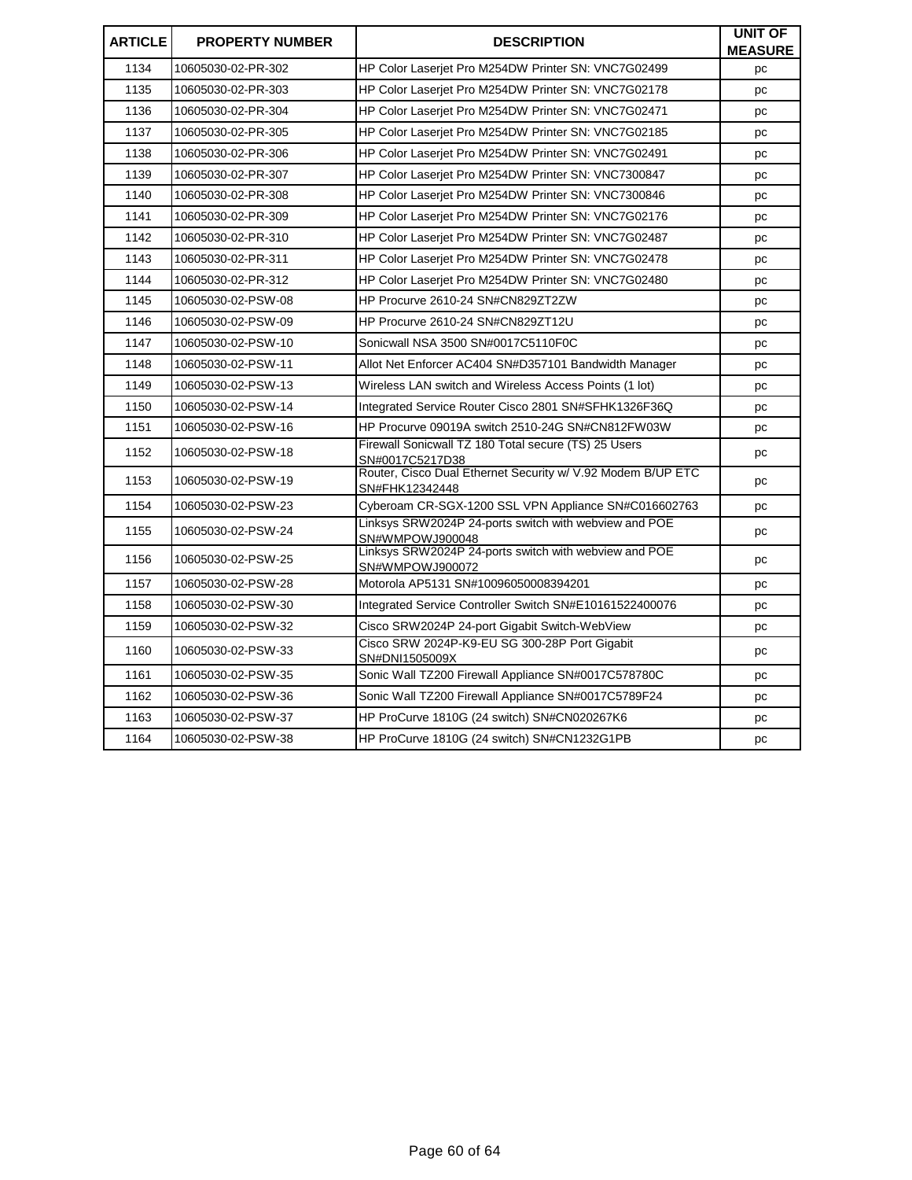| ARTICLE | PROPERTY NUMBER | DESCRIPTION | UNIT OF MEASURE |
|---|---|---|---|
| 1134 | 10605030-02-PR-302 | HP Color Laserjet Pro M254DW Printer SN: VNC7G02499 | pc |
| 1135 | 10605030-02-PR-303 | HP Color Laserjet Pro M254DW Printer SN: VNC7G02178 | pc |
| 1136 | 10605030-02-PR-304 | HP Color Laserjet Pro M254DW Printer SN: VNC7G02471 | pc |
| 1137 | 10605030-02-PR-305 | HP Color Laserjet Pro M254DW Printer SN: VNC7G02185 | pc |
| 1138 | 10605030-02-PR-306 | HP Color Laserjet Pro M254DW Printer SN: VNC7G02491 | pc |
| 1139 | 10605030-02-PR-307 | HP Color Laserjet Pro M254DW Printer SN: VNC7300847 | pc |
| 1140 | 10605030-02-PR-308 | HP Color Laserjet Pro M254DW Printer SN: VNC7300846 | pc |
| 1141 | 10605030-02-PR-309 | HP Color Laserjet Pro M254DW Printer SN: VNC7G02176 | pc |
| 1142 | 10605030-02-PR-310 | HP Color Laserjet Pro M254DW Printer SN: VNC7G02487 | pc |
| 1143 | 10605030-02-PR-311 | HP Color Laserjet Pro M254DW Printer SN: VNC7G02478 | pc |
| 1144 | 10605030-02-PR-312 | HP Color Laserjet Pro M254DW Printer SN: VNC7G02480 | pc |
| 1145 | 10605030-02-PSW-08 | HP Procurve 2610-24 SN#CN829ZT2ZW | pc |
| 1146 | 10605030-02-PSW-09 | HP Procurve 2610-24 SN#CN829ZT12U | pc |
| 1147 | 10605030-02-PSW-10 | Sonicwall NSA 3500 SN#0017C5110F0C | pc |
| 1148 | 10605030-02-PSW-11 | Allot Net Enforcer AC404 SN#D357101 Bandwidth Manager | pc |
| 1149 | 10605030-02-PSW-13 | Wireless LAN switch and Wireless Access Points (1 lot) | pc |
| 1150 | 10605030-02-PSW-14 | Integrated Service Router Cisco 2801 SN#SFHK1326F36Q | pc |
| 1151 | 10605030-02-PSW-16 | HP Procurve 09019A switch 2510-24G SN#CN812FW03W | pc |
| 1152 | 10605030-02-PSW-18 | Firewall Sonicwall TZ 180 Total secure (TS) 25 Users SN#0017C5217D38 | pc |
| 1153 | 10605030-02-PSW-19 | Router, Cisco Dual Ethernet Security w/ V.92 Modem B/UP ETC SN#FHK12342448 | pc |
| 1154 | 10605030-02-PSW-23 | Cyberoam CR-SGX-1200 SSL VPN Appliance SN#C016602763 | pc |
| 1155 | 10605030-02-PSW-24 | Linksys SRW2024P 24-ports switch with webview and POE SN#WMPOWJ900048 | pc |
| 1156 | 10605030-02-PSW-25 | Linksys SRW2024P 24-ports switch with webview and POE SN#WMPOWJ900072 | pc |
| 1157 | 10605030-02-PSW-28 | Motorola AP5131 SN#10096050008394201 | pc |
| 1158 | 10605030-02-PSW-30 | Integrated Service Controller Switch SN#E10161522400076 | pc |
| 1159 | 10605030-02-PSW-32 | Cisco SRW2024P 24-port Gigabit Switch-WebView | pc |
| 1160 | 10605030-02-PSW-33 | Cisco SRW 2024P-K9-EU SG 300-28P Port Gigabit SN#DNI1505009X | pc |
| 1161 | 10605030-02-PSW-35 | Sonic Wall TZ200 Firewall Appliance SN#0017C578780C | pc |
| 1162 | 10605030-02-PSW-36 | Sonic Wall TZ200 Firewall Appliance SN#0017C5789F24 | pc |
| 1163 | 10605030-02-PSW-37 | HP ProCurve 1810G (24 switch) SN#CN020267K6 | pc |
| 1164 | 10605030-02-PSW-38 | HP ProCurve 1810G (24 switch) SN#CN1232G1PB | pc |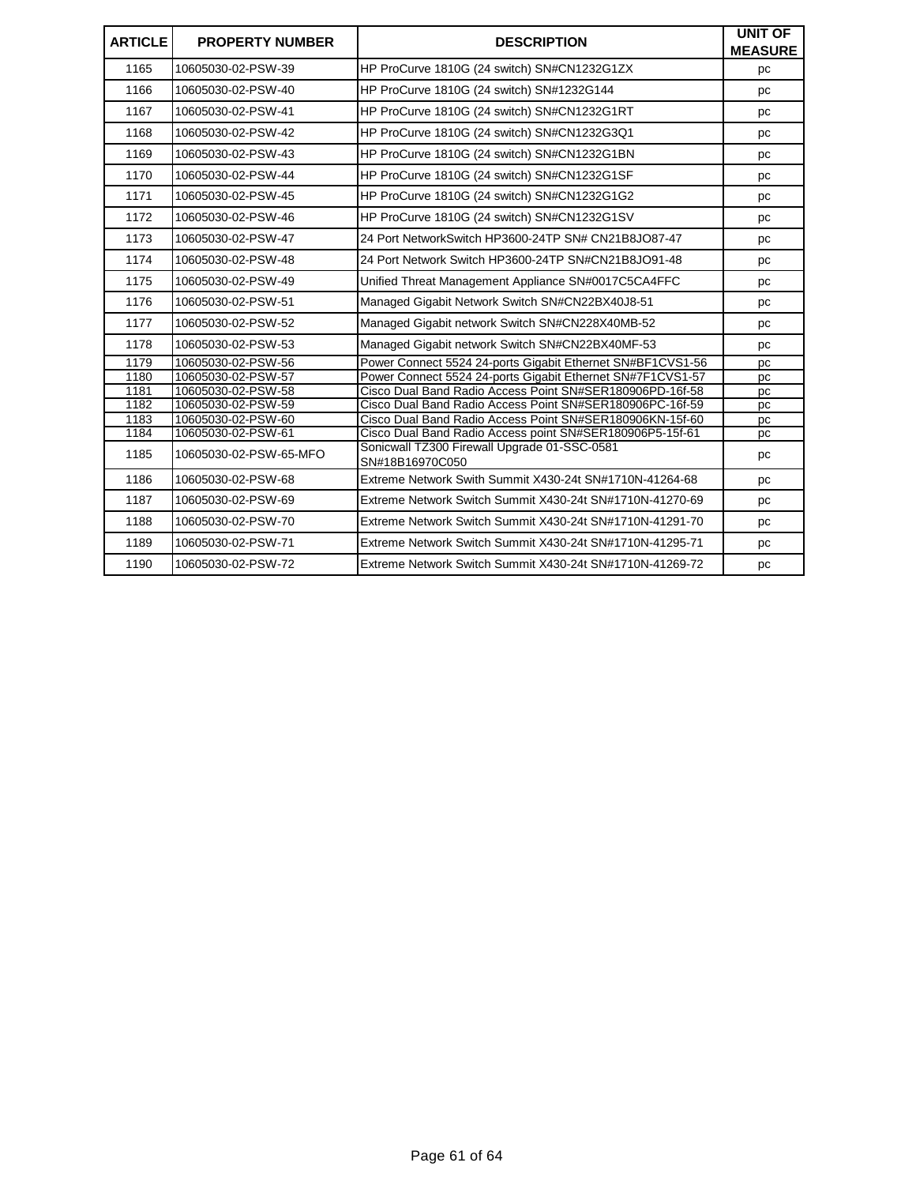| ARTICLE | PROPERTY NUMBER | DESCRIPTION | UNIT OF MEASURE |
| --- | --- | --- | --- |
| 1165 | 10605030-02-PSW-39 | HP ProCurve 1810G (24 switch) SN#CN1232G1ZX | pc |
| 1166 | 10605030-02-PSW-40 | HP ProCurve 1810G (24 switch) SN#1232G144 | pc |
| 1167 | 10605030-02-PSW-41 | HP ProCurve 1810G (24 switch) SN#CN1232G1RT | pc |
| 1168 | 10605030-02-PSW-42 | HP ProCurve 1810G (24 switch) SN#CN1232G3Q1 | pc |
| 1169 | 10605030-02-PSW-43 | HP ProCurve 1810G (24 switch) SN#CN1232G1BN | pc |
| 1170 | 10605030-02-PSW-44 | HP ProCurve 1810G (24 switch) SN#CN1232G1SF | pc |
| 1171 | 10605030-02-PSW-45 | HP ProCurve 1810G (24 switch) SN#CN1232G1G2 | pc |
| 1172 | 10605030-02-PSW-46 | HP ProCurve 1810G (24 switch) SN#CN1232G1SV | pc |
| 1173 | 10605030-02-PSW-47 | 24 Port NetworkSwitch HP3600-24TP SN# CN21B8JO87-47 | pc |
| 1174 | 10605030-02-PSW-48 | 24 Port Network Switch HP3600-24TP SN#CN21B8JO91-48 | pc |
| 1175 | 10605030-02-PSW-49 | Unified Threat Management Appliance SN#0017C5CA4FFC | pc |
| 1176 | 10605030-02-PSW-51 | Managed Gigabit Network Switch SN#CN22BX40J8-51 | pc |
| 1177 | 10605030-02-PSW-52 | Managed Gigabit network Switch SN#CN228X40MB-52 | pc |
| 1178 | 10605030-02-PSW-53 | Managed Gigabit network Switch SN#CN22BX40MF-53 | pc |
| 1179 | 10605030-02-PSW-56 | Power Connect 5524 24-ports Gigabit Ethernet SN#BF1CVS1-56 | pc |
| 1180 | 10605030-02-PSW-57 | Power Connect 5524 24-ports Gigabit Ethernet SN#7F1CVS1-57 | pc |
| 1181 | 10605030-02-PSW-58 | Cisco Dual Band Radio Access Point SN#SER180906PD-16f-58 | pc |
| 1182 | 10605030-02-PSW-59 | Cisco Dual Band Radio Access Point SN#SER180906PC-16f-59 | pc |
| 1183 | 10605030-02-PSW-60 | Cisco Dual Band Radio Access Point SN#SER180906KN-15f-60 | pc |
| 1184 | 10605030-02-PSW-61 | Cisco Dual Band Radio Access point SN#SER180906P5-15f-61 | pc |
| 1185 | 10605030-02-PSW-65-MFO | Sonicwall TZ300 Firewall Upgrade 01-SSC-0581 SN#18B16970C050 | pc |
| 1186 | 10605030-02-PSW-68 | Extreme Network Swith Summit X430-24t SN#1710N-41264-68 | pc |
| 1187 | 10605030-02-PSW-69 | Extreme Network Switch Summit X430-24t SN#1710N-41270-69 | pc |
| 1188 | 10605030-02-PSW-70 | Extreme Network Switch Summit X430-24t SN#1710N-41291-70 | pc |
| 1189 | 10605030-02-PSW-71 | Extreme Network Switch Summit X430-24t SN#1710N-41295-71 | pc |
| 1190 | 10605030-02-PSW-72 | Extreme Network Switch Summit X430-24t SN#1710N-41269-72 | pc |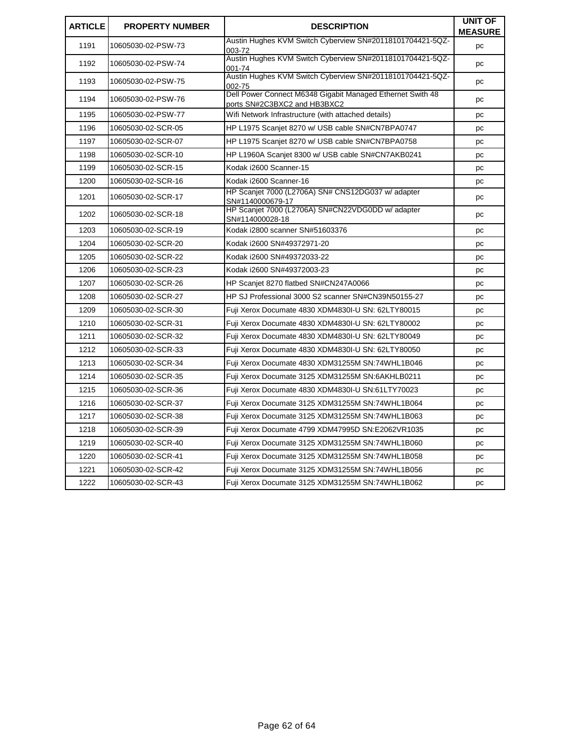| ARTICLE | PROPERTY NUMBER | DESCRIPTION | UNIT OF MEASURE |
|---|---|---|---|
| 1191 | 10605030-02-PSW-73 | Austin Hughes KVM Switch Cyberview SN#20118101704421-5QZ-003-72 | pc |
| 1192 | 10605030-02-PSW-74 | Austin Hughes KVM Switch Cyberview SN#20118101704421-5QZ-001-74 | pc |
| 1193 | 10605030-02-PSW-75 | Austin Hughes KVM Switch Cyberview SN#20118101704421-5QZ-002-75 | pc |
| 1194 | 10605030-02-PSW-76 | Dell Power Connect M6348 Gigabit Managed Ethernet Swith 48 ports SN#2C3BXC2 and HB3BXC2 | pc |
| 1195 | 10605030-02-PSW-77 | Wifi Network Infrastructure (with attached details) | pc |
| 1196 | 10605030-02-SCR-05 | HP L1975 Scanjet 8270 w/ USB cable SN#CN7BPA0747 | pc |
| 1197 | 10605030-02-SCR-07 | HP L1975 Scanjet 8270 w/ USB cable SN#CN7BPA0758 | pc |
| 1198 | 10605030-02-SCR-10 | HP L1960A Scanjet 8300 w/ USB cable SN#CN7AKB0241 | pc |
| 1199 | 10605030-02-SCR-15 | Kodak i2600 Scanner-15 | pc |
| 1200 | 10605030-02-SCR-16 | Kodak i2600 Scanner-16 | pc |
| 1201 | 10605030-02-SCR-17 | HP Scanjet 7000 (L2706A) SN# CNS12DG037 w/ adapter SN#1140000679-17 | pc |
| 1202 | 10605030-02-SCR-18 | HP Scanjet 7000 (L2706A) SN#CN22VDG0DD w/ adapter SN#114000028-18 | pc |
| 1203 | 10605030-02-SCR-19 | Kodak i2800 scanner SN#51603376 | pc |
| 1204 | 10605030-02-SCR-20 | Kodak i2600 SN#49372971-20 | pc |
| 1205 | 10605030-02-SCR-22 | Kodak i2600 SN#49372033-22 | pc |
| 1206 | 10605030-02-SCR-23 | Kodak i2600 SN#49372003-23 | pc |
| 1207 | 10605030-02-SCR-26 | HP Scanjet 8270 flatbed SN#CN247A0066 | pc |
| 1208 | 10605030-02-SCR-27 | HP SJ Professional 3000 S2 scanner SN#CN39N50155-27 | pc |
| 1209 | 10605030-02-SCR-30 | Fuji Xerox Documate 4830 XDM4830I-U SN: 62LTY80015 | pc |
| 1210 | 10605030-02-SCR-31 | Fuji Xerox Documate 4830 XDM4830I-U SN: 62LTY80002 | pc |
| 1211 | 10605030-02-SCR-32 | Fuji Xerox Documate 4830 XDM4830I-U SN: 62LTY80049 | pc |
| 1212 | 10605030-02-SCR-33 | Fuji Xerox Documate 4830 XDM4830I-U SN: 62LTY80050 | pc |
| 1213 | 10605030-02-SCR-34 | Fuji Xerox Documate 4830 XDM31255M SN:74WHL1B046 | pc |
| 1214 | 10605030-02-SCR-35 | Fuji Xerox Documate 3125 XDM31255M SN:6AKHLB0211 | pc |
| 1215 | 10605030-02-SCR-36 | Fuji Xerox Documate 4830 XDM4830I-U SN:61LTY70023 | pc |
| 1216 | 10605030-02-SCR-37 | Fuji Xerox Documate 3125 XDM31255M SN:74WHL1B064 | pc |
| 1217 | 10605030-02-SCR-38 | Fuji Xerox Documate 3125 XDM31255M SN:74WHL1B063 | pc |
| 1218 | 10605030-02-SCR-39 | Fuji Xerox Documate 4799 XDM47995D SN:E2062VR1035 | pc |
| 1219 | 10605030-02-SCR-40 | Fuji Xerox Documate 3125 XDM31255M SN:74WHL1B060 | pc |
| 1220 | 10605030-02-SCR-41 | Fuji Xerox Documate 3125 XDM31255M SN:74WHL1B058 | pc |
| 1221 | 10605030-02-SCR-42 | Fuji Xerox Documate 3125 XDM31255M SN:74WHL1B056 | pc |
| 1222 | 10605030-02-SCR-43 | Fuji Xerox Documate 3125 XDM31255M SN:74WHL1B062 | pc |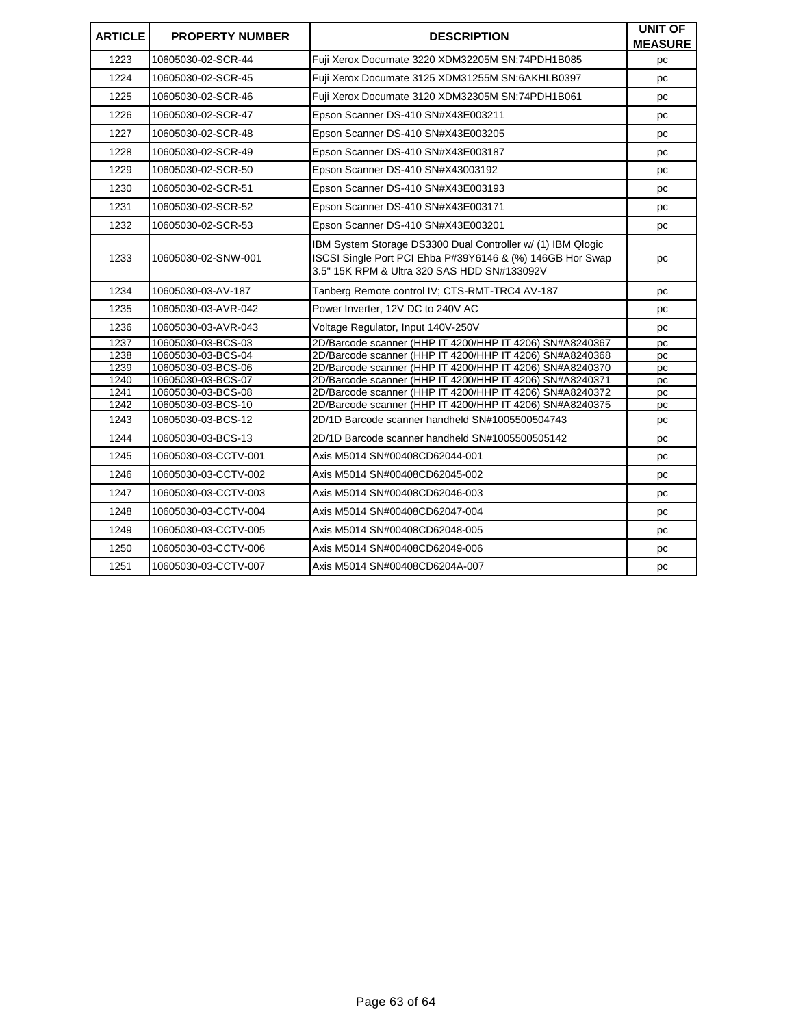| ARTICLE | PROPERTY NUMBER | DESCRIPTION | UNIT OF MEASURE |
|---|---|---|---|
| 1223 | 10605030-02-SCR-44 | Fuji Xerox Documate 3220 XDM32205M SN:74PDH1B085 | pc |
| 1224 | 10605030-02-SCR-45 | Fuji Xerox Documate 3125 XDM31255M SN:6AKHLB0397 | pc |
| 1225 | 10605030-02-SCR-46 | Fuji Xerox Documate 3120 XDM32305M SN:74PDH1B061 | pc |
| 1226 | 10605030-02-SCR-47 | Epson Scanner DS-410 SN#X43E003211 | pc |
| 1227 | 10605030-02-SCR-48 | Epson Scanner DS-410 SN#X43E003205 | pc |
| 1228 | 10605030-02-SCR-49 | Epson Scanner DS-410 SN#X43E003187 | pc |
| 1229 | 10605030-02-SCR-50 | Epson Scanner DS-410 SN#X43003192 | pc |
| 1230 | 10605030-02-SCR-51 | Epson Scanner DS-410 SN#X43E003193 | pc |
| 1231 | 10605030-02-SCR-52 | Epson Scanner DS-410 SN#X43E003171 | pc |
| 1232 | 10605030-02-SCR-53 | Epson Scanner DS-410 SN#X43E003201 | pc |
| 1233 | 10605030-02-SNW-001 | IBM System Storage DS3300 Dual Controller w/ (1) IBM Qlogic ISCSI Single Port PCI Ehba P#39Y6146 & (%) 146GB Hor Swap 3.5" 15K RPM & Ultra 320 SAS HDD SN#133092V | pc |
| 1234 | 10605030-03-AV-187 | Tanberg Remote control IV; CTS-RMT-TRC4 AV-187 | pc |
| 1235 | 10605030-03-AVR-042 | Power Inverter, 12V DC to 240V AC | pc |
| 1236 | 10605030-03-AVR-043 | Voltage Regulator, Input 140V-250V | pc |
| 1237 | 10605030-03-BCS-03 | 2D/Barcode scanner (HHP IT 4200/HHP IT 4206) SN#A8240367 | pc |
| 1238 | 10605030-03-BCS-04 | 2D/Barcode scanner (HHP IT 4200/HHP IT 4206) SN#A8240368 | pc |
| 1239 | 10605030-03-BCS-06 | 2D/Barcode scanner (HHP IT 4200/HHP IT 4206) SN#A8240370 | pc |
| 1240 | 10605030-03-BCS-07 | 2D/Barcode scanner (HHP IT 4200/HHP IT 4206) SN#A8240371 | pc |
| 1241 | 10605030-03-BCS-08 | 2D/Barcode scanner (HHP IT 4200/HHP IT 4206) SN#A8240372 | pc |
| 1242 | 10605030-03-BCS-10 | 2D/Barcode scanner (HHP IT 4200/HHP IT 4206) SN#A8240375 | pc |
| 1243 | 10605030-03-BCS-12 | 2D/1D Barcode scanner handheld SN#1005500504743 | pc |
| 1244 | 10605030-03-BCS-13 | 2D/1D Barcode scanner handheld SN#1005500505142 | pc |
| 1245 | 10605030-03-CCTV-001 | Axis M5014 SN#00408CD62044-001 | pc |
| 1246 | 10605030-03-CCTV-002 | Axis M5014 SN#00408CD62045-002 | pc |
| 1247 | 10605030-03-CCTV-003 | Axis M5014 SN#00408CD62046-003 | pc |
| 1248 | 10605030-03-CCTV-004 | Axis M5014 SN#00408CD62047-004 | pc |
| 1249 | 10605030-03-CCTV-005 | Axis M5014 SN#00408CD62048-005 | pc |
| 1250 | 10605030-03-CCTV-006 | Axis M5014 SN#00408CD62049-006 | pc |
| 1251 | 10605030-03-CCTV-007 | Axis M5014 SN#00408CD6204A-007 | pc |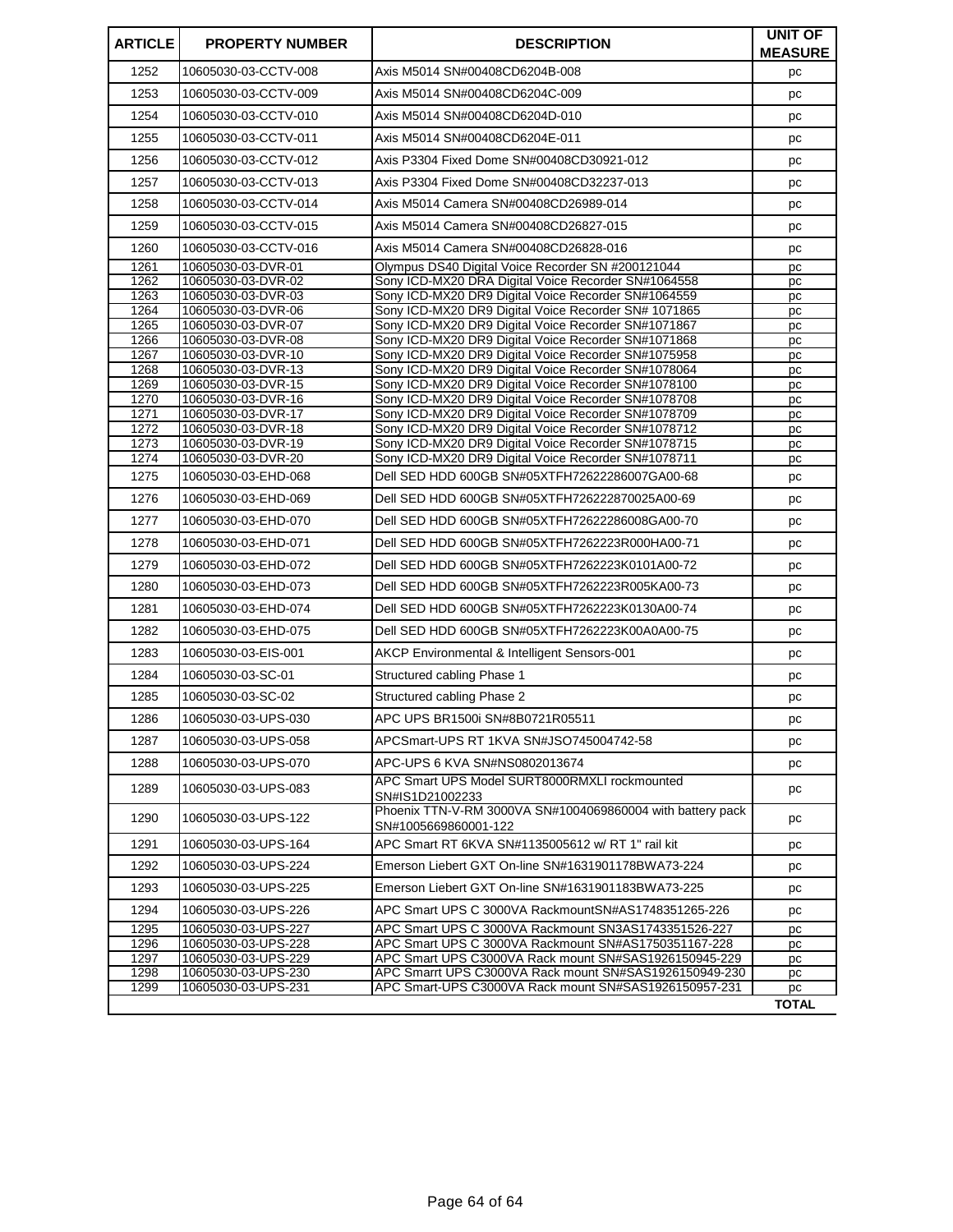| ARTICLE | PROPERTY NUMBER | DESCRIPTION | UNIT OF MEASURE |
|---|---|---|---|
| 1252 | 10605030-03-CCTV-008 | Axis M5014 SN#00408CD6204B-008 | pc |
| 1253 | 10605030-03-CCTV-009 | Axis M5014 SN#00408CD6204C-009 | pc |
| 1254 | 10605030-03-CCTV-010 | Axis M5014 SN#00408CD6204D-010 | pc |
| 1255 | 10605030-03-CCTV-011 | Axis M5014 SN#00408CD6204E-011 | pc |
| 1256 | 10605030-03-CCTV-012 | Axis P3304 Fixed Dome SN#00408CD30921-012 | pc |
| 1257 | 10605030-03-CCTV-013 | Axis P3304 Fixed Dome SN#00408CD32237-013 | pc |
| 1258 | 10605030-03-CCTV-014 | Axis M5014 Camera SN#00408CD26989-014 | pc |
| 1259 | 10605030-03-CCTV-015 | Axis M5014 Camera SN#00408CD26827-015 | pc |
| 1260 | 10605030-03-CCTV-016 | Axis M5014 Camera SN#00408CD26828-016 | pc |
| 1261 | 10605030-03-DVR-01 | Olympus DS40 Digital Voice Recorder SN #200121044 | pc |
| 1262 | 10605030-03-DVR-02 | Sony ICD-MX20 DRA Digital Voice Recorder SN#1064558 | pc |
| 1263 | 10605030-03-DVR-03 | Sony ICD-MX20 DR9 Digital Voice Recorder SN#1064559 | pc |
| 1264 | 10605030-03-DVR-06 | Sony ICD-MX20 DR9 Digital Voice Recorder SN# 1071865 | pc |
| 1265 | 10605030-03-DVR-07 | Sony ICD-MX20 DR9 Digital Voice Recorder SN#1071867 | pc |
| 1266 | 10605030-03-DVR-08 | Sony ICD-MX20 DR9 Digital Voice Recorder SN#1071868 | pc |
| 1267 | 10605030-03-DVR-10 | Sony ICD-MX20 DR9 Digital Voice Recorder SN#1075958 | pc |
| 1268 | 10605030-03-DVR-13 | Sony ICD-MX20 DR9 Digital Voice Recorder SN#1078064 | pc |
| 1269 | 10605030-03-DVR-15 | Sony ICD-MX20 DR9 Digital Voice Recorder SN#1078100 | pc |
| 1270 | 10605030-03-DVR-16 | Sony ICD-MX20 DR9 Digital Voice Recorder SN#1078708 | pc |
| 1271 | 10605030-03-DVR-17 | Sony ICD-MX20 DR9 Digital Voice Recorder SN#1078709 | pc |
| 1272 | 10605030-03-DVR-18 | Sony ICD-MX20 DR9 Digital Voice Recorder SN#1078712 | pc |
| 1273 | 10605030-03-DVR-19 | Sony ICD-MX20 DR9 Digital Voice Recorder SN#1078715 | pc |
| 1274 | 10605030-03-DVR-20 | Sony ICD-MX20 DR9 Digital Voice Recorder SN#1078711 | pc |
| 1275 | 10605030-03-EHD-068 | Dell SED HDD 600GB SN#05XTFH72622286007GA00-68 | pc |
| 1276 | 10605030-03-EHD-069 | Dell SED HDD 600GB SN#05XTFH726222870025A00-69 | pc |
| 1277 | 10605030-03-EHD-070 | Dell SED HDD 600GB SN#05XTFH72622286008GA00-70 | pc |
| 1278 | 10605030-03-EHD-071 | Dell SED HDD 600GB SN#05XTFH7262223R000HA00-71 | pc |
| 1279 | 10605030-03-EHD-072 | Dell SED HDD 600GB SN#05XTFH7262223K0101A00-72 | pc |
| 1280 | 10605030-03-EHD-073 | Dell SED HDD 600GB SN#05XTFH7262223R005KA00-73 | pc |
| 1281 | 10605030-03-EHD-074 | Dell SED HDD 600GB SN#05XTFH7262223K0130A00-74 | pc |
| 1282 | 10605030-03-EHD-075 | Dell SED HDD 600GB SN#05XTFH7262223K00A0A00-75 | pc |
| 1283 | 10605030-03-EIS-001 | AKCP Environmental & Intelligent Sensors-001 | pc |
| 1284 | 10605030-03-SC-01 | Structured cabling Phase 1 | pc |
| 1285 | 10605030-03-SC-02 | Structured cabling Phase 2 | pc |
| 1286 | 10605030-03-UPS-030 | APC UPS BR1500i SN#8B0721R05511 | pc |
| 1287 | 10605030-03-UPS-058 | APCSmart-UPS RT 1KVA SN#JSO745004742-58 | pc |
| 1288 | 10605030-03-UPS-070 | APC-UPS 6 KVA SN#NS0802013674 | pc |
| 1289 | 10605030-03-UPS-083 | APC Smart UPS Model SURT8000RMXLI rockmounted SN#IS1D21002233 | pc |
| 1290 | 10605030-03-UPS-122 | Phoenix TTN-V-RM 3000VA SN#1004069860004 with battery pack SN#1005669860001-122 | pc |
| 1291 | 10605030-03-UPS-164 | APC Smart RT 6KVA SN#1135005612 w/ RT 1" rail kit | pc |
| 1292 | 10605030-03-UPS-224 | Emerson Liebert GXT On-line SN#1631901178BWA73-224 | pc |
| 1293 | 10605030-03-UPS-225 | Emerson Liebert GXT On-line SN#1631901183BWA73-225 | pc |
| 1294 | 10605030-03-UPS-226 | APC Smart UPS C 3000VA RackmountSN#AS1748351265-226 | pc |
| 1295 | 10605030-03-UPS-227 | APC Smart UPS C 3000VA Rackmount SN3AS1743351526-227 | pc |
| 1296 | 10605030-03-UPS-228 | APC Smart UPS C 3000VA Rackmount SN#AS1750351167-228 | pc |
| 1297 | 10605030-03-UPS-229 | APC Smart UPS C3000VA Rack mount SN#SAS1926150945-229 | pc |
| 1298 | 10605030-03-UPS-230 | APC Smarrt UPS C3000VA Rack mount SN#SAS1926150949-230 | pc |
| 1299 | 10605030-03-UPS-231 | APC Smart-UPS C3000VA Rack mount SN#SAS1926150957-231 | pc |
| | | | **TOTAL** |